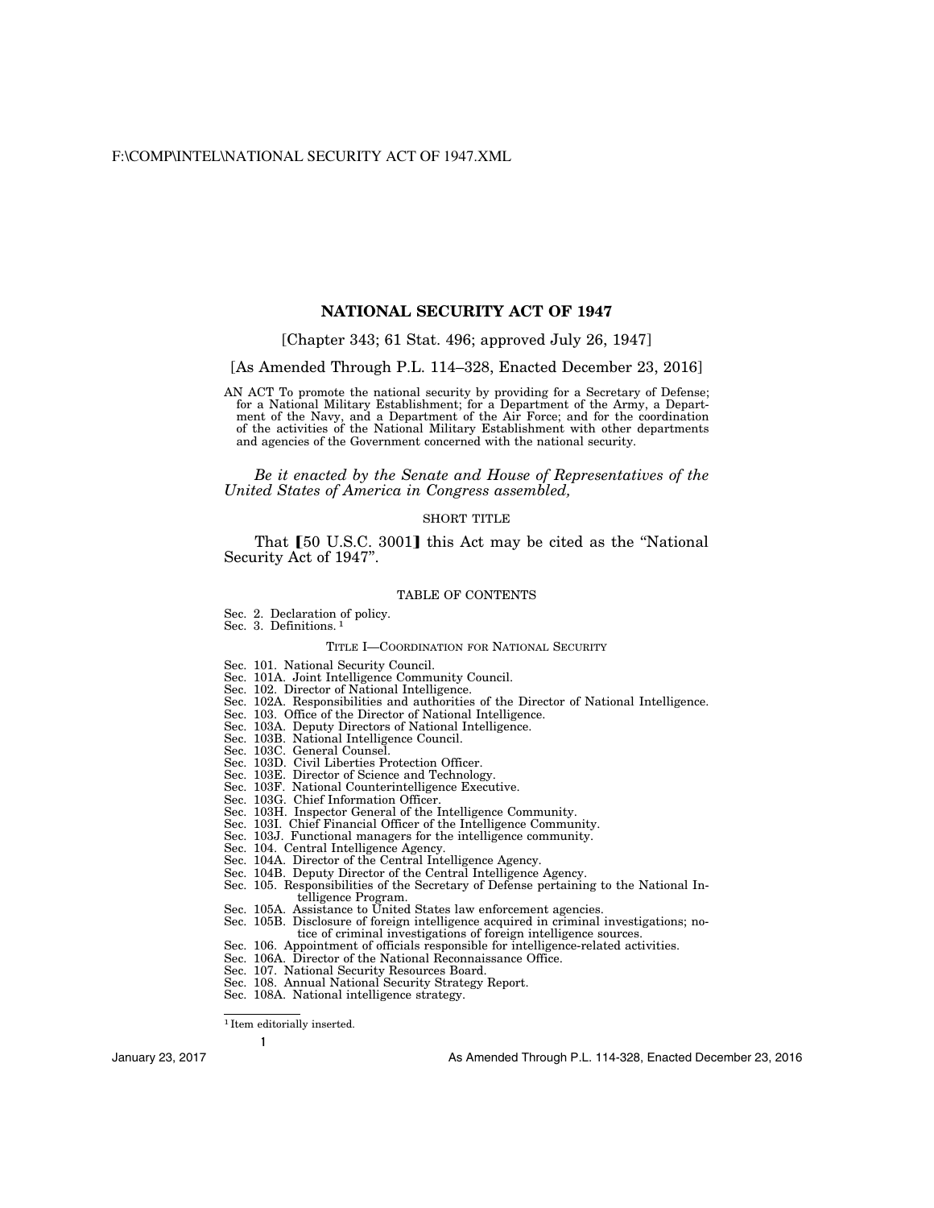# NATIONAL SECURITY ACT OF 1947

[Chapter 343; 61 Stat. 496; approved July 26, 1947]

[As Amended Through P.L. 114–328, Enacted December 23, 2016]

AN ACT To promote the national security by providing for a Secretary of Defense; for a National Military Establishment; for a Department of the Army, a Department of the Navy, and a Department of the Air Force; and for the coordination of the activities of the National Military Establishment with other departments and agencies of the Government concerned with the national security.

*Be it enacted by the Senate and House of Representatives of the United States of America in Congress assembled,*

## SHORT TITLE

That **[**50 U.S.C. 3001**]** this Act may be cited as the "National Security Act of 1947".

## TABLE OF CONTENTS

Sec. 2. Declaration of policy.
Sec. 3. Definitions. [1]

### TITLE I—COORDINATION FOR NATIONAL SECURITY

Sec. 101. National Security Council.
Sec. 101A. Joint Intelligence Community Council.
Sec. 102. Director of National Intelligence.
Sec. 102A. Responsibilities and authorities of the Director of National Intelligence.
Sec. 103. Office of the Director of National Intelligence.
Sec. 103A. Deputy Directors of National Intelligence.
Sec. 103B. National Intelligence Council.
Sec. 103C. General Counsel.
Sec. 103D. Civil Liberties Protection Officer.
Sec. 103E. Director of Science and Technology.
Sec. 103F. National Counterintelligence Executive.
Sec. 103G. Chief Information Officer.
Sec. 103H. Inspector General of the Intelligence Community.
Sec. 103I. Chief Financial Officer of the Intelligence Community.
Sec. 103J. Functional managers for the intelligence community.
Sec. 104. Central Intelligence Agency.
Sec. 104A. Director of the Central Intelligence Agency.
Sec. 104B. Deputy Director of the Central Intelligence Agency.
Sec. 105. Responsibilities of the Secretary of Defense pertaining to the National Intelligence Program.
Sec. 105A. Assistance to United States law enforcement agencies.
Sec. 105B. Disclosure of foreign intelligence acquired in criminal investigations; notice of criminal investigations of foreign intelligence sources.
Sec. 106. Appointment of officials responsible for intelligence-related activities.
Sec. 106A. Director of the National Reconnaissance Office.
Sec. 107. National Security Resources Board.
Sec. 108. Annual National Security Strategy Report.
Sec. 108A. National intelligence strategy.

---

[1] Item editorially inserted.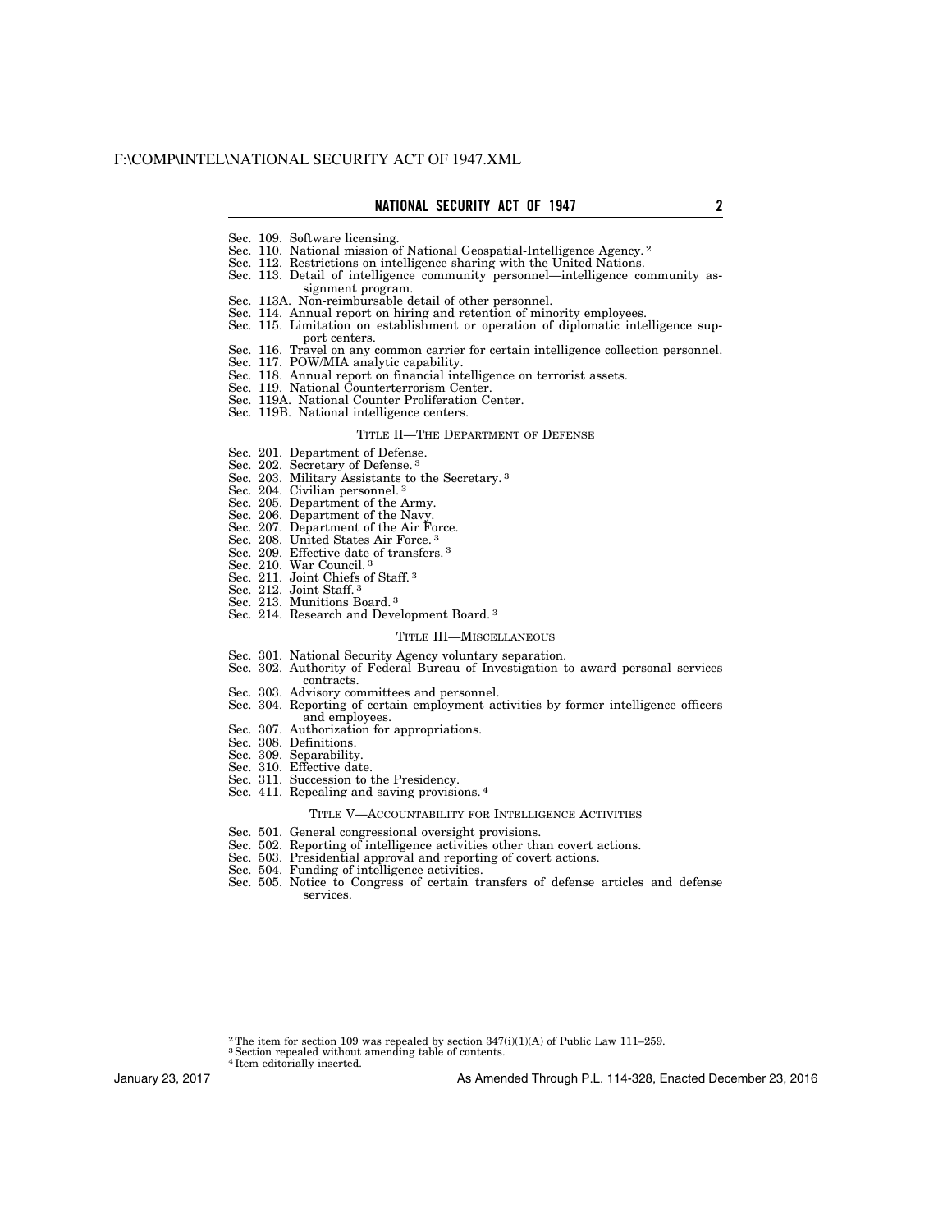Sec. 109. Software licensing.
Sec. 110. National mission of National Geospatial-Intelligence Agency. [2]
Sec. 112. Restrictions on intelligence sharing with the United Nations.
Sec. 113. Detail of intelligence community personnel—intelligence community assignment program.
Sec. 113A. Non-reimbursable detail of other personnel.
Sec. 114. Annual report on hiring and retention of minority employees.
Sec. 115. Limitation on establishment or operation of diplomatic intelligence support centers.
Sec. 116. Travel on any common carrier for certain intelligence collection personnel.
Sec. 117. POW/MIA analytic capability.
Sec. 118. Annual report on financial intelligence on terrorist assets.
Sec. 119. National Counterterrorism Center.
Sec. 119A. National Counter Proliferation Center.
Sec. 119B. National intelligence centers.

TITLE II—THE DEPARTMENT OF DEFENSE

Sec. 201. Department of Defense.
Sec. 202. Secretary of Defense. [3]
Sec. 203. Military Assistants to the Secretary. [3]
Sec. 204. Civilian personnel. [3]
Sec. 205. Department of the Army.
Sec. 206. Department of the Navy.
Sec. 207. Department of the Air Force.
Sec. 208. United States Air Force. [3]
Sec. 209. Effective date of transfers. [3]
Sec. 210. War Council. [3]
Sec. 211. Joint Chiefs of Staff. [3]
Sec. 212. Joint Staff. [3]
Sec. 213. Munitions Board. [3]
Sec. 214. Research and Development Board. [3]

TITLE III—MISCELLANEOUS

Sec. 301. National Security Agency voluntary separation.
Sec. 302. Authority of Federal Bureau of Investigation to award personal services contracts.
Sec. 303. Advisory committees and personnel.
Sec. 304. Reporting of certain employment activities by former intelligence officers and employees.
Sec. 307. Authorization for appropriations.
Sec. 308. Definitions.
Sec. 309. Separability.
Sec. 310. Effective date.
Sec. 311. Succession to the Presidency.
Sec. 411. Repealing and saving provisions. [4]

TITLE V—ACCOUNTABILITY FOR INTELLIGENCE ACTIVITIES

Sec. 501. General congressional oversight provisions.
Sec. 502. Reporting of intelligence activities other than covert actions.
Sec. 503. Presidential approval and reporting of covert actions.
Sec. 504. Funding of intelligence activities.
Sec. 505. Notice to Congress of certain transfers of defense articles and defense services.

---

[2] The item for section 109 was repealed by section 347(i)(1)(A) of Public Law 111–259.
[3] Section repealed without amending table of contents.
[4] Item editorially inserted.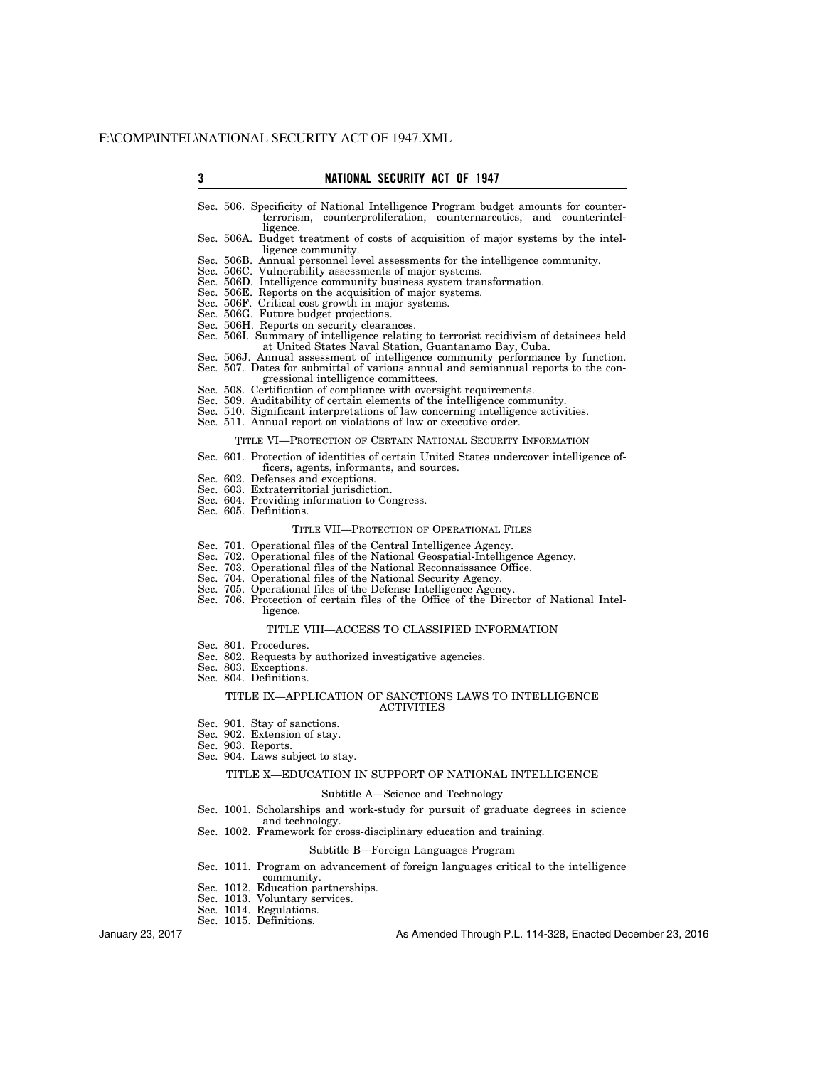Sec. 506. Specificity of National Intelligence Program budget amounts for counterterrorism, counterproliferation, counternarcotics, and counterintelligence.
Sec. 506A. Budget treatment of costs of acquisition of major systems by the intelligence community.
Sec. 506B. Annual personnel level assessments for the intelligence community.
Sec. 506C. Vulnerability assessments of major systems.
Sec. 506D. Intelligence community business system transformation.
Sec. 506E. Reports on the acquisition of major systems.
Sec. 506F. Critical cost growth in major systems.
Sec. 506G. Future budget projections.
Sec. 506H. Reports on security clearances.
Sec. 506I. Summary of intelligence relating to terrorist recidivism of detainees held at United States Naval Station, Guantanamo Bay, Cuba.
Sec. 506J. Annual assessment of intelligence community performance by function.
Sec. 507. Dates for submittal of various annual and semiannual reports to the congressional intelligence committees.
Sec. 508. Certification of compliance with oversight requirements.
Sec. 509. Auditability of certain elements of the intelligence community.
Sec. 510. Significant interpretations of law concerning intelligence activities.
Sec. 511. Annual report on violations of law or executive order.

TITLE VI—PROTECTION OF CERTAIN NATIONAL SECURITY INFORMATION

Sec. 601. Protection of identities of certain United States undercover intelligence officers, agents, informants, and sources.
Sec. 602. Defenses and exceptions.
Sec. 603. Extraterritorial jurisdiction.
Sec. 604. Providing information to Congress.
Sec. 605. Definitions.

TITLE VII—PROTECTION OF OPERATIONAL FILES

Sec. 701. Operational files of the Central Intelligence Agency.
Sec. 702. Operational files of the National Geospatial-Intelligence Agency.
Sec. 703. Operational files of the National Reconnaissance Office.
Sec. 704. Operational files of the National Security Agency.
Sec. 705. Operational files of the Defense Intelligence Agency.
Sec. 706. Protection of certain files of the Office of the Director of National Intelligence.

TITLE VIII—ACCESS TO CLASSIFIED INFORMATION

Sec. 801. Procedures.
Sec. 802. Requests by authorized investigative agencies.
Sec. 803. Exceptions.
Sec. 804. Definitions.

TITLE IX—APPLICATION OF SANCTIONS LAWS TO INTELLIGENCE ACTIVITIES

Sec. 901. Stay of sanctions.
Sec. 902. Extension of stay.
Sec. 903. Reports.
Sec. 904. Laws subject to stay.

TITLE X—EDUCATION IN SUPPORT OF NATIONAL INTELLIGENCE

Subtitle A—Science and Technology

Sec. 1001. Scholarships and work-study for pursuit of graduate degrees in science and technology.
Sec. 1002. Framework for cross-disciplinary education and training.

Subtitle B—Foreign Languages Program

Sec. 1011. Program on advancement of foreign languages critical to the intelligence community.
Sec. 1012. Education partnerships.
Sec. 1013. Voluntary services.
Sec. 1014. Regulations.
Sec. 1015. Definitions.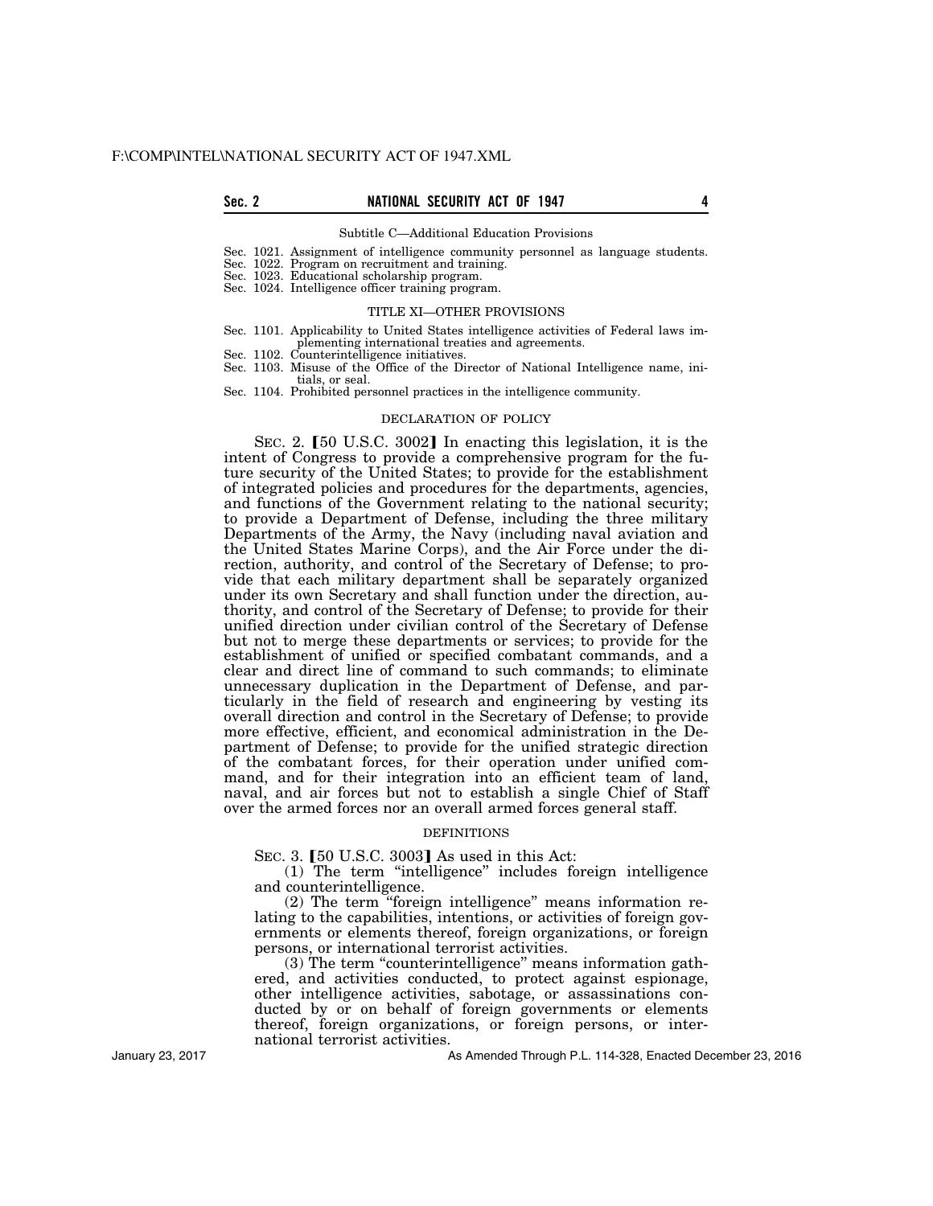Subtitle C—Additional Education Provisions

Sec. 1021. Assignment of intelligence community personnel as language students.
Sec. 1022. Program on recruitment and training.
Sec. 1023. Educational scholarship program.
Sec. 1024. Intelligence officer training program.

TITLE XI—OTHER PROVISIONS

Sec. 1101. Applicability to United States intelligence activities of Federal laws implementing international treaties and agreements.
Sec. 1102. Counterintelligence initiatives.
Sec. 1103. Misuse of the Office of the Director of National Intelligence name, initials, or seal.
Sec. 1104. Prohibited personnel practices in the intelligence community.

DECLARATION OF POLICY

SEC. 2. [50 U.S.C. 3002] In enacting this legislation, it is the intent of Congress to provide a comprehensive program for the future security of the United States; to provide for the establishment of integrated policies and procedures for the departments, agencies, and functions of the Government relating to the national security; to provide a Department of Defense, including the three military Departments of the Army, the Navy (including naval aviation and the United States Marine Corps), and the Air Force under the direction, authority, and control of the Secretary of Defense; to provide that each military department shall be separately organized under its own Secretary and shall function under the direction, authority, and control of the Secretary of Defense; to provide for their unified direction under civilian control of the Secretary of Defense but not to merge these departments or services; to provide for the establishment of unified or specified combatant commands, and a clear and direct line of command to such commands; to eliminate unnecessary duplication in the Department of Defense, and particularly in the field of research and engineering by vesting its overall direction and control in the Secretary of Defense; to provide more effective, efficient, and economical administration in the Department of Defense; to provide for the unified strategic direction of the combatant forces, for their operation under unified command, and for their integration into an efficient team of land, naval, and air forces but not to establish a single Chief of Staff over the armed forces nor an overall armed forces general staff.

DEFINITIONS

SEC. 3. [50 U.S.C. 3003] As used in this Act:

(1) The term "intelligence" includes foreign intelligence and counterintelligence.

(2) The term "foreign intelligence" means information relating to the capabilities, intentions, or activities of foreign governments or elements thereof, foreign organizations, or foreign persons, or international terrorist activities.

(3) The term "counterintelligence" means information gathered, and activities conducted, to protect against espionage, other intelligence activities, sabotage, or assassinations conducted by or on behalf of foreign governments or elements thereof, foreign organizations, or foreign persons, or international terrorist activities.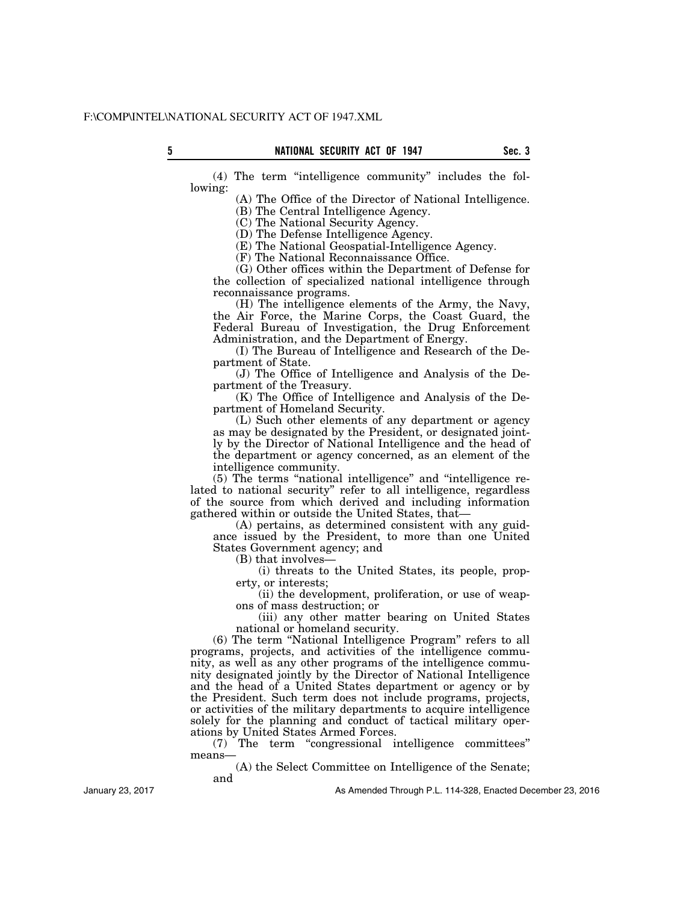(4) The term "intelligence community" includes the following:

(A) The Office of the Director of National Intelligence.

(B) The Central Intelligence Agency.

(C) The National Security Agency.

(D) The Defense Intelligence Agency.

(E) The National Geospatial-Intelligence Agency.

(F) The National Reconnaissance Office.

(G) Other offices within the Department of Defense for the collection of specialized national intelligence through reconnaissance programs.

(H) The intelligence elements of the Army, the Navy, the Air Force, the Marine Corps, the Coast Guard, the Federal Bureau of Investigation, the Drug Enforcement Administration, and the Department of Energy.

(I) The Bureau of Intelligence and Research of the Department of State.

(J) The Office of Intelligence and Analysis of the Department of the Treasury.

(K) The Office of Intelligence and Analysis of the Department of Homeland Security.

(L) Such other elements of any department or agency as may be designated by the President, or designated jointly by the Director of National Intelligence and the head of the department or agency concerned, as an element of the intelligence community.

(5) The terms "national intelligence" and "intelligence related to national security" refer to all intelligence, regardless of the source from which derived and including information gathered within or outside the United States, that—

(A) pertains, as determined consistent with any guidance issued by the President, to more than one United States Government agency; and

(B) that involves—

(i) threats to the United States, its people, property, or interests;

(ii) the development, proliferation, or use of weapons of mass destruction; or

(iii) any other matter bearing on United States national or homeland security.

(6) The term "National Intelligence Program" refers to all programs, projects, and activities of the intelligence community, as well as any other programs of the intelligence community designated jointly by the Director of National Intelligence and the head of a United States department or agency or by the President. Such term does not include programs, projects, or activities of the military departments to acquire intelligence solely for the planning and conduct of tactical military operations by United States Armed Forces.

(7) The term "congressional intelligence committees" means—

(A) the Select Committee on Intelligence of the Senate; and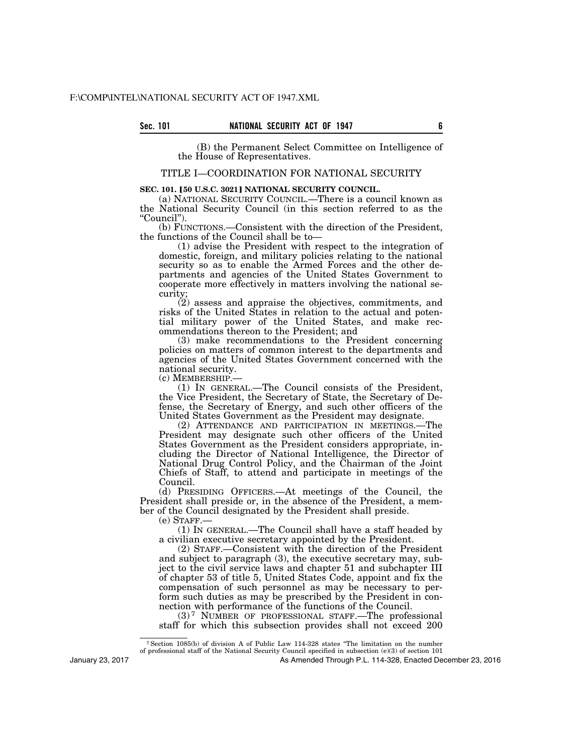(B) the Permanent Select Committee on Intelligence of the House of Representatives.

## TITLE I—COORDINATION FOR NATIONAL SECURITY

### SEC. 101. [50 U.S.C. 3021] NATIONAL SECURITY COUNCIL.

(a) NATIONAL SECURITY COUNCIL.—There is a council known as the National Security Council (in this section referred to as the "Council").

(b) FUNCTIONS.—Consistent with the direction of the President, the functions of the Council shall be to—

(1) advise the President with respect to the integration of domestic, foreign, and military policies relating to the national security so as to enable the Armed Forces and the other departments and agencies of the United States Government to cooperate more effectively in matters involving the national security;

(2) assess and appraise the objectives, commitments, and risks of the United States in relation to the actual and potential military power of the United States, and make recommendations thereon to the President; and

(3) make recommendations to the President concerning policies on matters of common interest to the departments and agencies of the United States Government concerned with the national security.

(c) MEMBERSHIP.—

(1) IN GENERAL.—The Council consists of the President, the Vice President, the Secretary of State, the Secretary of Defense, the Secretary of Energy, and such other officers of the United States Government as the President may designate.

(2) ATTENDANCE AND PARTICIPATION IN MEETINGS.—The President may designate such other officers of the United States Government as the President considers appropriate, including the Director of National Intelligence, the Director of National Drug Control Policy, and the Chairman of the Joint Chiefs of Staff, to attend and participate in meetings of the Council.

(d) PRESIDING OFFICERS.—At meetings of the Council, the President shall preside or, in the absence of the President, a member of the Council designated by the President shall preside.

(e) STAFF.—

(1) IN GENERAL.—The Council shall have a staff headed by a civilian executive secretary appointed by the President.

(2) STAFF.—Consistent with the direction of the President and subject to paragraph (3), the executive secretary may, subject to the civil service laws and chapter 51 and subchapter III of chapter 53 of title 5, United States Code, appoint and fix the compensation of such personnel as may be necessary to perform such duties as may be prescribed by the President in connection with performance of the functions of the Council.

(3)[7] NUMBER OF PROFESSIONAL STAFF.—The professional staff for which this subsection provides shall not exceed 200

---

[7] Section 1085(b) of division A of Public Law 114-328 states "The limitation on the number of professional staff of the National Security Council specified in subsection (e)(3) of section 101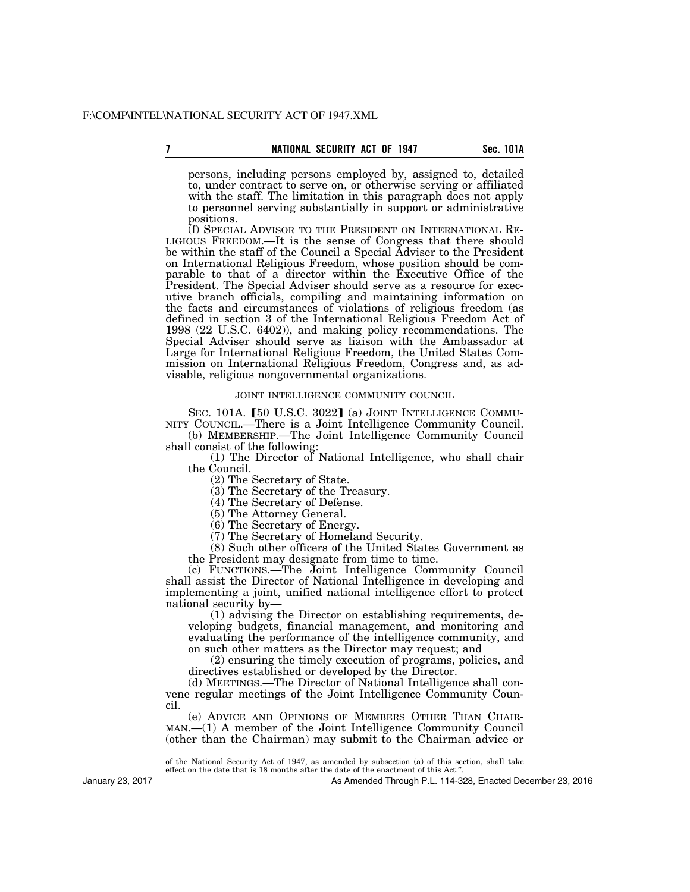persons, including persons employed by, assigned to, detailed to, under contract to serve on, or otherwise serving or affiliated with the staff. The limitation in this paragraph does not apply to personnel serving substantially in support or administrative positions.

(f) SPECIAL ADVISOR TO THE PRESIDENT ON INTERNATIONAL RELIGIOUS FREEDOM.—It is the sense of Congress that there should be within the staff of the Council a Special Adviser to the President on International Religious Freedom, whose position should be comparable to that of a director within the Executive Office of the President. The Special Adviser should serve as a resource for executive branch officials, compiling and maintaining information on the facts and circumstances of violations of religious freedom (as defined in section 3 of the International Religious Freedom Act of 1998 (22 U.S.C. 6402)), and making policy recommendations. The Special Adviser should serve as liaison with the Ambassador at Large for International Religious Freedom, the United States Commission on International Religious Freedom, Congress and, as advisable, religious nongovernmental organizations.

JOINT INTELLIGENCE COMMUNITY COUNCIL

SEC. 101A. [50 U.S.C. 3022] (a) JOINT INTELLIGENCE COMMUNITY COUNCIL.—There is a Joint Intelligence Community Council.

(b) MEMBERSHIP.—The Joint Intelligence Community Council shall consist of the following:

(1) The Director of National Intelligence, who shall chair the Council.

(2) The Secretary of State.

(3) The Secretary of the Treasury.

(4) The Secretary of Defense.

(5) The Attorney General.

(6) The Secretary of Energy.

(7) The Secretary of Homeland Security.

(8) Such other officers of the United States Government as the President may designate from time to time.

(c) FUNCTIONS.—The Joint Intelligence Community Council shall assist the Director of National Intelligence in developing and implementing a joint, unified national intelligence effort to protect national security by—

(1) advising the Director on establishing requirements, developing budgets, financial management, and monitoring and evaluating the performance of the intelligence community, and on such other matters as the Director may request; and

(2) ensuring the timely execution of programs, policies, and directives established or developed by the Director.

(d) MEETINGS.—The Director of National Intelligence shall convene regular meetings of the Joint Intelligence Community Council.

(e) ADVICE AND OPINIONS OF MEMBERS OTHER THAN CHAIRMAN.—(1) A member of the Joint Intelligence Community Council (other than the Chairman) may submit to the Chairman advice or

of the National Security Act of 1947, as amended by subsection (a) of this section, shall take effect on the date that is 18 months after the date of the enactment of this Act.".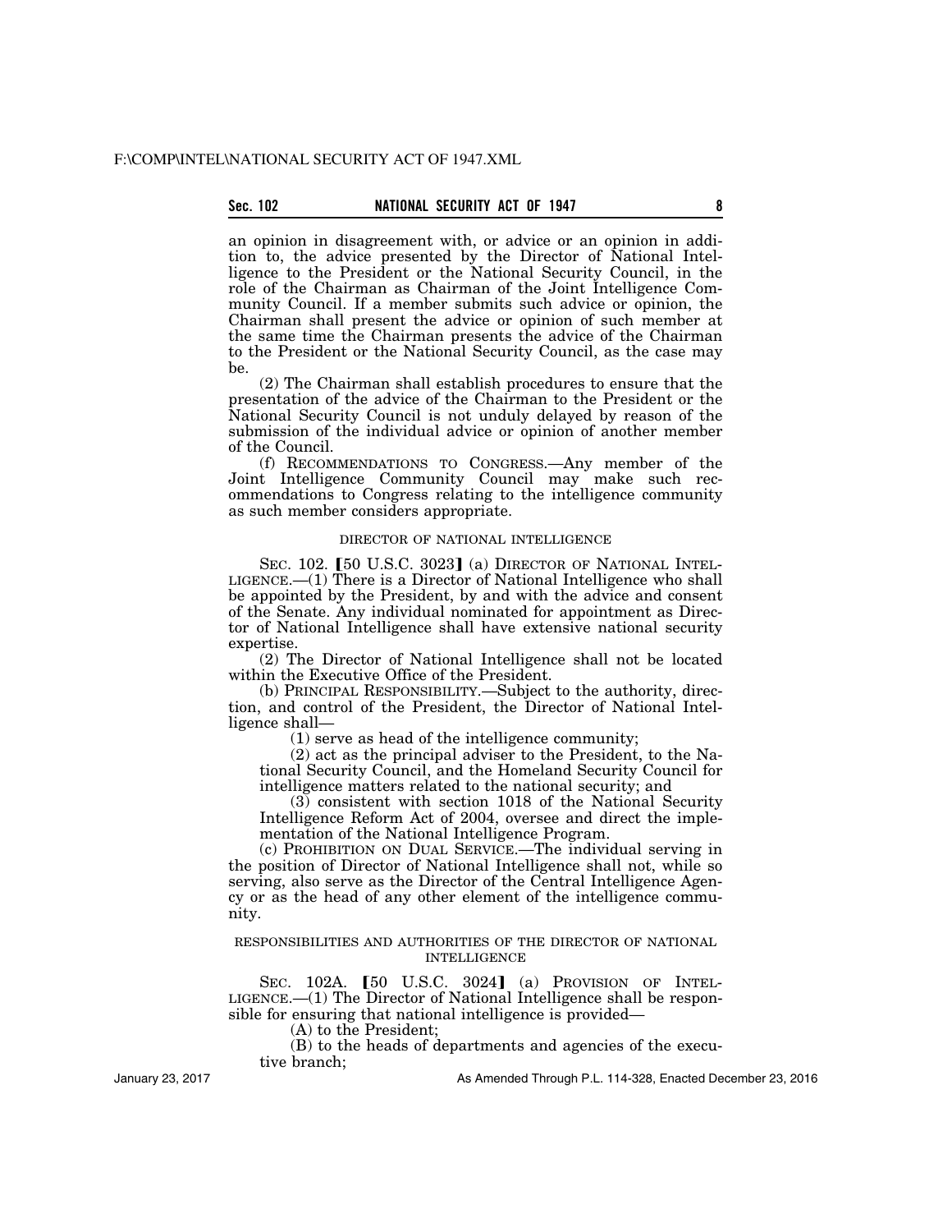an opinion in disagreement with, or advice or an opinion in addition to, the advice presented by the Director of National Intelligence to the President or the National Security Council, in the role of the Chairman as Chairman of the Joint Intelligence Community Council. If a member submits such advice or opinion, the Chairman shall present the advice or opinion of such member at the same time the Chairman presents the advice of the Chairman to the President or the National Security Council, as the case may be.

(2) The Chairman shall establish procedures to ensure that the presentation of the advice of the Chairman to the President or the National Security Council is not unduly delayed by reason of the submission of the individual advice or opinion of another member of the Council.

(f) RECOMMENDATIONS TO CONGRESS.—Any member of the Joint Intelligence Community Council may make such recommendations to Congress relating to the intelligence community as such member considers appropriate.

## DIRECTOR OF NATIONAL INTELLIGENCE

SEC. 102. 【50 U.S.C. 3023】 (a) DIRECTOR OF NATIONAL INTELLIGENCE.—(1) There is a Director of National Intelligence who shall be appointed by the President, by and with the advice and consent of the Senate. Any individual nominated for appointment as Director of National Intelligence shall have extensive national security expertise.

(2) The Director of National Intelligence shall not be located within the Executive Office of the President.

(b) PRINCIPAL RESPONSIBILITY.—Subject to the authority, direction, and control of the President, the Director of National Intelligence shall—

(1) serve as head of the intelligence community;

(2) act as the principal adviser to the President, to the National Security Council, and the Homeland Security Council for intelligence matters related to the national security; and

(3) consistent with section 1018 of the National Security Intelligence Reform Act of 2004, oversee and direct the implementation of the National Intelligence Program.

(c) PROHIBITION ON DUAL SERVICE.—The individual serving in the position of Director of National Intelligence shall not, while so serving, also serve as the Director of the Central Intelligence Agency or as the head of any other element of the intelligence community.

## RESPONSIBILITIES AND AUTHORITIES OF THE DIRECTOR OF NATIONAL INTELLIGENCE

SEC. 102A. 【50 U.S.C. 3024】 (a) PROVISION OF INTELLIGENCE.—(1) The Director of National Intelligence shall be responsible for ensuring that national intelligence is provided—

(A) to the President;

(B) to the heads of departments and agencies of the executive branch;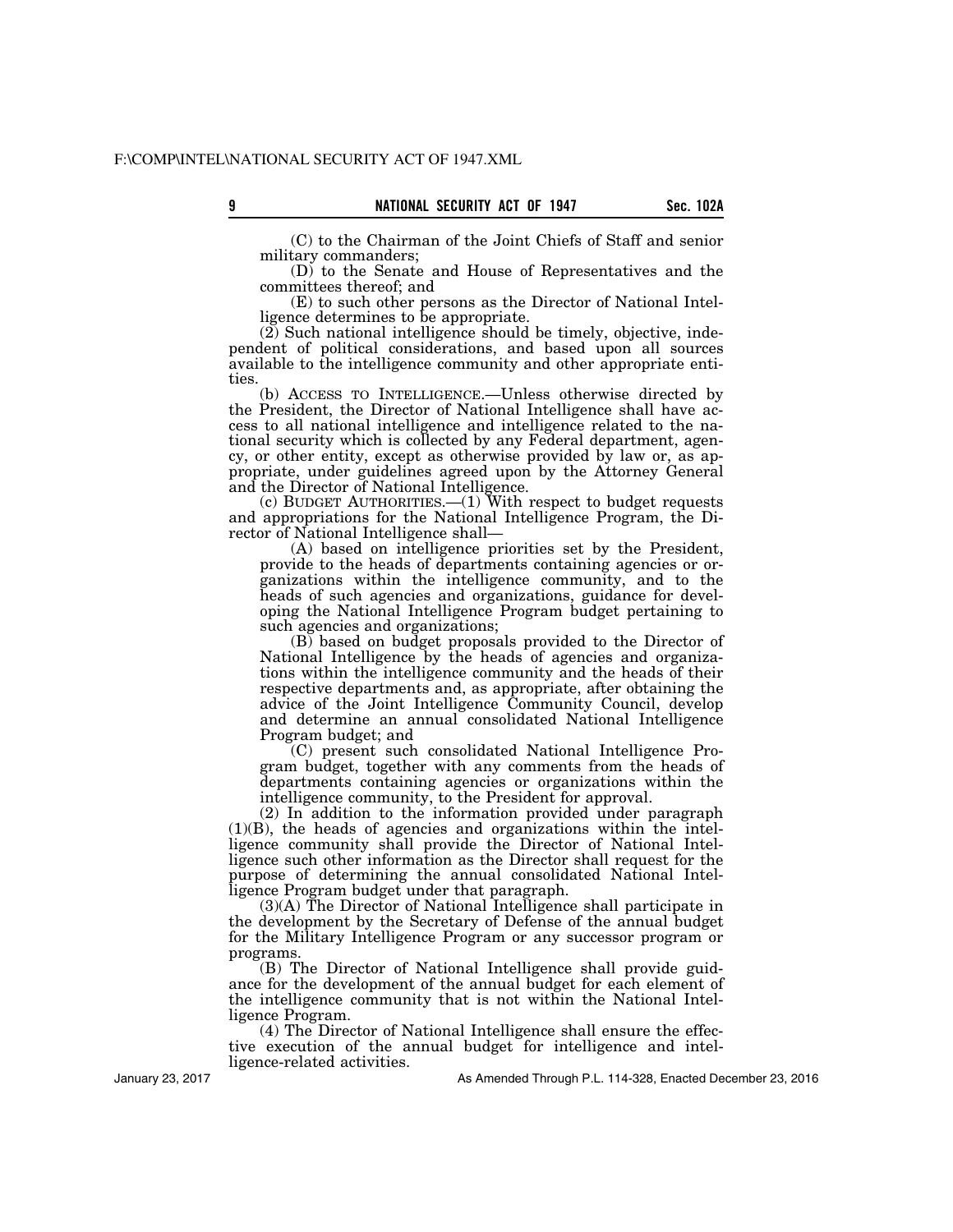(C) to the Chairman of the Joint Chiefs of Staff and senior military commanders;

(D) to the Senate and House of Representatives and the committees thereof; and

(E) to such other persons as the Director of National Intelligence determines to be appropriate.

(2) Such national intelligence should be timely, objective, independent of political considerations, and based upon all sources available to the intelligence community and other appropriate entities.

(b) ACCESS TO INTELLIGENCE.—Unless otherwise directed by the President, the Director of National Intelligence shall have access to all national intelligence and intelligence related to the national security which is collected by any Federal department, agency, or other entity, except as otherwise provided by law or, as appropriate, under guidelines agreed upon by the Attorney General and the Director of National Intelligence.

(c) BUDGET AUTHORITIES.—(1) With respect to budget requests and appropriations for the National Intelligence Program, the Director of National Intelligence shall—

(A) based on intelligence priorities set by the President, provide to the heads of departments containing agencies or organizations within the intelligence community, and to the heads of such agencies and organizations, guidance for developing the National Intelligence Program budget pertaining to such agencies and organizations;

(B) based on budget proposals provided to the Director of National Intelligence by the heads of agencies and organizations within the intelligence community and the heads of their respective departments and, as appropriate, after obtaining the advice of the Joint Intelligence Community Council, develop and determine an annual consolidated National Intelligence Program budget; and

(C) present such consolidated National Intelligence Program budget, together with any comments from the heads of departments containing agencies or organizations within the intelligence community, to the President for approval.

(2) In addition to the information provided under paragraph (1)(B), the heads of agencies and organizations within the intelligence community shall provide the Director of National Intelligence such other information as the Director shall request for the purpose of determining the annual consolidated National Intelligence Program budget under that paragraph.

(3)(A) The Director of National Intelligence shall participate in the development by the Secretary of Defense of the annual budget for the Military Intelligence Program or any successor program or programs.

(B) The Director of National Intelligence shall provide guidance for the development of the annual budget for each element of the intelligence community that is not within the National Intelligence Program.

(4) The Director of National Intelligence shall ensure the effective execution of the annual budget for intelligence and intelligence-related activities.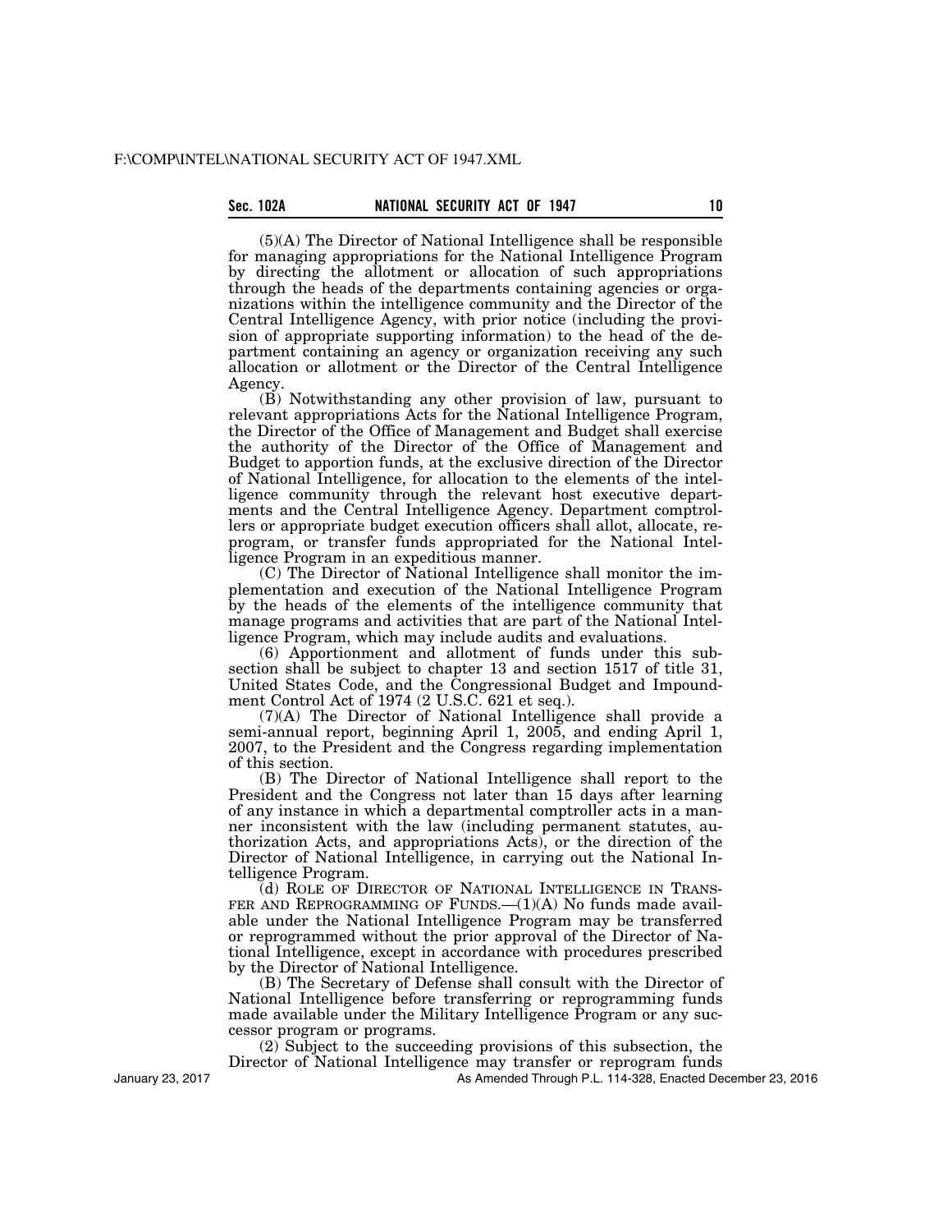(5)(A) The Director of National Intelligence shall be responsible for managing appropriations for the National Intelligence Program by directing the allotment or allocation of such appropriations through the heads of the departments containing agencies or organizations within the intelligence community and the Director of the Central Intelligence Agency, with prior notice (including the provision of appropriate supporting information) to the head of the department containing an agency or organization receiving any such allocation or allotment or the Director of the Central Intelligence Agency.

(B) Notwithstanding any other provision of law, pursuant to relevant appropriations Acts for the National Intelligence Program, the Director of the Office of Management and Budget shall exercise the authority of the Director of the Office of Management and Budget to apportion funds, at the exclusive direction of the Director of National Intelligence, for allocation to the elements of the intelligence community through the relevant host executive departments and the Central Intelligence Agency. Department comptrollers or appropriate budget execution officers shall allot, allocate, reprogram, or transfer funds appropriated for the National Intelligence Program in an expeditious manner.

(C) The Director of National Intelligence shall monitor the implementation and execution of the National Intelligence Program by the heads of the elements of the intelligence community that manage programs and activities that are part of the National Intelligence Program, which may include audits and evaluations.

(6) Apportionment and allotment of funds under this subsection shall be subject to chapter 13 and section 1517 of title 31, United States Code, and the Congressional Budget and Impoundment Control Act of 1974 (2 U.S.C. 621 et seq.).

(7)(A) The Director of National Intelligence shall provide a semi-annual report, beginning April 1, 2005, and ending April 1, 2007, to the President and the Congress regarding implementation of this section.

(B) The Director of National Intelligence shall report to the President and the Congress not later than 15 days after learning of any instance in which a departmental comptroller acts in a manner inconsistent with the law (including permanent statutes, authorization Acts, and appropriations Acts), or the direction of the Director of National Intelligence, in carrying out the National Intelligence Program.

(d) ROLE OF DIRECTOR OF NATIONAL INTELLIGENCE IN TRANSFER AND REPROGRAMMING OF FUNDS.—(1)(A) No funds made available under the National Intelligence Program may be transferred or reprogrammed without the prior approval of the Director of National Intelligence, except in accordance with procedures prescribed by the Director of National Intelligence.

(B) The Secretary of Defense shall consult with the Director of National Intelligence before transferring or reprogramming funds made available under the Military Intelligence Program or any successor program or programs.

(2) Subject to the succeeding provisions of this subsection, the Director of National Intelligence may transfer or reprogram funds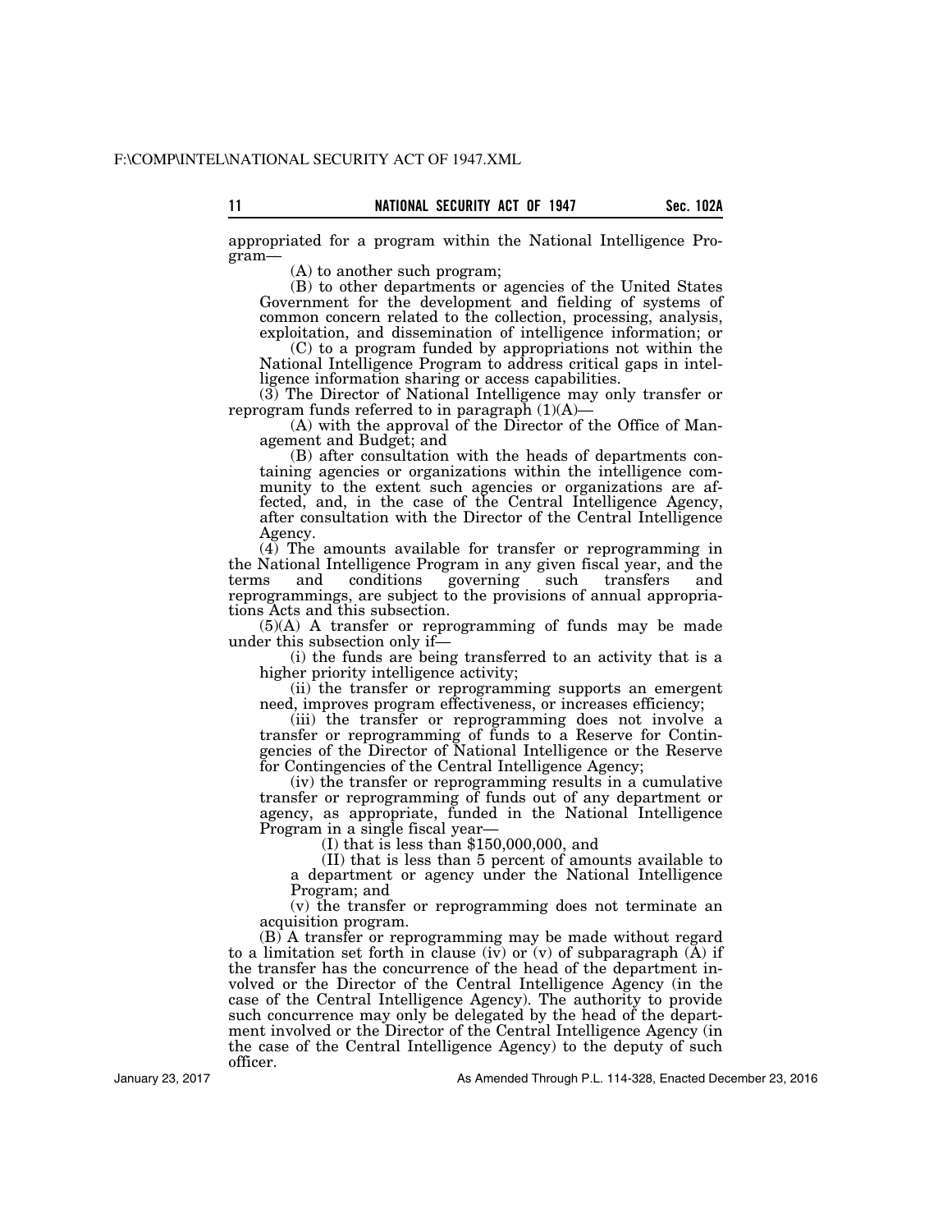appropriated for a program within the National Intelligence Program—

(A) to another such program;

(B) to other departments or agencies of the United States Government for the development and fielding of systems of common concern related to the collection, processing, analysis, exploitation, and dissemination of intelligence information; or

(C) to a program funded by appropriations not within the National Intelligence Program to address critical gaps in intelligence information sharing or access capabilities.

(3) The Director of National Intelligence may only transfer or reprogram funds referred to in paragraph (1)(A)—

(A) with the approval of the Director of the Office of Management and Budget; and

(B) after consultation with the heads of departments containing agencies or organizations within the intelligence community to the extent such agencies or organizations are affected, and, in the case of the Central Intelligence Agency, after consultation with the Director of the Central Intelligence Agency.

(4) The amounts available for transfer or reprogramming in the National Intelligence Program in any given fiscal year, and the terms and conditions governing such transfers and reprogrammings, are subject to the provisions of annual appropriations Acts and this subsection.

(5)(A) A transfer or reprogramming of funds may be made under this subsection only if—

(i) the funds are being transferred to an activity that is a higher priority intelligence activity;

(ii) the transfer or reprogramming supports an emergent need, improves program effectiveness, or increases efficiency;

(iii) the transfer or reprogramming does not involve a transfer or reprogramming of funds to a Reserve for Contingencies of the Director of National Intelligence or the Reserve for Contingencies of the Central Intelligence Agency;

(iv) the transfer or reprogramming results in a cumulative transfer or reprogramming of funds out of any department or agency, as appropriate, funded in the National Intelligence Program in a single fiscal year—

(I) that is less than $150,000,000, and

(II) that is less than 5 percent of amounts available to a department or agency under the National Intelligence Program; and

(v) the transfer or reprogramming does not terminate an acquisition program.

(B) A transfer or reprogramming may be made without regard to a limitation set forth in clause (iv) or (v) of subparagraph (A) if the transfer has the concurrence of the head of the department involved or the Director of the Central Intelligence Agency (in the case of the Central Intelligence Agency). The authority to provide such concurrence may only be delegated by the head of the department involved or the Director of the Central Intelligence Agency (in the case of the Central Intelligence Agency) to the deputy of such officer.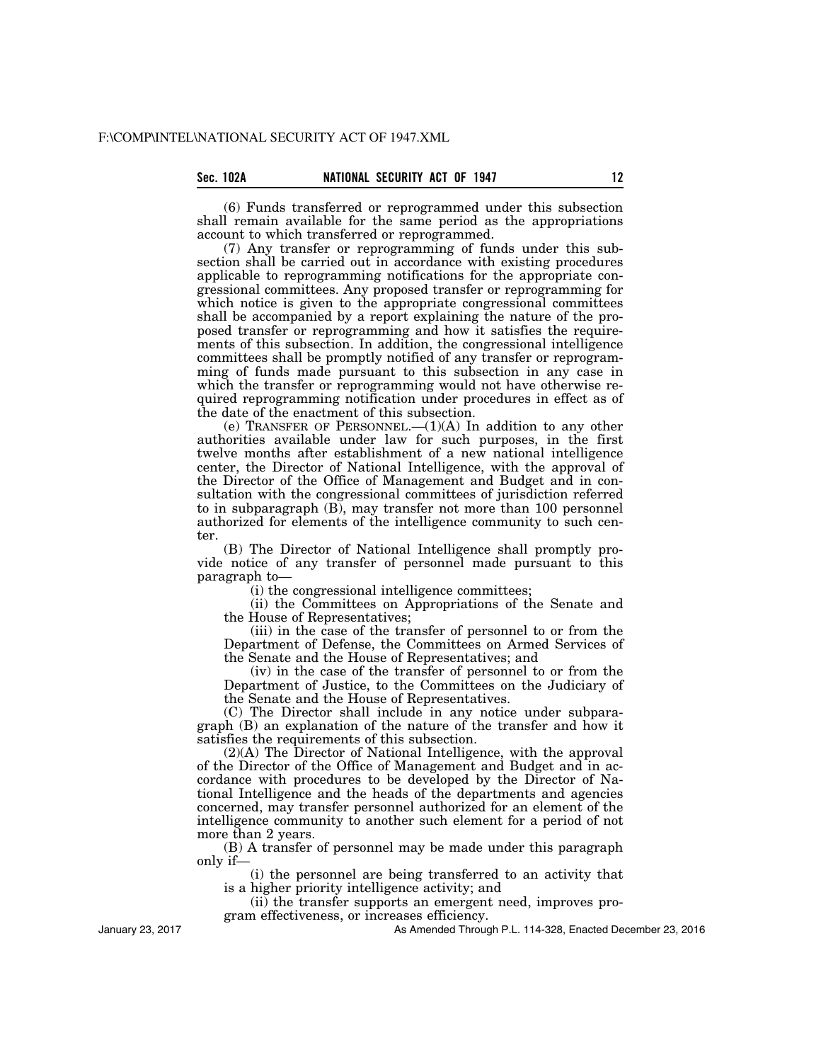(6) Funds transferred or reprogrammed under this subsection shall remain available for the same period as the appropriations account to which transferred or reprogrammed.

(7) Any transfer or reprogramming of funds under this subsection shall be carried out in accordance with existing procedures applicable to reprogramming notifications for the appropriate congressional committees. Any proposed transfer or reprogramming for which notice is given to the appropriate congressional committees shall be accompanied by a report explaining the nature of the proposed transfer or reprogramming and how it satisfies the requirements of this subsection. In addition, the congressional intelligence committees shall be promptly notified of any transfer or reprogramming of funds made pursuant to this subsection in any case in which the transfer or reprogramming would not have otherwise required reprogramming notification under procedures in effect as of the date of the enactment of this subsection.

(e) TRANSFER OF PERSONNEL.—(1)(A) In addition to any other authorities available under law for such purposes, in the first twelve months after establishment of a new national intelligence center, the Director of National Intelligence, with the approval of the Director of the Office of Management and Budget and in consultation with the congressional committees of jurisdiction referred to in subparagraph (B), may transfer not more than 100 personnel authorized for elements of the intelligence community to such center.

(B) The Director of National Intelligence shall promptly provide notice of any transfer of personnel made pursuant to this paragraph to—

(i) the congressional intelligence committees;

(ii) the Committees on Appropriations of the Senate and the House of Representatives;

(iii) in the case of the transfer of personnel to or from the Department of Defense, the Committees on Armed Services of the Senate and the House of Representatives; and

(iv) in the case of the transfer of personnel to or from the Department of Justice, to the Committees on the Judiciary of the Senate and the House of Representatives.

(C) The Director shall include in any notice under subparagraph (B) an explanation of the nature of the transfer and how it satisfies the requirements of this subsection.

(2)(A) The Director of National Intelligence, with the approval of the Director of the Office of Management and Budget and in accordance with procedures to be developed by the Director of National Intelligence and the heads of the departments and agencies concerned, may transfer personnel authorized for an element of the intelligence community to another such element for a period of not more than 2 years.

(B) A transfer of personnel may be made under this paragraph only if—

(i) the personnel are being transferred to an activity that is a higher priority intelligence activity; and

(ii) the transfer supports an emergent need, improves program effectiveness, or increases efficiency.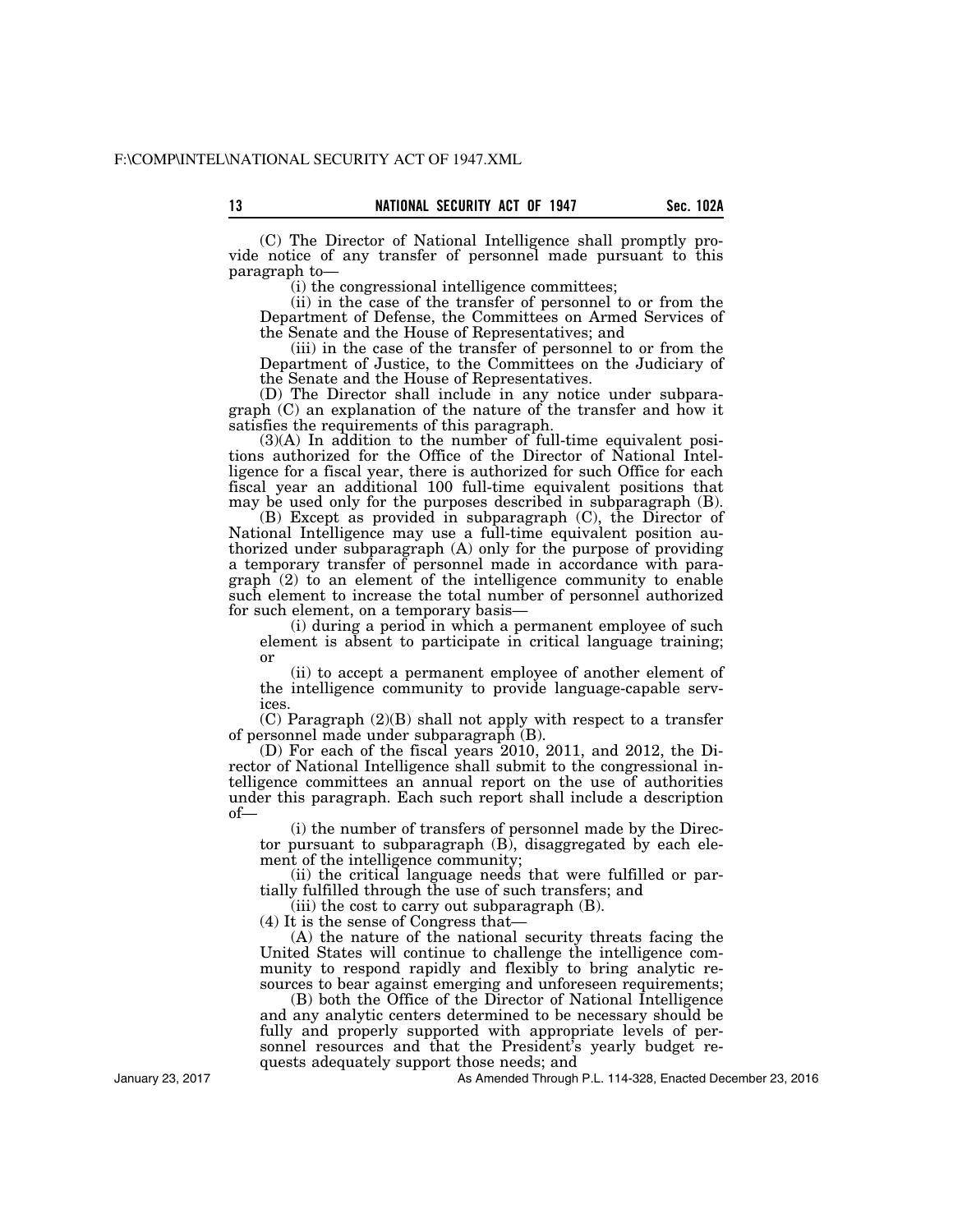(C) The Director of National Intelligence shall promptly provide notice of any transfer of personnel made pursuant to this paragraph to—

(i) the congressional intelligence committees;

(ii) in the case of the transfer of personnel to or from the Department of Defense, the Committees on Armed Services of the Senate and the House of Representatives; and

(iii) in the case of the transfer of personnel to or from the Department of Justice, to the Committees on the Judiciary of the Senate and the House of Representatives.

(D) The Director shall include in any notice under subparagraph (C) an explanation of the nature of the transfer and how it satisfies the requirements of this paragraph.

(3)(A) In addition to the number of full-time equivalent positions authorized for the Office of the Director of National Intelligence for a fiscal year, there is authorized for such Office for each fiscal year an additional 100 full-time equivalent positions that may be used only for the purposes described in subparagraph (B).

(B) Except as provided in subparagraph (C), the Director of National Intelligence may use a full-time equivalent position authorized under subparagraph (A) only for the purpose of providing a temporary transfer of personnel made in accordance with paragraph (2) to an element of the intelligence community to enable such element to increase the total number of personnel authorized for such element, on a temporary basis—

(i) during a period in which a permanent employee of such element is absent to participate in critical language training; or

(ii) to accept a permanent employee of another element of the intelligence community to provide language-capable services.

(C) Paragraph (2)(B) shall not apply with respect to a transfer of personnel made under subparagraph (B).

(D) For each of the fiscal years 2010, 2011, and 2012, the Director of National Intelligence shall submit to the congressional intelligence committees an annual report on the use of authorities under this paragraph. Each such report shall include a description of—

(i) the number of transfers of personnel made by the Director pursuant to subparagraph (B), disaggregated by each element of the intelligence community;

(ii) the critical language needs that were fulfilled or partially fulfilled through the use of such transfers; and

(iii) the cost to carry out subparagraph (B).

(4) It is the sense of Congress that—

(A) the nature of the national security threats facing the United States will continue to challenge the intelligence community to respond rapidly and flexibly to bring analytic resources to bear against emerging and unforeseen requirements;

(B) both the Office of the Director of National Intelligence and any analytic centers determined to be necessary should be fully and properly supported with appropriate levels of personnel resources and that the President's yearly budget requests adequately support those needs; and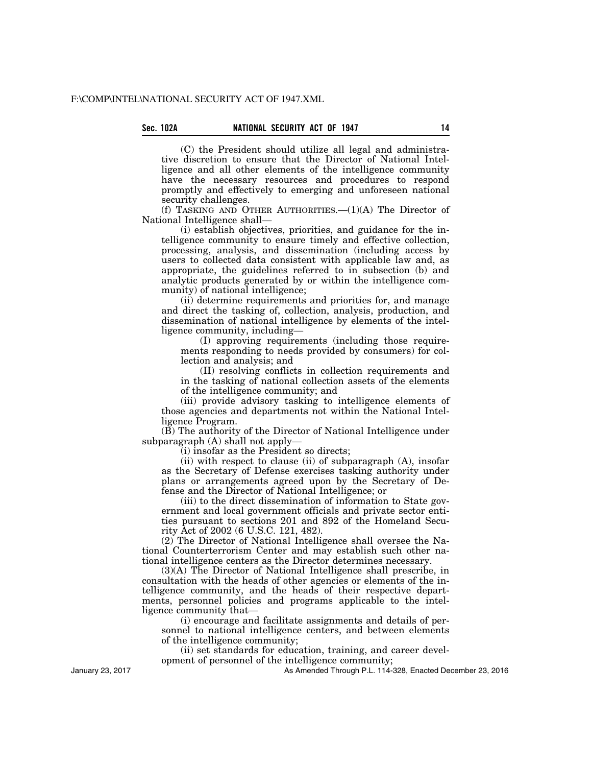(C) the President should utilize all legal and administrative discretion to ensure that the Director of National Intelligence and all other elements of the intelligence community have the necessary resources and procedures to respond promptly and effectively to emerging and unforeseen national security challenges.

(f) TASKING AND OTHER AUTHORITIES.—(1)(A) The Director of National Intelligence shall—

(i) establish objectives, priorities, and guidance for the intelligence community to ensure timely and effective collection, processing, analysis, and dissemination (including access by users to collected data consistent with applicable law and, as appropriate, the guidelines referred to in subsection (b) and analytic products generated by or within the intelligence community) of national intelligence;

(ii) determine requirements and priorities for, and manage and direct the tasking of, collection, analysis, production, and dissemination of national intelligence by elements of the intelligence community, including—

(I) approving requirements (including those requirements responding to needs provided by consumers) for collection and analysis; and

(II) resolving conflicts in collection requirements and in the tasking of national collection assets of the elements of the intelligence community; and

(iii) provide advisory tasking to intelligence elements of those agencies and departments not within the National Intelligence Program.

(B) The authority of the Director of National Intelligence under subparagraph (A) shall not apply—

(i) insofar as the President so directs;

(ii) with respect to clause (ii) of subparagraph (A), insofar as the Secretary of Defense exercises tasking authority under plans or arrangements agreed upon by the Secretary of Defense and the Director of National Intelligence; or

(iii) to the direct dissemination of information to State government and local government officials and private sector entities pursuant to sections 201 and 892 of the Homeland Security Act of 2002 (6 U.S.C. 121, 482).

(2) The Director of National Intelligence shall oversee the National Counterterrorism Center and may establish such other national intelligence centers as the Director determines necessary.

(3)(A) The Director of National Intelligence shall prescribe, in consultation with the heads of other agencies or elements of the intelligence community, and the heads of their respective departments, personnel policies and programs applicable to the intelligence community that—

(i) encourage and facilitate assignments and details of personnel to national intelligence centers, and between elements of the intelligence community;

(ii) set standards for education, training, and career development of personnel of the intelligence community;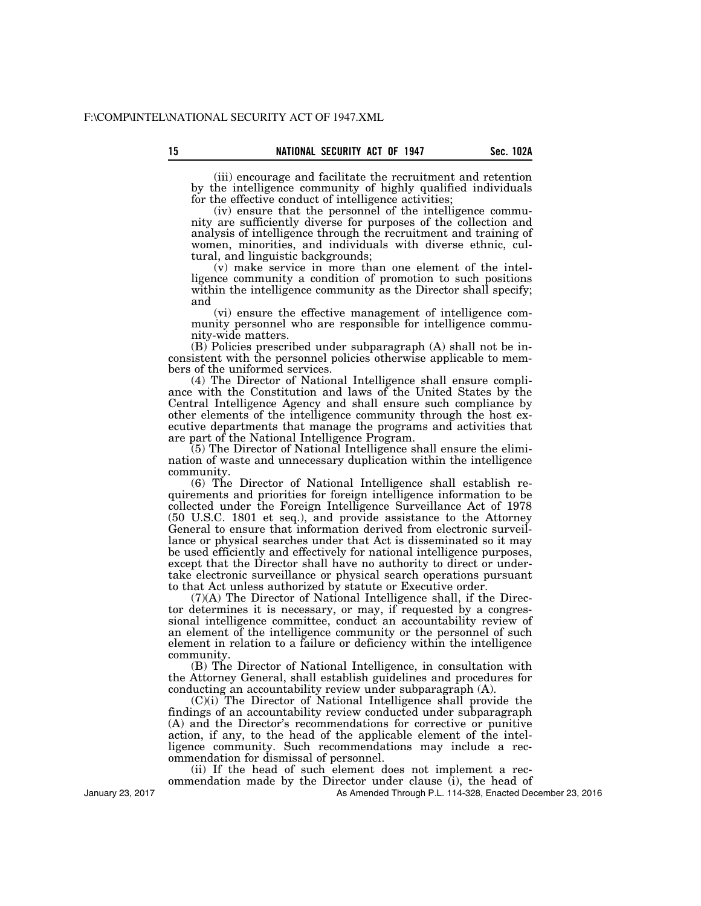(iii) encourage and facilitate the recruitment and retention by the intelligence community of highly qualified individuals for the effective conduct of intelligence activities;

(iv) ensure that the personnel of the intelligence community are sufficiently diverse for purposes of the collection and analysis of intelligence through the recruitment and training of women, minorities, and individuals with diverse ethnic, cultural, and linguistic backgrounds;

(v) make service in more than one element of the intelligence community a condition of promotion to such positions within the intelligence community as the Director shall specify; and

(vi) ensure the effective management of intelligence community personnel who are responsible for intelligence community-wide matters.

(B) Policies prescribed under subparagraph (A) shall not be inconsistent with the personnel policies otherwise applicable to members of the uniformed services.

(4) The Director of National Intelligence shall ensure compliance with the Constitution and laws of the United States by the Central Intelligence Agency and shall ensure such compliance by other elements of the intelligence community through the host executive departments that manage the programs and activities that are part of the National Intelligence Program.

(5) The Director of National Intelligence shall ensure the elimination of waste and unnecessary duplication within the intelligence community.

(6) The Director of National Intelligence shall establish requirements and priorities for foreign intelligence information to be collected under the Foreign Intelligence Surveillance Act of 1978 (50 U.S.C. 1801 et seq.), and provide assistance to the Attorney General to ensure that information derived from electronic surveillance or physical searches under that Act is disseminated so it may be used efficiently and effectively for national intelligence purposes, except that the Director shall have no authority to direct or undertake electronic surveillance or physical search operations pursuant to that Act unless authorized by statute or Executive order.

(7)(A) The Director of National Intelligence shall, if the Director determines it is necessary, or may, if requested by a congressional intelligence committee, conduct an accountability review of an element of the intelligence community or the personnel of such element in relation to a failure or deficiency within the intelligence community.

(B) The Director of National Intelligence, in consultation with the Attorney General, shall establish guidelines and procedures for conducting an accountability review under subparagraph (A).

(C)(i) The Director of National Intelligence shall provide the findings of an accountability review conducted under subparagraph (A) and the Director's recommendations for corrective or punitive action, if any, to the head of the applicable element of the intelligence community. Such recommendations may include a recommendation for dismissal of personnel.

(ii) If the head of such element does not implement a recommendation made by the Director under clause (i), the head of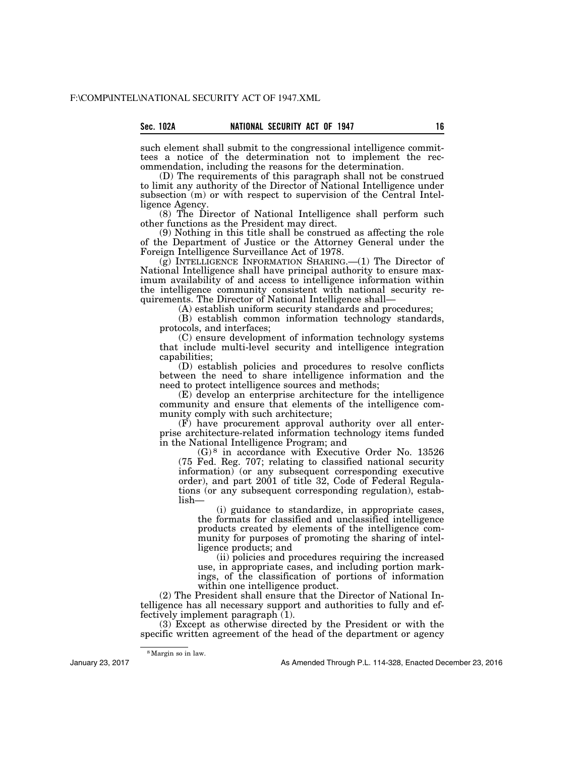such element shall submit to the congressional intelligence committees a notice of the determination not to implement the recommendation, including the reasons for the determination.

(D) The requirements of this paragraph shall not be construed to limit any authority of the Director of National Intelligence under subsection (m) or with respect to supervision of the Central Intelligence Agency.

(8) The Director of National Intelligence shall perform such other functions as the President may direct.

(9) Nothing in this title shall be construed as affecting the role of the Department of Justice or the Attorney General under the Foreign Intelligence Surveillance Act of 1978.

(g) INTELLIGENCE INFORMATION SHARING.—(1) The Director of National Intelligence shall have principal authority to ensure maximum availability of and access to intelligence information within the intelligence community consistent with national security requirements. The Director of National Intelligence shall—

(A) establish uniform security standards and procedures;

(B) establish common information technology standards, protocols, and interfaces;

(C) ensure development of information technology systems that include multi-level security and intelligence integration capabilities;

(D) establish policies and procedures to resolve conflicts between the need to share intelligence information and the need to protect intelligence sources and methods;

(E) develop an enterprise architecture for the intelligence community and ensure that elements of the intelligence community comply with such architecture;

(F) have procurement approval authority over all enterprise architecture-related information technology items funded in the National Intelligence Program; and

(G)[8] in accordance with Executive Order No. 13526 (75 Fed. Reg. 707; relating to classified national security information) (or any subsequent corresponding executive order), and part 2001 of title 32, Code of Federal Regulations (or any subsequent corresponding regulation), establish—

(i) guidance to standardize, in appropriate cases, the formats for classified and unclassified intelligence products created by elements of the intelligence community for purposes of promoting the sharing of intelligence products; and

(ii) policies and procedures requiring the increased use, in appropriate cases, and including portion markings, of the classification of portions of information within one intelligence product.

(2) The President shall ensure that the Director of National Intelligence has all necessary support and authorities to fully and effectively implement paragraph (1).

(3) Except as otherwise directed by the President or with the specific written agreement of the head of the department or agency

---

[8] Margin so in law.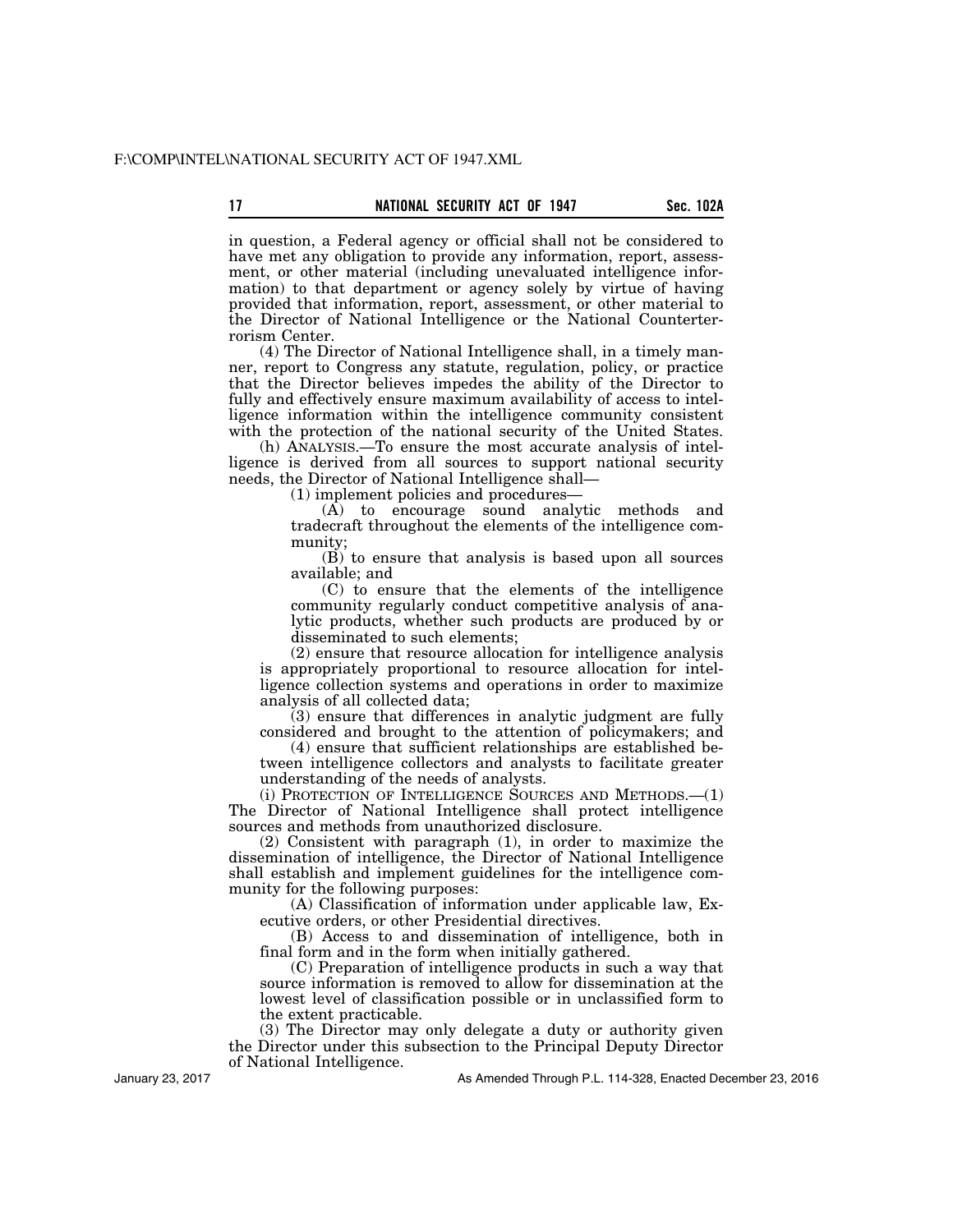in question, a Federal agency or official shall not be considered to have met any obligation to provide any information, report, assessment, or other material (including unevaluated intelligence information) to that department or agency solely by virtue of having provided that information, report, assessment, or other material to the Director of National Intelligence or the National Counterterrorism Center.

(4) The Director of National Intelligence shall, in a timely manner, report to Congress any statute, regulation, policy, or practice that the Director believes impedes the ability of the Director to fully and effectively ensure maximum availability of access to intelligence information within the intelligence community consistent with the protection of the national security of the United States.

(h) ANALYSIS.—To ensure the most accurate analysis of intelligence is derived from all sources to support national security needs, the Director of National Intelligence shall—

(1) implement policies and procedures—

(A) to encourage sound analytic methods and tradecraft throughout the elements of the intelligence community;

(B) to ensure that analysis is based upon all sources available; and

(C) to ensure that the elements of the intelligence community regularly conduct competitive analysis of analytic products, whether such products are produced by or disseminated to such elements;

(2) ensure that resource allocation for intelligence analysis is appropriately proportional to resource allocation for intelligence collection systems and operations in order to maximize analysis of all collected data;

(3) ensure that differences in analytic judgment are fully considered and brought to the attention of policymakers; and

(4) ensure that sufficient relationships are established between intelligence collectors and analysts to facilitate greater understanding of the needs of analysts.

(i) PROTECTION OF INTELLIGENCE SOURCES AND METHODS.—(1) The Director of National Intelligence shall protect intelligence sources and methods from unauthorized disclosure.

(2) Consistent with paragraph (1), in order to maximize the dissemination of intelligence, the Director of National Intelligence shall establish and implement guidelines for the intelligence community for the following purposes:

(A) Classification of information under applicable law, Executive orders, or other Presidential directives.

(B) Access to and dissemination of intelligence, both in final form and in the form when initially gathered.

(C) Preparation of intelligence products in such a way that source information is removed to allow for dissemination at the lowest level of classification possible or in unclassified form to the extent practicable.

(3) The Director may only delegate a duty or authority given the Director under this subsection to the Principal Deputy Director of National Intelligence.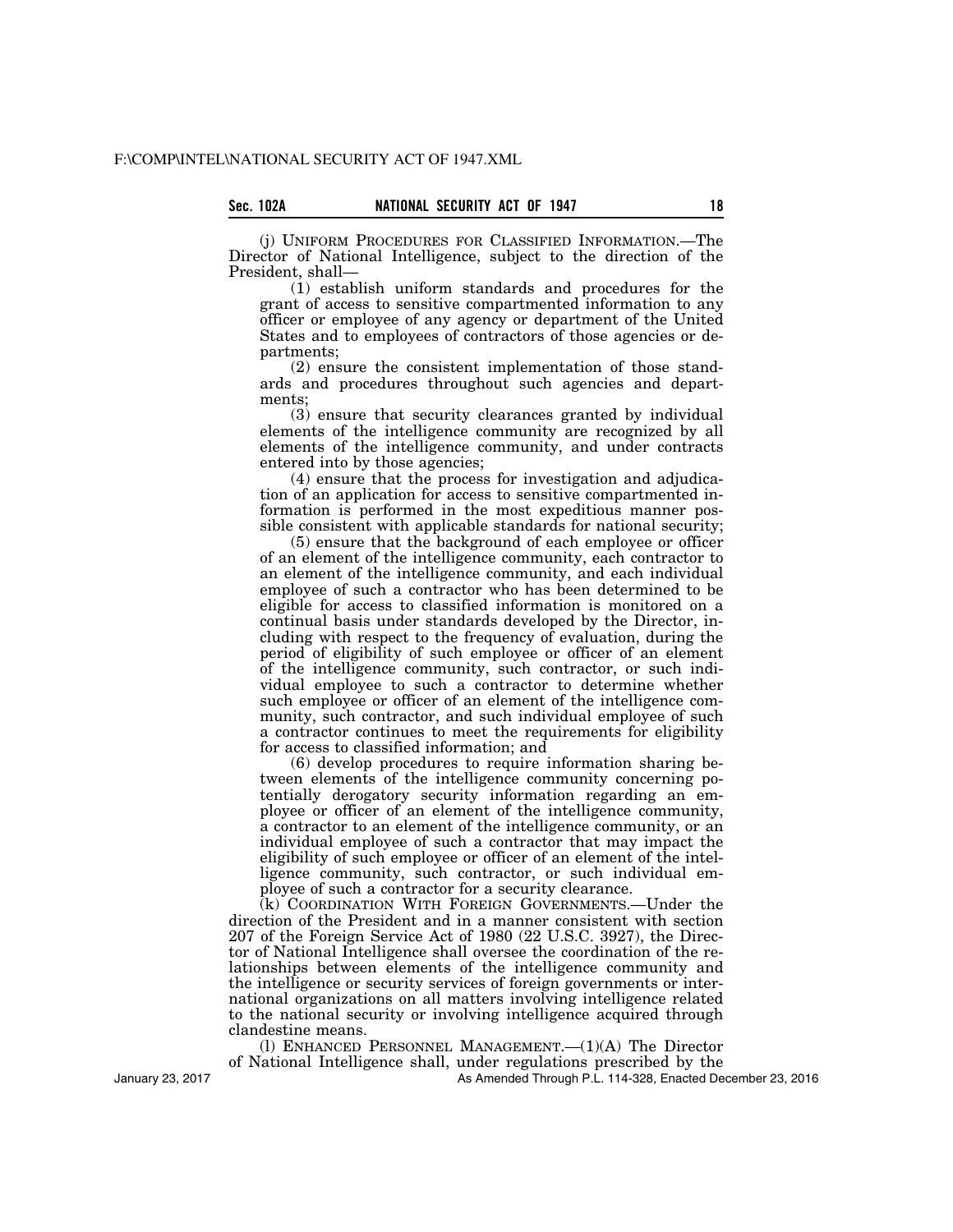(j) UNIFORM PROCEDURES FOR CLASSIFIED INFORMATION.—The Director of National Intelligence, subject to the direction of the President, shall—

(1) establish uniform standards and procedures for the grant of access to sensitive compartmented information to any officer or employee of any agency or department of the United States and to employees of contractors of those agencies or departments;

(2) ensure the consistent implementation of those standards and procedures throughout such agencies and departments;

(3) ensure that security clearances granted by individual elements of the intelligence community are recognized by all elements of the intelligence community, and under contracts entered into by those agencies;

(4) ensure that the process for investigation and adjudication of an application for access to sensitive compartmented information is performed in the most expeditious manner possible consistent with applicable standards for national security;

(5) ensure that the background of each employee or officer of an element of the intelligence community, each contractor to an element of the intelligence community, and each individual employee of such a contractor who has been determined to be eligible for access to classified information is monitored on a continual basis under standards developed by the Director, including with respect to the frequency of evaluation, during the period of eligibility of such employee or officer of an element of the intelligence community, such contractor, or such individual employee to such a contractor to determine whether such employee or officer of an element of the intelligence community, such contractor, and such individual employee of such a contractor continues to meet the requirements for eligibility for access to classified information; and

(6) develop procedures to require information sharing between elements of the intelligence community concerning potentially derogatory security information regarding an employee or officer of an element of the intelligence community, a contractor to an element of the intelligence community, or an individual employee of such a contractor that may impact the eligibility of such employee or officer of an element of the intelligence community, such contractor, or such individual employee of such a contractor for a security clearance.

(k) COORDINATION WITH FOREIGN GOVERNMENTS.—Under the direction of the President and in a manner consistent with section 207 of the Foreign Service Act of 1980 (22 U.S.C. 3927), the Director of National Intelligence shall oversee the coordination of the relationships between elements of the intelligence community and the intelligence or security services of foreign governments or international organizations on all matters involving intelligence related to the national security or involving intelligence acquired through clandestine means.

(l) ENHANCED PERSONNEL MANAGEMENT.—(1)(A) The Director of National Intelligence shall, under regulations prescribed by the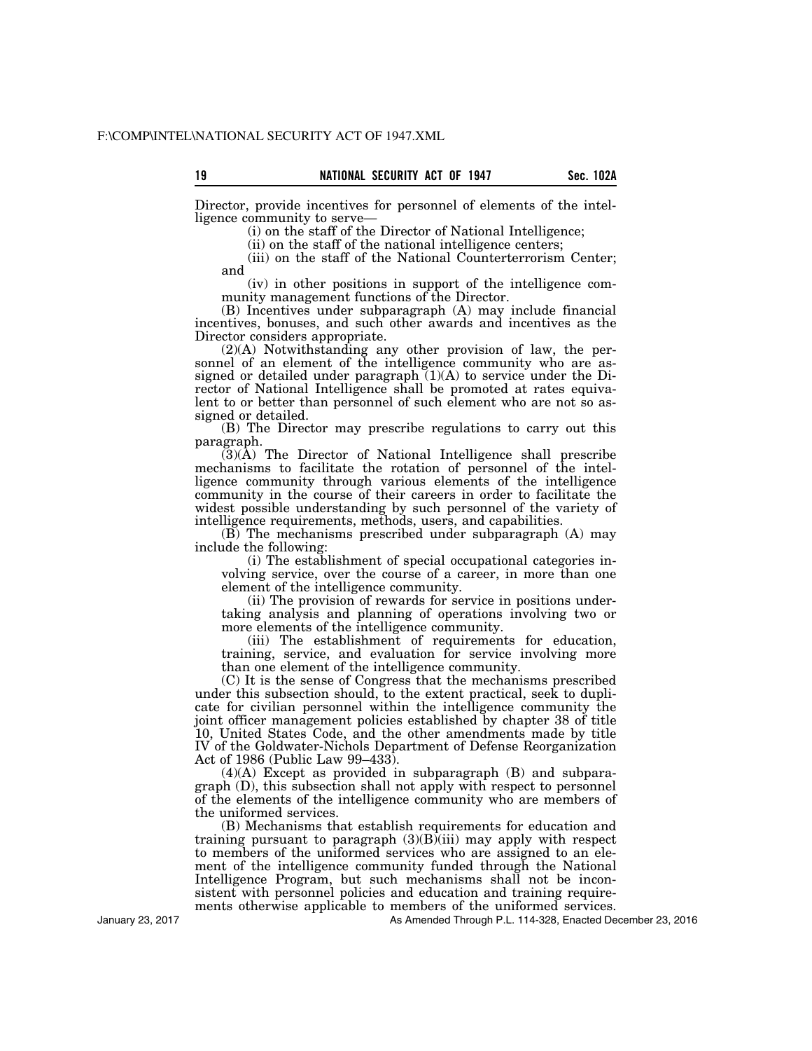Director, provide incentives for personnel of elements of the intelligence community to serve—

(i) on the staff of the Director of National Intelligence;

(ii) on the staff of the national intelligence centers;

(iii) on the staff of the National Counterterrorism Center; and

(iv) in other positions in support of the intelligence community management functions of the Director.

(B) Incentives under subparagraph (A) may include financial incentives, bonuses, and such other awards and incentives as the Director considers appropriate.

(2)(A) Notwithstanding any other provision of law, the personnel of an element of the intelligence community who are assigned or detailed under paragraph (1)(A) to service under the Director of National Intelligence shall be promoted at rates equivalent to or better than personnel of such element who are not so assigned or detailed.

(B) The Director may prescribe regulations to carry out this paragraph.

(3)(A) The Director of National Intelligence shall prescribe mechanisms to facilitate the rotation of personnel of the intelligence community through various elements of the intelligence community in the course of their careers in order to facilitate the widest possible understanding by such personnel of the variety of intelligence requirements, methods, users, and capabilities.

(B) The mechanisms prescribed under subparagraph (A) may include the following:

(i) The establishment of special occupational categories involving service, over the course of a career, in more than one element of the intelligence community.

(ii) The provision of rewards for service in positions undertaking analysis and planning of operations involving two or more elements of the intelligence community.

(iii) The establishment of requirements for education, training, service, and evaluation for service involving more than one element of the intelligence community.

(C) It is the sense of Congress that the mechanisms prescribed under this subsection should, to the extent practical, seek to duplicate for civilian personnel within the intelligence community the joint officer management policies established by chapter 38 of title 10, United States Code, and the other amendments made by title IV of the Goldwater-Nichols Department of Defense Reorganization Act of 1986 (Public Law 99–433).

(4)(A) Except as provided in subparagraph (B) and subparagraph (D), this subsection shall not apply with respect to personnel of the elements of the intelligence community who are members of the uniformed services.

(B) Mechanisms that establish requirements for education and training pursuant to paragraph (3)(B)(iii) may apply with respect to members of the uniformed services who are assigned to an element of the intelligence community funded through the National Intelligence Program, but such mechanisms shall not be inconsistent with personnel policies and education and training requirements otherwise applicable to members of the uniformed services.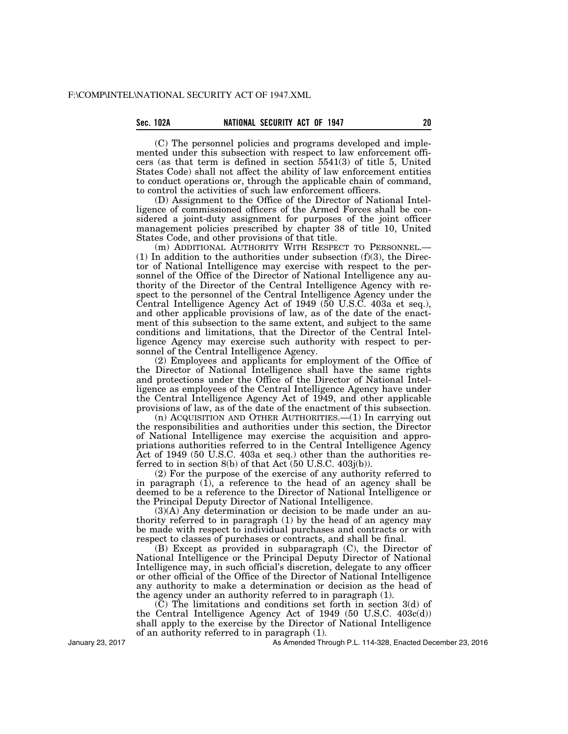(C) The personnel policies and programs developed and implemented under this subsection with respect to law enforcement officers (as that term is defined in section 5541(3) of title 5, United States Code) shall not affect the ability of law enforcement entities to conduct operations or, through the applicable chain of command, to control the activities of such law enforcement officers.

(D) Assignment to the Office of the Director of National Intelligence of commissioned officers of the Armed Forces shall be considered a joint-duty assignment for purposes of the joint officer management policies prescribed by chapter 38 of title 10, United States Code, and other provisions of that title.

(m) ADDITIONAL AUTHORITY WITH RESPECT TO PERSONNEL.—(1) In addition to the authorities under subsection (f)(3), the Director of National Intelligence may exercise with respect to the personnel of the Office of the Director of National Intelligence any authority of the Director of the Central Intelligence Agency with respect to the personnel of the Central Intelligence Agency under the Central Intelligence Agency Act of 1949 (50 U.S.C. 403a et seq.), and other applicable provisions of law, as of the date of the enactment of this subsection to the same extent, and subject to the same conditions and limitations, that the Director of the Central Intelligence Agency may exercise such authority with respect to personnel of the Central Intelligence Agency.

(2) Employees and applicants for employment of the Office of the Director of National Intelligence shall have the same rights and protections under the Office of the Director of National Intelligence as employees of the Central Intelligence Agency have under the Central Intelligence Agency Act of 1949, and other applicable provisions of law, as of the date of the enactment of this subsection.

(n) ACQUISITION AND OTHER AUTHORITIES.—(1) In carrying out the responsibilities and authorities under this section, the Director of National Intelligence may exercise the acquisition and appropriations authorities referred to in the Central Intelligence Agency Act of 1949 (50 U.S.C. 403a et seq.) other than the authorities referred to in section 8(b) of that Act (50 U.S.C. 403j(b)).

(2) For the purpose of the exercise of any authority referred to in paragraph (1), a reference to the head of an agency shall be deemed to be a reference to the Director of National Intelligence or the Principal Deputy Director of National Intelligence.

(3)(A) Any determination or decision to be made under an authority referred to in paragraph (1) by the head of an agency may be made with respect to individual purchases and contracts or with respect to classes of purchases or contracts, and shall be final.

(B) Except as provided in subparagraph (C), the Director of National Intelligence or the Principal Deputy Director of National Intelligence may, in such official's discretion, delegate to any officer or other official of the Office of the Director of National Intelligence any authority to make a determination or decision as the head of the agency under an authority referred to in paragraph (1).

(C) The limitations and conditions set forth in section 3(d) of the Central Intelligence Agency Act of 1949 (50 U.S.C. 403c(d)) shall apply to the exercise by the Director of National Intelligence of an authority referred to in paragraph (1).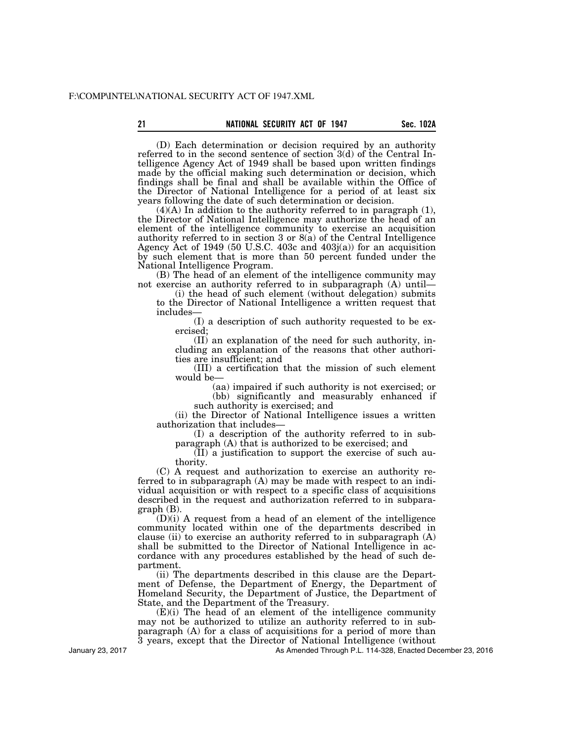(D) Each determination or decision required by an authority referred to in the second sentence of section 3(d) of the Central Intelligence Agency Act of 1949 shall be based upon written findings made by the official making such determination or decision, which findings shall be final and shall be available within the Office of the Director of National Intelligence for a period of at least six years following the date of such determination or decision.

(4)(A) In addition to the authority referred to in paragraph (1), the Director of National Intelligence may authorize the head of an element of the intelligence community to exercise an acquisition authority referred to in section 3 or 8(a) of the Central Intelligence Agency Act of 1949 (50 U.S.C. 403c and 403j(a)) for an acquisition by such element that is more than 50 percent funded under the National Intelligence Program.

(B) The head of an element of the intelligence community may not exercise an authority referred to in subparagraph (A) until—

(i) the head of such element (without delegation) submits to the Director of National Intelligence a written request that includes—

(I) a description of such authority requested to be exercised;

(II) an explanation of the need for such authority, including an explanation of the reasons that other authorities are insufficient; and

(III) a certification that the mission of such element would be—

(aa) impaired if such authority is not exercised; or

(bb) significantly and measurably enhanced if such authority is exercised; and

(ii) the Director of National Intelligence issues a written authorization that includes—

(I) a description of the authority referred to in subparagraph (A) that is authorized to be exercised; and

(II) a justification to support the exercise of such authority.

(C) A request and authorization to exercise an authority referred to in subparagraph (A) may be made with respect to an individual acquisition or with respect to a specific class of acquisitions described in the request and authorization referred to in subparagraph (B).

(D)(i) A request from a head of an element of the intelligence community located within one of the departments described in clause (ii) to exercise an authority referred to in subparagraph (A) shall be submitted to the Director of National Intelligence in accordance with any procedures established by the head of such department.

(ii) The departments described in this clause are the Department of Defense, the Department of Energy, the Department of Homeland Security, the Department of Justice, the Department of State, and the Department of the Treasury.

(E)(i) The head of an element of the intelligence community may not be authorized to utilize an authority referred to in subparagraph (A) for a class of acquisitions for a period of more than 3 years, except that the Director of National Intelligence (without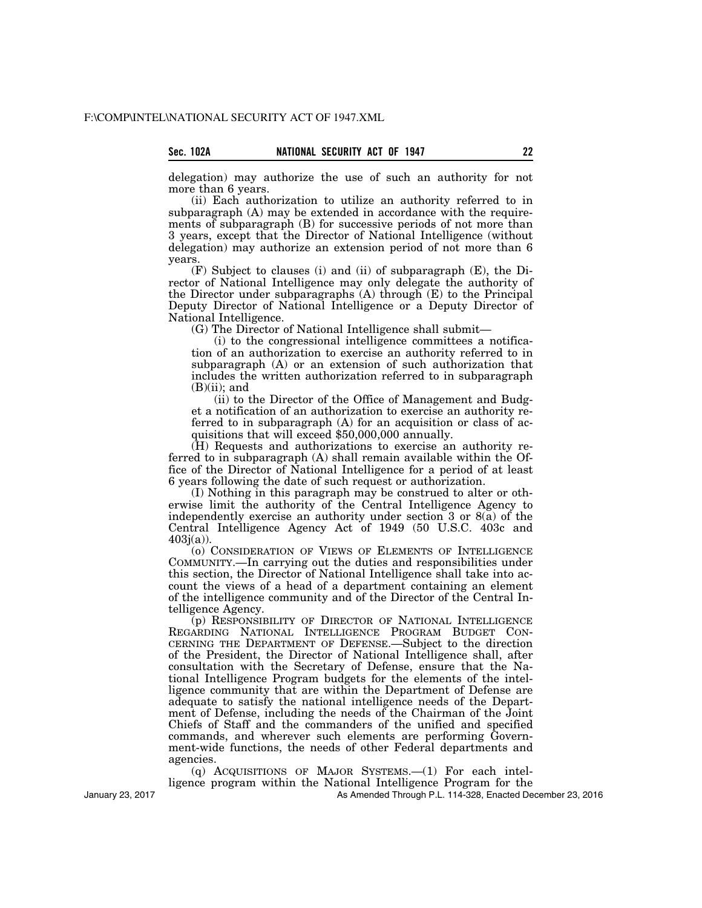delegation) may authorize the use of such an authority for not more than 6 years.

(ii) Each authorization to utilize an authority referred to in subparagraph (A) may be extended in accordance with the requirements of subparagraph (B) for successive periods of not more than 3 years, except that the Director of National Intelligence (without delegation) may authorize an extension period of not more than 6 years.

(F) Subject to clauses (i) and (ii) of subparagraph (E), the Director of National Intelligence may only delegate the authority of the Director under subparagraphs (A) through (E) to the Principal Deputy Director of National Intelligence or a Deputy Director of National Intelligence.

(G) The Director of National Intelligence shall submit—

(i) to the congressional intelligence committees a notification of an authorization to exercise an authority referred to in subparagraph (A) or an extension of such authorization that includes the written authorization referred to in subparagraph (B)(ii); and

(ii) to the Director of the Office of Management and Budget a notification of an authorization to exercise an authority referred to in subparagraph (A) for an acquisition or class of acquisitions that will exceed $50,000,000 annually.

(H) Requests and authorizations to exercise an authority referred to in subparagraph (A) shall remain available within the Office of the Director of National Intelligence for a period of at least 6 years following the date of such request or authorization.

(I) Nothing in this paragraph may be construed to alter or otherwise limit the authority of the Central Intelligence Agency to independently exercise an authority under section 3 or 8(a) of the Central Intelligence Agency Act of 1949 (50 U.S.C. 403c and 403j(a)).

(o) CONSIDERATION OF VIEWS OF ELEMENTS OF INTELLIGENCE COMMUNITY.—In carrying out the duties and responsibilities under this section, the Director of National Intelligence shall take into account the views of a head of a department containing an element of the intelligence community and of the Director of the Central Intelligence Agency.

(p) RESPONSIBILITY OF DIRECTOR OF NATIONAL INTELLIGENCE REGARDING NATIONAL INTELLIGENCE PROGRAM BUDGET CONCERNING THE DEPARTMENT OF DEFENSE.—Subject to the direction of the President, the Director of National Intelligence shall, after consultation with the Secretary of Defense, ensure that the National Intelligence Program budgets for the elements of the intelligence community that are within the Department of Defense are adequate to satisfy the national intelligence needs of the Department of Defense, including the needs of the Chairman of the Joint Chiefs of Staff and the commanders of the unified and specified commands, and wherever such elements are performing Government-wide functions, the needs of other Federal departments and agencies.

(q) ACQUISITIONS OF MAJOR SYSTEMS.—(1) For each intelligence program within the National Intelligence Program for the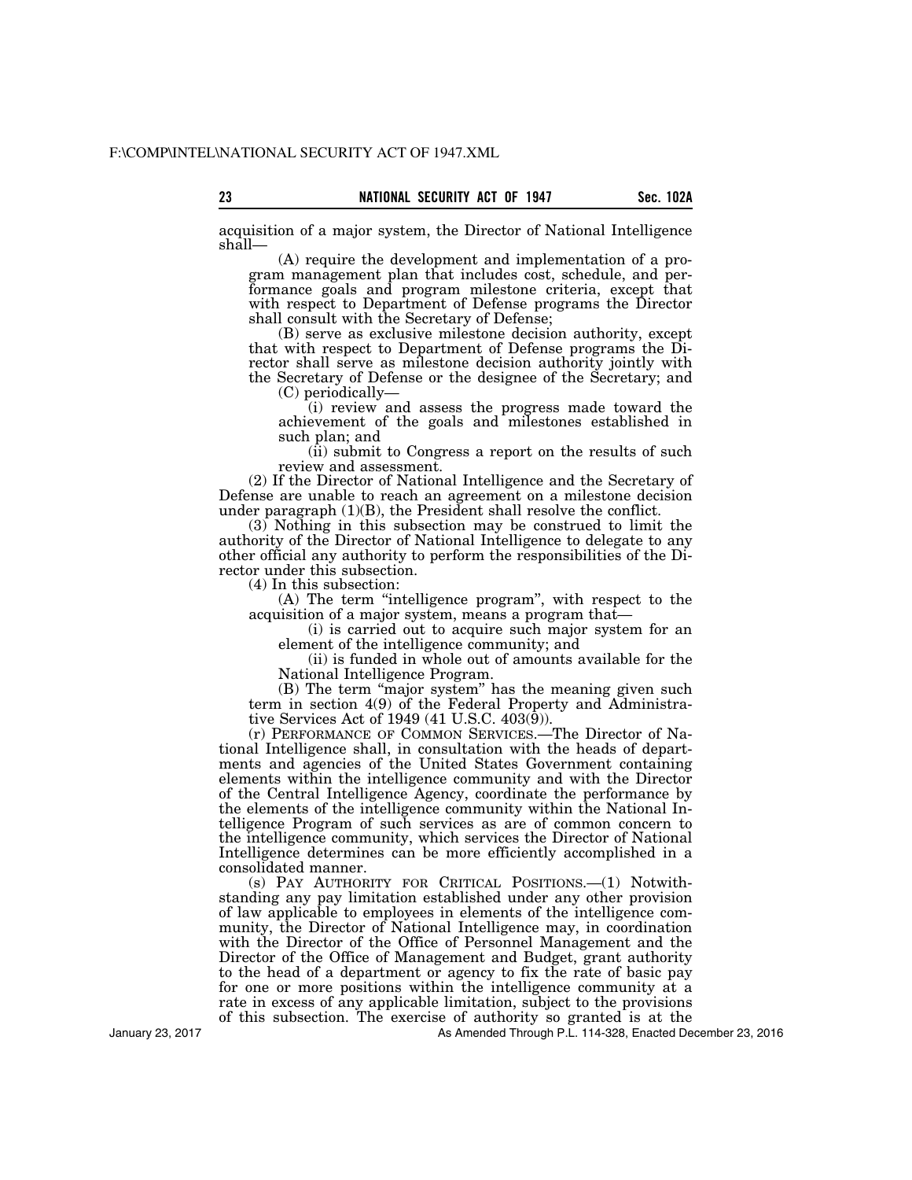acquisition of a major system, the Director of National Intelligence shall—

(A) require the development and implementation of a program management plan that includes cost, schedule, and performance goals and program milestone criteria, except that with respect to Department of Defense programs the Director shall consult with the Secretary of Defense;

(B) serve as exclusive milestone decision authority, except that with respect to Department of Defense programs the Director shall serve as milestone decision authority jointly with the Secretary of Defense or the designee of the Secretary; and

(C) periodically—

(i) review and assess the progress made toward the achievement of the goals and milestones established in such plan; and

(ii) submit to Congress a report on the results of such review and assessment.

(2) If the Director of National Intelligence and the Secretary of Defense are unable to reach an agreement on a milestone decision under paragraph (1)(B), the President shall resolve the conflict.

(3) Nothing in this subsection may be construed to limit the authority of the Director of National Intelligence to delegate to any other official any authority to perform the responsibilities of the Director under this subsection.

(4) In this subsection:

(A) The term "intelligence program", with respect to the acquisition of a major system, means a program that—

(i) is carried out to acquire such major system for an element of the intelligence community; and

(ii) is funded in whole out of amounts available for the National Intelligence Program.

(B) The term "major system" has the meaning given such term in section 4(9) of the Federal Property and Administrative Services Act of 1949 (41 U.S.C. 403(9)).

(r) PERFORMANCE OF COMMON SERVICES.—The Director of National Intelligence shall, in consultation with the heads of departments and agencies of the United States Government containing elements within the intelligence community and with the Director of the Central Intelligence Agency, coordinate the performance by the elements of the intelligence community within the National Intelligence Program of such services as are of common concern to the intelligence community, which services the Director of National Intelligence determines can be more efficiently accomplished in a consolidated manner.

(s) PAY AUTHORITY FOR CRITICAL POSITIONS.—(1) Notwithstanding any pay limitation established under any other provision of law applicable to employees in elements of the intelligence community, the Director of National Intelligence may, in coordination with the Director of the Office of Personnel Management and the Director of the Office of Management and Budget, grant authority to the head of a department or agency to fix the rate of basic pay for one or more positions within the intelligence community at a rate in excess of any applicable limitation, subject to the provisions of this subsection. The exercise of authority so granted is at the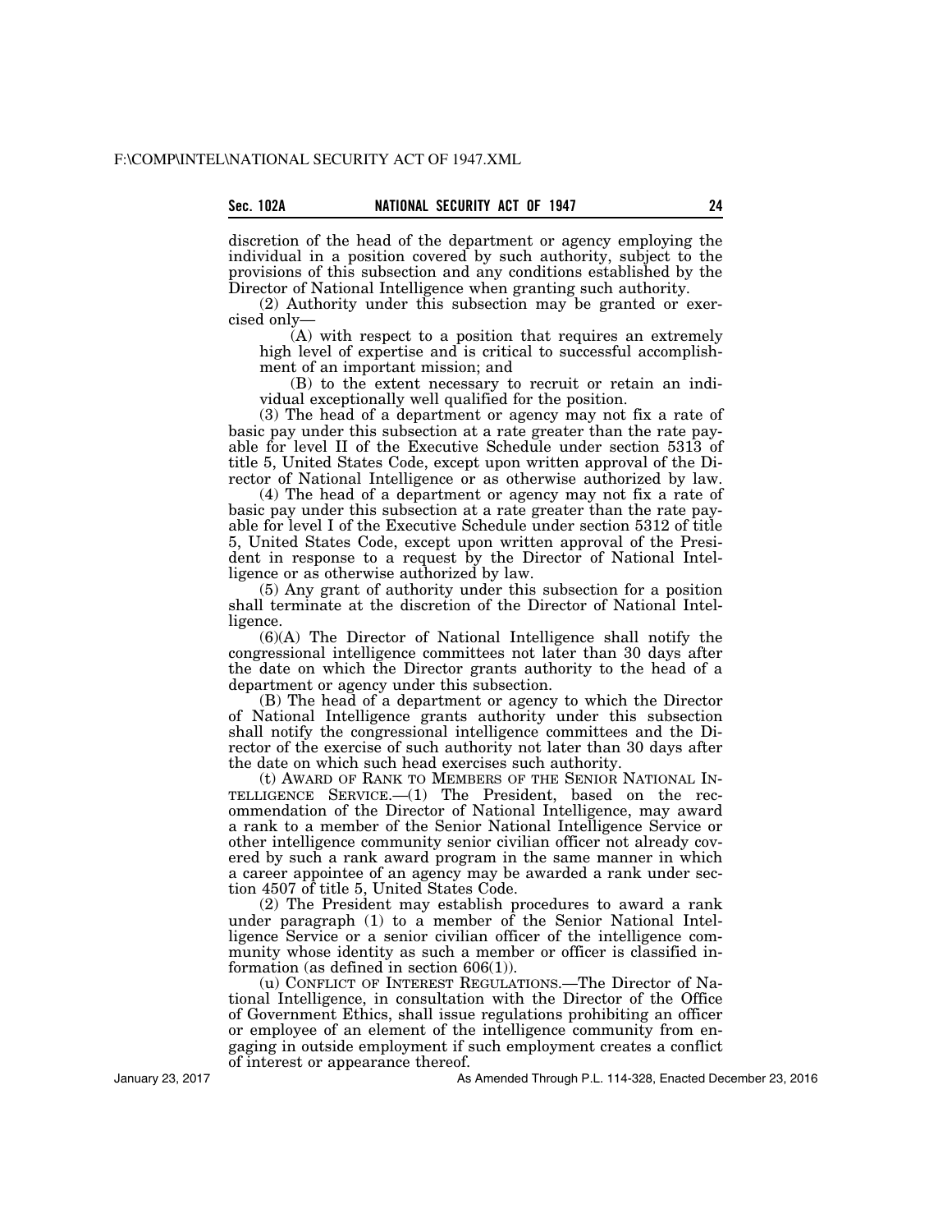discretion of the head of the department or agency employing the individual in a position covered by such authority, subject to the provisions of this subsection and any conditions established by the Director of National Intelligence when granting such authority.

(2) Authority under this subsection may be granted or exercised only—

(A) with respect to a position that requires an extremely high level of expertise and is critical to successful accomplishment of an important mission; and

(B) to the extent necessary to recruit or retain an individual exceptionally well qualified for the position.

(3) The head of a department or agency may not fix a rate of basic pay under this subsection at a rate greater than the rate payable for level II of the Executive Schedule under section 5313 of title 5, United States Code, except upon written approval of the Director of National Intelligence or as otherwise authorized by law.

(4) The head of a department or agency may not fix a rate of basic pay under this subsection at a rate greater than the rate payable for level I of the Executive Schedule under section 5312 of title 5, United States Code, except upon written approval of the President in response to a request by the Director of National Intelligence or as otherwise authorized by law.

(5) Any grant of authority under this subsection for a position shall terminate at the discretion of the Director of National Intelligence.

(6)(A) The Director of National Intelligence shall notify the congressional intelligence committees not later than 30 days after the date on which the Director grants authority to the head of a department or agency under this subsection.

(B) The head of a department or agency to which the Director of National Intelligence grants authority under this subsection shall notify the congressional intelligence committees and the Director of the exercise of such authority not later than 30 days after the date on which such head exercises such authority.

(t) AWARD OF RANK TO MEMBERS OF THE SENIOR NATIONAL INTELLIGENCE SERVICE.—(1) The President, based on the recommendation of the Director of National Intelligence, may award a rank to a member of the Senior National Intelligence Service or other intelligence community senior civilian officer not already covered by such a rank award program in the same manner in which a career appointee of an agency may be awarded a rank under section 4507 of title 5, United States Code.

(2) The President may establish procedures to award a rank under paragraph (1) to a member of the Senior National Intelligence Service or a senior civilian officer of the intelligence community whose identity as such a member or officer is classified information (as defined in section 606(1)).

(u) CONFLICT OF INTEREST REGULATIONS.—The Director of National Intelligence, in consultation with the Director of the Office of Government Ethics, shall issue regulations prohibiting an officer or employee of an element of the intelligence community from engaging in outside employment if such employment creates a conflict of interest or appearance thereof.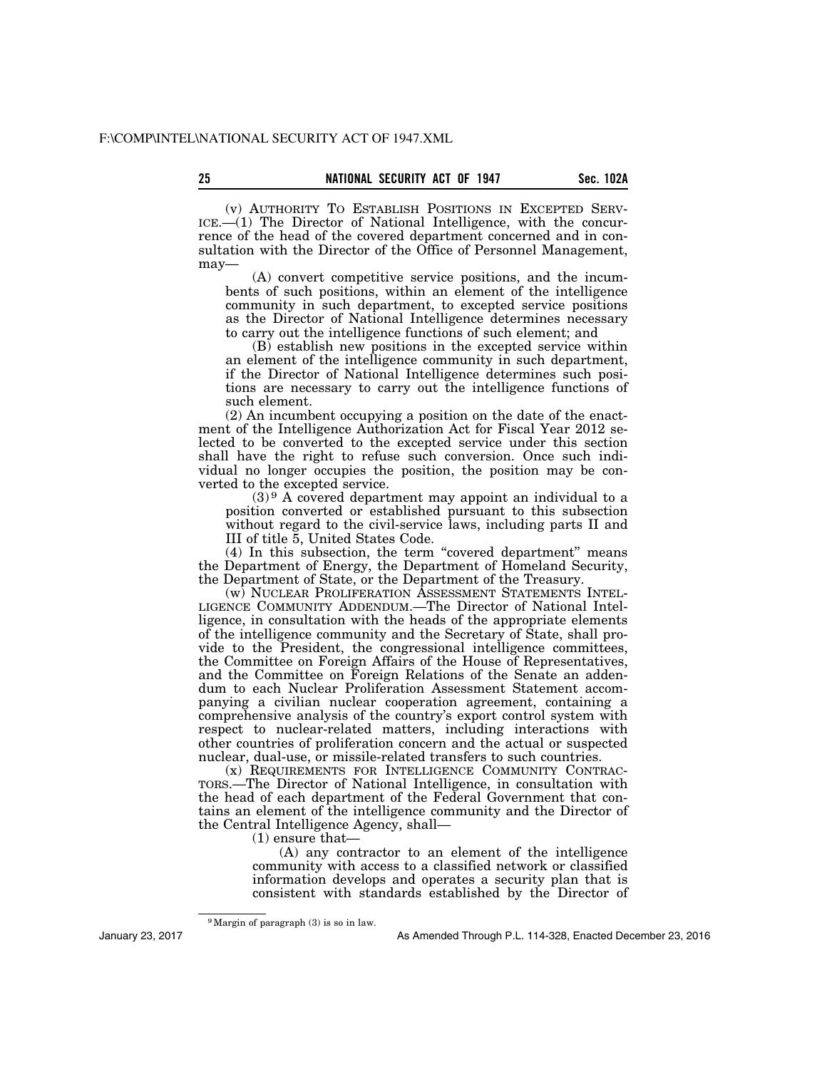(v) AUTHORITY TO ESTABLISH POSITIONS IN EXCEPTED SERVICE.—(1) The Director of National Intelligence, with the concurrence of the head of the covered department concerned and in consultation with the Director of the Office of Personnel Management, may—

(A) convert competitive service positions, and the incumbents of such positions, within an element of the intelligence community in such department, to excepted service positions as the Director of National Intelligence determines necessary to carry out the intelligence functions of such element; and

(B) establish new positions in the excepted service within an element of the intelligence community in such department, if the Director of National Intelligence determines such positions are necessary to carry out the intelligence functions of such element.

(2) An incumbent occupying a position on the date of the enactment of the Intelligence Authorization Act for Fiscal Year 2012 selected to be converted to the excepted service under this section shall have the right to refuse such conversion. Once such individual no longer occupies the position, the position may be converted to the excepted service.

(3)[9] A covered department may appoint an individual to a position converted or established pursuant to this subsection without regard to the civil-service laws, including parts II and III of title 5, United States Code.

(4) In this subsection, the term "covered department" means the Department of Energy, the Department of Homeland Security, the Department of State, or the Department of the Treasury.

(w) NUCLEAR PROLIFERATION ASSESSMENT STATEMENTS INTELLIGENCE COMMUNITY ADDENDUM.—The Director of National Intelligence, in consultation with the heads of the appropriate elements of the intelligence community and the Secretary of State, shall provide to the President, the congressional intelligence committees, the Committee on Foreign Affairs of the House of Representatives, and the Committee on Foreign Relations of the Senate an addendum to each Nuclear Proliferation Assessment Statement accompanying a civilian nuclear cooperation agreement, containing a comprehensive analysis of the country's export control system with respect to nuclear-related matters, including interactions with other countries of proliferation concern and the actual or suspected nuclear, dual-use, or missile-related transfers to such countries.

(x) REQUIREMENTS FOR INTELLIGENCE COMMUNITY CONTRACTORS.—The Director of National Intelligence, in consultation with the head of each department of the Federal Government that contains an element of the intelligence community and the Director of the Central Intelligence Agency, shall—

(1) ensure that—

(A) any contractor to an element of the intelligence community with access to a classified network or classified information develops and operates a security plan that is consistent with standards established by the Director of

[9] Margin of paragraph (3) is so in law.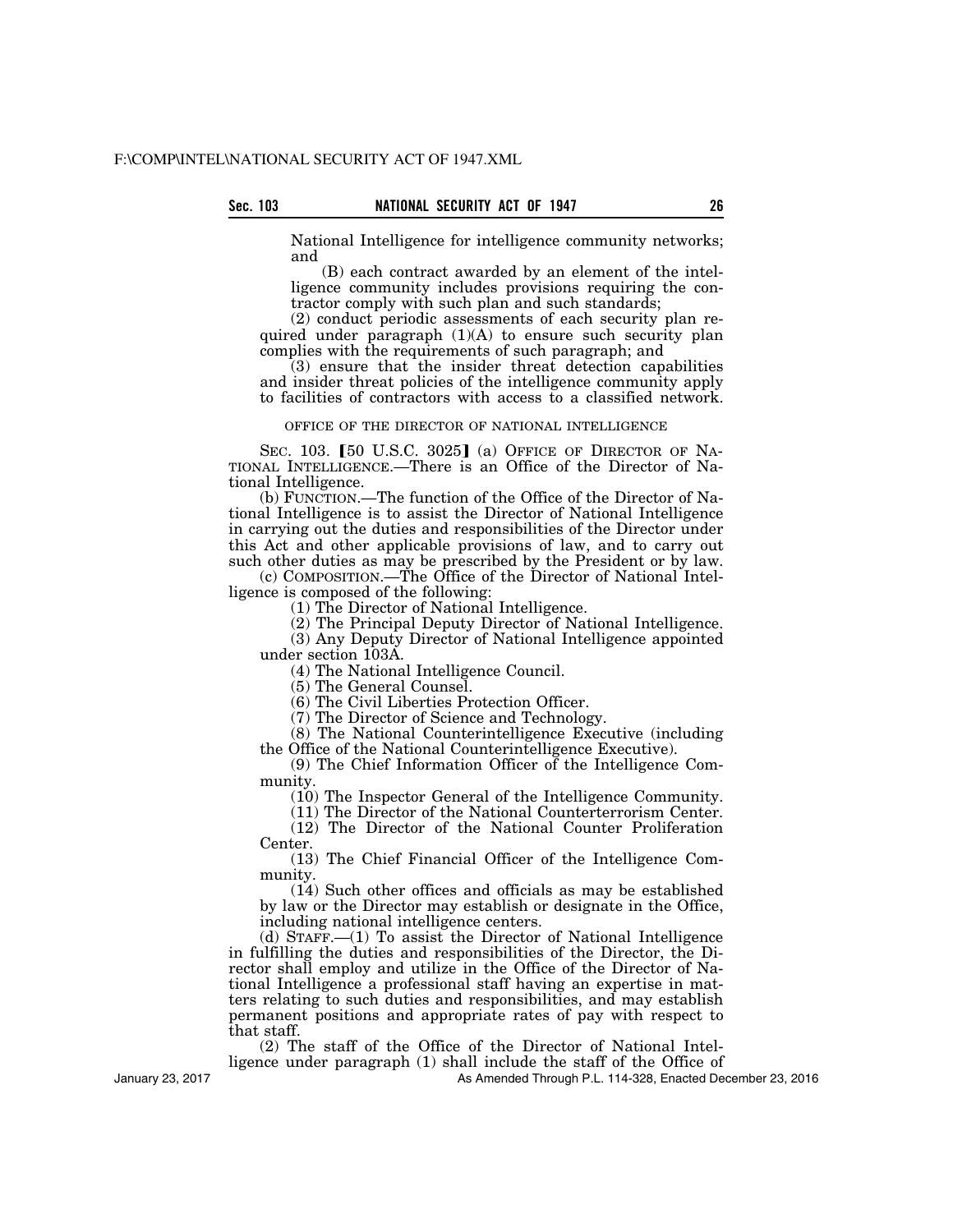National Intelligence for intelligence community networks; and

(B) each contract awarded by an element of the intelligence community includes provisions requiring the contractor comply with such plan and such standards;

(2) conduct periodic assessments of each security plan required under paragraph (1)(A) to ensure such security plan complies with the requirements of such paragraph; and

(3) ensure that the insider threat detection capabilities and insider threat policies of the intelligence community apply to facilities of contractors with access to a classified network.

OFFICE OF THE DIRECTOR OF NATIONAL INTELLIGENCE

SEC. 103. [50 U.S.C. 3025] (a) OFFICE OF DIRECTOR OF NATIONAL INTELLIGENCE.—There is an Office of the Director of National Intelligence.

(b) FUNCTION.—The function of the Office of the Director of National Intelligence is to assist the Director of National Intelligence in carrying out the duties and responsibilities of the Director under this Act and other applicable provisions of law, and to carry out such other duties as may be prescribed by the President or by law.

(c) COMPOSITION.—The Office of the Director of National Intelligence is composed of the following:

(1) The Director of National Intelligence.

(2) The Principal Deputy Director of National Intelligence.

(3) Any Deputy Director of National Intelligence appointed under section 103A.

(4) The National Intelligence Council.

(5) The General Counsel.

(6) The Civil Liberties Protection Officer.

(7) The Director of Science and Technology.

(8) The National Counterintelligence Executive (including the Office of the National Counterintelligence Executive).

(9) The Chief Information Officer of the Intelligence Community.

(10) The Inspector General of the Intelligence Community.

(11) The Director of the National Counterterrorism Center.

(12) The Director of the National Counter Proliferation Center.

(13) The Chief Financial Officer of the Intelligence Community.

(14) Such other offices and officials as may be established by law or the Director may establish or designate in the Office, including national intelligence centers.

(d) STAFF.—(1) To assist the Director of National Intelligence in fulfilling the duties and responsibilities of the Director, the Director shall employ and utilize in the Office of the Director of National Intelligence a professional staff having an expertise in matters relating to such duties and responsibilities, and may establish permanent positions and appropriate rates of pay with respect to that staff.

(2) The staff of the Office of the Director of National Intelligence under paragraph (1) shall include the staff of the Office of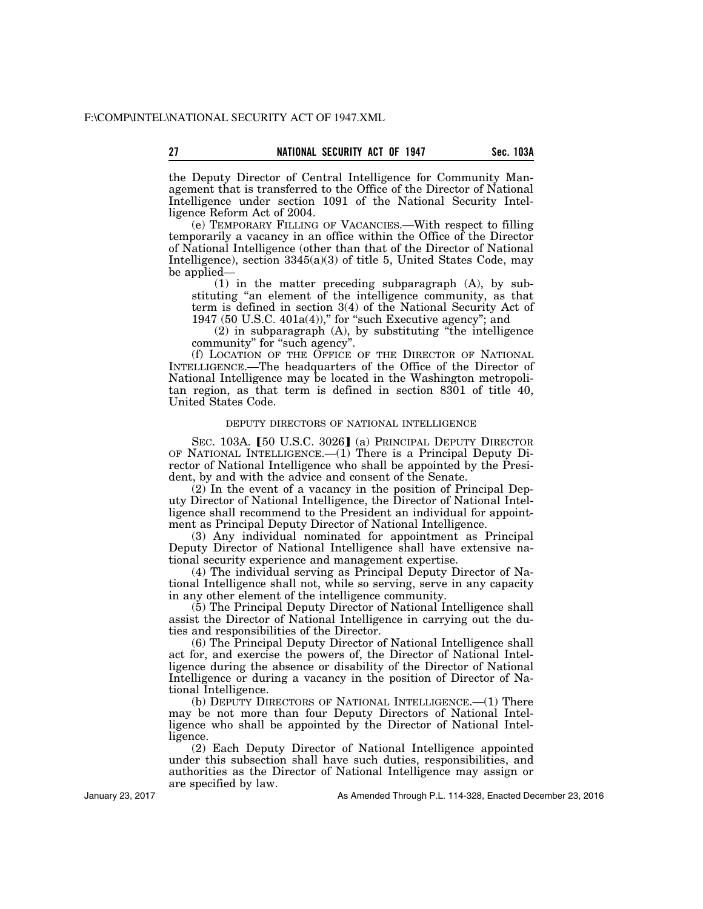the Deputy Director of Central Intelligence for Community Management that is transferred to the Office of the Director of National Intelligence under section 1091 of the National Security Intelligence Reform Act of 2004.

(e) TEMPORARY FILLING OF VACANCIES.—With respect to filling temporarily a vacancy in an office within the Office of the Director of National Intelligence (other than that of the Director of National Intelligence), section 3345(a)(3) of title 5, United States Code, may be applied—

(1) in the matter preceding subparagraph (A), by substituting "an element of the intelligence community, as that term is defined in section 3(4) of the National Security Act of 1947 (50 U.S.C. 401a(4))," for "such Executive agency"; and

(2) in subparagraph (A), by substituting "the intelligence community" for "such agency".

(f) LOCATION OF THE OFFICE OF THE DIRECTOR OF NATIONAL INTELLIGENCE.—The headquarters of the Office of the Director of National Intelligence may be located in the Washington metropolitan region, as that term is defined in section 8301 of title 40, United States Code.

DEPUTY DIRECTORS OF NATIONAL INTELLIGENCE

SEC. 103A. 【50 U.S.C. 3026】 (a) PRINCIPAL DEPUTY DIRECTOR OF NATIONAL INTELLIGENCE.—(1) There is a Principal Deputy Director of National Intelligence who shall be appointed by the President, by and with the advice and consent of the Senate.

(2) In the event of a vacancy in the position of Principal Deputy Director of National Intelligence, the Director of National Intelligence shall recommend to the President an individual for appointment as Principal Deputy Director of National Intelligence.

(3) Any individual nominated for appointment as Principal Deputy Director of National Intelligence shall have extensive national security experience and management expertise.

(4) The individual serving as Principal Deputy Director of National Intelligence shall not, while so serving, serve in any capacity in any other element of the intelligence community.

(5) The Principal Deputy Director of National Intelligence shall assist the Director of National Intelligence in carrying out the duties and responsibilities of the Director.

(6) The Principal Deputy Director of National Intelligence shall act for, and exercise the powers of, the Director of National Intelligence during the absence or disability of the Director of National Intelligence or during a vacancy in the position of Director of National Intelligence.

(b) DEPUTY DIRECTORS OF NATIONAL INTELLIGENCE.—(1) There may be not more than four Deputy Directors of National Intelligence who shall be appointed by the Director of National Intelligence.

(2) Each Deputy Director of National Intelligence appointed under this subsection shall have such duties, responsibilities, and authorities as the Director of National Intelligence may assign or are specified by law.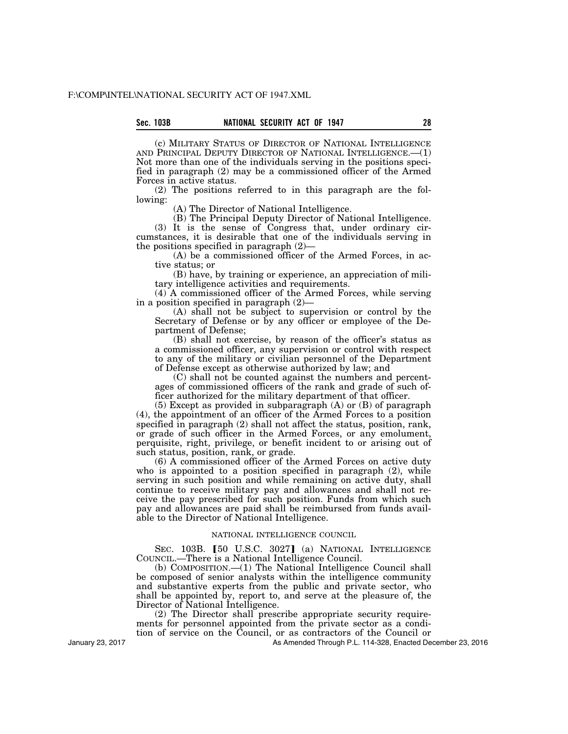(c) MILITARY STATUS OF DIRECTOR OF NATIONAL INTELLIGENCE AND PRINCIPAL DEPUTY DIRECTOR OF NATIONAL INTELLIGENCE.—(1) Not more than one of the individuals serving in the positions specified in paragraph (2) may be a commissioned officer of the Armed Forces in active status.

(2) The positions referred to in this paragraph are the following:

(A) The Director of National Intelligence.

(B) The Principal Deputy Director of National Intelligence.

(3) It is the sense of Congress that, under ordinary circumstances, it is desirable that one of the individuals serving in the positions specified in paragraph (2)—

(A) be a commissioned officer of the Armed Forces, in active status; or

(B) have, by training or experience, an appreciation of military intelligence activities and requirements.

(4) A commissioned officer of the Armed Forces, while serving in a position specified in paragraph (2)—

(A) shall not be subject to supervision or control by the Secretary of Defense or by any officer or employee of the Department of Defense;

(B) shall not exercise, by reason of the officer's status as a commissioned officer, any supervision or control with respect to any of the military or civilian personnel of the Department of Defense except as otherwise authorized by law; and

(C) shall not be counted against the numbers and percentages of commissioned officers of the rank and grade of such officer authorized for the military department of that officer.

(5) Except as provided in subparagraph (A) or (B) of paragraph (4), the appointment of an officer of the Armed Forces to a position specified in paragraph (2) shall not affect the status, position, rank, or grade of such officer in the Armed Forces, or any emolument, perquisite, right, privilege, or benefit incident to or arising out of such status, position, rank, or grade.

(6) A commissioned officer of the Armed Forces on active duty who is appointed to a position specified in paragraph (2), while serving in such position and while remaining on active duty, shall continue to receive military pay and allowances and shall not receive the pay prescribed for such position. Funds from which such pay and allowances are paid shall be reimbursed from funds available to the Director of National Intelligence.

NATIONAL INTELLIGENCE COUNCIL

SEC. 103B. [50 U.S.C. 3027] (a) NATIONAL INTELLIGENCE COUNCIL.—There is a National Intelligence Council.

(b) COMPOSITION.—(1) The National Intelligence Council shall be composed of senior analysts within the intelligence community and substantive experts from the public and private sector, who shall be appointed by, report to, and serve at the pleasure of, the Director of National Intelligence.

(2) The Director shall prescribe appropriate security requirements for personnel appointed from the private sector as a condition of service on the Council, or as contractors of the Council or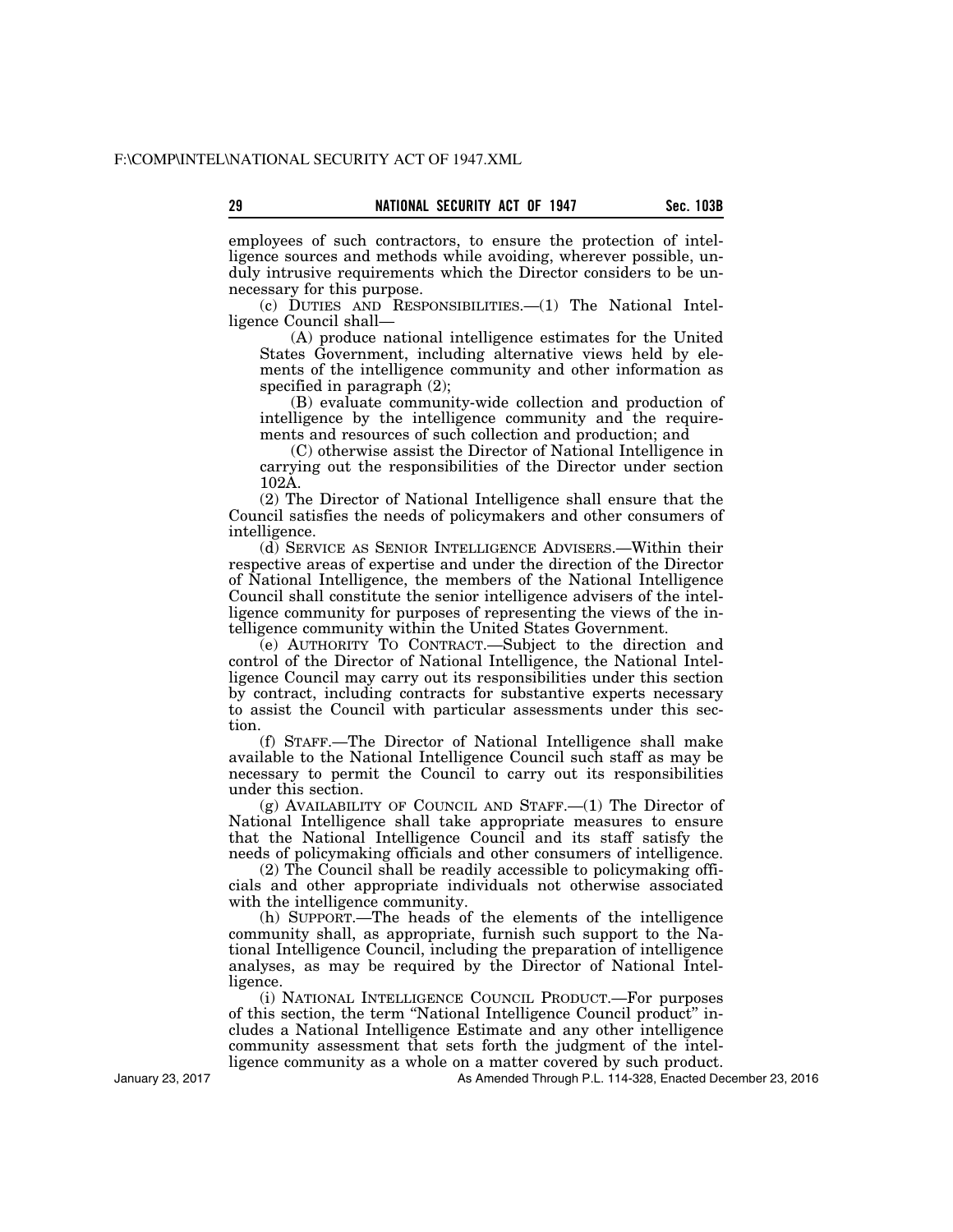employees of such contractors, to ensure the protection of intelligence sources and methods while avoiding, wherever possible, unduly intrusive requirements which the Director considers to be unnecessary for this purpose.

(c) DUTIES AND RESPONSIBILITIES.—(1) The National Intelligence Council shall—

(A) produce national intelligence estimates for the United States Government, including alternative views held by elements of the intelligence community and other information as specified in paragraph (2);

(B) evaluate community-wide collection and production of intelligence by the intelligence community and the requirements and resources of such collection and production; and

(C) otherwise assist the Director of National Intelligence in carrying out the responsibilities of the Director under section 102A.

(2) The Director of National Intelligence shall ensure that the Council satisfies the needs of policymakers and other consumers of intelligence.

(d) SERVICE AS SENIOR INTELLIGENCE ADVISERS.—Within their respective areas of expertise and under the direction of the Director of National Intelligence, the members of the National Intelligence Council shall constitute the senior intelligence advisers of the intelligence community for purposes of representing the views of the intelligence community within the United States Government.

(e) AUTHORITY TO CONTRACT.—Subject to the direction and control of the Director of National Intelligence, the National Intelligence Council may carry out its responsibilities under this section by contract, including contracts for substantive experts necessary to assist the Council with particular assessments under this section.

(f) STAFF.—The Director of National Intelligence shall make available to the National Intelligence Council such staff as may be necessary to permit the Council to carry out its responsibilities under this section.

(g) AVAILABILITY OF COUNCIL AND STAFF.—(1) The Director of National Intelligence shall take appropriate measures to ensure that the National Intelligence Council and its staff satisfy the needs of policymaking officials and other consumers of intelligence.

(2) The Council shall be readily accessible to policymaking officials and other appropriate individuals not otherwise associated with the intelligence community.

(h) SUPPORT.—The heads of the elements of the intelligence community shall, as appropriate, furnish such support to the National Intelligence Council, including the preparation of intelligence analyses, as may be required by the Director of National Intelligence.

(i) NATIONAL INTELLIGENCE COUNCIL PRODUCT.—For purposes of this section, the term "National Intelligence Council product" includes a National Intelligence Estimate and any other intelligence community assessment that sets forth the judgment of the intelligence community as a whole on a matter covered by such product.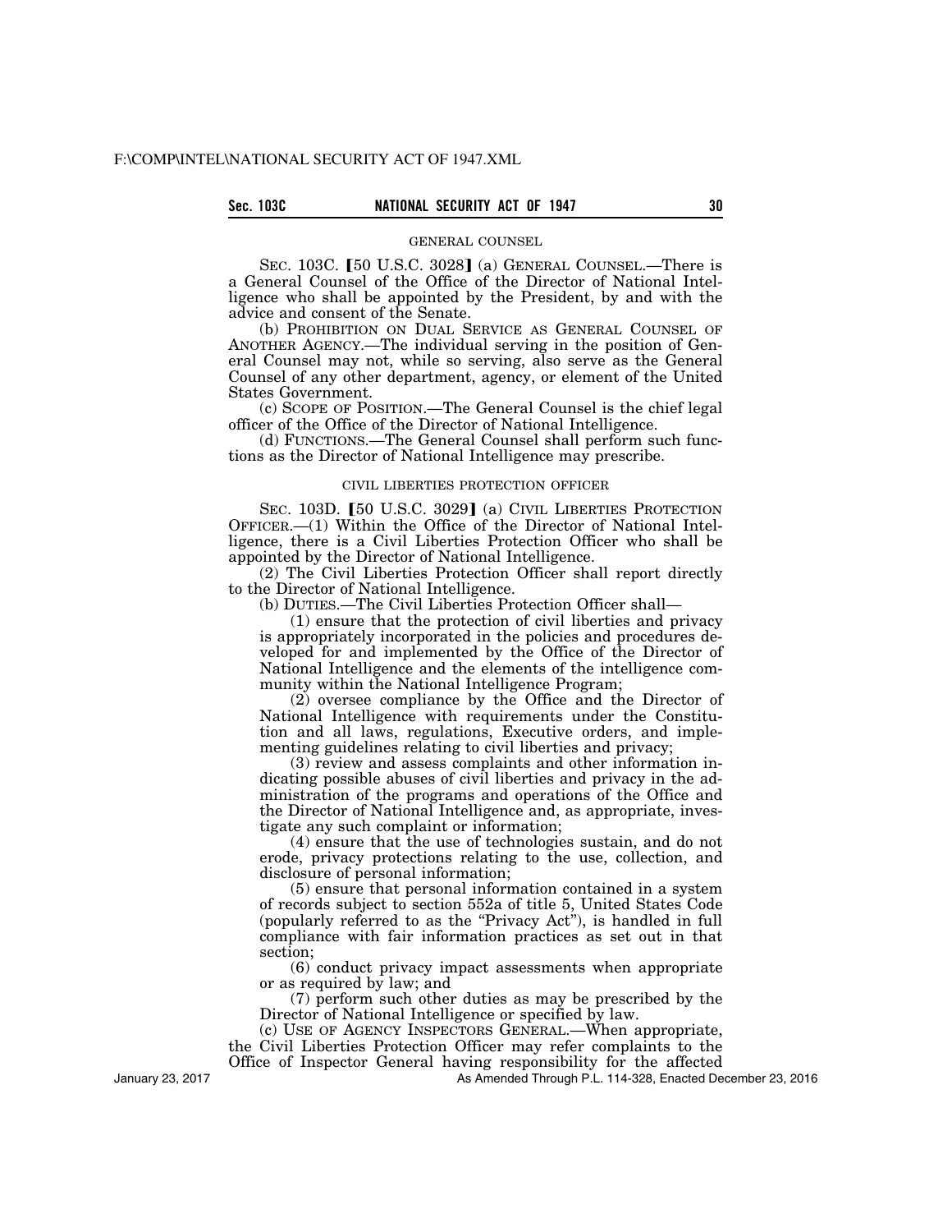GENERAL COUNSEL

SEC. 103C. [50 U.S.C. 3028] (a) GENERAL COUNSEL.—There is a General Counsel of the Office of the Director of National Intelligence who shall be appointed by the President, by and with the advice and consent of the Senate.

(b) PROHIBITION ON DUAL SERVICE AS GENERAL COUNSEL OF ANOTHER AGENCY.—The individual serving in the position of General Counsel may not, while so serving, also serve as the General Counsel of any other department, agency, or element of the United States Government.

(c) SCOPE OF POSITION.—The General Counsel is the chief legal officer of the Office of the Director of National Intelligence.

(d) FUNCTIONS.—The General Counsel shall perform such functions as the Director of National Intelligence may prescribe.

CIVIL LIBERTIES PROTECTION OFFICER

SEC. 103D. [50 U.S.C. 3029] (a) CIVIL LIBERTIES PROTECTION OFFICER.—(1) Within the Office of the Director of National Intelligence, there is a Civil Liberties Protection Officer who shall be appointed by the Director of National Intelligence.

(2) The Civil Liberties Protection Officer shall report directly to the Director of National Intelligence.

(b) DUTIES.—The Civil Liberties Protection Officer shall—

(1) ensure that the protection of civil liberties and privacy is appropriately incorporated in the policies and procedures developed for and implemented by the Office of the Director of National Intelligence and the elements of the intelligence community within the National Intelligence Program;

(2) oversee compliance by the Office and the Director of National Intelligence with requirements under the Constitution and all laws, regulations, Executive orders, and implementing guidelines relating to civil liberties and privacy;

(3) review and assess complaints and other information indicating possible abuses of civil liberties and privacy in the administration of the programs and operations of the Office and the Director of National Intelligence and, as appropriate, investigate any such complaint or information;

(4) ensure that the use of technologies sustain, and do not erode, privacy protections relating to the use, collection, and disclosure of personal information;

(5) ensure that personal information contained in a system of records subject to section 552a of title 5, United States Code (popularly referred to as the "Privacy Act"), is handled in full compliance with fair information practices as set out in that section;

(6) conduct privacy impact assessments when appropriate or as required by law; and

(7) perform such other duties as may be prescribed by the Director of National Intelligence or specified by law.

(c) USE OF AGENCY INSPECTORS GENERAL.—When appropriate, the Civil Liberties Protection Officer may refer complaints to the Office of Inspector General having responsibility for the affected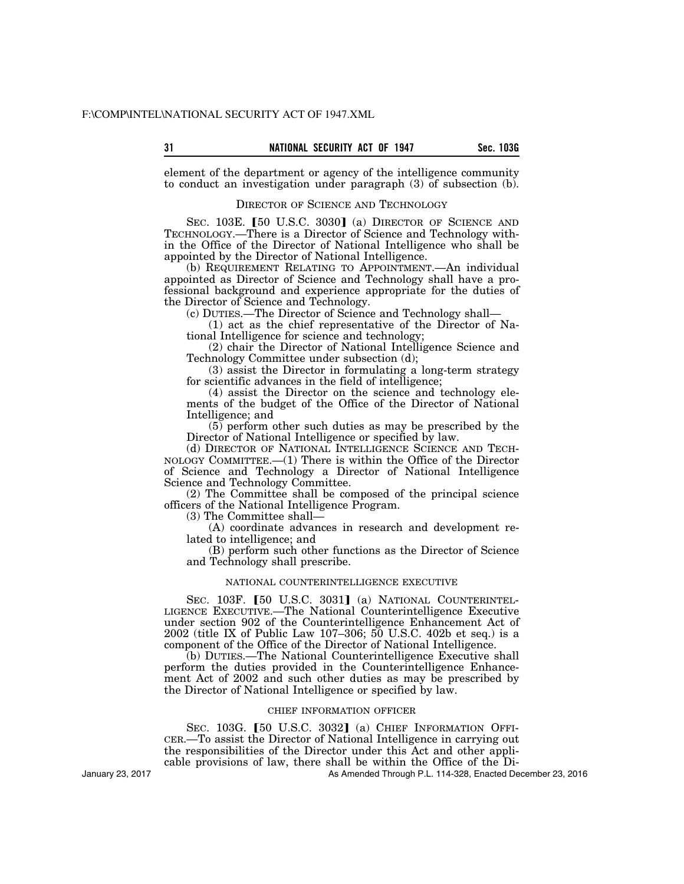element of the department or agency of the intelligence community to conduct an investigation under paragraph (3) of subsection (b).

## DIRECTOR OF SCIENCE AND TECHNOLOGY

SEC. 103E. 【50 U.S.C. 3030】 (a) DIRECTOR OF SCIENCE AND TECHNOLOGY.—There is a Director of Science and Technology within the Office of the Director of National Intelligence who shall be appointed by the Director of National Intelligence.

(b) REQUIREMENT RELATING TO APPOINTMENT.—An individual appointed as Director of Science and Technology shall have a professional background and experience appropriate for the duties of the Director of Science and Technology.

(c) DUTIES.—The Director of Science and Technology shall—

(1) act as the chief representative of the Director of National Intelligence for science and technology;

(2) chair the Director of National Intelligence Science and Technology Committee under subsection (d);

(3) assist the Director in formulating a long-term strategy for scientific advances in the field of intelligence;

(4) assist the Director on the science and technology elements of the budget of the Office of the Director of National Intelligence; and

(5) perform other such duties as may be prescribed by the Director of National Intelligence or specified by law.

(d) DIRECTOR OF NATIONAL INTELLIGENCE SCIENCE AND TECHNOLOGY COMMITTEE.—(1) There is within the Office of the Director of Science and Technology a Director of National Intelligence Science and Technology Committee.

(2) The Committee shall be composed of the principal science officers of the National Intelligence Program.

(3) The Committee shall—

(A) coordinate advances in research and development related to intelligence; and

(B) perform such other functions as the Director of Science and Technology shall prescribe.

## NATIONAL COUNTERINTELLIGENCE EXECUTIVE

SEC. 103F. 【50 U.S.C. 3031】 (a) NATIONAL COUNTERINTELLIGENCE EXECUTIVE.—The National Counterintelligence Executive under section 902 of the Counterintelligence Enhancement Act of 2002 (title IX of Public Law 107–306; 50 U.S.C. 402b et seq.) is a component of the Office of the Director of National Intelligence.

(b) DUTIES.—The National Counterintelligence Executive shall perform the duties provided in the Counterintelligence Enhancement Act of 2002 and such other duties as may be prescribed by the Director of National Intelligence or specified by law.

## CHIEF INFORMATION OFFICER

SEC. 103G. 【50 U.S.C. 3032】 (a) CHIEF INFORMATION OFFICER.—To assist the Director of National Intelligence in carrying out the responsibilities of the Director under this Act and other applicable provisions of law, there shall be within the Office of the Di-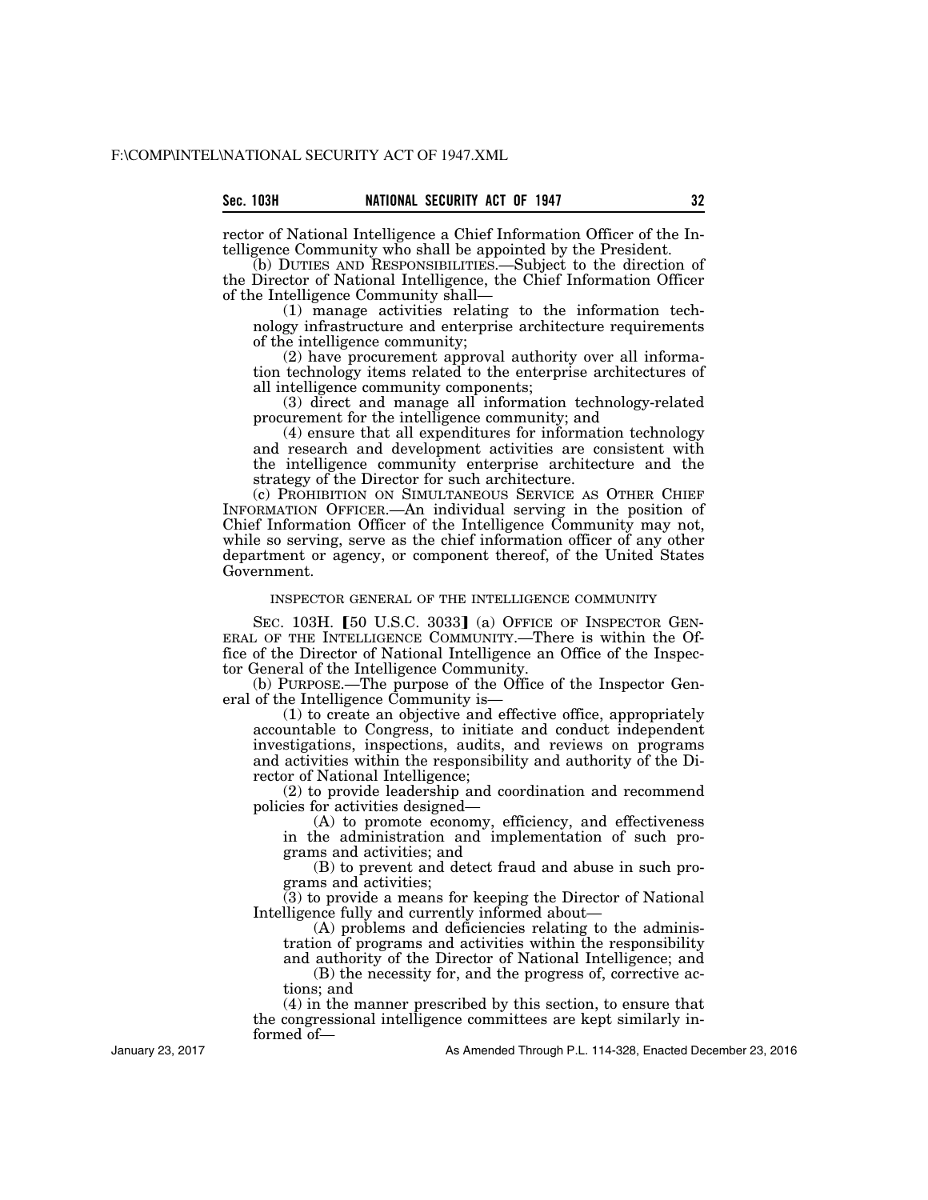rector of National Intelligence a Chief Information Officer of the Intelligence Community who shall be appointed by the President.

(b) DUTIES AND RESPONSIBILITIES.—Subject to the direction of the Director of National Intelligence, the Chief Information Officer of the Intelligence Community shall—

(1) manage activities relating to the information technology infrastructure and enterprise architecture requirements of the intelligence community;

(2) have procurement approval authority over all information technology items related to the enterprise architectures of all intelligence community components;

(3) direct and manage all information technology-related procurement for the intelligence community; and

(4) ensure that all expenditures for information technology and research and development activities are consistent with the intelligence community enterprise architecture and the strategy of the Director for such architecture.

(c) PROHIBITION ON SIMULTANEOUS SERVICE AS OTHER CHIEF INFORMATION OFFICER.—An individual serving in the position of Chief Information Officer of the Intelligence Community may not, while so serving, serve as the chief information officer of any other department or agency, or component thereof, of the United States Government.

INSPECTOR GENERAL OF THE INTELLIGENCE COMMUNITY

SEC. 103H. [50 U.S.C. 3033] (a) OFFICE OF INSPECTOR GENERAL OF THE INTELLIGENCE COMMUNITY.—There is within the Office of the Director of National Intelligence an Office of the Inspector General of the Intelligence Community.

(b) PURPOSE.—The purpose of the Office of the Inspector General of the Intelligence Community is—

(1) to create an objective and effective office, appropriately accountable to Congress, to initiate and conduct independent investigations, inspections, audits, and reviews on programs and activities within the responsibility and authority of the Director of National Intelligence;

(2) to provide leadership and coordination and recommend policies for activities designed—

(A) to promote economy, efficiency, and effectiveness in the administration and implementation of such programs and activities; and

(B) to prevent and detect fraud and abuse in such programs and activities;

(3) to provide a means for keeping the Director of National Intelligence fully and currently informed about—

(A) problems and deficiencies relating to the administration of programs and activities within the responsibility and authority of the Director of National Intelligence; and

(B) the necessity for, and the progress of, corrective actions; and

(4) in the manner prescribed by this section, to ensure that the congressional intelligence committees are kept similarly informed of—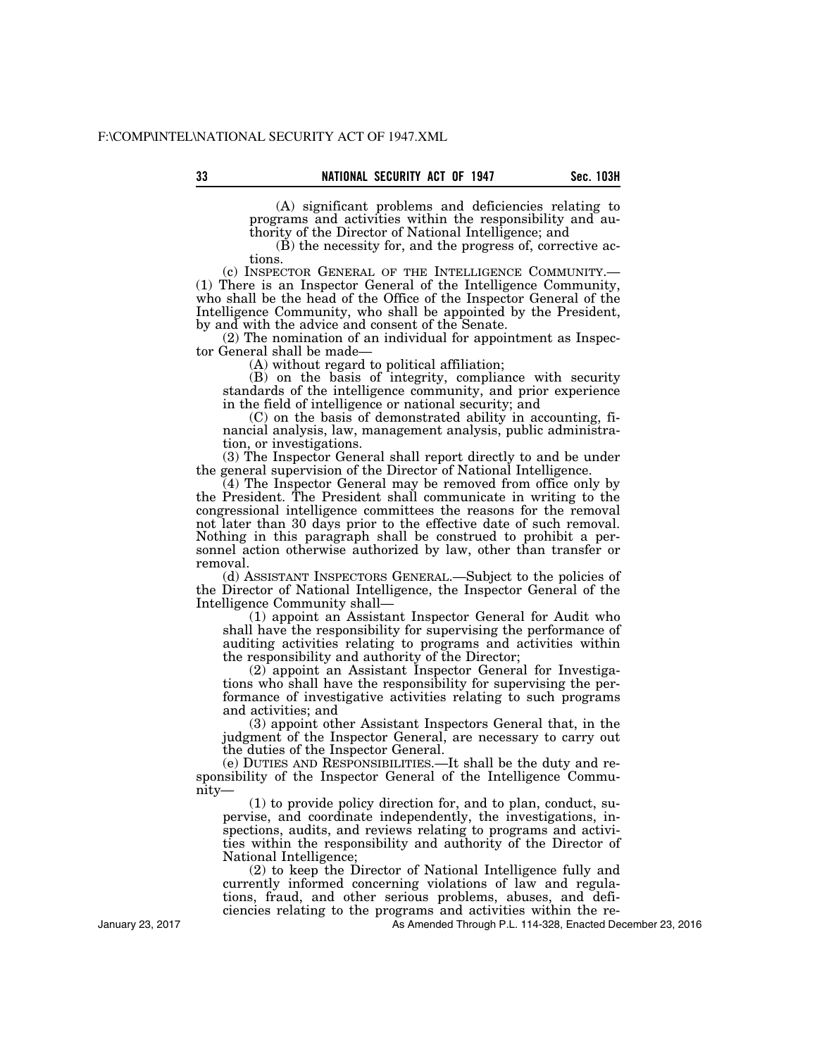(A) significant problems and deficiencies relating to programs and activities within the responsibility and authority of the Director of National Intelligence; and

(B) the necessity for, and the progress of, corrective actions.

(c) INSPECTOR GENERAL OF THE INTELLIGENCE COMMUNITY.—(1) There is an Inspector General of the Intelligence Community, who shall be the head of the Office of the Inspector General of the Intelligence Community, who shall be appointed by the President, by and with the advice and consent of the Senate.

(2) The nomination of an individual for appointment as Inspector General shall be made—

(A) without regard to political affiliation;

(B) on the basis of integrity, compliance with security standards of the intelligence community, and prior experience in the field of intelligence or national security; and

(C) on the basis of demonstrated ability in accounting, financial analysis, law, management analysis, public administration, or investigations.

(3) The Inspector General shall report directly to and be under the general supervision of the Director of National Intelligence.

(4) The Inspector General may be removed from office only by the President. The President shall communicate in writing to the congressional intelligence committees the reasons for the removal not later than 30 days prior to the effective date of such removal. Nothing in this paragraph shall be construed to prohibit a personnel action otherwise authorized by law, other than transfer or removal.

(d) ASSISTANT INSPECTORS GENERAL.—Subject to the policies of the Director of National Intelligence, the Inspector General of the Intelligence Community shall—

(1) appoint an Assistant Inspector General for Audit who shall have the responsibility for supervising the performance of auditing activities relating to programs and activities within the responsibility and authority of the Director;

(2) appoint an Assistant Inspector General for Investigations who shall have the responsibility for supervising the performance of investigative activities relating to such programs and activities; and

(3) appoint other Assistant Inspectors General that, in the judgment of the Inspector General, are necessary to carry out the duties of the Inspector General.

(e) DUTIES AND RESPONSIBILITIES.—It shall be the duty and responsibility of the Inspector General of the Intelligence Community—

(1) to provide policy direction for, and to plan, conduct, supervise, and coordinate independently, the investigations, inspections, audits, and reviews relating to programs and activities within the responsibility and authority of the Director of National Intelligence;

(2) to keep the Director of National Intelligence fully and currently informed concerning violations of law and regulations, fraud, and other serious problems, abuses, and deficiencies relating to the programs and activities within the re-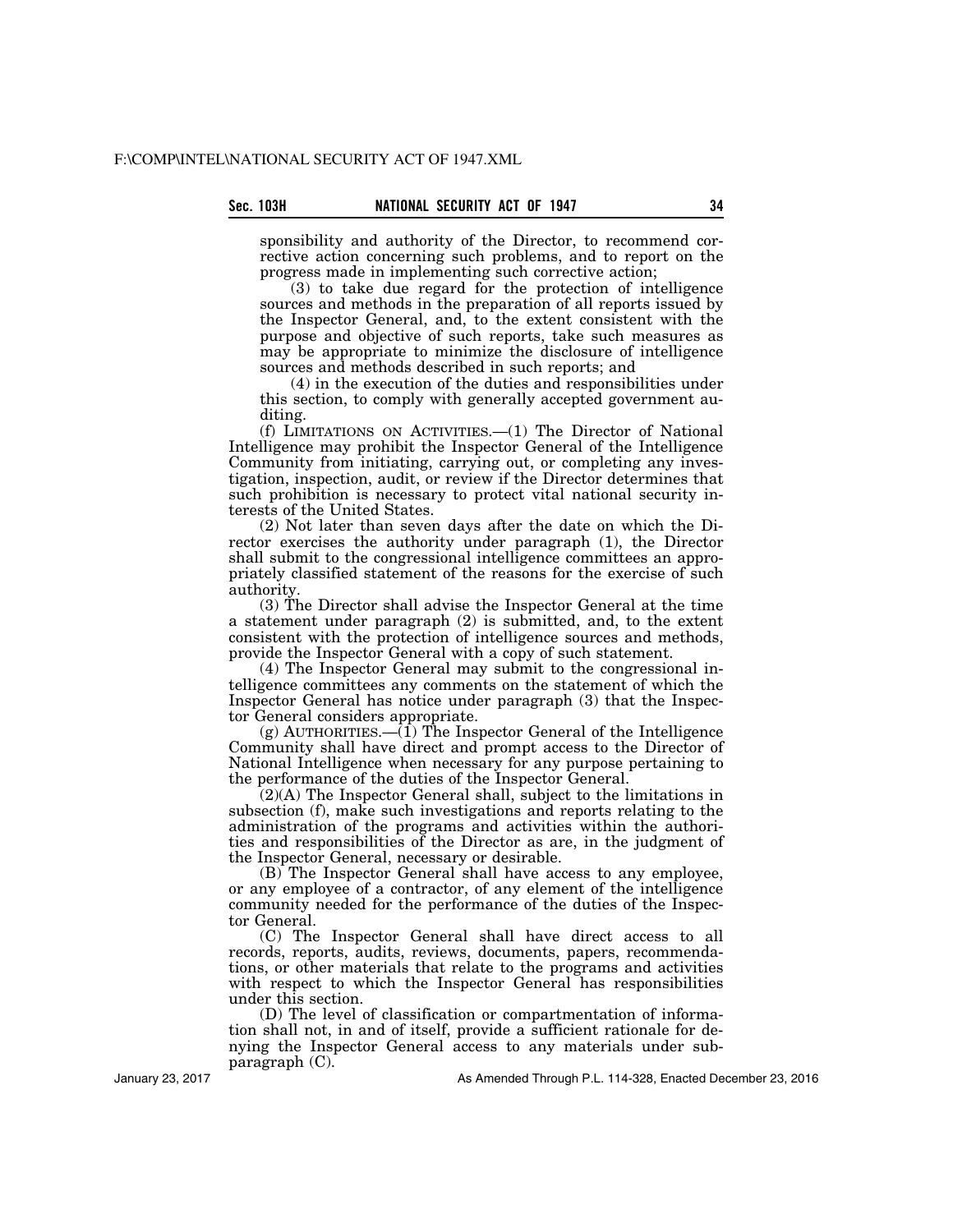sponsibility and authority of the Director, to recommend corrective action concerning such problems, and to report on the progress made in implementing such corrective action;

(3) to take due regard for the protection of intelligence sources and methods in the preparation of all reports issued by the Inspector General, and, to the extent consistent with the purpose and objective of such reports, take such measures as may be appropriate to minimize the disclosure of intelligence sources and methods described in such reports; and

(4) in the execution of the duties and responsibilities under this section, to comply with generally accepted government auditing.

(f) LIMITATIONS ON ACTIVITIES.—(1) The Director of National Intelligence may prohibit the Inspector General of the Intelligence Community from initiating, carrying out, or completing any investigation, inspection, audit, or review if the Director determines that such prohibition is necessary to protect vital national security interests of the United States.

(2) Not later than seven days after the date on which the Director exercises the authority under paragraph (1), the Director shall submit to the congressional intelligence committees an appropriately classified statement of the reasons for the exercise of such authority.

(3) The Director shall advise the Inspector General at the time a statement under paragraph (2) is submitted, and, to the extent consistent with the protection of intelligence sources and methods, provide the Inspector General with a copy of such statement.

(4) The Inspector General may submit to the congressional intelligence committees any comments on the statement of which the Inspector General has notice under paragraph (3) that the Inspector General considers appropriate.

(g) AUTHORITIES.—(1) The Inspector General of the Intelligence Community shall have direct and prompt access to the Director of National Intelligence when necessary for any purpose pertaining to the performance of the duties of the Inspector General.

(2)(A) The Inspector General shall, subject to the limitations in subsection (f), make such investigations and reports relating to the administration of the programs and activities within the authorities and responsibilities of the Director as are, in the judgment of the Inspector General, necessary or desirable.

(B) The Inspector General shall have access to any employee, or any employee of a contractor, of any element of the intelligence community needed for the performance of the duties of the Inspector General.

(C) The Inspector General shall have direct access to all records, reports, audits, reviews, documents, papers, recommendations, or other materials that relate to the programs and activities with respect to which the Inspector General has responsibilities under this section.

(D) The level of classification or compartmentation of information shall not, in and of itself, provide a sufficient rationale for denying the Inspector General access to any materials under subparagraph (C).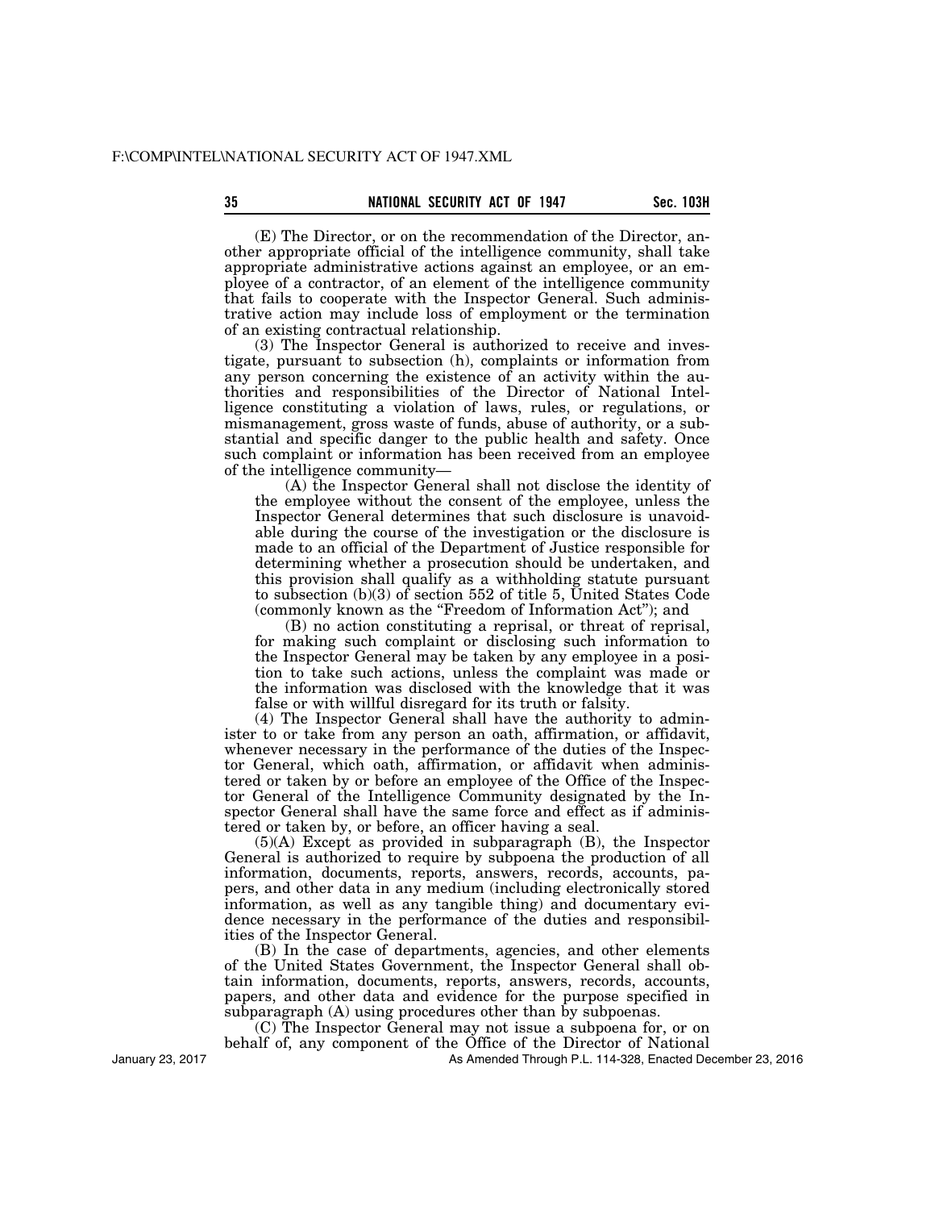(E) The Director, or on the recommendation of the Director, another appropriate official of the intelligence community, shall take appropriate administrative actions against an employee, or an employee of a contractor, of an element of the intelligence community that fails to cooperate with the Inspector General. Such administrative action may include loss of employment or the termination of an existing contractual relationship.

(3) The Inspector General is authorized to receive and investigate, pursuant to subsection (h), complaints or information from any person concerning the existence of an activity within the authorities and responsibilities of the Director of National Intelligence constituting a violation of laws, rules, or regulations, or mismanagement, gross waste of funds, abuse of authority, or a substantial and specific danger to the public health and safety. Once such complaint or information has been received from an employee of the intelligence community—

(A) the Inspector General shall not disclose the identity of the employee without the consent of the employee, unless the Inspector General determines that such disclosure is unavoidable during the course of the investigation or the disclosure is made to an official of the Department of Justice responsible for determining whether a prosecution should be undertaken, and this provision shall qualify as a withholding statute pursuant to subsection (b)(3) of section 552 of title 5, United States Code (commonly known as the "Freedom of Information Act"); and

(B) no action constituting a reprisal, or threat of reprisal, for making such complaint or disclosing such information to the Inspector General may be taken by any employee in a position to take such actions, unless the complaint was made or the information was disclosed with the knowledge that it was false or with willful disregard for its truth or falsity.

(4) The Inspector General shall have the authority to administer to or take from any person an oath, affirmation, or affidavit, whenever necessary in the performance of the duties of the Inspector General, which oath, affirmation, or affidavit when administered or taken by or before an employee of the Office of the Inspector General of the Intelligence Community designated by the Inspector General shall have the same force and effect as if administered or taken by, or before, an officer having a seal.

(5)(A) Except as provided in subparagraph (B), the Inspector General is authorized to require by subpoena the production of all information, documents, reports, answers, records, accounts, papers, and other data in any medium (including electronically stored information, as well as any tangible thing) and documentary evidence necessary in the performance of the duties and responsibilities of the Inspector General.

(B) In the case of departments, agencies, and other elements of the United States Government, the Inspector General shall obtain information, documents, reports, answers, records, accounts, papers, and other data and evidence for the purpose specified in subparagraph (A) using procedures other than by subpoenas.

(C) The Inspector General may not issue a subpoena for, or on behalf of, any component of the Office of the Director of National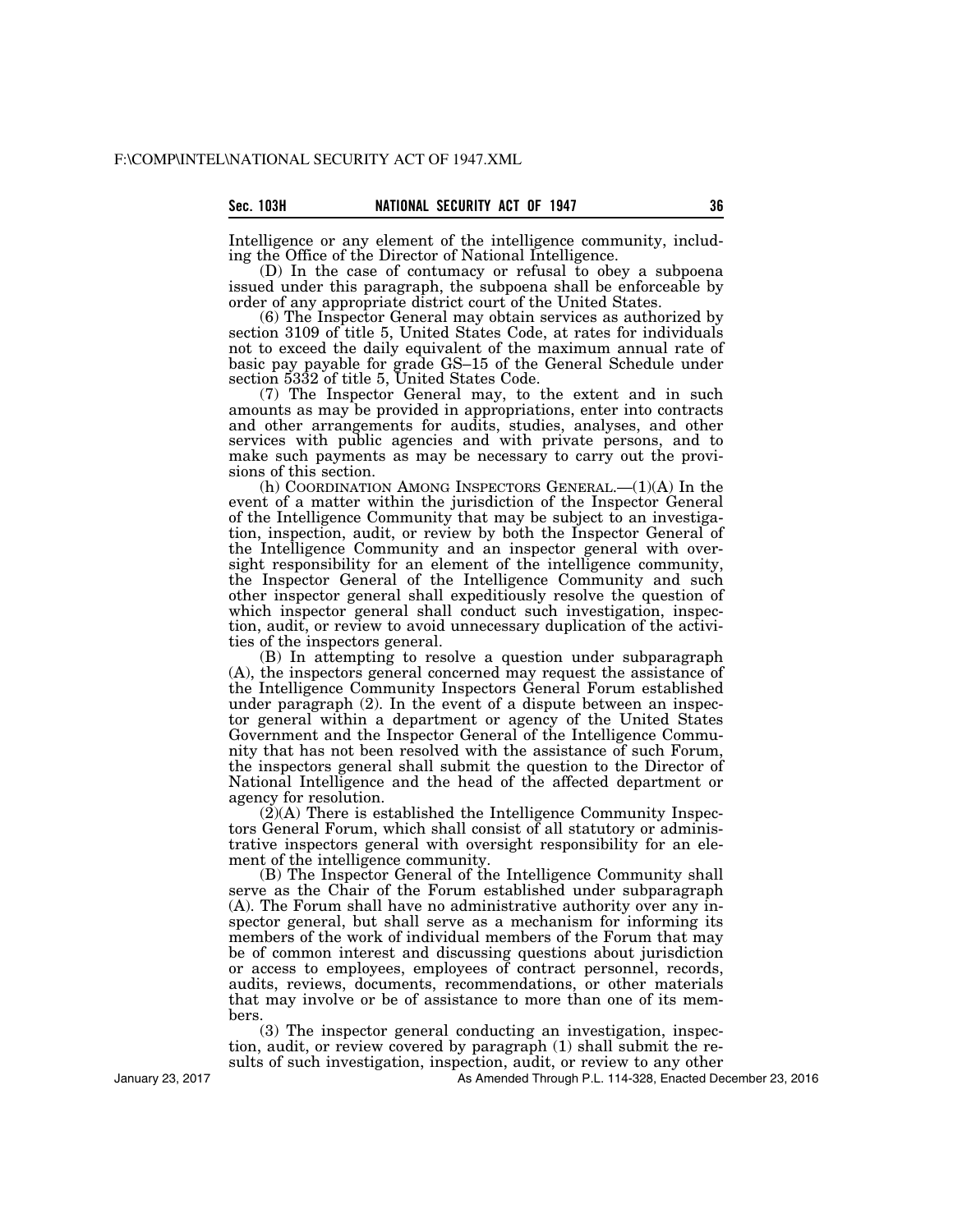Intelligence or any element of the intelligence community, including the Office of the Director of National Intelligence.

(D) In the case of contumacy or refusal to obey a subpoena issued under this paragraph, the subpoena shall be enforceable by order of any appropriate district court of the United States.

(6) The Inspector General may obtain services as authorized by section 3109 of title 5, United States Code, at rates for individuals not to exceed the daily equivalent of the maximum annual rate of basic pay payable for grade GS–15 of the General Schedule under section 5332 of title 5, United States Code.

(7) The Inspector General may, to the extent and in such amounts as may be provided in appropriations, enter into contracts and other arrangements for audits, studies, analyses, and other services with public agencies and with private persons, and to make such payments as may be necessary to carry out the provisions of this section.

(h) COORDINATION AMONG INSPECTORS GENERAL.—(1)(A) In the event of a matter within the jurisdiction of the Inspector General of the Intelligence Community that may be subject to an investigation, inspection, audit, or review by both the Inspector General of the Intelligence Community and an inspector general with oversight responsibility for an element of the intelligence community, the Inspector General of the Intelligence Community and such other inspector general shall expeditiously resolve the question of which inspector general shall conduct such investigation, inspection, audit, or review to avoid unnecessary duplication of the activities of the inspectors general.

(B) In attempting to resolve a question under subparagraph (A), the inspectors general concerned may request the assistance of the Intelligence Community Inspectors General Forum established under paragraph (2). In the event of a dispute between an inspector general within a department or agency of the United States Government and the Inspector General of the Intelligence Community that has not been resolved with the assistance of such Forum, the inspectors general shall submit the question to the Director of National Intelligence and the head of the affected department or agency for resolution.

(2)(A) There is established the Intelligence Community Inspectors General Forum, which shall consist of all statutory or administrative inspectors general with oversight responsibility for an element of the intelligence community.

(B) The Inspector General of the Intelligence Community shall serve as the Chair of the Forum established under subparagraph (A). The Forum shall have no administrative authority over any inspector general, but shall serve as a mechanism for informing its members of the work of individual members of the Forum that may be of common interest and discussing questions about jurisdiction or access to employees, employees of contract personnel, records, audits, reviews, documents, recommendations, or other materials that may involve or be of assistance to more than one of its members.

(3) The inspector general conducting an investigation, inspection, audit, or review covered by paragraph (1) shall submit the results of such investigation, inspection, audit, or review to any other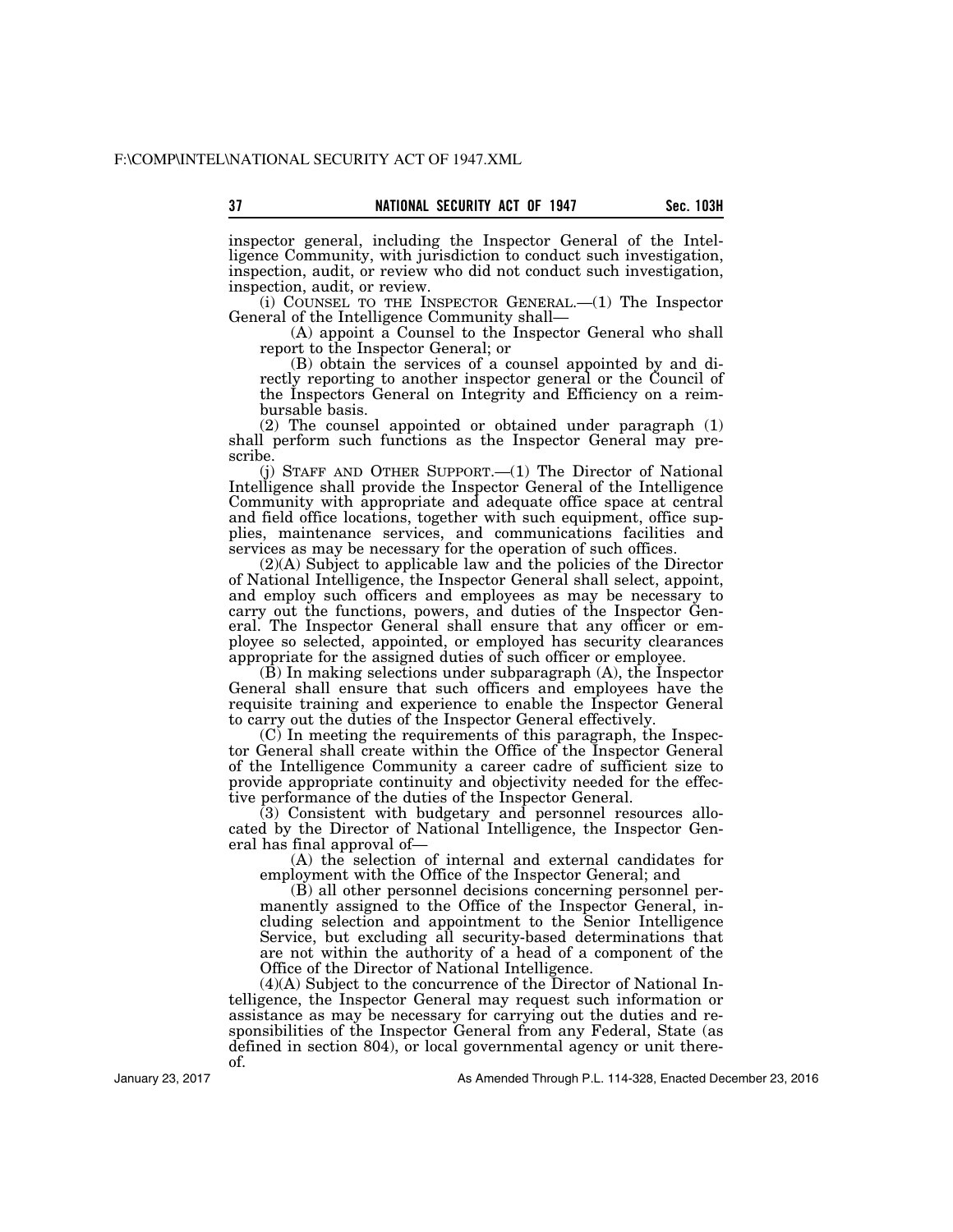inspector general, including the Inspector General of the Intelligence Community, with jurisdiction to conduct such investigation, inspection, audit, or review who did not conduct such investigation, inspection, audit, or review.

(i) COUNSEL TO THE INSPECTOR GENERAL.—(1) The Inspector General of the Intelligence Community shall—

(A) appoint a Counsel to the Inspector General who shall report to the Inspector General; or

(B) obtain the services of a counsel appointed by and directly reporting to another inspector general or the Council of the Inspectors General on Integrity and Efficiency on a reimbursable basis.

(2) The counsel appointed or obtained under paragraph (1) shall perform such functions as the Inspector General may prescribe.

(j) STAFF AND OTHER SUPPORT.—(1) The Director of National Intelligence shall provide the Inspector General of the Intelligence Community with appropriate and adequate office space at central and field office locations, together with such equipment, office supplies, maintenance services, and communications facilities and services as may be necessary for the operation of such offices.

(2)(A) Subject to applicable law and the policies of the Director of National Intelligence, the Inspector General shall select, appoint, and employ such officers and employees as may be necessary to carry out the functions, powers, and duties of the Inspector General. The Inspector General shall ensure that any officer or employee so selected, appointed, or employed has security clearances appropriate for the assigned duties of such officer or employee.

(B) In making selections under subparagraph (A), the Inspector General shall ensure that such officers and employees have the requisite training and experience to enable the Inspector General to carry out the duties of the Inspector General effectively.

(C) In meeting the requirements of this paragraph, the Inspector General shall create within the Office of the Inspector General of the Intelligence Community a career cadre of sufficient size to provide appropriate continuity and objectivity needed for the effective performance of the duties of the Inspector General.

(3) Consistent with budgetary and personnel resources allocated by the Director of National Intelligence, the Inspector General has final approval of—

(A) the selection of internal and external candidates for employment with the Office of the Inspector General; and

(B) all other personnel decisions concerning personnel permanently assigned to the Office of the Inspector General, including selection and appointment to the Senior Intelligence Service, but excluding all security-based determinations that are not within the authority of a head of a component of the Office of the Director of National Intelligence.

(4)(A) Subject to the concurrence of the Director of National Intelligence, the Inspector General may request such information or assistance as may be necessary for carrying out the duties and responsibilities of the Inspector General from any Federal, State (as defined in section 804), or local governmental agency or unit thereof.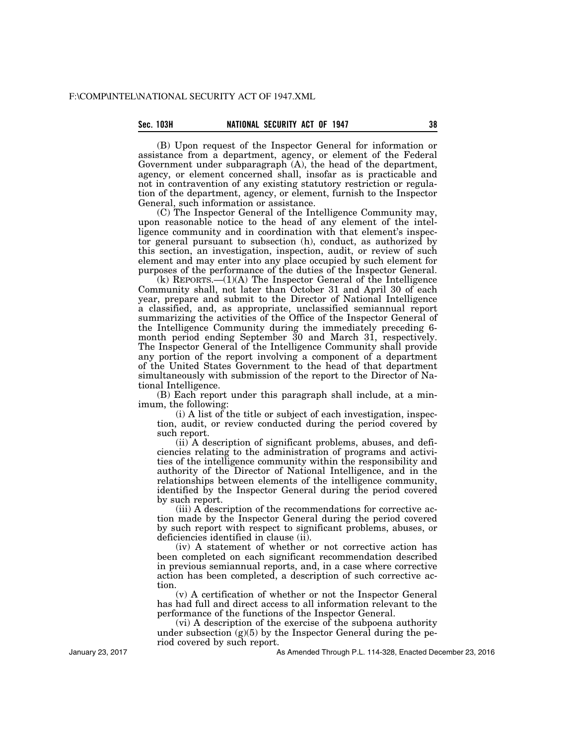(B) Upon request of the Inspector General for information or assistance from a department, agency, or element of the Federal Government under subparagraph (A), the head of the department, agency, or element concerned shall, insofar as is practicable and not in contravention of any existing statutory restriction or regulation of the department, agency, or element, furnish to the Inspector General, such information or assistance.

(C) The Inspector General of the Intelligence Community may, upon reasonable notice to the head of any element of the intelligence community and in coordination with that element's inspector general pursuant to subsection (h), conduct, as authorized by this section, an investigation, inspection, audit, or review of such element and may enter into any place occupied by such element for purposes of the performance of the duties of the Inspector General.

(k) REPORTS.—(1)(A) The Inspector General of the Intelligence Community shall, not later than October 31 and April 30 of each year, prepare and submit to the Director of National Intelligence a classified, and, as appropriate, unclassified semiannual report summarizing the activities of the Office of the Inspector General of the Intelligence Community during the immediately preceding 6-month period ending September 30 and March 31, respectively. The Inspector General of the Intelligence Community shall provide any portion of the report involving a component of a department of the United States Government to the head of that department simultaneously with submission of the report to the Director of National Intelligence.

(B) Each report under this paragraph shall include, at a minimum, the following:

(i) A list of the title or subject of each investigation, inspection, audit, or review conducted during the period covered by such report.

(ii) A description of significant problems, abuses, and deficiencies relating to the administration of programs and activities of the intelligence community within the responsibility and authority of the Director of National Intelligence, and in the relationships between elements of the intelligence community, identified by the Inspector General during the period covered by such report.

(iii) A description of the recommendations for corrective action made by the Inspector General during the period covered by such report with respect to significant problems, abuses, or deficiencies identified in clause (ii).

(iv) A statement of whether or not corrective action has been completed on each significant recommendation described in previous semiannual reports, and, in a case where corrective action has been completed, a description of such corrective action.

(v) A certification of whether or not the Inspector General has had full and direct access to all information relevant to the performance of the functions of the Inspector General.

(vi) A description of the exercise of the subpoena authority under subsection (g)(5) by the Inspector General during the period covered by such report.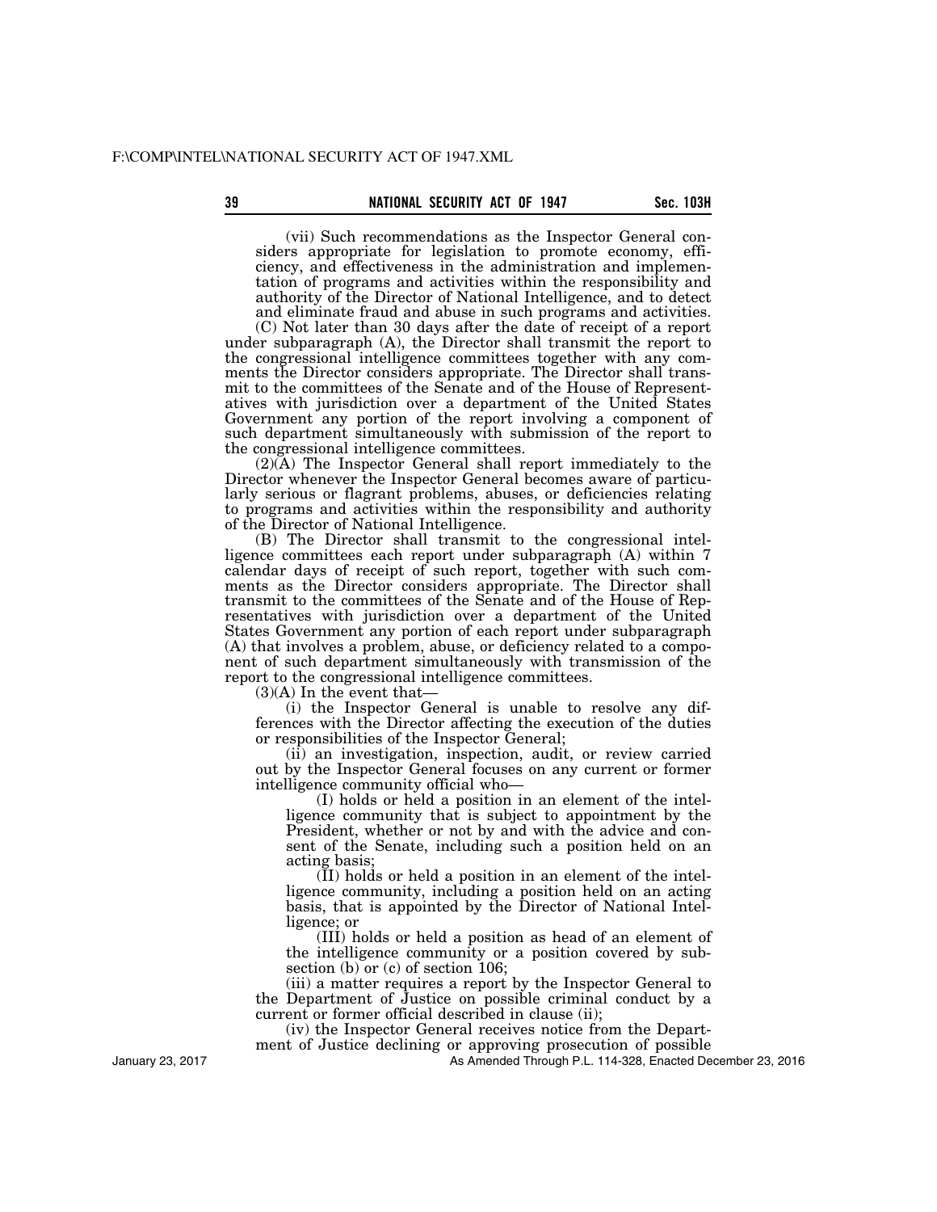(vii) Such recommendations as the Inspector General considers appropriate for legislation to promote economy, efficiency, and effectiveness in the administration and implementation of programs and activities within the responsibility and authority of the Director of National Intelligence, and to detect and eliminate fraud and abuse in such programs and activities.

(C) Not later than 30 days after the date of receipt of a report under subparagraph (A), the Director shall transmit the report to the congressional intelligence committees together with any comments the Director considers appropriate. The Director shall transmit to the committees of the Senate and of the House of Representatives with jurisdiction over a department of the United States Government any portion of the report involving a component of such department simultaneously with submission of the report to the congressional intelligence committees.

(2)(A) The Inspector General shall report immediately to the Director whenever the Inspector General becomes aware of particularly serious or flagrant problems, abuses, or deficiencies relating to programs and activities within the responsibility and authority of the Director of National Intelligence.

(B) The Director shall transmit to the congressional intelligence committees each report under subparagraph (A) within 7 calendar days of receipt of such report, together with such comments as the Director considers appropriate. The Director shall transmit to the committees of the Senate and of the House of Representatives with jurisdiction over a department of the United States Government any portion of each report under subparagraph (A) that involves a problem, abuse, or deficiency related to a component of such department simultaneously with transmission of the report to the congressional intelligence committees.

(3)(A) In the event that—

(i) the Inspector General is unable to resolve any differences with the Director affecting the execution of the duties or responsibilities of the Inspector General;

(ii) an investigation, inspection, audit, or review carried out by the Inspector General focuses on any current or former intelligence community official who—

(I) holds or held a position in an element of the intelligence community that is subject to appointment by the President, whether or not by and with the advice and consent of the Senate, including such a position held on an acting basis;

(II) holds or held a position in an element of the intelligence community, including a position held on an acting basis, that is appointed by the Director of National Intelligence; or

(III) holds or held a position as head of an element of the intelligence community or a position covered by subsection (b) or (c) of section 106;

(iii) a matter requires a report by the Inspector General to the Department of Justice on possible criminal conduct by a current or former official described in clause (ii);

(iv) the Inspector General receives notice from the Department of Justice declining or approving prosecution of possible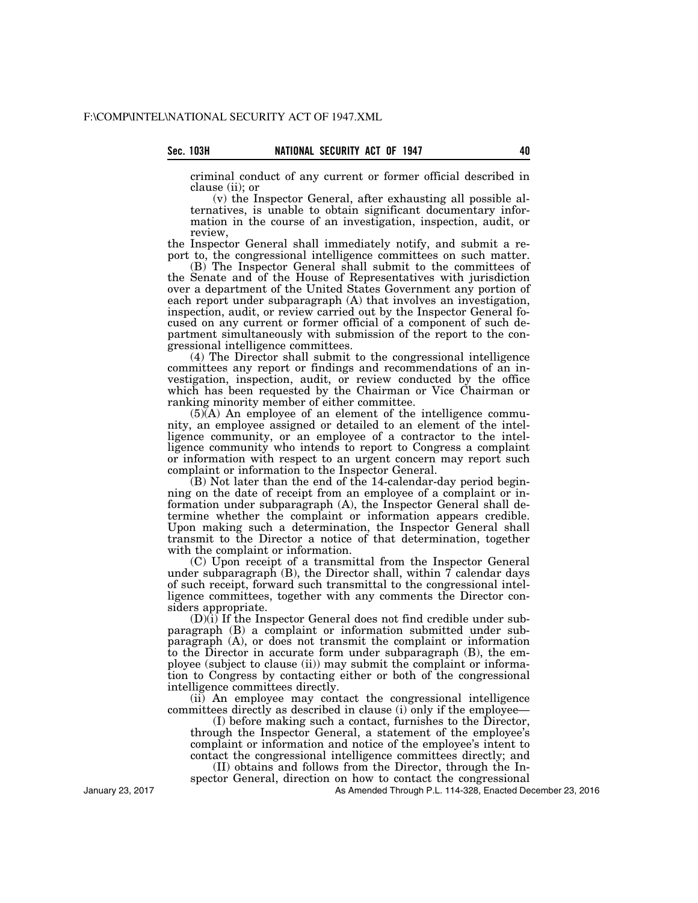criminal conduct of any current or former official described in clause (ii); or

(v) the Inspector General, after exhausting all possible alternatives, is unable to obtain significant documentary information in the course of an investigation, inspection, audit, or review,

the Inspector General shall immediately notify, and submit a report to, the congressional intelligence committees on such matter.

(B) The Inspector General shall submit to the committees of the Senate and of the House of Representatives with jurisdiction over a department of the United States Government any portion of each report under subparagraph (A) that involves an investigation, inspection, audit, or review carried out by the Inspector General focused on any current or former official of a component of such department simultaneously with submission of the report to the congressional intelligence committees.

(4) The Director shall submit to the congressional intelligence committees any report or findings and recommendations of an investigation, inspection, audit, or review conducted by the office which has been requested by the Chairman or Vice Chairman or ranking minority member of either committee.

(5)(A) An employee of an element of the intelligence community, an employee assigned or detailed to an element of the intelligence community, or an employee of a contractor to the intelligence community who intends to report to Congress a complaint or information with respect to an urgent concern may report such complaint or information to the Inspector General.

(B) Not later than the end of the 14-calendar-day period beginning on the date of receipt from an employee of a complaint or information under subparagraph (A), the Inspector General shall determine whether the complaint or information appears credible. Upon making such a determination, the Inspector General shall transmit to the Director a notice of that determination, together with the complaint or information.

(C) Upon receipt of a transmittal from the Inspector General under subparagraph (B), the Director shall, within 7 calendar days of such receipt, forward such transmittal to the congressional intelligence committees, together with any comments the Director considers appropriate.

(D)(i) If the Inspector General does not find credible under subparagraph (B) a complaint or information submitted under subparagraph (A), or does not transmit the complaint or information to the Director in accurate form under subparagraph (B), the employee (subject to clause (ii)) may submit the complaint or information to Congress by contacting either or both of the congressional intelligence committees directly.

(ii) An employee may contact the congressional intelligence committees directly as described in clause (i) only if the employee—

(I) before making such a contact, furnishes to the Director, through the Inspector General, a statement of the employee's complaint or information and notice of the employee's intent to contact the congressional intelligence committees directly; and

(II) obtains and follows from the Director, through the Inspector General, direction on how to contact the congressional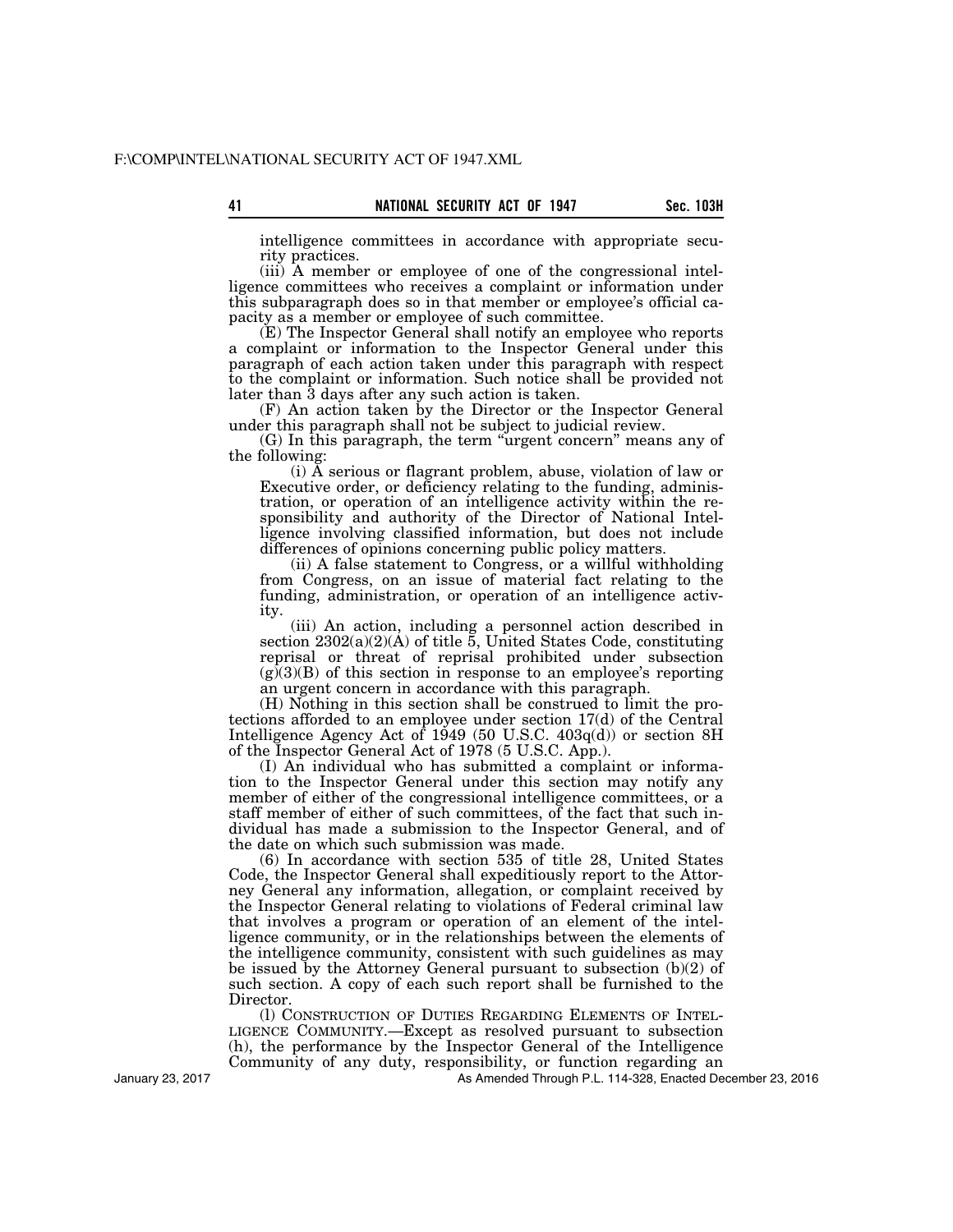intelligence committees in accordance with appropriate security practices.

(iii) A member or employee of one of the congressional intelligence committees who receives a complaint or information under this subparagraph does so in that member or employee's official capacity as a member or employee of such committee.

(E) The Inspector General shall notify an employee who reports a complaint or information to the Inspector General under this paragraph of each action taken under this paragraph with respect to the complaint or information. Such notice shall be provided not later than 3 days after any such action is taken.

(F) An action taken by the Director or the Inspector General under this paragraph shall not be subject to judicial review.

(G) In this paragraph, the term "urgent concern" means any of the following:

(i) A serious or flagrant problem, abuse, violation of law or Executive order, or deficiency relating to the funding, administration, or operation of an intelligence activity within the responsibility and authority of the Director of National Intelligence involving classified information, but does not include differences of opinions concerning public policy matters.

(ii) A false statement to Congress, or a willful withholding from Congress, on an issue of material fact relating to the funding, administration, or operation of an intelligence activity.

(iii) An action, including a personnel action described in section 2302(a)(2)(A) of title 5, United States Code, constituting reprisal or threat of reprisal prohibited under subsection (g)(3)(B) of this section in response to an employee's reporting an urgent concern in accordance with this paragraph.

(H) Nothing in this section shall be construed to limit the protections afforded to an employee under section 17(d) of the Central Intelligence Agency Act of 1949 (50 U.S.C. 403q(d)) or section 8H of the Inspector General Act of 1978 (5 U.S.C. App.).

(I) An individual who has submitted a complaint or information to the Inspector General under this section may notify any member of either of the congressional intelligence committees, or a staff member of either of such committees, of the fact that such individual has made a submission to the Inspector General, and of the date on which such submission was made.

(6) In accordance with section 535 of title 28, United States Code, the Inspector General shall expeditiously report to the Attorney General any information, allegation, or complaint received by the Inspector General relating to violations of Federal criminal law that involves a program or operation of an element of the intelligence community, or in the relationships between the elements of the intelligence community, consistent with such guidelines as may be issued by the Attorney General pursuant to subsection (b)(2) of such section. A copy of each such report shall be furnished to the Director.

(l) CONSTRUCTION OF DUTIES REGARDING ELEMENTS OF INTELLIGENCE COMMUNITY.—Except as resolved pursuant to subsection (h), the performance by the Inspector General of the Intelligence Community of any duty, responsibility, or function regarding an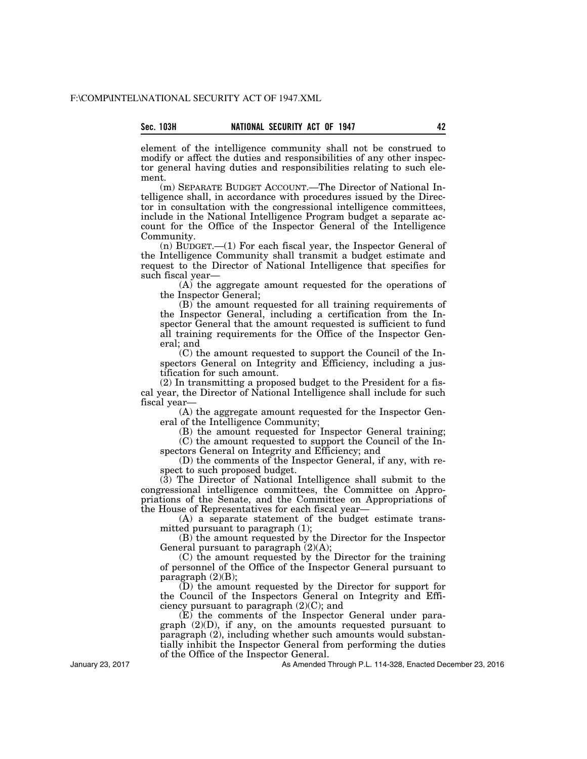element of the intelligence community shall not be construed to modify or affect the duties and responsibilities of any other inspector general having duties and responsibilities relating to such element.

(m) SEPARATE BUDGET ACCOUNT.—The Director of National Intelligence shall, in accordance with procedures issued by the Director in consultation with the congressional intelligence committees, include in the National Intelligence Program budget a separate account for the Office of the Inspector General of the Intelligence Community.

(n) BUDGET.—(1) For each fiscal year, the Inspector General of the Intelligence Community shall transmit a budget estimate and request to the Director of National Intelligence that specifies for such fiscal year—

(A) the aggregate amount requested for the operations of the Inspector General;

(B) the amount requested for all training requirements of the Inspector General, including a certification from the Inspector General that the amount requested is sufficient to fund all training requirements for the Office of the Inspector General; and

(C) the amount requested to support the Council of the Inspectors General on Integrity and Efficiency, including a justification for such amount.

(2) In transmitting a proposed budget to the President for a fiscal year, the Director of National Intelligence shall include for such fiscal year—

(A) the aggregate amount requested for the Inspector General of the Intelligence Community;

(B) the amount requested for Inspector General training;

(C) the amount requested to support the Council of the Inspectors General on Integrity and Efficiency; and

(D) the comments of the Inspector General, if any, with respect to such proposed budget.

(3) The Director of National Intelligence shall submit to the congressional intelligence committees, the Committee on Appropriations of the Senate, and the Committee on Appropriations of the House of Representatives for each fiscal year—

(A) a separate statement of the budget estimate transmitted pursuant to paragraph (1);

(B) the amount requested by the Director for the Inspector General pursuant to paragraph (2)(A);

(C) the amount requested by the Director for the training of personnel of the Office of the Inspector General pursuant to paragraph (2)(B);

(D) the amount requested by the Director for support for the Council of the Inspectors General on Integrity and Efficiency pursuant to paragraph (2)(C); and

(E) the comments of the Inspector General under paragraph (2)(D), if any, on the amounts requested pursuant to paragraph (2), including whether such amounts would substantially inhibit the Inspector General from performing the duties of the Office of the Inspector General.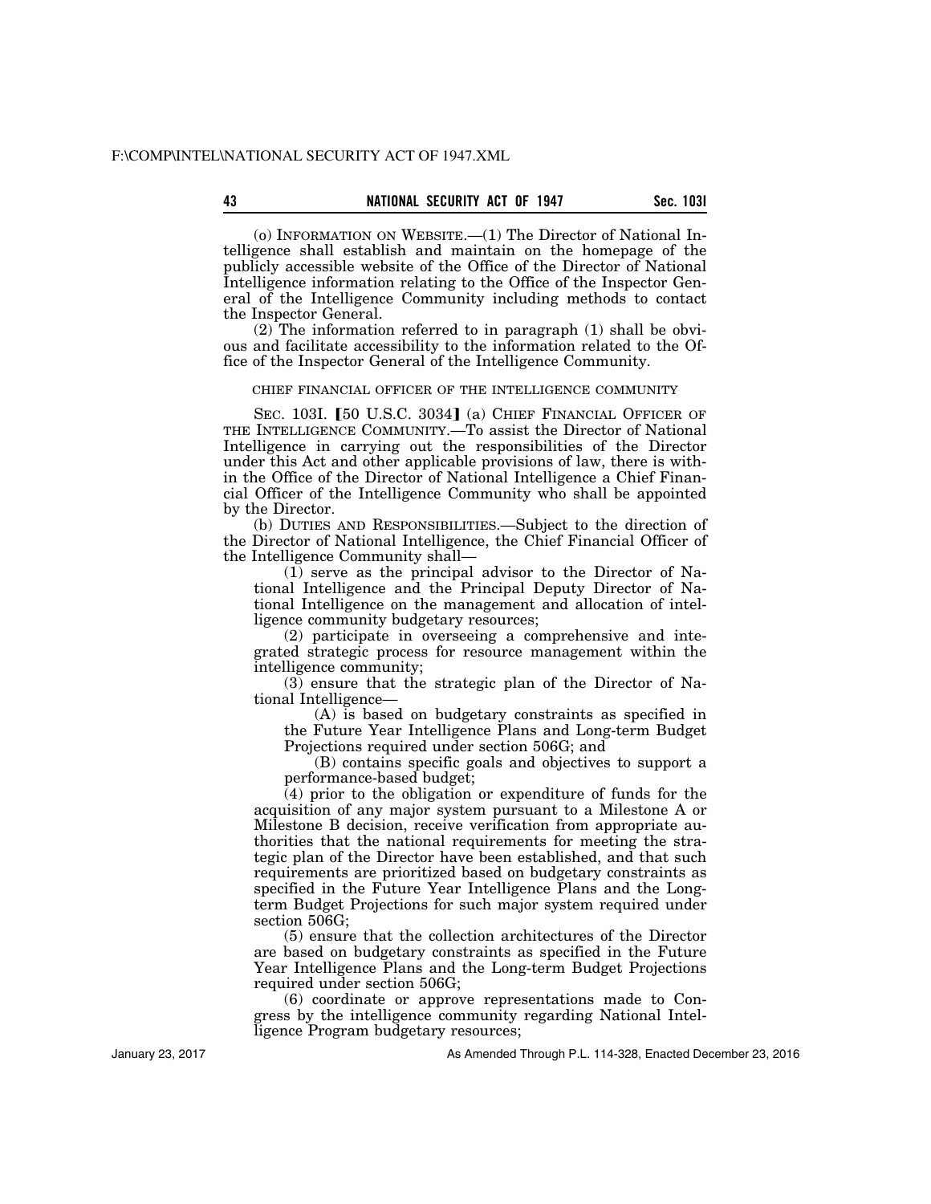(o) INFORMATION ON WEBSITE.—(1) The Director of National Intelligence shall establish and maintain on the homepage of the publicly accessible website of the Office of the Director of National Intelligence information relating to the Office of the Inspector General of the Intelligence Community including methods to contact the Inspector General.

(2) The information referred to in paragraph (1) shall be obvious and facilitate accessibility to the information related to the Office of the Inspector General of the Intelligence Community.

CHIEF FINANCIAL OFFICER OF THE INTELLIGENCE COMMUNITY

SEC. 103I. [50 U.S.C. 3034] (a) CHIEF FINANCIAL OFFICER OF THE INTELLIGENCE COMMUNITY.—To assist the Director of National Intelligence in carrying out the responsibilities of the Director under this Act and other applicable provisions of law, there is within the Office of the Director of National Intelligence a Chief Financial Officer of the Intelligence Community who shall be appointed by the Director.

(b) DUTIES AND RESPONSIBILITIES.—Subject to the direction of the Director of National Intelligence, the Chief Financial Officer of the Intelligence Community shall—

(1) serve as the principal advisor to the Director of National Intelligence and the Principal Deputy Director of National Intelligence on the management and allocation of intelligence community budgetary resources;

(2) participate in overseeing a comprehensive and integrated strategic process for resource management within the intelligence community;

(3) ensure that the strategic plan of the Director of National Intelligence—

(A) is based on budgetary constraints as specified in the Future Year Intelligence Plans and Long-term Budget Projections required under section 506G; and

(B) contains specific goals and objectives to support a performance-based budget;

(4) prior to the obligation or expenditure of funds for the acquisition of any major system pursuant to a Milestone A or Milestone B decision, receive verification from appropriate authorities that the national requirements for meeting the strategic plan of the Director have been established, and that such requirements are prioritized based on budgetary constraints as specified in the Future Year Intelligence Plans and the Long-term Budget Projections for such major system required under section 506G;

(5) ensure that the collection architectures of the Director are based on budgetary constraints as specified in the Future Year Intelligence Plans and the Long-term Budget Projections required under section 506G;

(6) coordinate or approve representations made to Congress by the intelligence community regarding National Intelligence Program budgetary resources;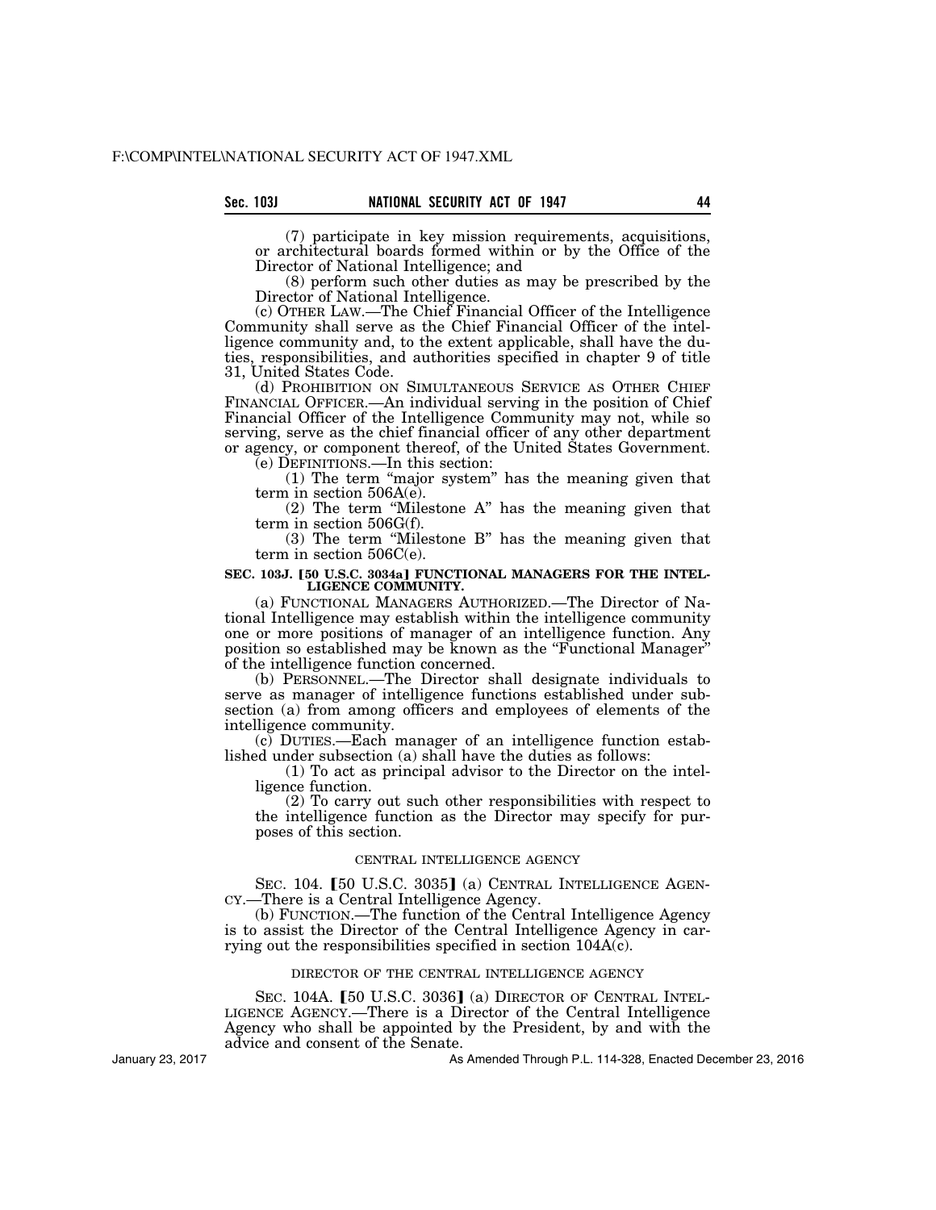(7) participate in key mission requirements, acquisitions, or architectural boards formed within or by the Office of the Director of National Intelligence; and

(8) perform such other duties as may be prescribed by the Director of National Intelligence.

(c) OTHER LAW.—The Chief Financial Officer of the Intelligence Community shall serve as the Chief Financial Officer of the intelligence community and, to the extent applicable, shall have the duties, responsibilities, and authorities specified in chapter 9 of title 31, United States Code.

(d) PROHIBITION ON SIMULTANEOUS SERVICE AS OTHER CHIEF FINANCIAL OFFICER.—An individual serving in the position of Chief Financial Officer of the Intelligence Community may not, while so serving, serve as the chief financial officer of any other department or agency, or component thereof, of the United States Government.

(e) DEFINITIONS.—In this section:

(1) The term "major system" has the meaning given that term in section 506A(e).

(2) The term "Milestone A" has the meaning given that term in section 506G(f).

(3) The term "Milestone B" has the meaning given that term in section 506C(e).

**SEC. 103J. [50 U.S.C. 3034a] FUNCTIONAL MANAGERS FOR THE INTELLIGENCE COMMUNITY.**

(a) FUNCTIONAL MANAGERS AUTHORIZED.—The Director of National Intelligence may establish within the intelligence community one or more positions of manager of an intelligence function. Any position so established may be known as the "Functional Manager" of the intelligence function concerned.

(b) PERSONNEL.—The Director shall designate individuals to serve as manager of intelligence functions established under subsection (a) from among officers and employees of elements of the intelligence community.

(c) DUTIES.—Each manager of an intelligence function established under subsection (a) shall have the duties as follows:

(1) To act as principal advisor to the Director on the intelligence function.

(2) To carry out such other responsibilities with respect to the intelligence function as the Director may specify for purposes of this section.

CENTRAL INTELLIGENCE AGENCY

SEC. 104. [50 U.S.C. 3035] (a) CENTRAL INTELLIGENCE AGENCY.—There is a Central Intelligence Agency.

(b) FUNCTION.—The function of the Central Intelligence Agency is to assist the Director of the Central Intelligence Agency in carrying out the responsibilities specified in section 104A(c).

DIRECTOR OF THE CENTRAL INTELLIGENCE AGENCY

SEC. 104A. [50 U.S.C. 3036] (a) DIRECTOR OF CENTRAL INTELLIGENCE AGENCY.—There is a Director of the Central Intelligence Agency who shall be appointed by the President, by and with the advice and consent of the Senate.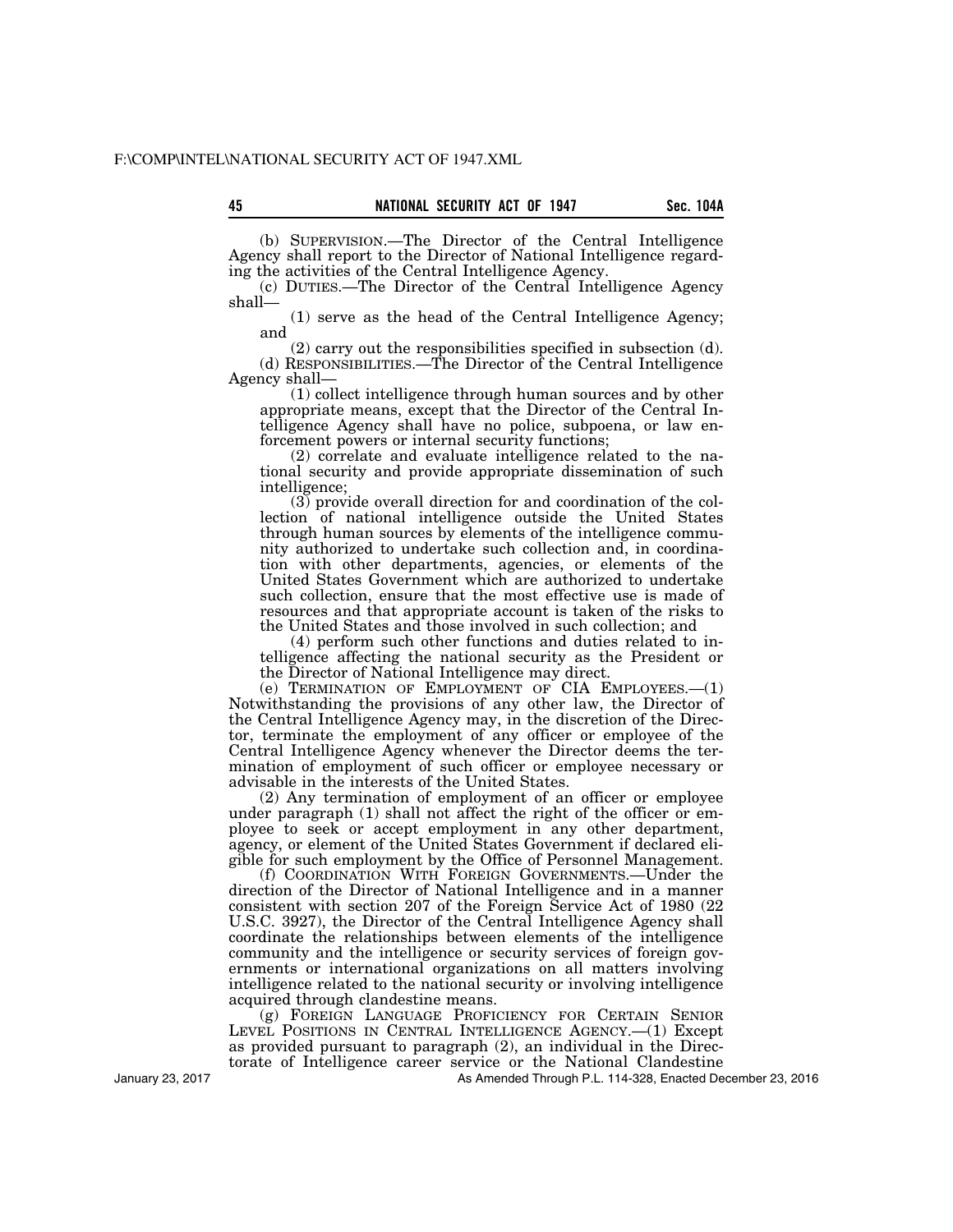(b) SUPERVISION.—The Director of the Central Intelligence Agency shall report to the Director of National Intelligence regarding the activities of the Central Intelligence Agency.

(c) DUTIES.—The Director of the Central Intelligence Agency shall—

(1) serve as the head of the Central Intelligence Agency; and

(2) carry out the responsibilities specified in subsection (d).

(d) RESPONSIBILITIES.—The Director of the Central Intelligence Agency shall—

(1) collect intelligence through human sources and by other appropriate means, except that the Director of the Central Intelligence Agency shall have no police, subpoena, or law enforcement powers or internal security functions;

(2) correlate and evaluate intelligence related to the national security and provide appropriate dissemination of such intelligence;

(3) provide overall direction for and coordination of the collection of national intelligence outside the United States through human sources by elements of the intelligence community authorized to undertake such collection and, in coordination with other departments, agencies, or elements of the United States Government which are authorized to undertake such collection, ensure that the most effective use is made of resources and that appropriate account is taken of the risks to the United States and those involved in such collection; and

(4) perform such other functions and duties related to intelligence affecting the national security as the President or the Director of National Intelligence may direct.

(e) TERMINATION OF EMPLOYMENT OF CIA EMPLOYEES.—(1) Notwithstanding the provisions of any other law, the Director of the Central Intelligence Agency may, in the discretion of the Director, terminate the employment of any officer or employee of the Central Intelligence Agency whenever the Director deems the termination of employment of such officer or employee necessary or advisable in the interests of the United States.

(2) Any termination of employment of an officer or employee under paragraph (1) shall not affect the right of the officer or employee to seek or accept employment in any other department, agency, or element of the United States Government if declared eligible for such employment by the Office of Personnel Management.

(f) COORDINATION WITH FOREIGN GOVERNMENTS.—Under the direction of the Director of National Intelligence and in a manner consistent with section 207 of the Foreign Service Act of 1980 (22 U.S.C. 3927), the Director of the Central Intelligence Agency shall coordinate the relationships between elements of the intelligence community and the intelligence or security services of foreign governments or international organizations on all matters involving intelligence related to the national security or involving intelligence acquired through clandestine means.

(g) FOREIGN LANGUAGE PROFICIENCY FOR CERTAIN SENIOR LEVEL POSITIONS IN CENTRAL INTELLIGENCE AGENCY.—(1) Except as provided pursuant to paragraph (2), an individual in the Directorate of Intelligence career service or the National Clandestine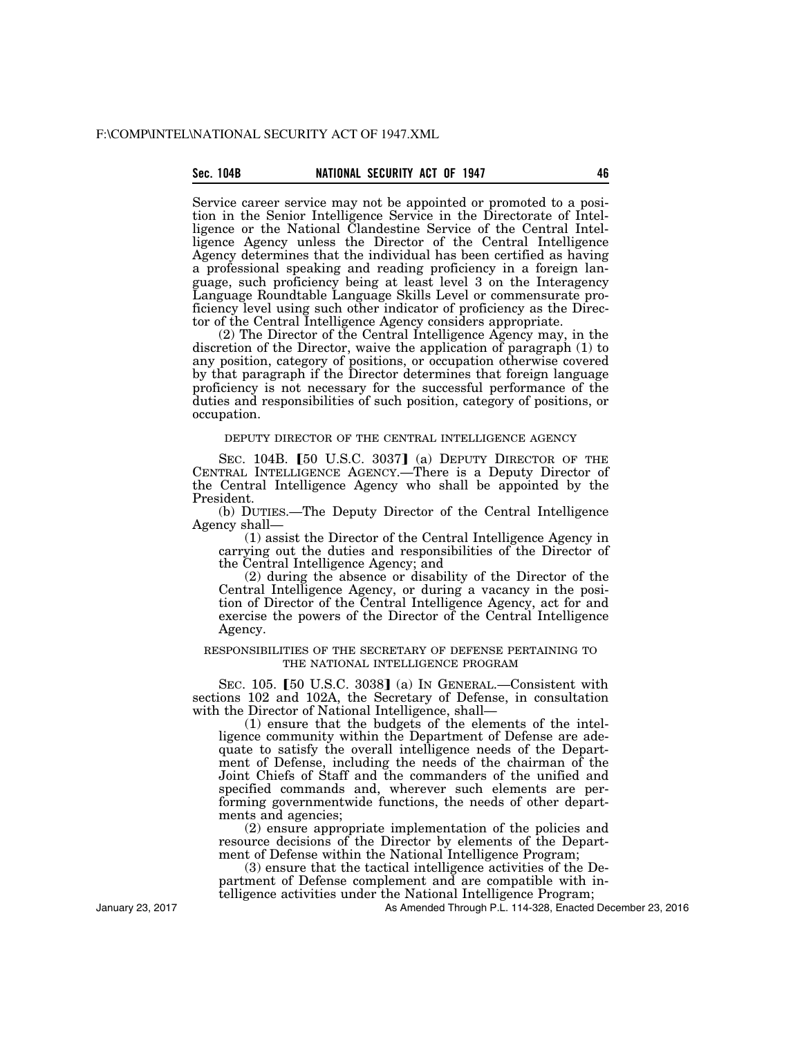Service career service may not be appointed or promoted to a position in the Senior Intelligence Service in the Directorate of Intelligence or the National Clandestine Service of the Central Intelligence Agency unless the Director of the Central Intelligence Agency determines that the individual has been certified as having a professional speaking and reading proficiency in a foreign language, such proficiency being at least level 3 on the Interagency Language Roundtable Language Skills Level or commensurate proficiency level using such other indicator of proficiency as the Director of the Central Intelligence Agency considers appropriate.

(2) The Director of the Central Intelligence Agency may, in the discretion of the Director, waive the application of paragraph (1) to any position, category of positions, or occupation otherwise covered by that paragraph if the Director determines that foreign language proficiency is not necessary for the successful performance of the duties and responsibilities of such position, category of positions, or occupation.

DEPUTY DIRECTOR OF THE CENTRAL INTELLIGENCE AGENCY

SEC. 104B. [50 U.S.C. 3037] (a) DEPUTY DIRECTOR OF THE CENTRAL INTELLIGENCE AGENCY.—There is a Deputy Director of the Central Intelligence Agency who shall be appointed by the President.

(b) DUTIES.—The Deputy Director of the Central Intelligence Agency shall—

(1) assist the Director of the Central Intelligence Agency in carrying out the duties and responsibilities of the Director of the Central Intelligence Agency; and

(2) during the absence or disability of the Director of the Central Intelligence Agency, or during a vacancy in the position of Director of the Central Intelligence Agency, act for and exercise the powers of the Director of the Central Intelligence Agency.

RESPONSIBILITIES OF THE SECRETARY OF DEFENSE PERTAINING TO THE NATIONAL INTELLIGENCE PROGRAM

SEC. 105. [50 U.S.C. 3038] (a) IN GENERAL.—Consistent with sections 102 and 102A, the Secretary of Defense, in consultation with the Director of National Intelligence, shall—

(1) ensure that the budgets of the elements of the intelligence community within the Department of Defense are adequate to satisfy the overall intelligence needs of the Department of Defense, including the needs of the chairman of the Joint Chiefs of Staff and the commanders of the unified and specified commands and, wherever such elements are performing governmentwide functions, the needs of other departments and agencies;

(2) ensure appropriate implementation of the policies and resource decisions of the Director by elements of the Department of Defense within the National Intelligence Program;

(3) ensure that the tactical intelligence activities of the Department of Defense complement and are compatible with intelligence activities under the National Intelligence Program;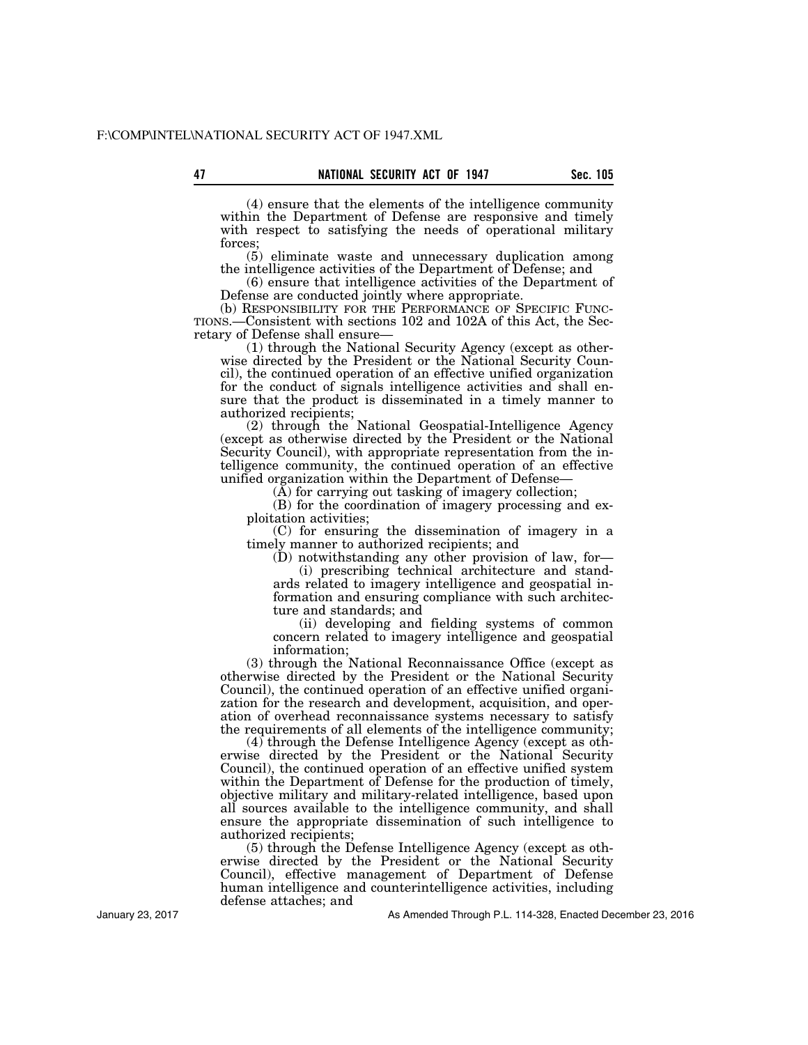(4) ensure that the elements of the intelligence community within the Department of Defense are responsive and timely with respect to satisfying the needs of operational military forces;

(5) eliminate waste and unnecessary duplication among the intelligence activities of the Department of Defense; and

(6) ensure that intelligence activities of the Department of Defense are conducted jointly where appropriate.

(b) RESPONSIBILITY FOR THE PERFORMANCE OF SPECIFIC FUNCTIONS.—Consistent with sections 102 and 102A of this Act, the Secretary of Defense shall ensure—

(1) through the National Security Agency (except as otherwise directed by the President or the National Security Council), the continued operation of an effective unified organization for the conduct of signals intelligence activities and shall ensure that the product is disseminated in a timely manner to authorized recipients;

(2) through the National Geospatial-Intelligence Agency (except as otherwise directed by the President or the National Security Council), with appropriate representation from the intelligence community, the continued operation of an effective unified organization within the Department of Defense—

(A) for carrying out tasking of imagery collection;

(B) for the coordination of imagery processing and exploitation activities;

(C) for ensuring the dissemination of imagery in a timely manner to authorized recipients; and

(D) notwithstanding any other provision of law, for—

(i) prescribing technical architecture and standards related to imagery intelligence and geospatial information and ensuring compliance with such architecture and standards; and

(ii) developing and fielding systems of common concern related to imagery intelligence and geospatial information;

(3) through the National Reconnaissance Office (except as otherwise directed by the President or the National Security Council), the continued operation of an effective unified organization for the research and development, acquisition, and operation of overhead reconnaissance systems necessary to satisfy the requirements of all elements of the intelligence community;

(4) through the Defense Intelligence Agency (except as otherwise directed by the President or the National Security Council), the continued operation of an effective unified system within the Department of Defense for the production of timely, objective military and military-related intelligence, based upon all sources available to the intelligence community, and shall ensure the appropriate dissemination of such intelligence to authorized recipients;

(5) through the Defense Intelligence Agency (except as otherwise directed by the President or the National Security Council), effective management of Department of Defense human intelligence and counterintelligence activities, including defense attaches; and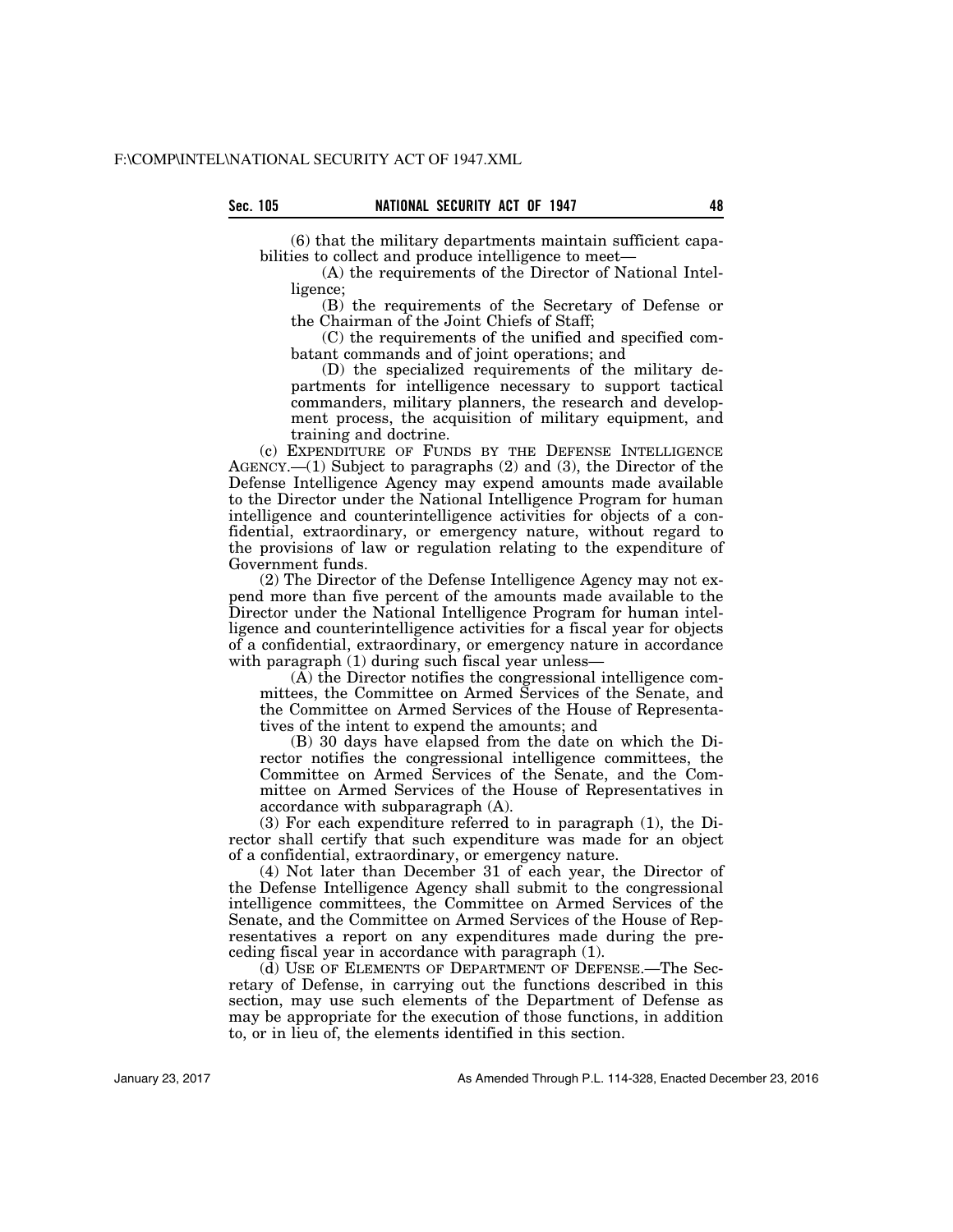(6) that the military departments maintain sufficient capabilities to collect and produce intelligence to meet—

(A) the requirements of the Director of National Intelligence;

(B) the requirements of the Secretary of Defense or the Chairman of the Joint Chiefs of Staff;

(C) the requirements of the unified and specified combatant commands and of joint operations; and

(D) the specialized requirements of the military departments for intelligence necessary to support tactical commanders, military planners, the research and development process, the acquisition of military equipment, and training and doctrine.

(c) EXPENDITURE OF FUNDS BY THE DEFENSE INTELLIGENCE AGENCY.—(1) Subject to paragraphs (2) and (3), the Director of the Defense Intelligence Agency may expend amounts made available to the Director under the National Intelligence Program for human intelligence and counterintelligence activities for objects of a confidential, extraordinary, or emergency nature, without regard to the provisions of law or regulation relating to the expenditure of Government funds.

(2) The Director of the Defense Intelligence Agency may not expend more than five percent of the amounts made available to the Director under the National Intelligence Program for human intelligence and counterintelligence activities for a fiscal year for objects of a confidential, extraordinary, or emergency nature in accordance with paragraph (1) during such fiscal year unless—

(A) the Director notifies the congressional intelligence committees, the Committee on Armed Services of the Senate, and the Committee on Armed Services of the House of Representatives of the intent to expend the amounts; and

(B) 30 days have elapsed from the date on which the Director notifies the congressional intelligence committees, the Committee on Armed Services of the Senate, and the Committee on Armed Services of the House of Representatives in accordance with subparagraph (A).

(3) For each expenditure referred to in paragraph (1), the Director shall certify that such expenditure was made for an object of a confidential, extraordinary, or emergency nature.

(4) Not later than December 31 of each year, the Director of the Defense Intelligence Agency shall submit to the congressional intelligence committees, the Committee on Armed Services of the Senate, and the Committee on Armed Services of the House of Representatives a report on any expenditures made during the preceding fiscal year in accordance with paragraph (1).

(d) USE OF ELEMENTS OF DEPARTMENT OF DEFENSE.—The Secretary of Defense, in carrying out the functions described in this section, may use such elements of the Department of Defense as may be appropriate for the execution of those functions, in addition to, or in lieu of, the elements identified in this section.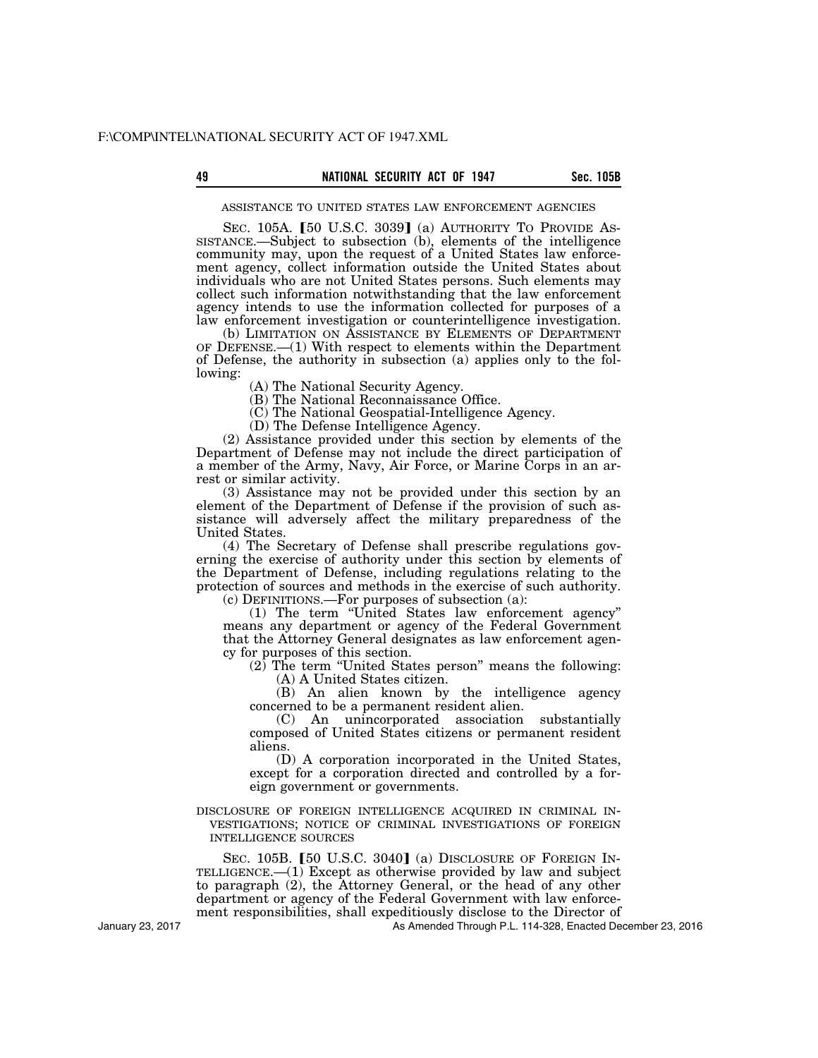ASSISTANCE TO UNITED STATES LAW ENFORCEMENT AGENCIES

SEC. 105A. [50 U.S.C. 3039] (a) AUTHORITY TO PROVIDE ASSISTANCE.—Subject to subsection (b), elements of the intelligence community may, upon the request of a United States law enforcement agency, collect information outside the United States about individuals who are not United States persons. Such elements may collect such information notwithstanding that the law enforcement agency intends to use the information collected for purposes of a law enforcement investigation or counterintelligence investigation.

(b) LIMITATION ON ASSISTANCE BY ELEMENTS OF DEPARTMENT OF DEFENSE.—(1) With respect to elements within the Department of Defense, the authority in subsection (a) applies only to the following:

(A) The National Security Agency.

(B) The National Reconnaissance Office.

(C) The National Geospatial-Intelligence Agency.

(D) The Defense Intelligence Agency.

(2) Assistance provided under this section by elements of the Department of Defense may not include the direct participation of a member of the Army, Navy, Air Force, or Marine Corps in an arrest or similar activity.

(3) Assistance may not be provided under this section by an element of the Department of Defense if the provision of such assistance will adversely affect the military preparedness of the United States.

(4) The Secretary of Defense shall prescribe regulations governing the exercise of authority under this section by elements of the Department of Defense, including regulations relating to the protection of sources and methods in the exercise of such authority.

(c) DEFINITIONS.—For purposes of subsection (a):

(1) The term "United States law enforcement agency" means any department or agency of the Federal Government that the Attorney General designates as law enforcement agency for purposes of this section.

(2) The term "United States person" means the following:

(A) A United States citizen.

(B) An alien known by the intelligence agency concerned to be a permanent resident alien.

(C) An unincorporated association substantially composed of United States citizens or permanent resident aliens.

(D) A corporation incorporated in the United States, except for a corporation directed and controlled by a foreign government or governments.

DISCLOSURE OF FOREIGN INTELLIGENCE ACQUIRED IN CRIMINAL INVESTIGATIONS; NOTICE OF CRIMINAL INVESTIGATIONS OF FOREIGN INTELLIGENCE SOURCES

SEC. 105B. [50 U.S.C. 3040] (a) DISCLOSURE OF FOREIGN INTELLIGENCE.—(1) Except as otherwise provided by law and subject to paragraph (2), the Attorney General, or the head of any other department or agency of the Federal Government with law enforcement responsibilities, shall expeditiously disclose to the Director of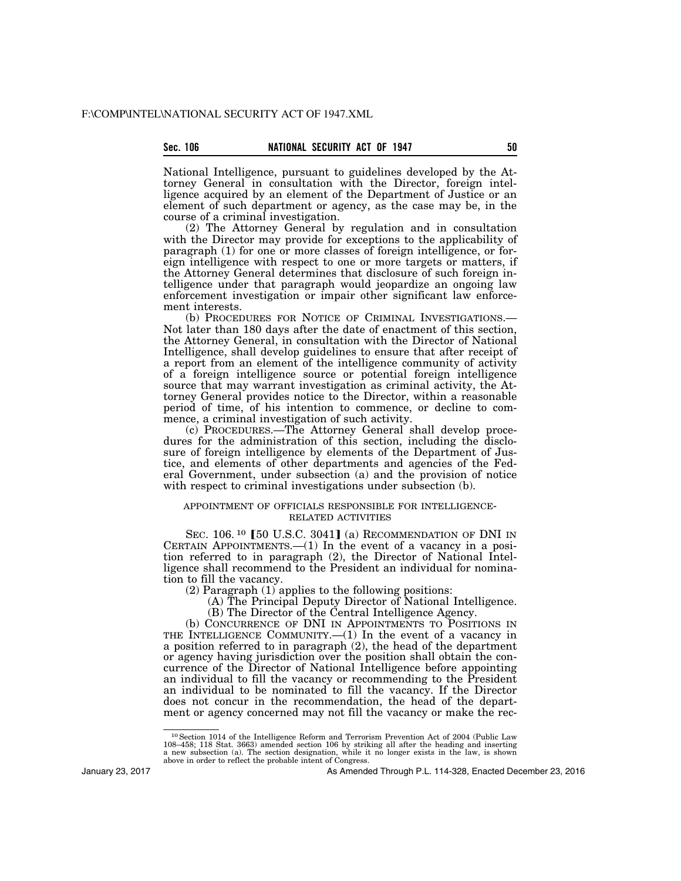National Intelligence, pursuant to guidelines developed by the Attorney General in consultation with the Director, foreign intelligence acquired by an element of the Department of Justice or an element of such department or agency, as the case may be, in the course of a criminal investigation.

(2) The Attorney General by regulation and in consultation with the Director may provide for exceptions to the applicability of paragraph (1) for one or more classes of foreign intelligence, or foreign intelligence with respect to one or more targets or matters, if the Attorney General determines that disclosure of such foreign intelligence under that paragraph would jeopardize an ongoing law enforcement investigation or impair other significant law enforcement interests.

(b) PROCEDURES FOR NOTICE OF CRIMINAL INVESTIGATIONS.—Not later than 180 days after the date of enactment of this section, the Attorney General, in consultation with the Director of National Intelligence, shall develop guidelines to ensure that after receipt of a report from an element of the intelligence community of activity of a foreign intelligence source or potential foreign intelligence source that may warrant investigation as criminal activity, the Attorney General provides notice to the Director, within a reasonable period of time, of his intention to commence, or decline to commence, a criminal investigation of such activity.

(c) PROCEDURES.—The Attorney General shall develop procedures for the administration of this section, including the disclosure of foreign intelligence by elements of the Department of Justice, and elements of other departments and agencies of the Federal Government, under subsection (a) and the provision of notice with respect to criminal investigations under subsection (b).

APPOINTMENT OF OFFICIALS RESPONSIBLE FOR INTELLIGENCE-RELATED ACTIVITIES

SEC. 106.[10] [50 U.S.C. 3041] (a) RECOMMENDATION OF DNI IN CERTAIN APPOINTMENTS.—(1) In the event of a vacancy in a position referred to in paragraph (2), the Director of National Intelligence shall recommend to the President an individual for nomination to fill the vacancy.

(2) Paragraph (1) applies to the following positions:

(A) The Principal Deputy Director of National Intelligence.

(B) The Director of the Central Intelligence Agency.

(b) CONCURRENCE OF DNI IN APPOINTMENTS TO POSITIONS IN THE INTELLIGENCE COMMUNITY.—(1) In the event of a vacancy in a position referred to in paragraph (2), the head of the department or agency having jurisdiction over the position shall obtain the concurrence of the Director of National Intelligence before appointing an individual to fill the vacancy or recommending to the President an individual to be nominated to fill the vacancy. If the Director does not concur in the recommendation, the head of the department or agency concerned may not fill the vacancy or make the rec-

[10] Section 1014 of the Intelligence Reform and Terrorism Prevention Act of 2004 (Public Law 108–458; 118 Stat. 3663) amended section 106 by striking all after the heading and inserting a new subsection (a). The section designation, while it no longer exists in the law, is shown above in order to reflect the probable intent of Congress.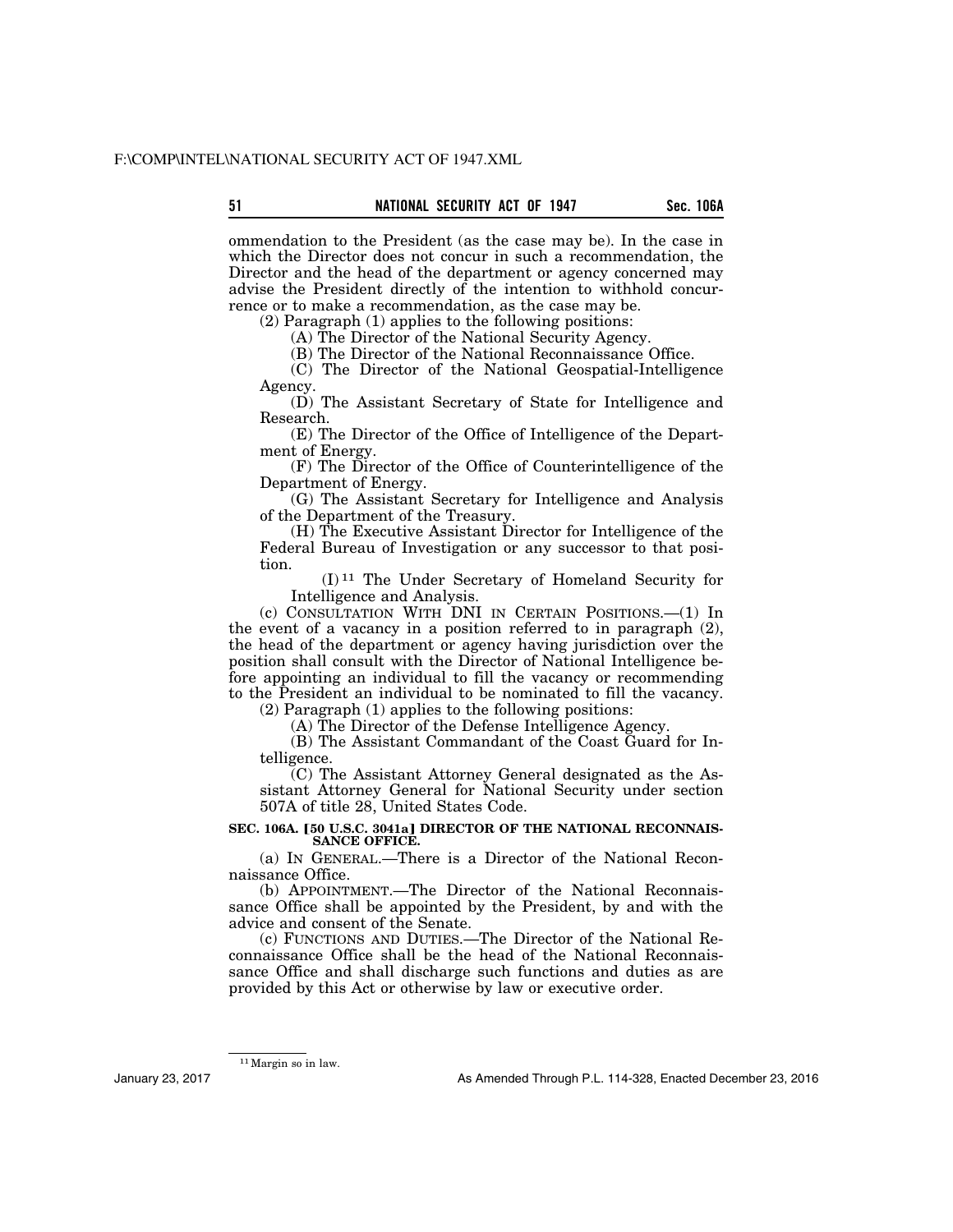ommendation to the President (as the case may be). In the case in which the Director does not concur in such a recommendation, the Director and the head of the department or agency concerned may advise the President directly of the intention to withhold concurrence or to make a recommendation, as the case may be.

(2) Paragraph (1) applies to the following positions:

(A) The Director of the National Security Agency.

(B) The Director of the National Reconnaissance Office.

(C) The Director of the National Geospatial-Intelligence Agency.

(D) The Assistant Secretary of State for Intelligence and Research.

(E) The Director of the Office of Intelligence of the Department of Energy.

(F) The Director of the Office of Counterintelligence of the Department of Energy.

(G) The Assistant Secretary for Intelligence and Analysis of the Department of the Treasury.

(H) The Executive Assistant Director for Intelligence of the Federal Bureau of Investigation or any successor to that position.

(I) [11] The Under Secretary of Homeland Security for Intelligence and Analysis.

(c) CONSULTATION WITH DNI IN CERTAIN POSITIONS.—(1) In the event of a vacancy in a position referred to in paragraph (2), the head of the department or agency having jurisdiction over the position shall consult with the Director of National Intelligence before appointing an individual to fill the vacancy or recommending to the President an individual to be nominated to fill the vacancy.

(2) Paragraph (1) applies to the following positions:

(A) The Director of the Defense Intelligence Agency.

(B) The Assistant Commandant of the Coast Guard for Intelligence.

(C) The Assistant Attorney General designated as the Assistant Attorney General for National Security under section 507A of title 28, United States Code.

**SEC. 106A. [50 U.S.C. 3041a] DIRECTOR OF THE NATIONAL RECONNAISSANCE OFFICE.**

(a) IN GENERAL.—There is a Director of the National Reconnaissance Office.

(b) APPOINTMENT.—The Director of the National Reconnaissance Office shall be appointed by the President, by and with the advice and consent of the Senate.

(c) FUNCTIONS AND DUTIES.—The Director of the National Reconnaissance Office shall be the head of the National Reconnaissance Office and shall discharge such functions and duties as are provided by this Act or otherwise by law or executive order.

[11] Margin so in law.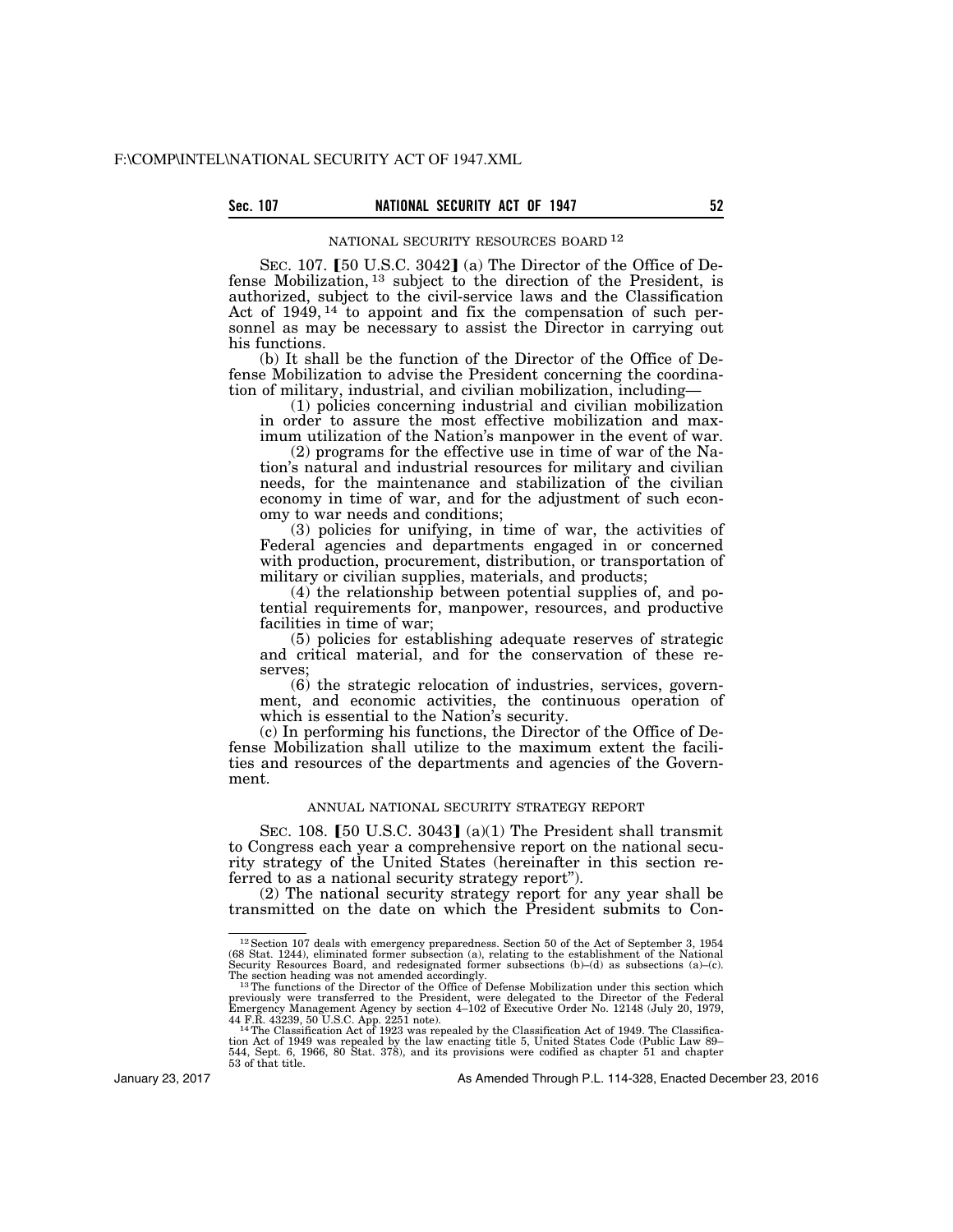NATIONAL SECURITY RESOURCES BOARD [12]

SEC. 107. 【50 U.S.C. 3042】 (a) The Director of the Office of Defense Mobilization, [13] subject to the direction of the President, is authorized, subject to the civil-service laws and the Classification Act of 1949, [14] to appoint and fix the compensation of such personnel as may be necessary to assist the Director in carrying out his functions.

(b) It shall be the function of the Director of the Office of Defense Mobilization to advise the President concerning the coordination of military, industrial, and civilian mobilization, including—

(1) policies concerning industrial and civilian mobilization in order to assure the most effective mobilization and maximum utilization of the Nation's manpower in the event of war.

(2) programs for the effective use in time of war of the Nation's natural and industrial resources for military and civilian needs, for the maintenance and stabilization of the civilian economy in time of war, and for the adjustment of such economy to war needs and conditions;

(3) policies for unifying, in time of war, the activities of Federal agencies and departments engaged in or concerned with production, procurement, distribution, or transportation of military or civilian supplies, materials, and products;

(4) the relationship between potential supplies of, and potential requirements for, manpower, resources, and productive facilities in time of war;

(5) policies for establishing adequate reserves of strategic and critical material, and for the conservation of these reserves;

(6) the strategic relocation of industries, services, government, and economic activities, the continuous operation of which is essential to the Nation's security.

(c) In performing his functions, the Director of the Office of Defense Mobilization shall utilize to the maximum extent the facilities and resources of the departments and agencies of the Government.

ANNUAL NATIONAL SECURITY STRATEGY REPORT

SEC. 108. 【50 U.S.C. 3043】 (a)(1) The President shall transmit to Congress each year a comprehensive report on the national security strategy of the United States (hereinafter in this section referred to as a national security strategy report").

(2) The national security strategy report for any year shall be transmitted on the date on which the President submits to Con-

---

[12] Section 107 deals with emergency preparedness. Section 50 of the Act of September 3, 1954 (68 Stat. 1244), eliminated former subsection (a), relating to the establishment of the National Security Resources Board, and redesignated former subsections (b)–(d) as subsections (a)–(c). The section heading was not amended accordingly.

[13] The functions of the Director of the Office of Defense Mobilization under this section which previously were transferred to the President, were delegated to the Director of the Federal Emergency Management Agency by section 4–102 of Executive Order No. 12148 (July 20, 1979, 44 F.R. 43239, 50 U.S.C. App. 2251 note).

[14] The Classification Act of 1923 was repealed by the Classification Act of 1949. The Classification Act of 1949 was repealed by the law enacting title 5, United States Code (Public Law 89–544, Sept. 6, 1966, 80 Stat. 378), and its provisions were codified as chapter 51 and chapter 53 of that title.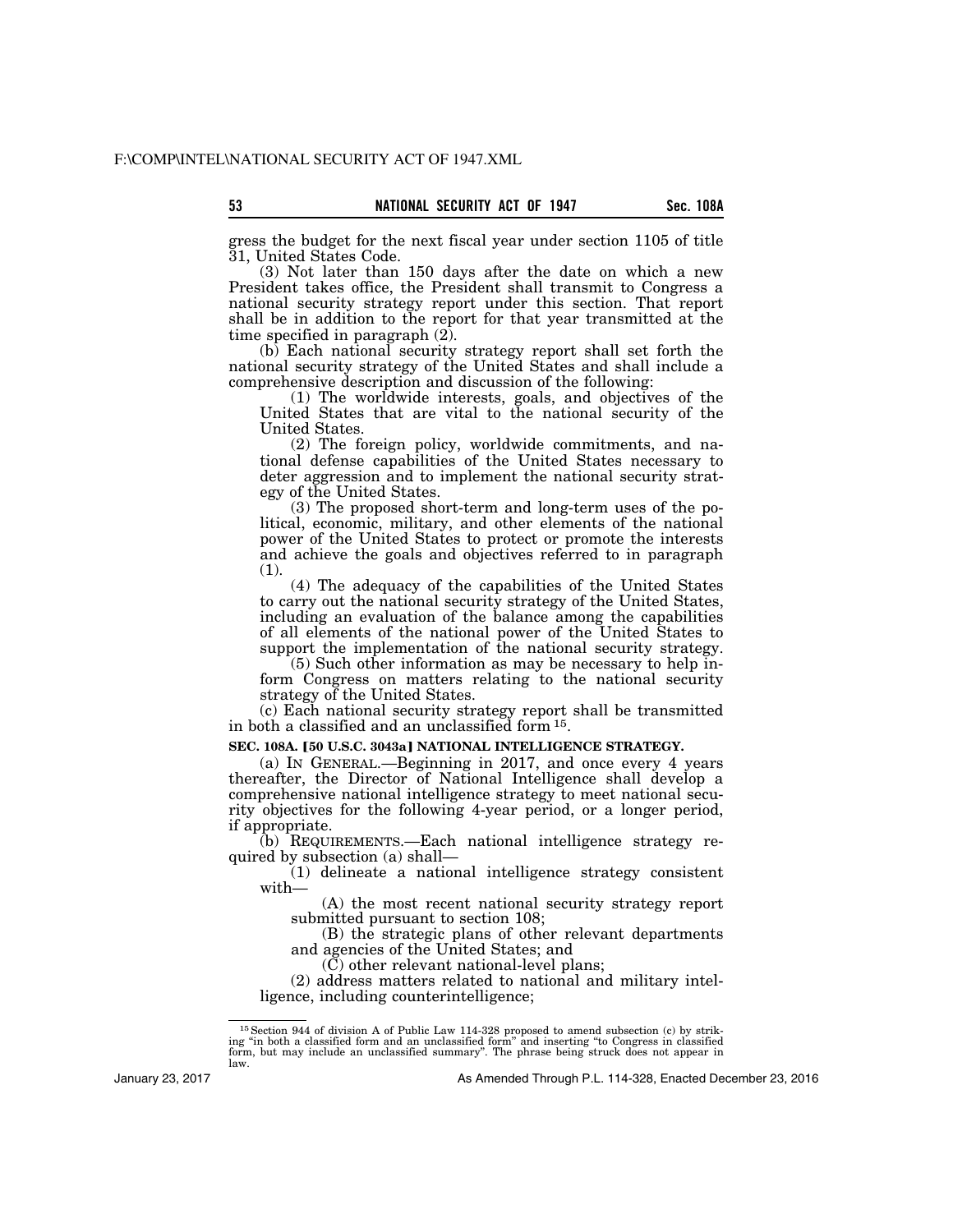gress the budget for the next fiscal year under section 1105 of title 31, United States Code.

(3) Not later than 150 days after the date on which a new President takes office, the President shall transmit to Congress a national security strategy report under this section. That report shall be in addition to the report for that year transmitted at the time specified in paragraph (2).

(b) Each national security strategy report shall set forth the national security strategy of the United States and shall include a comprehensive description and discussion of the following:

(1) The worldwide interests, goals, and objectives of the United States that are vital to the national security of the United States.

(2) The foreign policy, worldwide commitments, and national defense capabilities of the United States necessary to deter aggression and to implement the national security strategy of the United States.

(3) The proposed short-term and long-term uses of the political, economic, military, and other elements of the national power of the United States to protect or promote the interests and achieve the goals and objectives referred to in paragraph (1).

(4) The adequacy of the capabilities of the United States to carry out the national security strategy of the United States, including an evaluation of the balance among the capabilities of all elements of the national power of the United States to support the implementation of the national security strategy.

(5) Such other information as may be necessary to help inform Congress on matters relating to the national security strategy of the United States.

(c) Each national security strategy report shall be transmitted in both a classified and an unclassified form [15].

**SEC. 108A. [50 U.S.C. 3043a] NATIONAL INTELLIGENCE STRATEGY.**

(a) IN GENERAL.—Beginning in 2017, and once every 4 years thereafter, the Director of National Intelligence shall develop a comprehensive national intelligence strategy to meet national security objectives for the following 4-year period, or a longer period, if appropriate.

(b) REQUIREMENTS.—Each national intelligence strategy required by subsection (a) shall—

(1) delineate a national intelligence strategy consistent with—

(A) the most recent national security strategy report submitted pursuant to section 108;

(B) the strategic plans of other relevant departments and agencies of the United States; and

(C) other relevant national-level plans;

(2) address matters related to national and military intelligence, including counterintelligence;

[15] Section 944 of division A of Public Law 114-328 proposed to amend subsection (c) by striking "in both a classified form and an unclassified form" and inserting "to Congress in classified form, but may include an unclassified summary". The phrase being struck does not appear in law.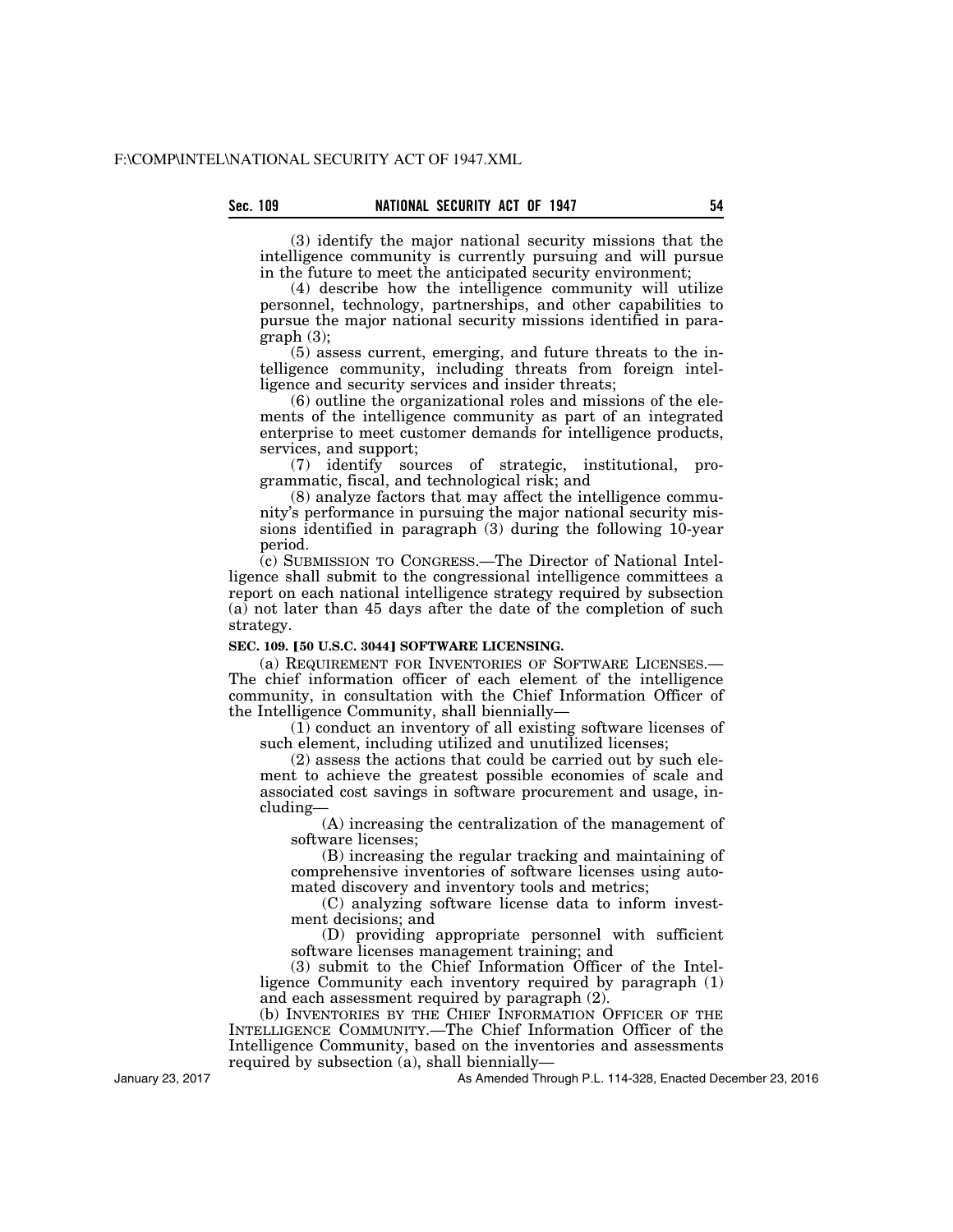(3) identify the major national security missions that the intelligence community is currently pursuing and will pursue in the future to meet the anticipated security environment;

(4) describe how the intelligence community will utilize personnel, technology, partnerships, and other capabilities to pursue the major national security missions identified in paragraph (3);

(5) assess current, emerging, and future threats to the intelligence community, including threats from foreign intelligence and security services and insider threats;

(6) outline the organizational roles and missions of the elements of the intelligence community as part of an integrated enterprise to meet customer demands for intelligence products, services, and support;

(7) identify sources of strategic, institutional, programmatic, fiscal, and technological risk; and

(8) analyze factors that may affect the intelligence community's performance in pursuing the major national security missions identified in paragraph (3) during the following 10-year period.

(c) SUBMISSION TO CONGRESS.—The Director of National Intelligence shall submit to the congressional intelligence committees a report on each national intelligence strategy required by subsection (a) not later than 45 days after the date of the completion of such strategy.

**SEC. 109. [50 U.S.C. 3044] SOFTWARE LICENSING.**

(a) REQUIREMENT FOR INVENTORIES OF SOFTWARE LICENSES.—The chief information officer of each element of the intelligence community, in consultation with the Chief Information Officer of the Intelligence Community, shall biennially—

(1) conduct an inventory of all existing software licenses of such element, including utilized and unutilized licenses;

(2) assess the actions that could be carried out by such element to achieve the greatest possible economies of scale and associated cost savings in software procurement and usage, including—

(A) increasing the centralization of the management of software licenses;

(B) increasing the regular tracking and maintaining of comprehensive inventories of software licenses using automated discovery and inventory tools and metrics;

(C) analyzing software license data to inform investment decisions; and

(D) providing appropriate personnel with sufficient software licenses management training; and

(3) submit to the Chief Information Officer of the Intelligence Community each inventory required by paragraph (1) and each assessment required by paragraph (2).

(b) INVENTORIES BY THE CHIEF INFORMATION OFFICER OF THE INTELLIGENCE COMMUNITY.—The Chief Information Officer of the Intelligence Community, based on the inventories and assessments required by subsection (a), shall biennially—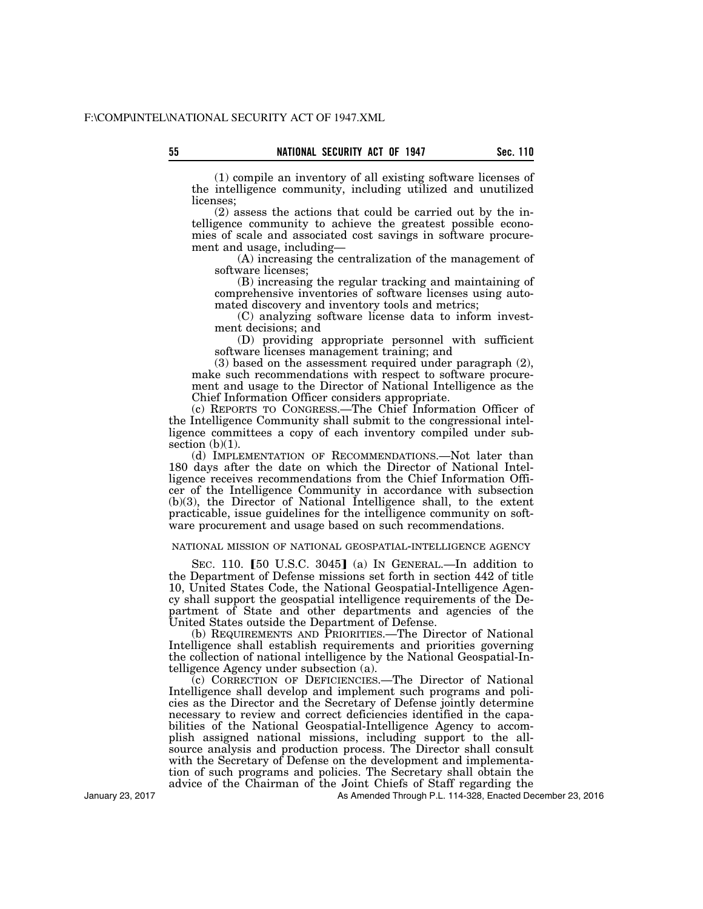(1) compile an inventory of all existing software licenses of the intelligence community, including utilized and unutilized licenses;

(2) assess the actions that could be carried out by the intelligence community to achieve the greatest possible economies of scale and associated cost savings in software procurement and usage, including—

(A) increasing the centralization of the management of software licenses;

(B) increasing the regular tracking and maintaining of comprehensive inventories of software licenses using automated discovery and inventory tools and metrics;

(C) analyzing software license data to inform investment decisions; and

(D) providing appropriate personnel with sufficient software licenses management training; and

(3) based on the assessment required under paragraph (2), make such recommendations with respect to software procurement and usage to the Director of National Intelligence as the Chief Information Officer considers appropriate.

(c) REPORTS TO CONGRESS.—The Chief Information Officer of the Intelligence Community shall submit to the congressional intelligence committees a copy of each inventory compiled under subsection (b)(1).

(d) IMPLEMENTATION OF RECOMMENDATIONS.—Not later than 180 days after the date on which the Director of National Intelligence receives recommendations from the Chief Information Officer of the Intelligence Community in accordance with subsection (b)(3), the Director of National Intelligence shall, to the extent practicable, issue guidelines for the intelligence community on software procurement and usage based on such recommendations.

NATIONAL MISSION OF NATIONAL GEOSPATIAL-INTELLIGENCE AGENCY

SEC. 110. [50 U.S.C. 3045] (a) IN GENERAL.—In addition to the Department of Defense missions set forth in section 442 of title 10, United States Code, the National Geospatial-Intelligence Agency shall support the geospatial intelligence requirements of the Department of State and other departments and agencies of the United States outside the Department of Defense.

(b) REQUIREMENTS AND PRIORITIES.—The Director of National Intelligence shall establish requirements and priorities governing the collection of national intelligence by the National Geospatial-Intelligence Agency under subsection (a).

(c) CORRECTION OF DEFICIENCIES.—The Director of National Intelligence shall develop and implement such programs and policies as the Director and the Secretary of Defense jointly determine necessary to review and correct deficiencies identified in the capabilities of the National Geospatial-Intelligence Agency to accomplish assigned national missions, including support to the all-source analysis and production process. The Director shall consult with the Secretary of Defense on the development and implementation of such programs and policies. The Secretary shall obtain the advice of the Chairman of the Joint Chiefs of Staff regarding the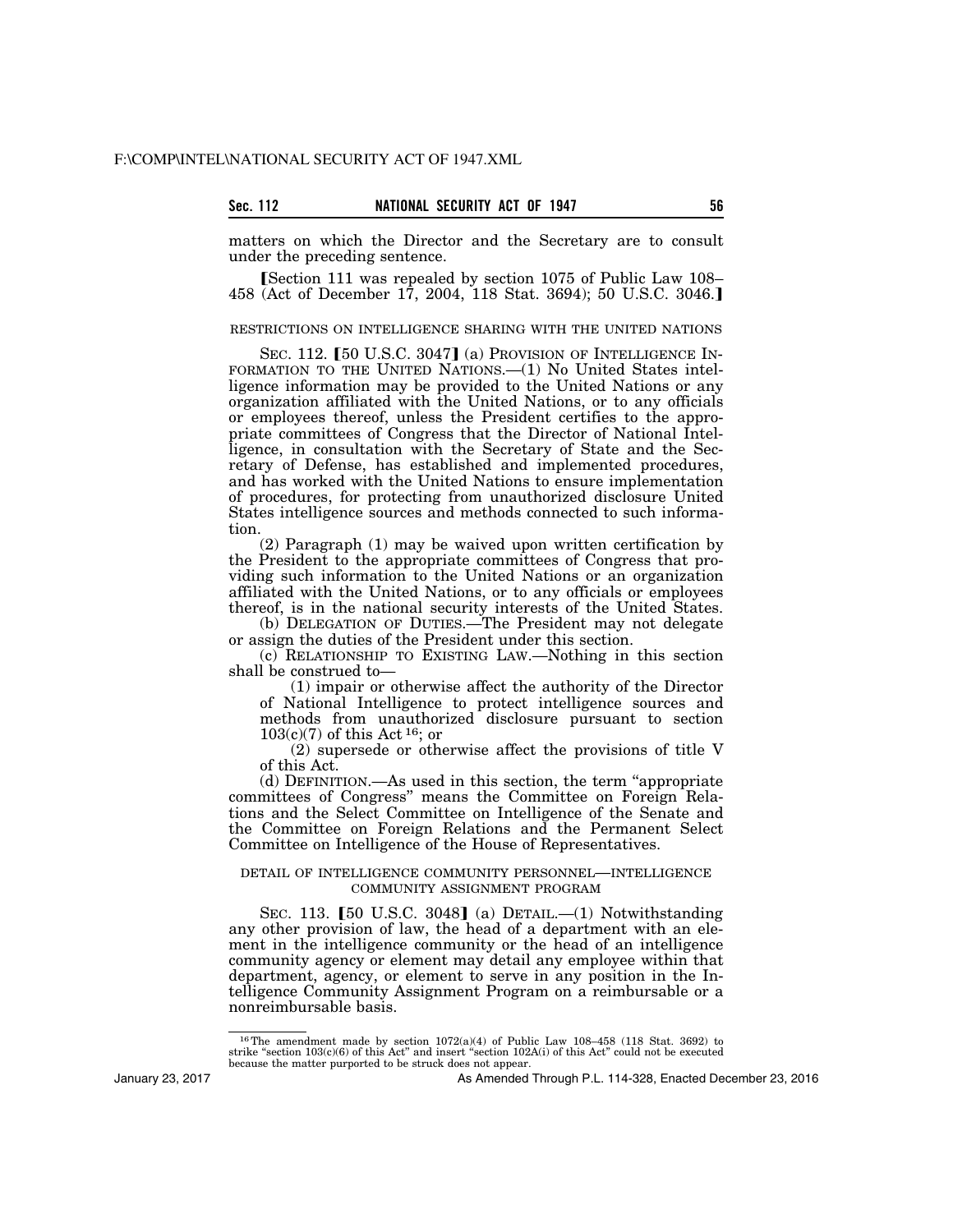matters on which the Director and the Secretary are to consult under the preceding sentence.

【Section 111 was repealed by section 1075 of Public Law 108–458 (Act of December 17, 2004, 118 Stat. 3694); 50 U.S.C. 3046.】

RESTRICTIONS ON INTELLIGENCE SHARING WITH THE UNITED NATIONS

SEC. 112. 【50 U.S.C. 3047】 (a) PROVISION OF INTELLIGENCE INFORMATION TO THE UNITED NATIONS.—(1) No United States intelligence information may be provided to the United Nations or any organization affiliated with the United Nations, or to any officials or employees thereof, unless the President certifies to the appropriate committees of Congress that the Director of National Intelligence, in consultation with the Secretary of State and the Secretary of Defense, has established and implemented procedures, and has worked with the United Nations to ensure implementation of procedures, for protecting from unauthorized disclosure United States intelligence sources and methods connected to such information.

(2) Paragraph (1) may be waived upon written certification by the President to the appropriate committees of Congress that providing such information to the United Nations or an organization affiliated with the United Nations, or to any officials or employees thereof, is in the national security interests of the United States.

(b) DELEGATION OF DUTIES.—The President may not delegate or assign the duties of the President under this section.

(c) RELATIONSHIP TO EXISTING LAW.—Nothing in this section shall be construed to—

(1) impair or otherwise affect the authority of the Director of National Intelligence to protect intelligence sources and methods from unauthorized disclosure pursuant to section 103(c)(7) of this Act [16]; or

(2) supersede or otherwise affect the provisions of title V of this Act.

(d) DEFINITION.—As used in this section, the term "appropriate committees of Congress" means the Committee on Foreign Relations and the Select Committee on Intelligence of the Senate and the Committee on Foreign Relations and the Permanent Select Committee on Intelligence of the House of Representatives.

DETAIL OF INTELLIGENCE COMMUNITY PERSONNEL—INTELLIGENCE COMMUNITY ASSIGNMENT PROGRAM

SEC. 113. 【50 U.S.C. 3048】 (a) DETAIL.—(1) Notwithstanding any other provision of law, the head of a department with an element in the intelligence community or the head of an intelligence community agency or element may detail any employee within that department, agency, or element to serve in any position in the Intelligence Community Assignment Program on a reimbursable or a nonreimbursable basis.

[16] The amendment made by section 1072(a)(4) of Public Law 108–458 (118 Stat. 3692) to strike "section 103(c)(6) of this Act" and insert "section 102A(i) of this Act" could not be executed because the matter purported to be struck does not appear.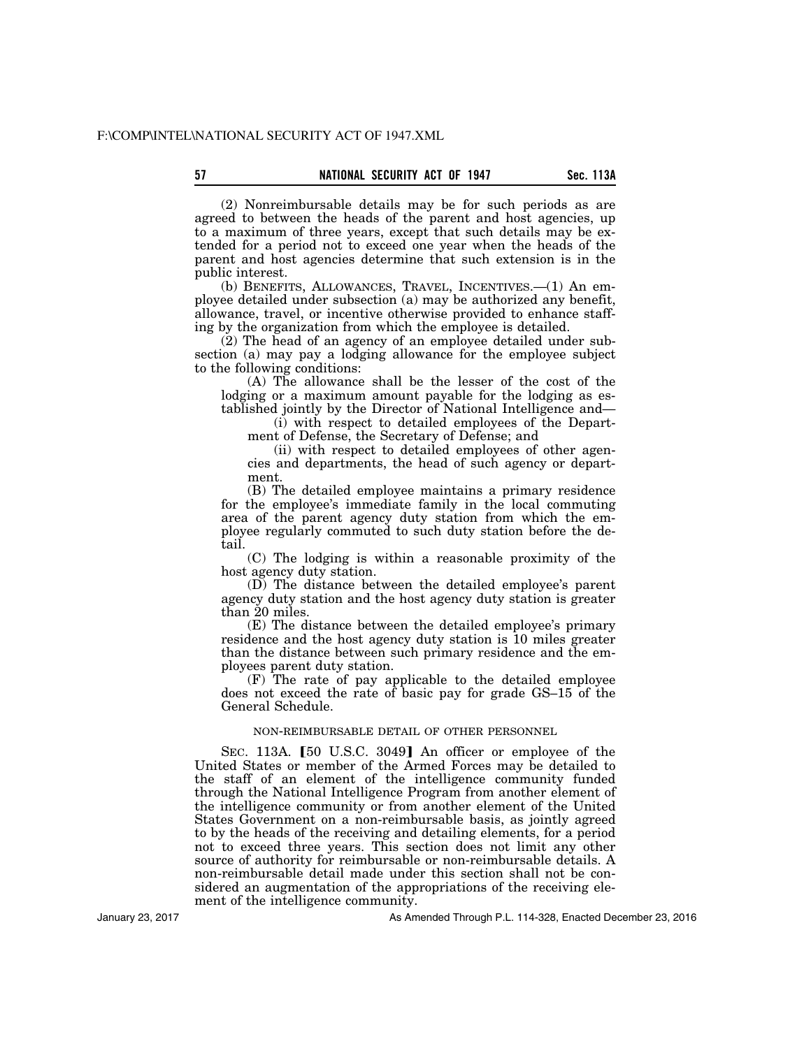(2) Nonreimbursable details may be for such periods as are agreed to between the heads of the parent and host agencies, up to a maximum of three years, except that such details may be extended for a period not to exceed one year when the heads of the parent and host agencies determine that such extension is in the public interest.

(b) BENEFITS, ALLOWANCES, TRAVEL, INCENTIVES.—(1) An employee detailed under subsection (a) may be authorized any benefit, allowance, travel, or incentive otherwise provided to enhance staffing by the organization from which the employee is detailed.

(2) The head of an agency of an employee detailed under subsection (a) may pay a lodging allowance for the employee subject to the following conditions:

(A) The allowance shall be the lesser of the cost of the lodging or a maximum amount payable for the lodging as established jointly by the Director of National Intelligence and—

(i) with respect to detailed employees of the Department of Defense, the Secretary of Defense; and

(ii) with respect to detailed employees of other agencies and departments, the head of such agency or department.

(B) The detailed employee maintains a primary residence for the employee's immediate family in the local commuting area of the parent agency duty station from which the employee regularly commuted to such duty station before the detail.

(C) The lodging is within a reasonable proximity of the host agency duty station.

(D) The distance between the detailed employee's parent agency duty station and the host agency duty station is greater than 20 miles.

(E) The distance between the detailed employee's primary residence and the host agency duty station is 10 miles greater than the distance between such primary residence and the employees parent duty station.

(F) The rate of pay applicable to the detailed employee does not exceed the rate of basic pay for grade GS–15 of the General Schedule.

NON-REIMBURSABLE DETAIL OF OTHER PERSONNEL

SEC. 113A. [50 U.S.C. 3049] An officer or employee of the United States or member of the Armed Forces may be detailed to the staff of an element of the intelligence community funded through the National Intelligence Program from another element of the intelligence community or from another element of the United States Government on a non-reimbursable basis, as jointly agreed to by the heads of the receiving and detailing elements, for a period not to exceed three years. This section does not limit any other source of authority for reimbursable or non-reimbursable details. A non-reimbursable detail made under this section shall not be considered an augmentation of the appropriations of the receiving element of the intelligence community.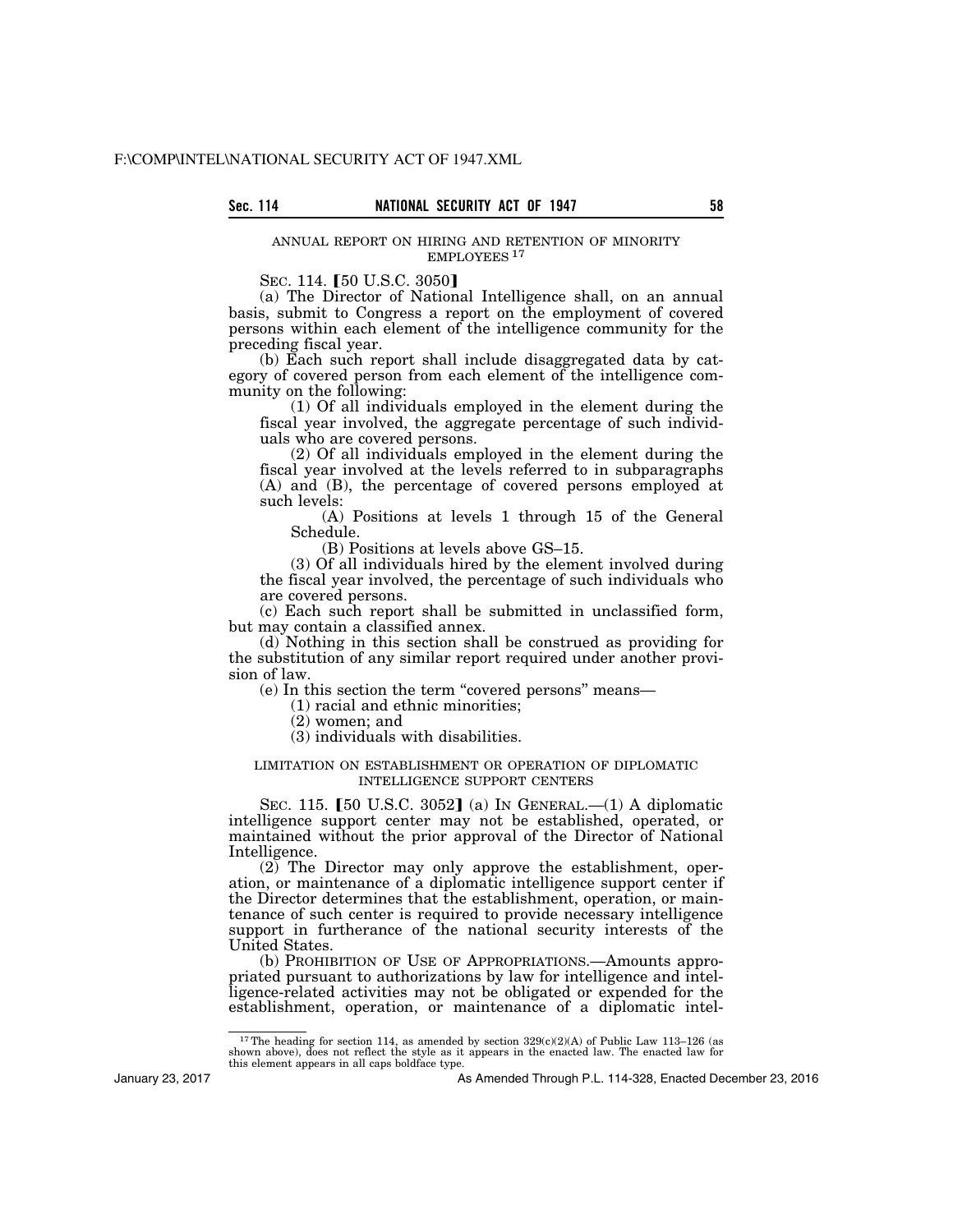ANNUAL REPORT ON HIRING AND RETENTION OF MINORITY EMPLOYEES [17]

SEC. 114. [50 U.S.C. 3050]

(a) The Director of National Intelligence shall, on an annual basis, submit to Congress a report on the employment of covered persons within each element of the intelligence community for the preceding fiscal year.

(b) Each such report shall include disaggregated data by category of covered person from each element of the intelligence community on the following:

(1) Of all individuals employed in the element during the fiscal year involved, the aggregate percentage of such individuals who are covered persons.

(2) Of all individuals employed in the element during the fiscal year involved at the levels referred to in subparagraphs (A) and (B), the percentage of covered persons employed at such levels:

(A) Positions at levels 1 through 15 of the General Schedule.

(B) Positions at levels above GS–15.

(3) Of all individuals hired by the element involved during the fiscal year involved, the percentage of such individuals who are covered persons.

(c) Each such report shall be submitted in unclassified form, but may contain a classified annex.

(d) Nothing in this section shall be construed as providing for the substitution of any similar report required under another provision of law.

(e) In this section the term "covered persons" means—

(1) racial and ethnic minorities;

(2) women; and

(3) individuals with disabilities.

LIMITATION ON ESTABLISHMENT OR OPERATION OF DIPLOMATIC INTELLIGENCE SUPPORT CENTERS

SEC. 115. [50 U.S.C. 3052] (a) IN GENERAL.—(1) A diplomatic intelligence support center may not be established, operated, or maintained without the prior approval of the Director of National Intelligence.

(2) The Director may only approve the establishment, operation, or maintenance of a diplomatic intelligence support center if the Director determines that the establishment, operation, or maintenance of such center is required to provide necessary intelligence support in furtherance of the national security interests of the United States.

(b) PROHIBITION OF USE OF APPROPRIATIONS.—Amounts appropriated pursuant to authorizations by law for intelligence and intelligence-related activities may not be obligated or expended for the establishment, operation, or maintenance of a diplomatic intel-

[17] The heading for section 114, as amended by section 329(c)(2)(A) of Public Law 113–126 (as shown above), does not reflect the style as it appears in the enacted law. The enacted law for this element appears in all caps boldface type.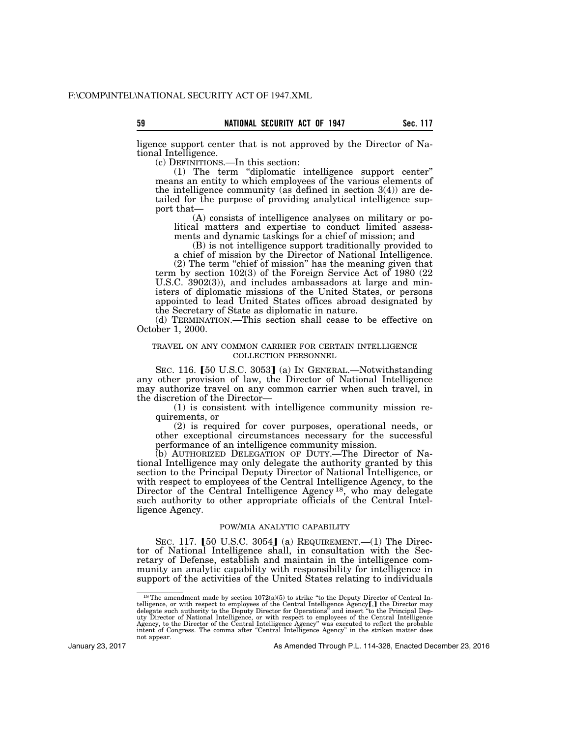ligence support center that is not approved by the Director of National Intelligence.

(c) DEFINITIONS.—In this section:

(1) The term "diplomatic intelligence support center" means an entity to which employees of the various elements of the intelligence community (as defined in section 3(4)) are detailed for the purpose of providing analytical intelligence support that—

(A) consists of intelligence analyses on military or political matters and expertise to conduct limited assessments and dynamic taskings for a chief of mission; and

(B) is not intelligence support traditionally provided to a chief of mission by the Director of National Intelligence.

(2) The term "chief of mission" has the meaning given that term by section 102(3) of the Foreign Service Act of 1980 (22 U.S.C. 3902(3)), and includes ambassadors at large and ministers of diplomatic missions of the United States, or persons appointed to lead United States offices abroad designated by the Secretary of State as diplomatic in nature.

(d) TERMINATION.—This section shall cease to be effective on October 1, 2000.

TRAVEL ON ANY COMMON CARRIER FOR CERTAIN INTELLIGENCE COLLECTION PERSONNEL

SEC. 116. [50 U.S.C. 3053] (a) IN GENERAL.—Notwithstanding any other provision of law, the Director of National Intelligence may authorize travel on any common carrier when such travel, in the discretion of the Director—

(1) is consistent with intelligence community mission requirements, or

(2) is required for cover purposes, operational needs, or other exceptional circumstances necessary for the successful performance of an intelligence community mission.

(b) AUTHORIZED DELEGATION OF DUTY.—The Director of National Intelligence may only delegate the authority granted by this section to the Principal Deputy Director of National Intelligence, or with respect to employees of the Central Intelligence Agency, to the Director of the Central Intelligence Agency[18], who may delegate such authority to other appropriate officials of the Central Intelligence Agency.

POW/MIA ANALYTIC CAPABILITY

SEC. 117. [50 U.S.C. 3054] (a) REQUIREMENT.—(1) The Director of National Intelligence shall, in consultation with the Secretary of Defense, establish and maintain in the intelligence community an analytic capability with responsibility for intelligence in support of the activities of the United States relating to individuals

[18] The amendment made by section 1072(a)(5) to strike "to the Deputy Director of Central Intelligence, or with respect to employees of the Central Intelligence Agency[,] the Director may delegate such authority to the Deputy Director for Operations" and insert "to the Principal Deputy Director of National Intelligence, or with respect to employees of the Central Intelligence Agency, to the Director of the Central Intelligence Agency" was executed to reflect the probable intent of Congress. The comma after "Central Intelligence Agency" in the striken matter does not appear.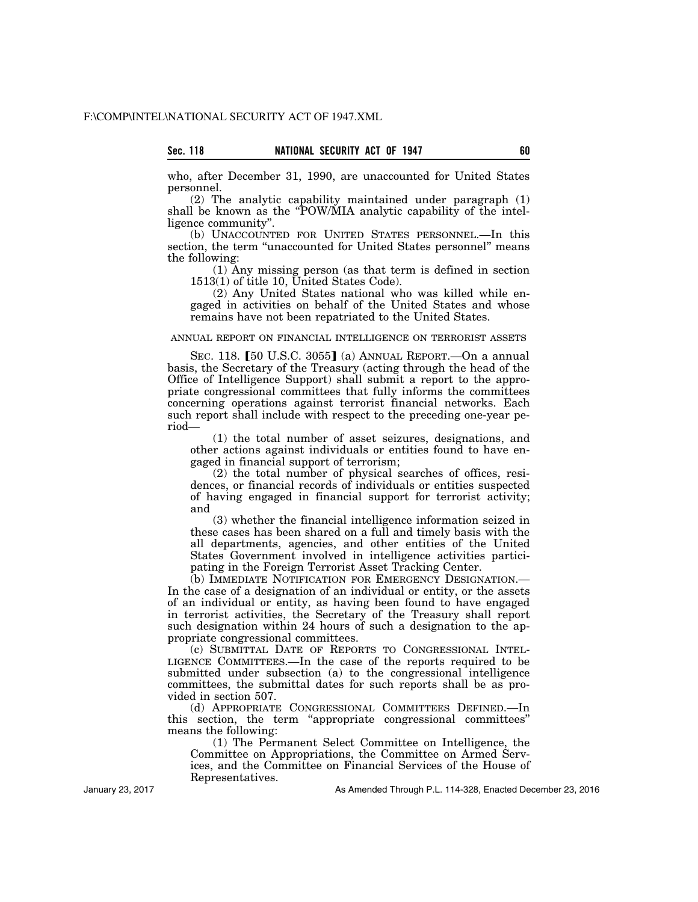who, after December 31, 1990, are unaccounted for United States personnel.

(2) The analytic capability maintained under paragraph (1) shall be known as the "POW/MIA analytic capability of the intelligence community".

(b) UNACCOUNTED FOR UNITED STATES PERSONNEL.—In this section, the term "unaccounted for United States personnel" means the following:

(1) Any missing person (as that term is defined in section 1513(1) of title 10, United States Code).

(2) Any United States national who was killed while engaged in activities on behalf of the United States and whose remains have not been repatriated to the United States.

ANNUAL REPORT ON FINANCIAL INTELLIGENCE ON TERRORIST ASSETS

SEC. 118. [50 U.S.C. 3055] (a) ANNUAL REPORT.—On a annual basis, the Secretary of the Treasury (acting through the head of the Office of Intelligence Support) shall submit a report to the appropriate congressional committees that fully informs the committees concerning operations against terrorist financial networks. Each such report shall include with respect to the preceding one-year period—

(1) the total number of asset seizures, designations, and other actions against individuals or entities found to have engaged in financial support of terrorism;

(2) the total number of physical searches of offices, residences, or financial records of individuals or entities suspected of having engaged in financial support for terrorist activity; and

(3) whether the financial intelligence information seized in these cases has been shared on a full and timely basis with the all departments, agencies, and other entities of the United States Government involved in intelligence activities participating in the Foreign Terrorist Asset Tracking Center.

(b) IMMEDIATE NOTIFICATION FOR EMERGENCY DESIGNATION.—In the case of a designation of an individual or entity, or the assets of an individual or entity, as having been found to have engaged in terrorist activities, the Secretary of the Treasury shall report such designation within 24 hours of such a designation to the appropriate congressional committees.

(c) SUBMITTAL DATE OF REPORTS TO CONGRESSIONAL INTELLIGENCE COMMITTEES.—In the case of the reports required to be submitted under subsection (a) to the congressional intelligence committees, the submittal dates for such reports shall be as provided in section 507.

(d) APPROPRIATE CONGRESSIONAL COMMITTEES DEFINED.—In this section, the term "appropriate congressional committees" means the following:

(1) The Permanent Select Committee on Intelligence, the Committee on Appropriations, the Committee on Armed Services, and the Committee on Financial Services of the House of Representatives.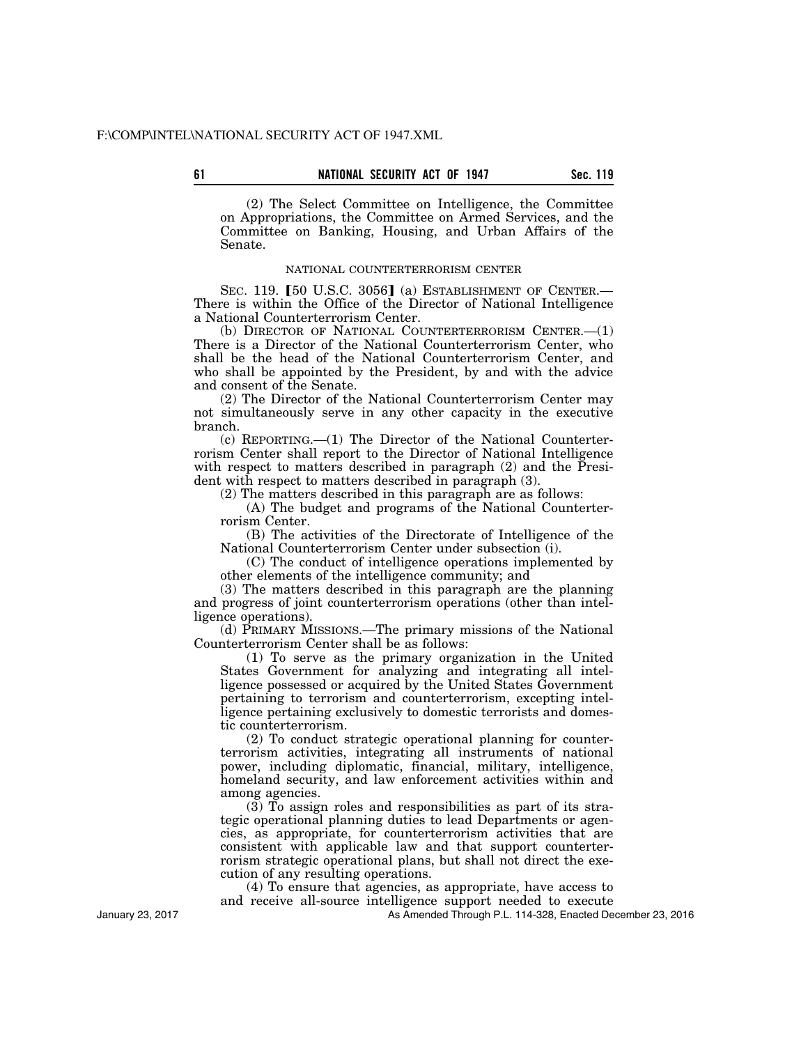(2) The Select Committee on Intelligence, the Committee on Appropriations, the Committee on Armed Services, and the Committee on Banking, Housing, and Urban Affairs of the Senate.

NATIONAL COUNTERTERRORISM CENTER

SEC. 119. [50 U.S.C. 3056] (a) ESTABLISHMENT OF CENTER.—There is within the Office of the Director of National Intelligence a National Counterterrorism Center.

(b) DIRECTOR OF NATIONAL COUNTERTERRORISM CENTER.—(1) There is a Director of the National Counterterrorism Center, who shall be the head of the National Counterterrorism Center, and who shall be appointed by the President, by and with the advice and consent of the Senate.

(2) The Director of the National Counterterrorism Center may not simultaneously serve in any other capacity in the executive branch.

(c) REPORTING.—(1) The Director of the National Counterterrorism Center shall report to the Director of National Intelligence with respect to matters described in paragraph (2) and the President with respect to matters described in paragraph (3).

(2) The matters described in this paragraph are as follows:

(A) The budget and programs of the National Counterterrorism Center.

(B) The activities of the Directorate of Intelligence of the National Counterterrorism Center under subsection (i).

(C) The conduct of intelligence operations implemented by other elements of the intelligence community; and

(3) The matters described in this paragraph are the planning and progress of joint counterterrorism operations (other than intelligence operations).

(d) PRIMARY MISSIONS.—The primary missions of the National Counterterrorism Center shall be as follows:

(1) To serve as the primary organization in the United States Government for analyzing and integrating all intelligence possessed or acquired by the United States Government pertaining to terrorism and counterterrorism, excepting intelligence pertaining exclusively to domestic terrorists and domestic counterterrorism.

(2) To conduct strategic operational planning for counterterrorism activities, integrating all instruments of national power, including diplomatic, financial, military, intelligence, homeland security, and law enforcement activities within and among agencies.

(3) To assign roles and responsibilities as part of its strategic operational planning duties to lead Departments or agencies, as appropriate, for counterterrorism activities that are consistent with applicable law and that support counterterrorism strategic operational plans, but shall not direct the execution of any resulting operations.

(4) To ensure that agencies, as appropriate, have access to and receive all-source intelligence support needed to execute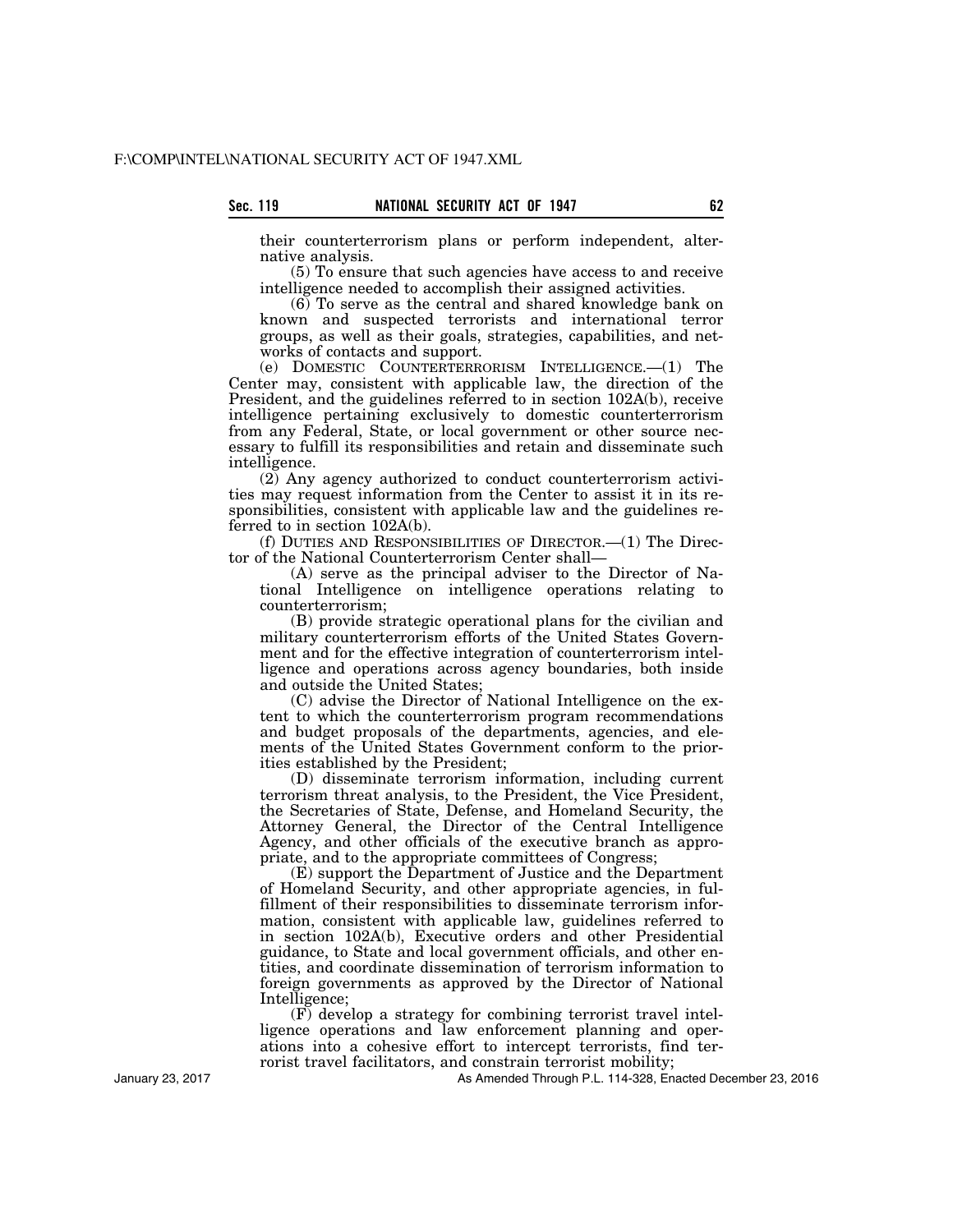their counterterrorism plans or perform independent, alternative analysis.

(5) To ensure that such agencies have access to and receive intelligence needed to accomplish their assigned activities.

(6) To serve as the central and shared knowledge bank on known and suspected terrorists and international terror groups, as well as their goals, strategies, capabilities, and networks of contacts and support.

(e) DOMESTIC COUNTERTERRORISM INTELLIGENCE.—(1) The Center may, consistent with applicable law, the direction of the President, and the guidelines referred to in section 102A(b), receive intelligence pertaining exclusively to domestic counterterrorism from any Federal, State, or local government or other source necessary to fulfill its responsibilities and retain and disseminate such intelligence.

(2) Any agency authorized to conduct counterterrorism activities may request information from the Center to assist it in its responsibilities, consistent with applicable law and the guidelines referred to in section 102A(b).

(f) DUTIES AND RESPONSIBILITIES OF DIRECTOR.—(1) The Director of the National Counterterrorism Center shall—

(A) serve as the principal adviser to the Director of National Intelligence on intelligence operations relating to counterterrorism;

(B) provide strategic operational plans for the civilian and military counterterrorism efforts of the United States Government and for the effective integration of counterterrorism intelligence and operations across agency boundaries, both inside and outside the United States;

(C) advise the Director of National Intelligence on the extent to which the counterterrorism program recommendations and budget proposals of the departments, agencies, and elements of the United States Government conform to the priorities established by the President;

(D) disseminate terrorism information, including current terrorism threat analysis, to the President, the Vice President, the Secretaries of State, Defense, and Homeland Security, the Attorney General, the Director of the Central Intelligence Agency, and other officials of the executive branch as appropriate, and to the appropriate committees of Congress;

(E) support the Department of Justice and the Department of Homeland Security, and other appropriate agencies, in fulfillment of their responsibilities to disseminate terrorism information, consistent with applicable law, guidelines referred to in section 102A(b), Executive orders and other Presidential guidance, to State and local government officials, and other entities, and coordinate dissemination of terrorism information to foreign governments as approved by the Director of National Intelligence;

(F) develop a strategy for combining terrorist travel intelligence operations and law enforcement planning and operations into a cohesive effort to intercept terrorists, find terrorist travel facilitators, and constrain terrorist mobility;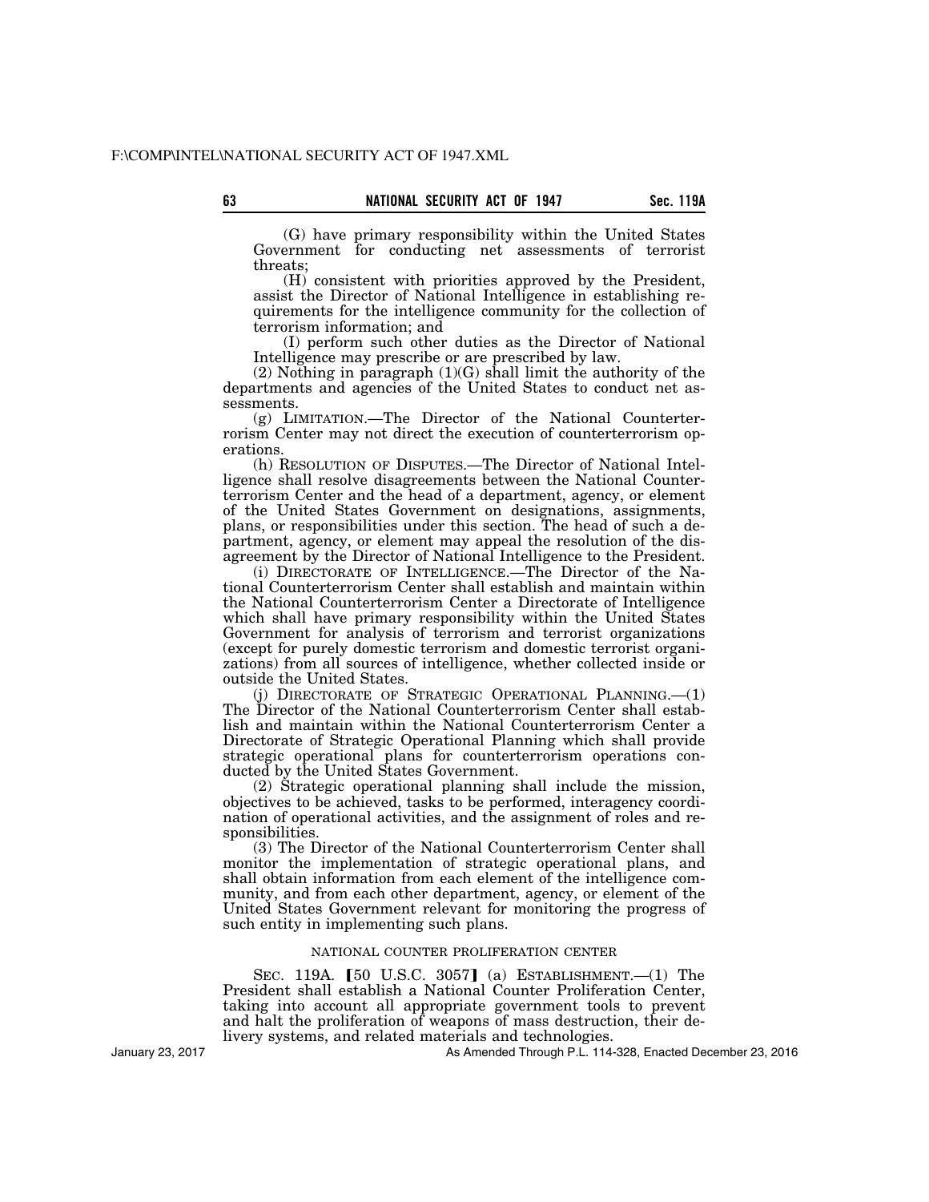(G) have primary responsibility within the United States Government for conducting net assessments of terrorist threats;

(H) consistent with priorities approved by the President, assist the Director of National Intelligence in establishing requirements for the intelligence community for the collection of terrorism information; and

(I) perform such other duties as the Director of National Intelligence may prescribe or are prescribed by law.

(2) Nothing in paragraph (1)(G) shall limit the authority of the departments and agencies of the United States to conduct net assessments.

(g) LIMITATION.—The Director of the National Counterterrorism Center may not direct the execution of counterterrorism operations.

(h) RESOLUTION OF DISPUTES.—The Director of National Intelligence shall resolve disagreements between the National Counterterrorism Center and the head of a department, agency, or element of the United States Government on designations, assignments, plans, or responsibilities under this section. The head of such a department, agency, or element may appeal the resolution of the disagreement by the Director of National Intelligence to the President.

(i) DIRECTORATE OF INTELLIGENCE.—The Director of the National Counterterrorism Center shall establish and maintain within the National Counterterrorism Center a Directorate of Intelligence which shall have primary responsibility within the United States Government for analysis of terrorism and terrorist organizations (except for purely domestic terrorism and domestic terrorist organizations) from all sources of intelligence, whether collected inside or outside the United States.

(j) DIRECTORATE OF STRATEGIC OPERATIONAL PLANNING.—(1) The Director of the National Counterterrorism Center shall establish and maintain within the National Counterterrorism Center a Directorate of Strategic Operational Planning which shall provide strategic operational plans for counterterrorism operations conducted by the United States Government.

(2) Strategic operational planning shall include the mission, objectives to be achieved, tasks to be performed, interagency coordination of operational activities, and the assignment of roles and responsibilities.

(3) The Director of the National Counterterrorism Center shall monitor the implementation of strategic operational plans, and shall obtain information from each element of the intelligence community, and from each other department, agency, or element of the United States Government relevant for monitoring the progress of such entity in implementing such plans.

NATIONAL COUNTER PROLIFERATION CENTER

SEC. 119A. [50 U.S.C. 3057] (a) ESTABLISHMENT.—(1) The President shall establish a National Counter Proliferation Center, taking into account all appropriate government tools to prevent and halt the proliferation of weapons of mass destruction, their delivery systems, and related materials and technologies.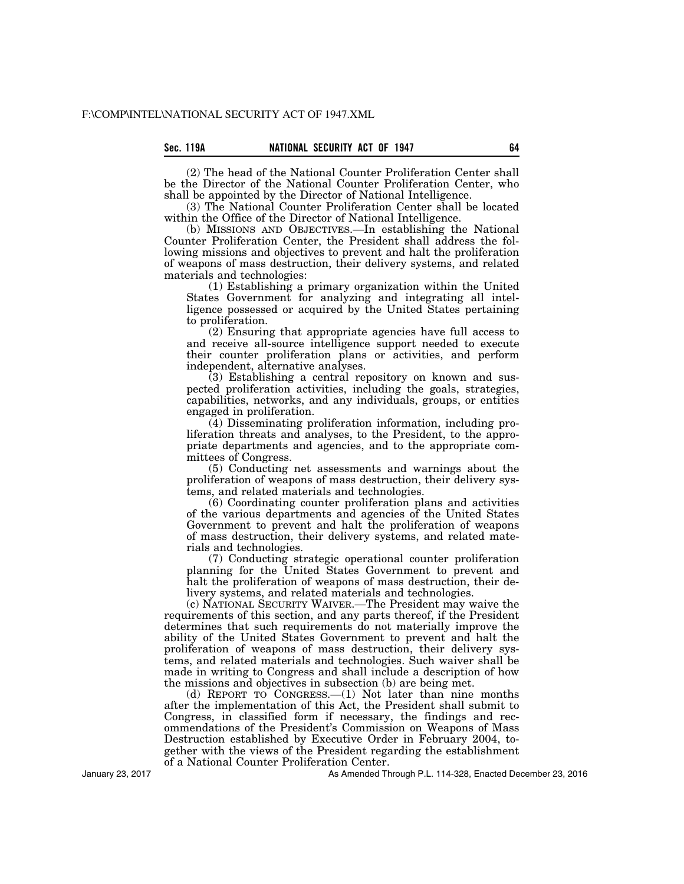(2) The head of the National Counter Proliferation Center shall be the Director of the National Counter Proliferation Center, who shall be appointed by the Director of National Intelligence.

(3) The National Counter Proliferation Center shall be located within the Office of the Director of National Intelligence.

(b) MISSIONS AND OBJECTIVES.—In establishing the National Counter Proliferation Center, the President shall address the following missions and objectives to prevent and halt the proliferation of weapons of mass destruction, their delivery systems, and related materials and technologies:

(1) Establishing a primary organization within the United States Government for analyzing and integrating all intelligence possessed or acquired by the United States pertaining to proliferation.

(2) Ensuring that appropriate agencies have full access to and receive all-source intelligence support needed to execute their counter proliferation plans or activities, and perform independent, alternative analyses.

(3) Establishing a central repository on known and suspected proliferation activities, including the goals, strategies, capabilities, networks, and any individuals, groups, or entities engaged in proliferation.

(4) Disseminating proliferation information, including proliferation threats and analyses, to the President, to the appropriate departments and agencies, and to the appropriate committees of Congress.

(5) Conducting net assessments and warnings about the proliferation of weapons of mass destruction, their delivery systems, and related materials and technologies.

(6) Coordinating counter proliferation plans and activities of the various departments and agencies of the United States Government to prevent and halt the proliferation of weapons of mass destruction, their delivery systems, and related materials and technologies.

(7) Conducting strategic operational counter proliferation planning for the United States Government to prevent and halt the proliferation of weapons of mass destruction, their delivery systems, and related materials and technologies.

(c) NATIONAL SECURITY WAIVER.—The President may waive the requirements of this section, and any parts thereof, if the President determines that such requirements do not materially improve the ability of the United States Government to prevent and halt the proliferation of weapons of mass destruction, their delivery systems, and related materials and technologies. Such waiver shall be made in writing to Congress and shall include a description of how the missions and objectives in subsection (b) are being met.

(d) REPORT TO CONGRESS.—(1) Not later than nine months after the implementation of this Act, the President shall submit to Congress, in classified form if necessary, the findings and recommendations of the President's Commission on Weapons of Mass Destruction established by Executive Order in February 2004, together with the views of the President regarding the establishment of a National Counter Proliferation Center.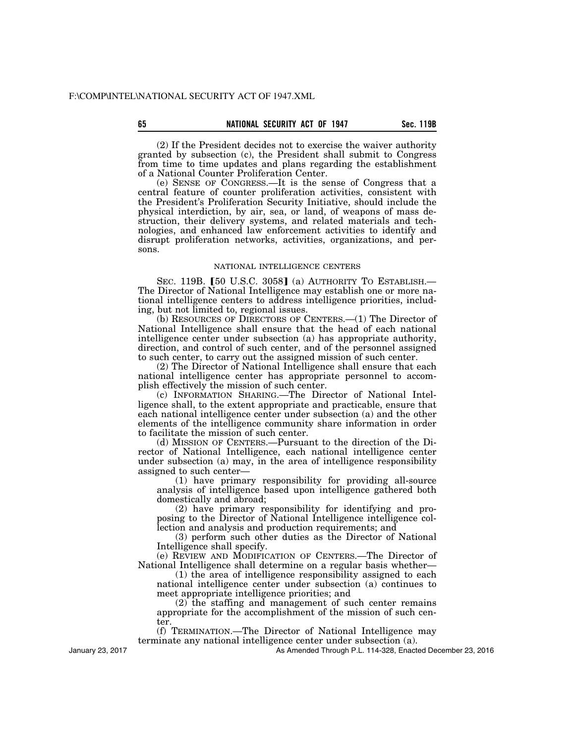(2) If the President decides not to exercise the waiver authority granted by subsection (c), the President shall submit to Congress from time to time updates and plans regarding the establishment of a National Counter Proliferation Center.

(e) SENSE OF CONGRESS.—It is the sense of Congress that a central feature of counter proliferation activities, consistent with the President's Proliferation Security Initiative, should include the physical interdiction, by air, sea, or land, of weapons of mass destruction, their delivery systems, and related materials and technologies, and enhanced law enforcement activities to identify and disrupt proliferation networks, activities, organizations, and persons.

NATIONAL INTELLIGENCE CENTERS

SEC. 119B. [50 U.S.C. 3058] (a) AUTHORITY TO ESTABLISH.—The Director of National Intelligence may establish one or more national intelligence centers to address intelligence priorities, including, but not limited to, regional issues.

(b) RESOURCES OF DIRECTORS OF CENTERS.—(1) The Director of National Intelligence shall ensure that the head of each national intelligence center under subsection (a) has appropriate authority, direction, and control of such center, and of the personnel assigned to such center, to carry out the assigned mission of such center.

(2) The Director of National Intelligence shall ensure that each national intelligence center has appropriate personnel to accomplish effectively the mission of such center.

(c) INFORMATION SHARING.—The Director of National Intelligence shall, to the extent appropriate and practicable, ensure that each national intelligence center under subsection (a) and the other elements of the intelligence community share information in order to facilitate the mission of such center.

(d) MISSION OF CENTERS.—Pursuant to the direction of the Director of National Intelligence, each national intelligence center under subsection (a) may, in the area of intelligence responsibility assigned to such center—

(1) have primary responsibility for providing all-source analysis of intelligence based upon intelligence gathered both domestically and abroad;

(2) have primary responsibility for identifying and proposing to the Director of National Intelligence intelligence collection and analysis and production requirements; and

(3) perform such other duties as the Director of National Intelligence shall specify.

(e) REVIEW AND MODIFICATION OF CENTERS.—The Director of National Intelligence shall determine on a regular basis whether—

(1) the area of intelligence responsibility assigned to each national intelligence center under subsection (a) continues to meet appropriate intelligence priorities; and

(2) the staffing and management of such center remains appropriate for the accomplishment of the mission of such center.

(f) TERMINATION.—The Director of National Intelligence may terminate any national intelligence center under subsection (a).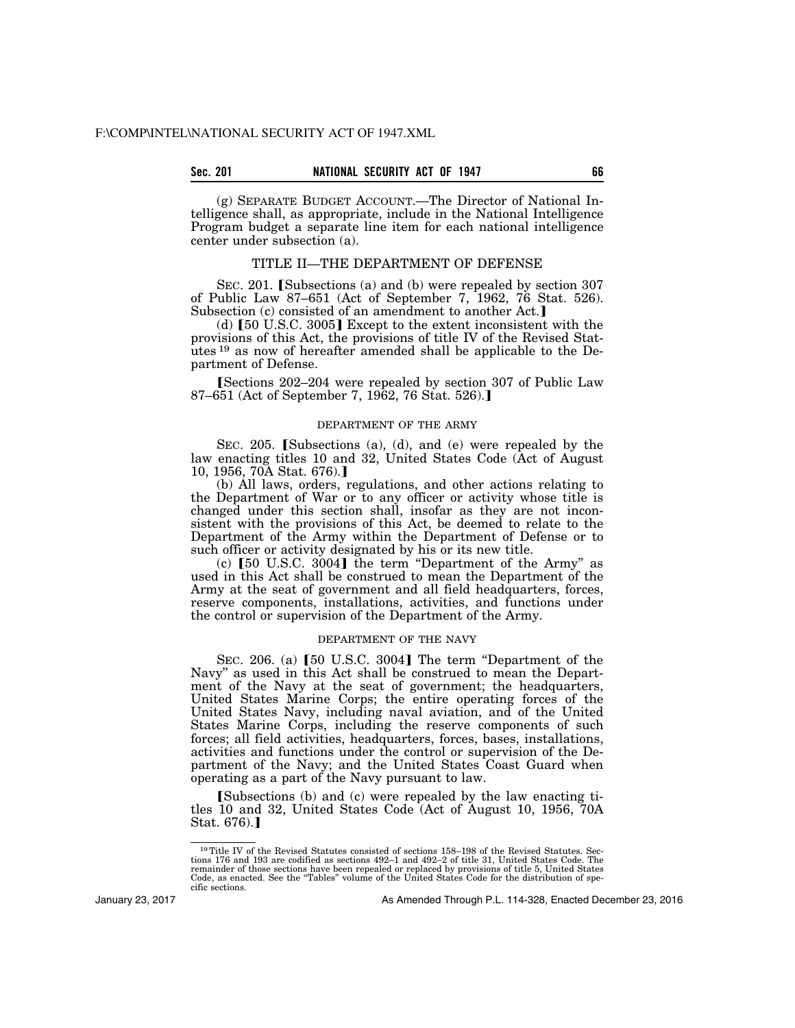(g) SEPARATE BUDGET ACCOUNT.—The Director of National Intelligence shall, as appropriate, include in the National Intelligence Program budget a separate line item for each national intelligence center under subsection (a).

## TITLE II—THE DEPARTMENT OF DEFENSE

SEC. 201. ⟦Subsections (a) and (b) were repealed by section 307 of Public Law 87–651 (Act of September 7, 1962, 76 Stat. 526). Subsection (c) consisted of an amendment to another Act.⟧

(d) ⟦50 U.S.C. 3005⟧ Except to the extent inconsistent with the provisions of this Act, the provisions of title IV of the Revised Statutes [19] as now of hereafter amended shall be applicable to the Department of Defense.

⟦Sections 202–204 were repealed by section 307 of Public Law 87–651 (Act of September 7, 1962, 76 Stat. 526).⟧

### DEPARTMENT OF THE ARMY

SEC. 205. ⟦Subsections (a), (d), and (e) were repealed by the law enacting titles 10 and 32, United States Code (Act of August 10, 1956, 70A Stat. 676).⟧

(b) All laws, orders, regulations, and other actions relating to the Department of War or to any officer or activity whose title is changed under this section shall, insofar as they are not inconsistent with the provisions of this Act, be deemed to relate to the Department of the Army within the Department of Defense or to such officer or activity designated by his or its new title.

(c) ⟦50 U.S.C. 3004⟧ the term "Department of the Army" as used in this Act shall be construed to mean the Department of the Army at the seat of government and all field headquarters, forces, reserve components, installations, activities, and functions under the control or supervision of the Department of the Army.

### DEPARTMENT OF THE NAVY

SEC. 206. (a) ⟦50 U.S.C. 3004⟧ The term "Department of the Navy" as used in this Act shall be construed to mean the Department of the Navy at the seat of government; the headquarters, United States Marine Corps; the entire operating forces of the United States Navy, including naval aviation, and of the United States Marine Corps, including the reserve components of such forces; all field activities, headquarters, forces, bases, installations, activities and functions under the control or supervision of the Department of the Navy; and the United States Coast Guard when operating as a part of the Navy pursuant to law.

⟦Subsections (b) and (c) were repealed by the law enacting titles 10 and 32, United States Code (Act of August 10, 1956, 70A Stat. 676).⟧

---

[19] Title IV of the Revised Statutes consisted of sections 158–198 of the Revised Statutes. Sections 176 and 193 are codified as sections 492–1 and 492–2 of title 31, United States Code. The remainder of those sections have been repealed or replaced by provisions of title 5, United States Code, as enacted. See the "Tables" volume of the United States Code for the distribution of specific sections.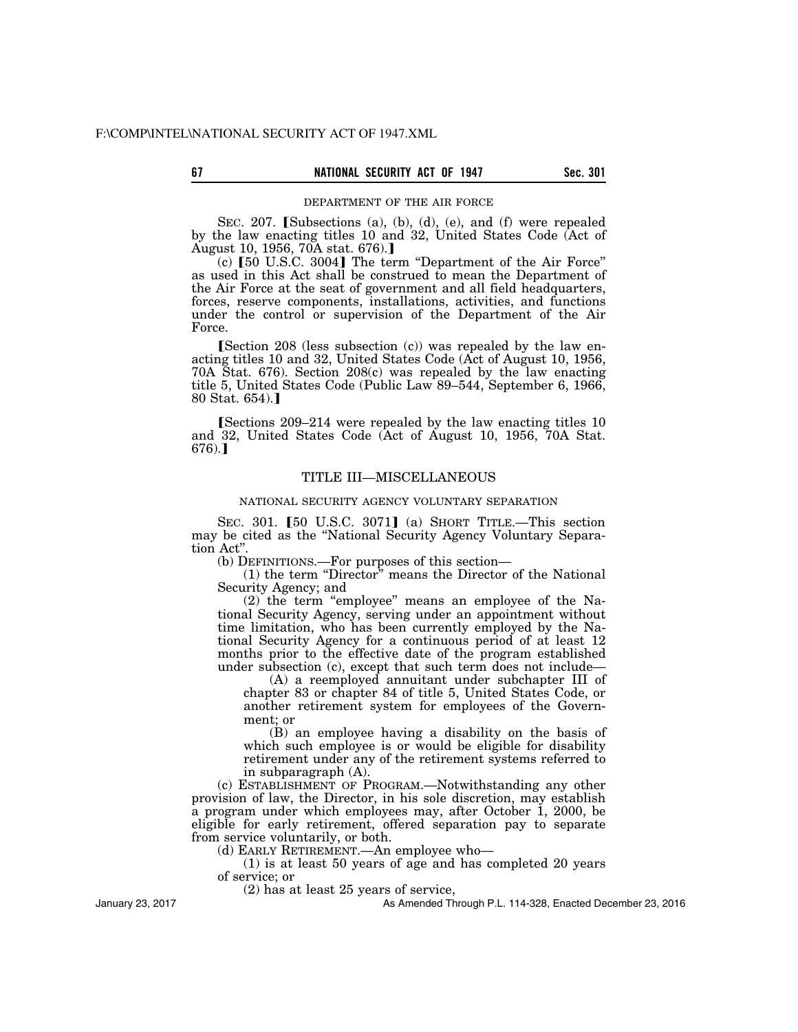DEPARTMENT OF THE AIR FORCE

SEC. 207. 【Subsections (a), (b), (d), (e), and (f) were repealed by the law enacting titles 10 and 32, United States Code (Act of August 10, 1956, 70A stat. 676).】

(c) 【50 U.S.C. 3004】 The term "Department of the Air Force" as used in this Act shall be construed to mean the Department of the Air Force at the seat of government and all field headquarters, forces, reserve components, installations, activities, and functions under the control or supervision of the Department of the Air Force.

【Section 208 (less subsection (c)) was repealed by the law enacting titles 10 and 32, United States Code (Act of August 10, 1956, 70A Stat. 676). Section 208(c) was repealed by the law enacting title 5, United States Code (Public Law 89–544, September 6, 1966, 80 Stat. 654).】

【Sections 209–214 were repealed by the law enacting titles 10 and 32, United States Code (Act of August 10, 1956, 70A Stat. 676).】

## TITLE III—MISCELLANEOUS

NATIONAL SECURITY AGENCY VOLUNTARY SEPARATION

SEC. 301. 【50 U.S.C. 3071】 (a) SHORT TITLE.—This section may be cited as the "National Security Agency Voluntary Separation Act".

(b) DEFINITIONS.—For purposes of this section—

(1) the term "Director" means the Director of the National Security Agency; and

(2) the term "employee" means an employee of the National Security Agency, serving under an appointment without time limitation, who has been currently employed by the National Security Agency for a continuous period of at least 12 months prior to the effective date of the program established under subsection (c), except that such term does not include—

(A) a reemployed annuitant under subchapter III of chapter 83 or chapter 84 of title 5, United States Code, or another retirement system for employees of the Government; or

(B) an employee having a disability on the basis of which such employee is or would be eligible for disability retirement under any of the retirement systems referred to in subparagraph (A).

(c) ESTABLISHMENT OF PROGRAM.—Notwithstanding any other provision of law, the Director, in his sole discretion, may establish a program under which employees may, after October 1, 2000, be eligible for early retirement, offered separation pay to separate from service voluntarily, or both.

(d) EARLY RETIREMENT.—An employee who—

(1) is at least 50 years of age and has completed 20 years of service; or

(2) has at least 25 years of service,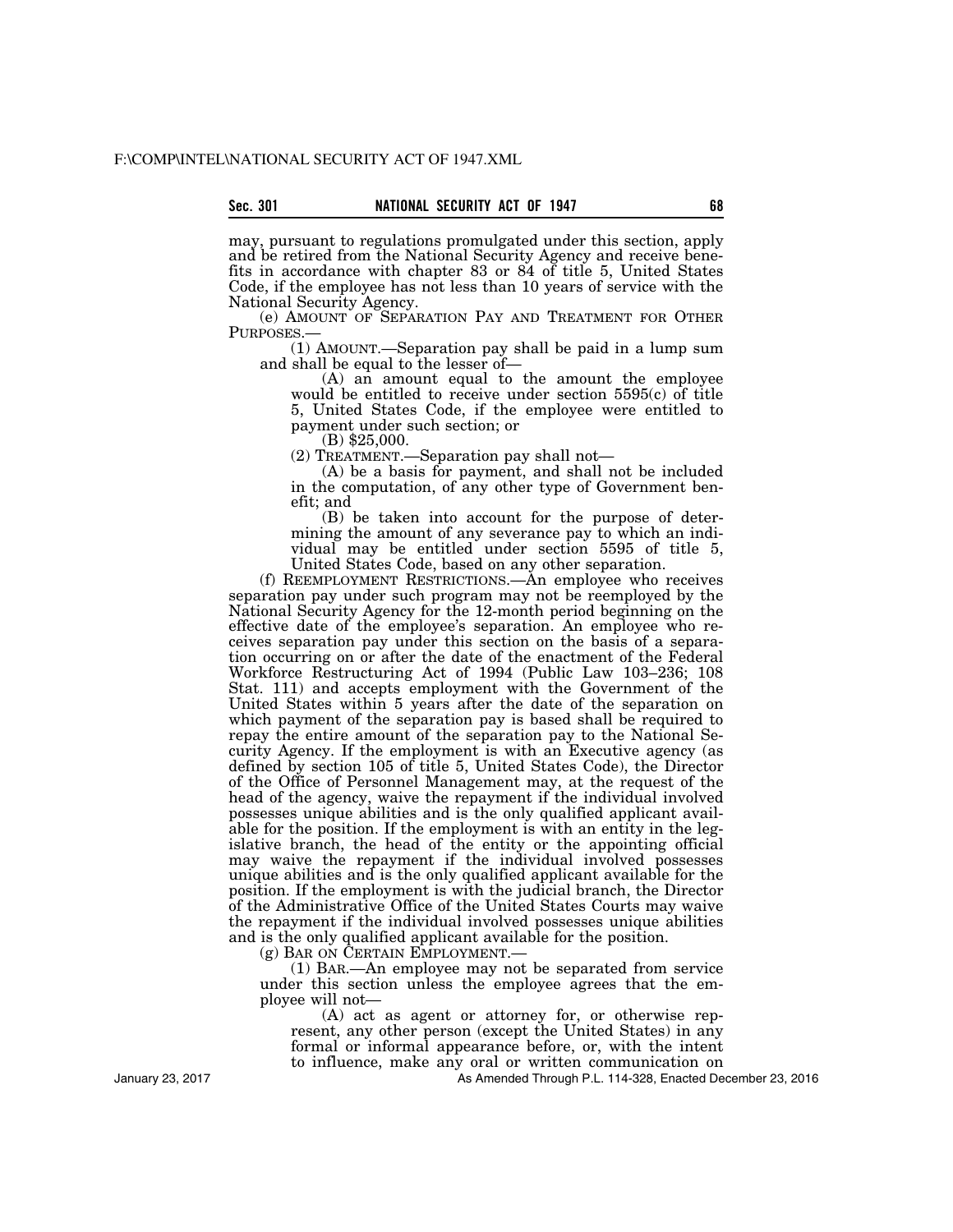may, pursuant to regulations promulgated under this section, apply and be retired from the National Security Agency and receive benefits in accordance with chapter 83 or 84 of title 5, United States Code, if the employee has not less than 10 years of service with the National Security Agency.

(e) AMOUNT OF SEPARATION PAY AND TREATMENT FOR OTHER PURPOSES.—

(1) AMOUNT.—Separation pay shall be paid in a lump sum and shall be equal to the lesser of—

(A) an amount equal to the amount the employee would be entitled to receive under section 5595(c) of title 5, United States Code, if the employee were entitled to payment under such section; or

(B) $25,000.

(2) TREATMENT.—Separation pay shall not—

(A) be a basis for payment, and shall not be included in the computation, of any other type of Government benefit; and

(B) be taken into account for the purpose of determining the amount of any severance pay to which an individual may be entitled under section 5595 of title 5, United States Code, based on any other separation.

(f) REEMPLOYMENT RESTRICTIONS.—An employee who receives separation pay under such program may not be reemployed by the National Security Agency for the 12-month period beginning on the effective date of the employee's separation. An employee who receives separation pay under this section on the basis of a separation occurring on or after the date of the enactment of the Federal Workforce Restructuring Act of 1994 (Public Law 103–236; 108 Stat. 111) and accepts employment with the Government of the United States within 5 years after the date of the separation on which payment of the separation pay is based shall be required to repay the entire amount of the separation pay to the National Security Agency. If the employment is with an Executive agency (as defined by section 105 of title 5, United States Code), the Director of the Office of Personnel Management may, at the request of the head of the agency, waive the repayment if the individual involved possesses unique abilities and is the only qualified applicant available for the position. If the employment is with an entity in the legislative branch, the head of the entity or the appointing official may waive the repayment if the individual involved possesses unique abilities and is the only qualified applicant available for the position. If the employment is with the judicial branch, the Director of the Administrative Office of the United States Courts may waive the repayment if the individual involved possesses unique abilities and is the only qualified applicant available for the position.

(g) BAR ON CERTAIN EMPLOYMENT.—

(1) BAR.—An employee may not be separated from service under this section unless the employee agrees that the employee will not—

(A) act as agent or attorney for, or otherwise represent, any other person (except the United States) in any formal or informal appearance before, or, with the intent to influence, make any oral or written communication on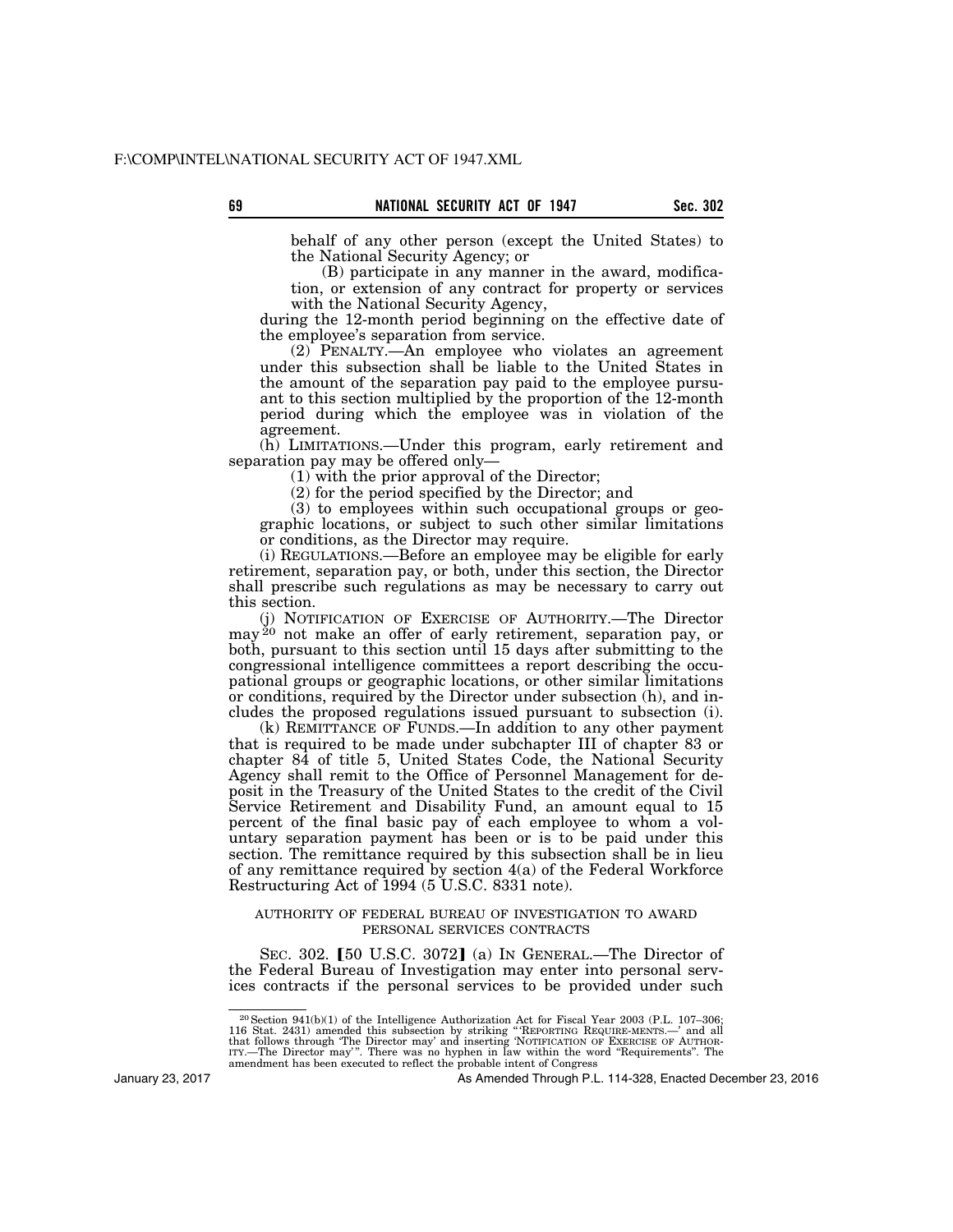behalf of any other person (except the United States) to the National Security Agency; or

(B) participate in any manner in the award, modification, or extension of any contract for property or services with the National Security Agency,

during the 12-month period beginning on the effective date of the employee's separation from service.

(2) PENALTY.—An employee who violates an agreement under this subsection shall be liable to the United States in the amount of the separation pay paid to the employee pursuant to this section multiplied by the proportion of the 12-month period during which the employee was in violation of the agreement.

(h) LIMITATIONS.—Under this program, early retirement and separation pay may be offered only—

(1) with the prior approval of the Director;

(2) for the period specified by the Director; and

(3) to employees within such occupational groups or geographic locations, or subject to such other similar limitations or conditions, as the Director may require.

(i) REGULATIONS.—Before an employee may be eligible for early retirement, separation pay, or both, under this section, the Director shall prescribe such regulations as may be necessary to carry out this section.

(j) NOTIFICATION OF EXERCISE OF AUTHORITY.—The Director may [20] not make an offer of early retirement, separation pay, or both, pursuant to this section until 15 days after submitting to the congressional intelligence committees a report describing the occupational groups or geographic locations, or other similar limitations or conditions, required by the Director under subsection (h), and includes the proposed regulations issued pursuant to subsection (i).

(k) REMITTANCE OF FUNDS.—In addition to any other payment that is required to be made under subchapter III of chapter 83 or chapter 84 of title 5, United States Code, the National Security Agency shall remit to the Office of Personnel Management for deposit in the Treasury of the United States to the credit of the Civil Service Retirement and Disability Fund, an amount equal to 15 percent of the final basic pay of each employee to whom a voluntary separation payment has been or is to be paid under this section. The remittance required by this subsection shall be in lieu of any remittance required by section 4(a) of the Federal Workforce Restructuring Act of 1994 (5 U.S.C. 8331 note).

AUTHORITY OF FEDERAL BUREAU OF INVESTIGATION TO AWARD PERSONAL SERVICES CONTRACTS

SEC. 302. 【50 U.S.C. 3072】 (a) IN GENERAL.—The Director of the Federal Bureau of Investigation may enter into personal services contracts if the personal services to be provided under such

[20] Section 941(b)(1) of the Intelligence Authorization Act for Fiscal Year 2003 (P.L. 107–306; 116 Stat. 2431) amended this subsection by striking "'REPORTING REQUIRE-MENTS.—' and all that follows through 'The Director may' and inserting 'NOTIFICATION OF EXERCISE OF AUTHORITY.—The Director may'". There was no hyphen in law within the word "Requirements". The amendment has been executed to reflect the probable intent of Congress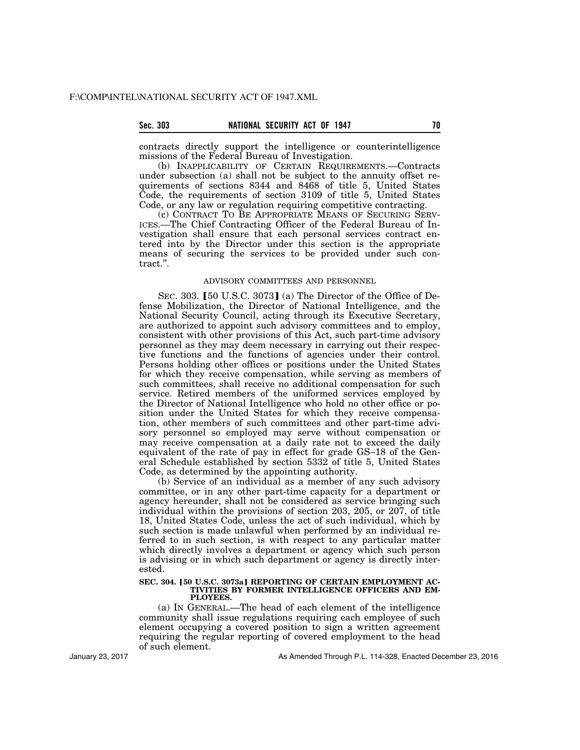contracts directly support the intelligence or counterintelligence missions of the Federal Bureau of Investigation.

(b) INAPPLICABILITY OF CERTAIN REQUIREMENTS.—Contracts under subsection (a) shall not be subject to the annuity offset requirements of sections 8344 and 8468 of title 5, United States Code, the requirements of section 3109 of title 5, United States Code, or any law or regulation requiring competitive contracting.

(c) CONTRACT TO BE APPROPRIATE MEANS OF SECURING SERVICES.—The Chief Contracting Officer of the Federal Bureau of Investigation shall ensure that each personal services contract entered into by the Director under this section is the appropriate means of securing the services to be provided under such contract.".

ADVISORY COMMITTEES AND PERSONNEL

SEC. 303. [50 U.S.C. 3073] (a) The Director of the Office of Defense Mobilization, the Director of National Intelligence, and the National Security Council, acting through its Executive Secretary, are authorized to appoint such advisory committees and to employ, consistent with other provisions of this Act, such part-time advisory personnel as they may deem necessary in carrying out their respective functions and the functions of agencies under their control. Persons holding other offices or positions under the United States for which they receive compensation, while serving as members of such committees, shall receive no additional compensation for such service. Retired members of the uniformed services employed by the Director of National Intelligence who hold no other office or position under the United States for which they receive compensation, other members of such committees and other part-time advisory personnel so employed may serve without compensation or may receive compensation at a daily rate not to exceed the daily equivalent of the rate of pay in effect for grade GS–18 of the General Schedule established by section 5332 of title 5, United States Code, as determined by the appointing authority.

(b) Service of an individual as a member of any such advisory committee, or in any other part-time capacity for a department or agency hereunder, shall not be considered as service bringing such individual within the provisions of section 203, 205, or 207, of title 18, United States Code, unless the act of such individual, which by such section is made unlawful when performed by an individual referred to in such section, is with respect to any particular matter which directly involves a department or agency which such person is advising or in which such department or agency is directly interested.

**SEC. 304. [50 U.S.C. 3073a] REPORTING OF CERTAIN EMPLOYMENT ACTIVITIES BY FORMER INTELLIGENCE OFFICERS AND EMPLOYEES.**

(a) IN GENERAL.—The head of each element of the intelligence community shall issue regulations requiring each employee of such element occupying a covered position to sign a written agreement requiring the regular reporting of covered employment to the head of such element.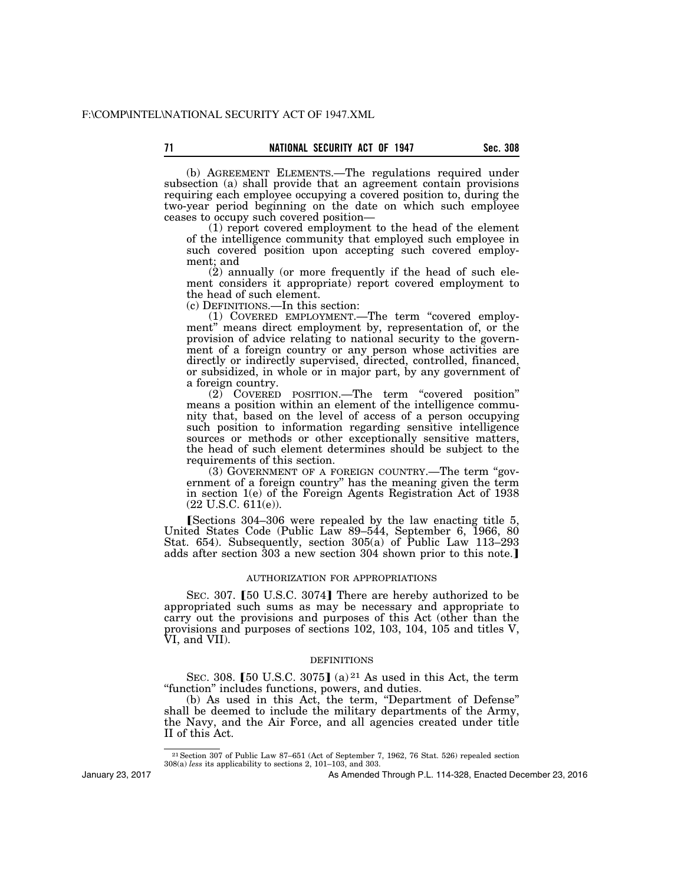(b) AGREEMENT ELEMENTS.—The regulations required under subsection (a) shall provide that an agreement contain provisions requiring each employee occupying a covered position to, during the two-year period beginning on the date on which such employee ceases to occupy such covered position—

(1) report covered employment to the head of the element of the intelligence community that employed such employee in such covered position upon accepting such covered employment; and

(2) annually (or more frequently if the head of such element considers it appropriate) report covered employment to the head of such element.

(c) DEFINITIONS.—In this section:

(1) COVERED EMPLOYMENT.—The term "covered employment" means direct employment by, representation of, or the provision of advice relating to national security to the government of a foreign country or any person whose activities are directly or indirectly supervised, directed, controlled, financed, or subsidized, in whole or in major part, by any government of a foreign country.

(2) COVERED POSITION.—The term "covered position" means a position within an element of the intelligence community that, based on the level of access of a person occupying such position to information regarding sensitive intelligence sources or methods or other exceptionally sensitive matters, the head of such element determines should be subject to the requirements of this section.

(3) GOVERNMENT OF A FOREIGN COUNTRY.—The term "government of a foreign country" has the meaning given the term in section 1(e) of the Foreign Agents Registration Act of 1938 (22 U.S.C. 611(e)).

【Sections 304–306 were repealed by the law enacting title 5, United States Code (Public Law 89–544, September 6, 1966, 80 Stat. 654). Subsequently, section 305(a) of Public Law 113–293 adds after section 303 a new section 304 shown prior to this note.】

AUTHORIZATION FOR APPROPRIATIONS

SEC. 307. 【50 U.S.C. 3074】 There are hereby authorized to be appropriated such sums as may be necessary and appropriate to carry out the provisions and purposes of this Act (other than the provisions and purposes of sections 102, 103, 104, 105 and titles V, VI, and VII).

DEFINITIONS

SEC. 308. 【50 U.S.C. 3075】 (a)[21] As used in this Act, the term "function" includes functions, powers, and duties.

(b) As used in this Act, the term, "Department of Defense" shall be deemed to include the military departments of the Army, the Navy, and the Air Force, and all agencies created under title II of this Act.

[21] Section 307 of Public Law 87–651 (Act of September 7, 1962, 76 Stat. 526) repealed section 308(a) *less* its applicability to sections 2, 101–103, and 303.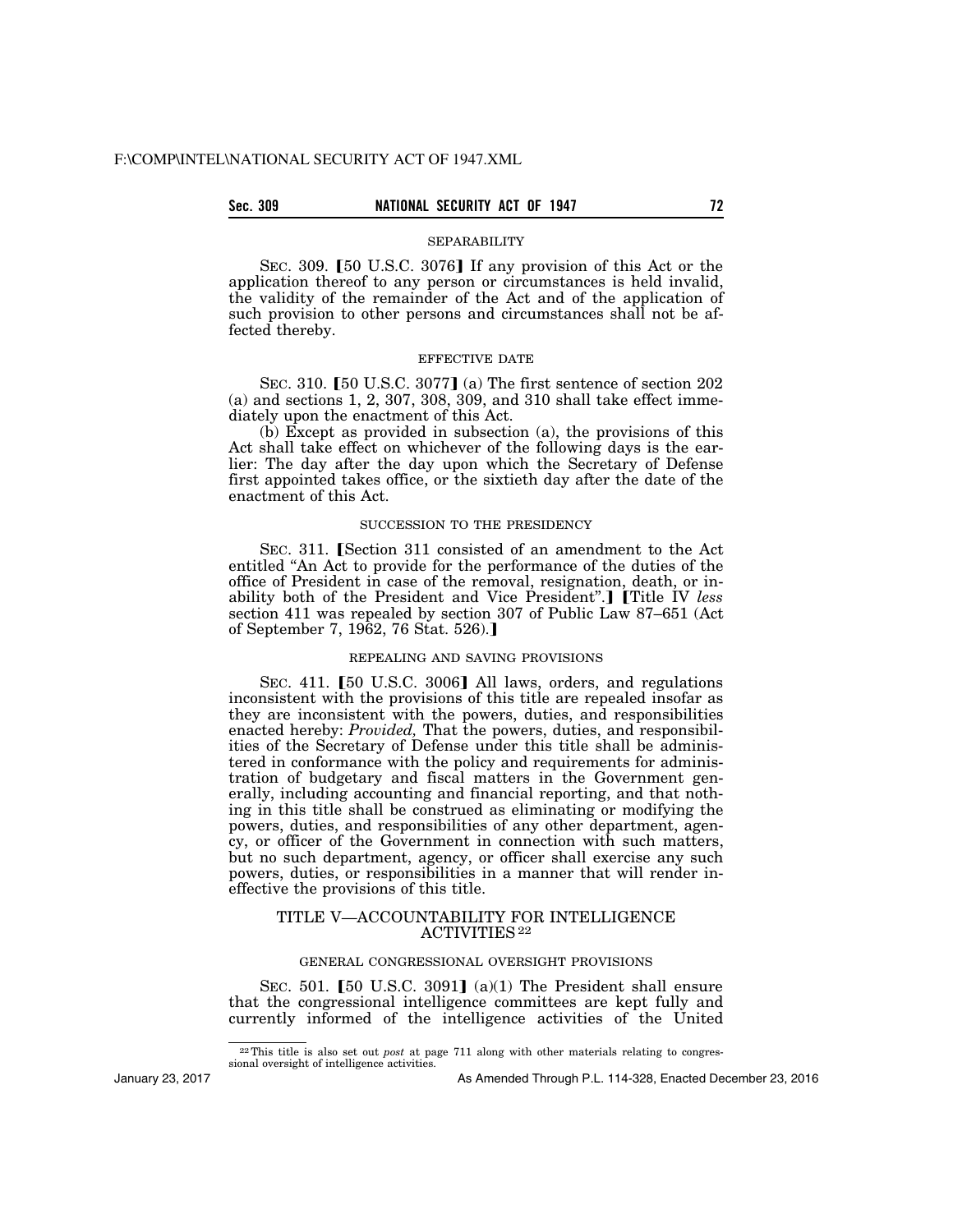SEPARABILITY

SEC. 309. 【50 U.S.C. 3076】 If any provision of this Act or the application thereof to any person or circumstances is held invalid, the validity of the remainder of the Act and of the application of such provision to other persons and circumstances shall not be affected thereby.

EFFECTIVE DATE

SEC. 310. 【50 U.S.C. 3077】 (a) The first sentence of section 202 (a) and sections 1, 2, 307, 308, 309, and 310 shall take effect immediately upon the enactment of this Act.

(b) Except as provided in subsection (a), the provisions of this Act shall take effect on whichever of the following days is the earlier: The day after the day upon which the Secretary of Defense first appointed takes office, or the sixtieth day after the date of the enactment of this Act.

SUCCESSION TO THE PRESIDENCY

SEC. 311. 【Section 311 consisted of an amendment to the Act entitled "An Act to provide for the performance of the duties of the office of President in case of the removal, resignation, death, or inability both of the President and Vice President".】 【Title IV *less* section 411 was repealed by section 307 of Public Law 87–651 (Act of September 7, 1962, 76 Stat. 526).】

REPEALING AND SAVING PROVISIONS

SEC. 411. 【50 U.S.C. 3006】 All laws, orders, and regulations inconsistent with the provisions of this title are repealed insofar as they are inconsistent with the powers, duties, and responsibilities enacted hereby: *Provided,* That the powers, duties, and responsibilities of the Secretary of Defense under this title shall be administered in conformance with the policy and requirements for administration of budgetary and fiscal matters in the Government generally, including accounting and financial reporting, and that nothing in this title shall be construed as eliminating or modifying the powers, duties, and responsibilities of any other department, agency, or officer of the Government in connection with such matters, but no such department, agency, or officer shall exercise any such powers, duties, or responsibilities in a manner that will render ineffective the provisions of this title.

## TITLE V—ACCOUNTABILITY FOR INTELLIGENCE ACTIVITIES[22]

GENERAL CONGRESSIONAL OVERSIGHT PROVISIONS

SEC. 501. 【50 U.S.C. 3091】 (a)(1) The President shall ensure that the congressional intelligence committees are kept fully and currently informed of the intelligence activities of the United

[22] This title is also set out *post* at page 711 along with other materials relating to congressional oversight of intelligence activities.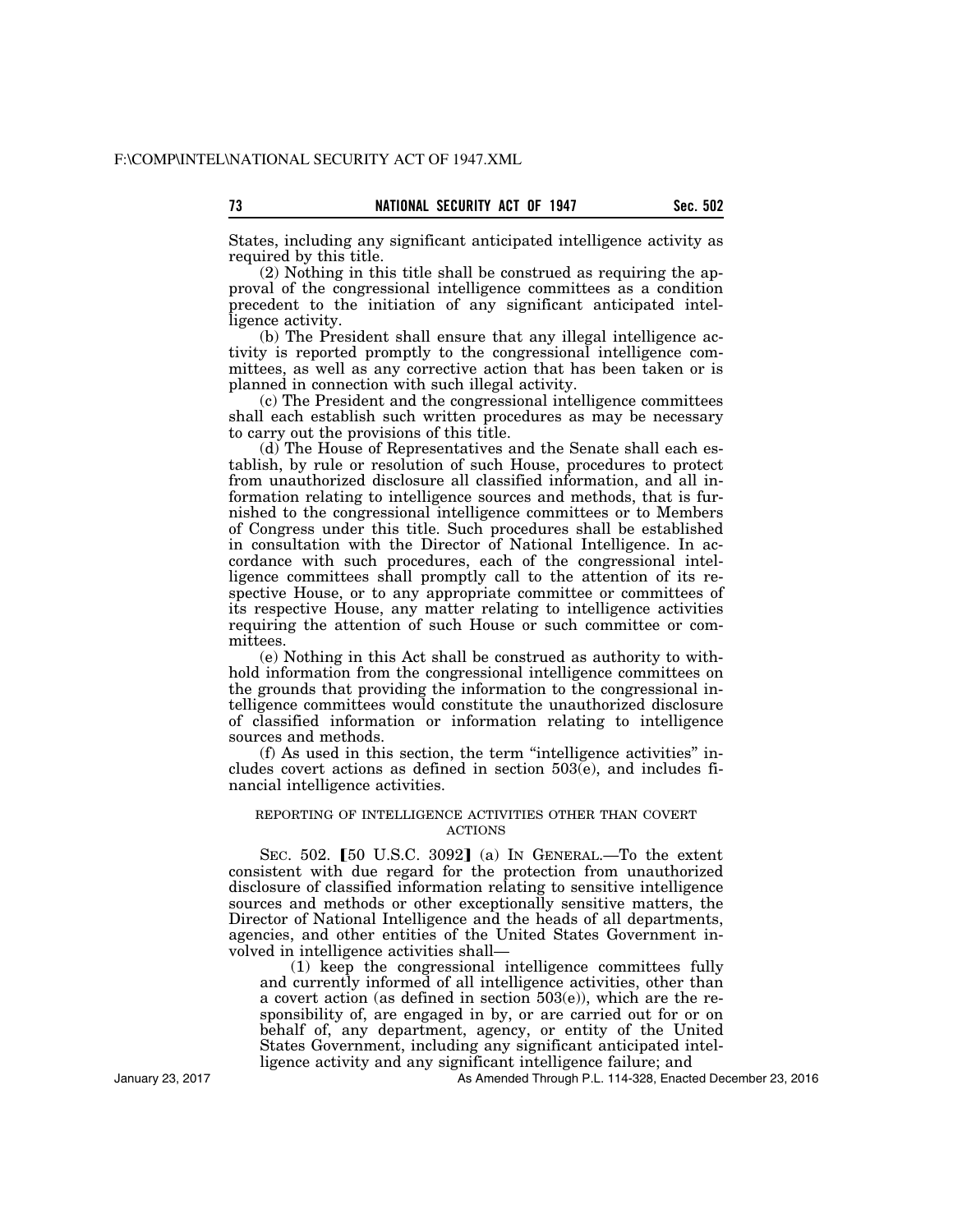States, including any significant anticipated intelligence activity as required by this title.

(2) Nothing in this title shall be construed as requiring the approval of the congressional intelligence committees as a condition precedent to the initiation of any significant anticipated intelligence activity.

(b) The President shall ensure that any illegal intelligence activity is reported promptly to the congressional intelligence committees, as well as any corrective action that has been taken or is planned in connection with such illegal activity.

(c) The President and the congressional intelligence committees shall each establish such written procedures as may be necessary to carry out the provisions of this title.

(d) The House of Representatives and the Senate shall each establish, by rule or resolution of such House, procedures to protect from unauthorized disclosure all classified information, and all information relating to intelligence sources and methods, that is furnished to the congressional intelligence committees or to Members of Congress under this title. Such procedures shall be established in consultation with the Director of National Intelligence. In accordance with such procedures, each of the congressional intelligence committees shall promptly call to the attention of its respective House, or to any appropriate committee or committees of its respective House, any matter relating to intelligence activities requiring the attention of such House or such committee or committees.

(e) Nothing in this Act shall be construed as authority to withhold information from the congressional intelligence committees on the grounds that providing the information to the congressional intelligence committees would constitute the unauthorized disclosure of classified information or information relating to intelligence sources and methods.

(f) As used in this section, the term "intelligence activities" includes covert actions as defined in section 503(e), and includes financial intelligence activities.

REPORTING OF INTELLIGENCE ACTIVITIES OTHER THAN COVERT ACTIONS

SEC. 502. [50 U.S.C. 3092] (a) IN GENERAL.—To the extent consistent with due regard for the protection from unauthorized disclosure of classified information relating to sensitive intelligence sources and methods or other exceptionally sensitive matters, the Director of National Intelligence and the heads of all departments, agencies, and other entities of the United States Government involved in intelligence activities shall—

(1) keep the congressional intelligence committees fully and currently informed of all intelligence activities, other than a covert action (as defined in section 503(e)), which are the responsibility of, are engaged in by, or are carried out for or on behalf of, any department, agency, or entity of the United States Government, including any significant anticipated intelligence activity and any significant intelligence failure; and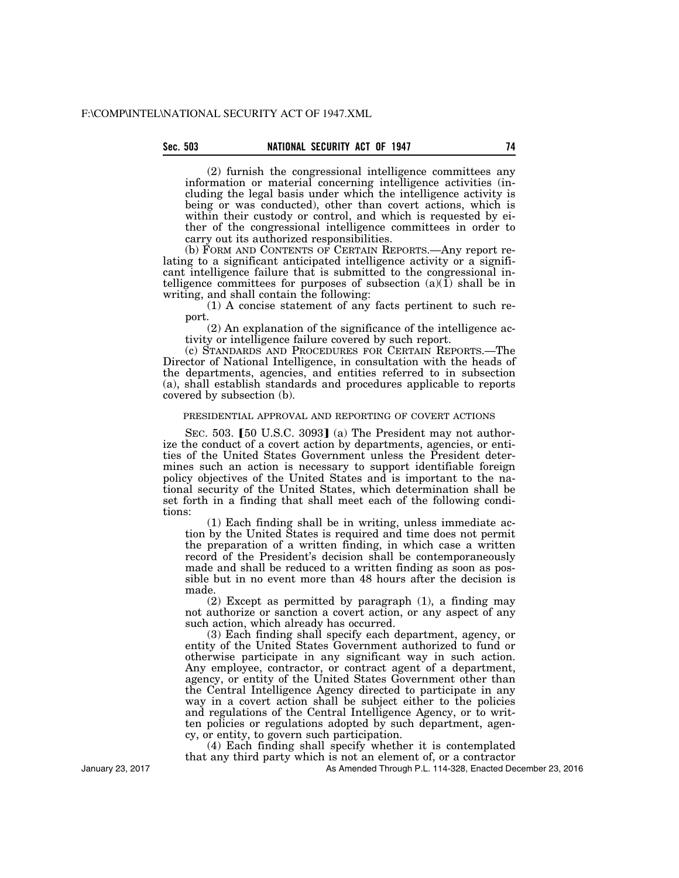(2) furnish the congressional intelligence committees any information or material concerning intelligence activities (including the legal basis under which the intelligence activity is being or was conducted), other than covert actions, which is within their custody or control, and which is requested by either of the congressional intelligence committees in order to carry out its authorized responsibilities.

(b) FORM AND CONTENTS OF CERTAIN REPORTS.—Any report relating to a significant anticipated intelligence activity or a significant intelligence failure that is submitted to the congressional intelligence committees for purposes of subsection (a)(1) shall be in writing, and shall contain the following:

(1) A concise statement of any facts pertinent to such report.

(2) An explanation of the significance of the intelligence activity or intelligence failure covered by such report.

(c) STANDARDS AND PROCEDURES FOR CERTAIN REPORTS.—The Director of National Intelligence, in consultation with the heads of the departments, agencies, and entities referred to in subsection (a), shall establish standards and procedures applicable to reports covered by subsection (b).

PRESIDENTIAL APPROVAL AND REPORTING OF COVERT ACTIONS

SEC. 503. [50 U.S.C. 3093] (a) The President may not authorize the conduct of a covert action by departments, agencies, or entities of the United States Government unless the President determines such an action is necessary to support identifiable foreign policy objectives of the United States and is important to the national security of the United States, which determination shall be set forth in a finding that shall meet each of the following conditions:

(1) Each finding shall be in writing, unless immediate action by the United States is required and time does not permit the preparation of a written finding, in which case a written record of the President's decision shall be contemporaneously made and shall be reduced to a written finding as soon as possible but in no event more than 48 hours after the decision is made.

(2) Except as permitted by paragraph (1), a finding may not authorize or sanction a covert action, or any aspect of any such action, which already has occurred.

(3) Each finding shall specify each department, agency, or entity of the United States Government authorized to fund or otherwise participate in any significant way in such action. Any employee, contractor, or contract agent of a department, agency, or entity of the United States Government other than the Central Intelligence Agency directed to participate in any way in a covert action shall be subject either to the policies and regulations of the Central Intelligence Agency, or to written policies or regulations adopted by such department, agency, or entity, to govern such participation.

(4) Each finding shall specify whether it is contemplated that any third party which is not an element of, or a contractor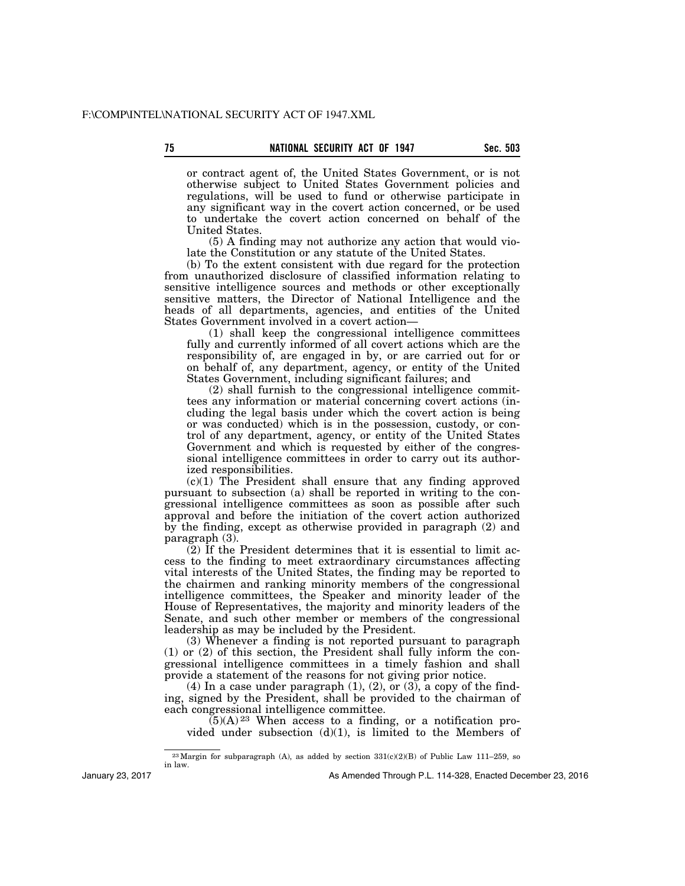or contract agent of, the United States Government, or is not otherwise subject to United States Government policies and regulations, will be used to fund or otherwise participate in any significant way in the covert action concerned, or be used to undertake the covert action concerned on behalf of the United States.

(5) A finding may not authorize any action that would violate the Constitution or any statute of the United States.

(b) To the extent consistent with due regard for the protection from unauthorized disclosure of classified information relating to sensitive intelligence sources and methods or other exceptionally sensitive matters, the Director of National Intelligence and the heads of all departments, agencies, and entities of the United States Government involved in a covert action—

(1) shall keep the congressional intelligence committees fully and currently informed of all covert actions which are the responsibility of, are engaged in by, or are carried out for or on behalf of, any department, agency, or entity of the United States Government, including significant failures; and

(2) shall furnish to the congressional intelligence committees any information or material concerning covert actions (including the legal basis under which the covert action is being or was conducted) which is in the possession, custody, or control of any department, agency, or entity of the United States Government and which is requested by either of the congressional intelligence committees in order to carry out its authorized responsibilities.

(c)(1) The President shall ensure that any finding approved pursuant to subsection (a) shall be reported in writing to the congressional intelligence committees as soon as possible after such approval and before the initiation of the covert action authorized by the finding, except as otherwise provided in paragraph (2) and paragraph (3).

(2) If the President determines that it is essential to limit access to the finding to meet extraordinary circumstances affecting vital interests of the United States, the finding may be reported to the chairmen and ranking minority members of the congressional intelligence committees, the Speaker and minority leader of the House of Representatives, the majority and minority leaders of the Senate, and such other member or members of the congressional leadership as may be included by the President.

(3) Whenever a finding is not reported pursuant to paragraph (1) or (2) of this section, the President shall fully inform the congressional intelligence committees in a timely fashion and shall provide a statement of the reasons for not giving prior notice.

(4) In a case under paragraph (1), (2), or (3), a copy of the finding, signed by the President, shall be provided to the chairman of each congressional intelligence committee.

(5)(A)[23] When access to a finding, or a notification provided under subsection (d)(1), is limited to the Members of

[23] Margin for subparagraph (A), as added by section 331(c)(2)(B) of Public Law 111–259, so in law.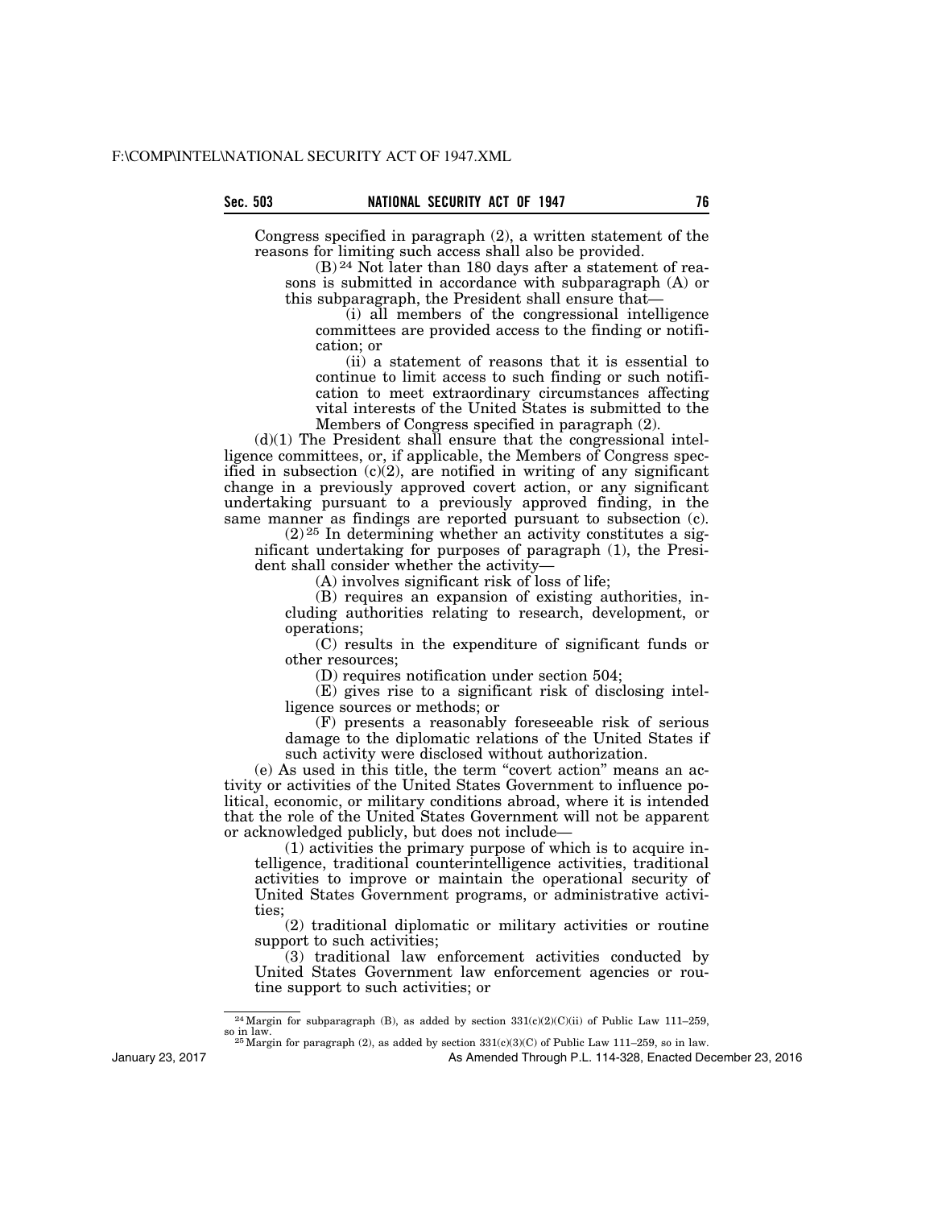Congress specified in paragraph (2), a written statement of the reasons for limiting such access shall also be provided.

(B)[24] Not later than 180 days after a statement of reasons is submitted in accordance with subparagraph (A) or this subparagraph, the President shall ensure that—

(i) all members of the congressional intelligence committees are provided access to the finding or notification; or

(ii) a statement of reasons that it is essential to continue to limit access to such finding or such notification to meet extraordinary circumstances affecting vital interests of the United States is submitted to the Members of Congress specified in paragraph (2).

(d)(1) The President shall ensure that the congressional intelligence committees, or, if applicable, the Members of Congress specified in subsection (c)(2), are notified in writing of any significant change in a previously approved covert action, or any significant undertaking pursuant to a previously approved finding, in the same manner as findings are reported pursuant to subsection (c).

(2)[25] In determining whether an activity constitutes a significant undertaking for purposes of paragraph (1), the President shall consider whether the activity—

(A) involves significant risk of loss of life;

(B) requires an expansion of existing authorities, including authorities relating to research, development, or operations;

(C) results in the expenditure of significant funds or other resources;

(D) requires notification under section 504;

(E) gives rise to a significant risk of disclosing intelligence sources or methods; or

(F) presents a reasonably foreseeable risk of serious damage to the diplomatic relations of the United States if such activity were disclosed without authorization.

(e) As used in this title, the term "covert action" means an activity or activities of the United States Government to influence political, economic, or military conditions abroad, where it is intended that the role of the United States Government will not be apparent or acknowledged publicly, but does not include—

(1) activities the primary purpose of which is to acquire intelligence, traditional counterintelligence activities, traditional activities to improve or maintain the operational security of United States Government programs, or administrative activities;

(2) traditional diplomatic or military activities or routine support to such activities;

(3) traditional law enforcement activities conducted by United States Government law enforcement agencies or routine support to such activities; or

---

[24] Margin for subparagraph (B), as added by section 331(c)(2)(C)(ii) of Public Law 111–259, so in law.

[25] Margin for paragraph (2), as added by section 331(c)(3)(C) of Public Law 111–259, so in law.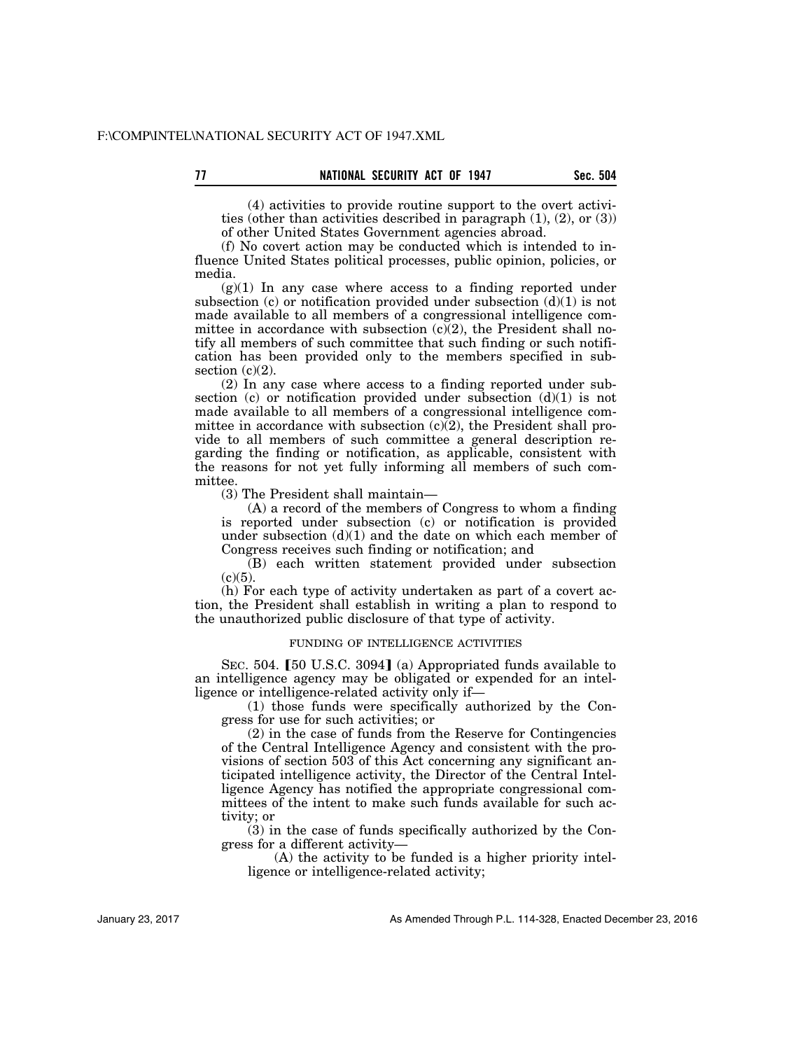(4) activities to provide routine support to the overt activities (other than activities described in paragraph (1), (2), or (3)) of other United States Government agencies abroad.

(f) No covert action may be conducted which is intended to influence United States political processes, public opinion, policies, or media.

(g)(1) In any case where access to a finding reported under subsection (c) or notification provided under subsection (d)(1) is not made available to all members of a congressional intelligence committee in accordance with subsection (c)(2), the President shall notify all members of such committee that such finding or such notification has been provided only to the members specified in subsection (c)(2).

(2) In any case where access to a finding reported under subsection (c) or notification provided under subsection (d)(1) is not made available to all members of a congressional intelligence committee in accordance with subsection (c)(2), the President shall provide to all members of such committee a general description regarding the finding or notification, as applicable, consistent with the reasons for not yet fully informing all members of such committee.

(3) The President shall maintain—

(A) a record of the members of Congress to whom a finding is reported under subsection (c) or notification is provided under subsection (d)(1) and the date on which each member of Congress receives such finding or notification; and

(B) each written statement provided under subsection (c)(5).

(h) For each type of activity undertaken as part of a covert action, the President shall establish in writing a plan to respond to the unauthorized public disclosure of that type of activity.

FUNDING OF INTELLIGENCE ACTIVITIES

SEC. 504. 【50 U.S.C. 3094】 (a) Appropriated funds available to an intelligence agency may be obligated or expended for an intelligence or intelligence-related activity only if—

(1) those funds were specifically authorized by the Congress for use for such activities; or

(2) in the case of funds from the Reserve for Contingencies of the Central Intelligence Agency and consistent with the provisions of section 503 of this Act concerning any significant anticipated intelligence activity, the Director of the Central Intelligence Agency has notified the appropriate congressional committees of the intent to make such funds available for such activity; or

(3) in the case of funds specifically authorized by the Congress for a different activity—

(A) the activity to be funded is a higher priority intelligence or intelligence-related activity;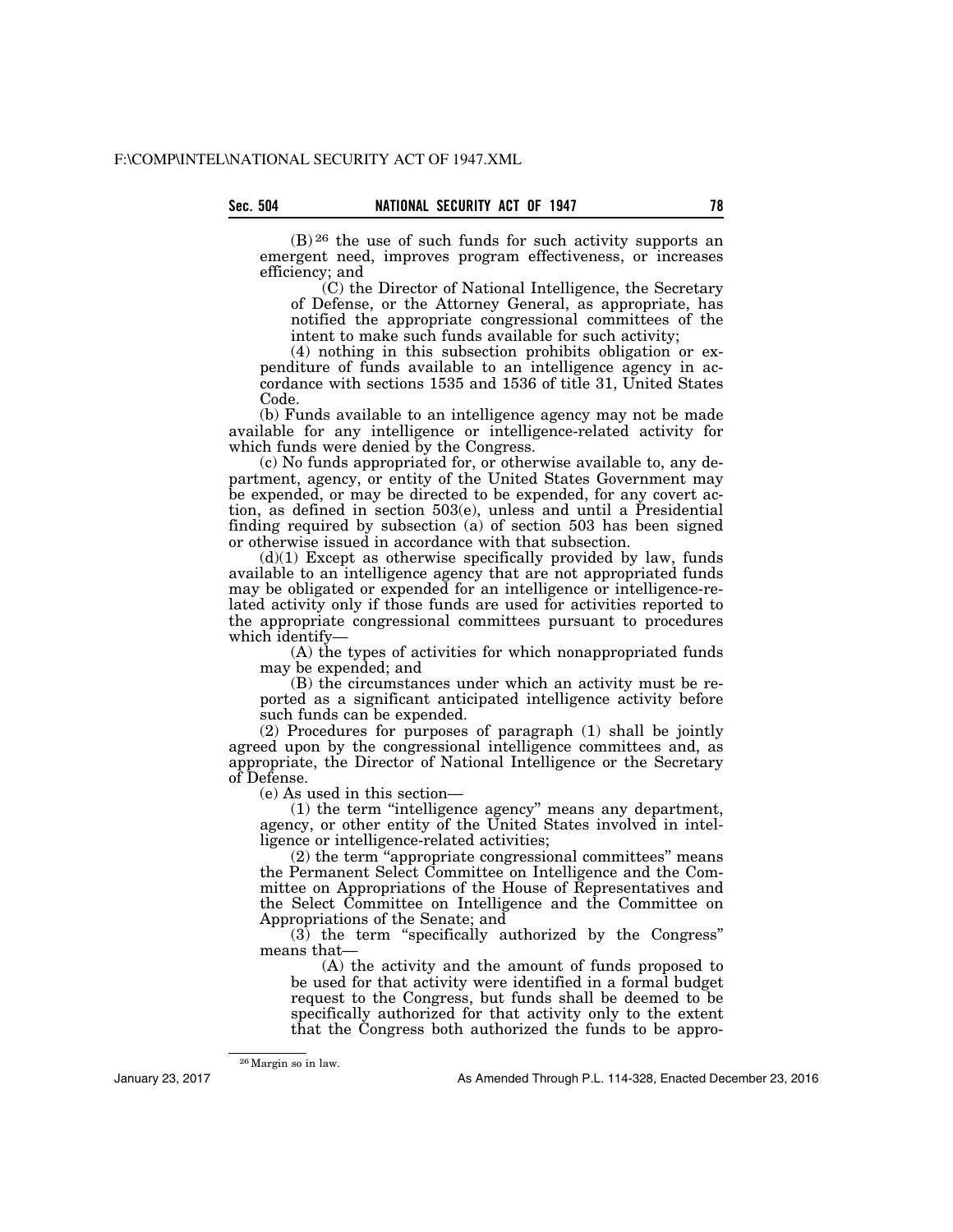(B)[26] the use of such funds for such activity supports an emergent need, improves program effectiveness, or increases efficiency; and

(C) the Director of National Intelligence, the Secretary of Defense, or the Attorney General, as appropriate, has notified the appropriate congressional committees of the intent to make such funds available for such activity;

(4) nothing in this subsection prohibits obligation or expenditure of funds available to an intelligence agency in accordance with sections 1535 and 1536 of title 31, United States Code.

(b) Funds available to an intelligence agency may not be made available for any intelligence or intelligence-related activity for which funds were denied by the Congress.

(c) No funds appropriated for, or otherwise available to, any department, agency, or entity of the United States Government may be expended, or may be directed to be expended, for any covert action, as defined in section 503(e), unless and until a Presidential finding required by subsection (a) of section 503 has been signed or otherwise issued in accordance with that subsection.

(d)(1) Except as otherwise specifically provided by law, funds available to an intelligence agency that are not appropriated funds may be obligated or expended for an intelligence or intelligence-related activity only if those funds are used for activities reported to the appropriate congressional committees pursuant to procedures which identify—

(A) the types of activities for which nonappropriated funds may be expended; and

(B) the circumstances under which an activity must be reported as a significant anticipated intelligence activity before such funds can be expended.

(2) Procedures for purposes of paragraph (1) shall be jointly agreed upon by the congressional intelligence committees and, as appropriate, the Director of National Intelligence or the Secretary of Defense.

(e) As used in this section—

(1) the term "intelligence agency" means any department, agency, or other entity of the United States involved in intelligence or intelligence-related activities;

(2) the term "appropriate congressional committees" means the Permanent Select Committee on Intelligence and the Committee on Appropriations of the House of Representatives and the Select Committee on Intelligence and the Committee on Appropriations of the Senate; and

(3) the term "specifically authorized by the Congress" means that—

(A) the activity and the amount of funds proposed to be used for that activity were identified in a formal budget request to the Congress, but funds shall be deemed to be specifically authorized for that activity only to the extent that the Congress both authorized the funds to be appro-

[26] Margin so in law.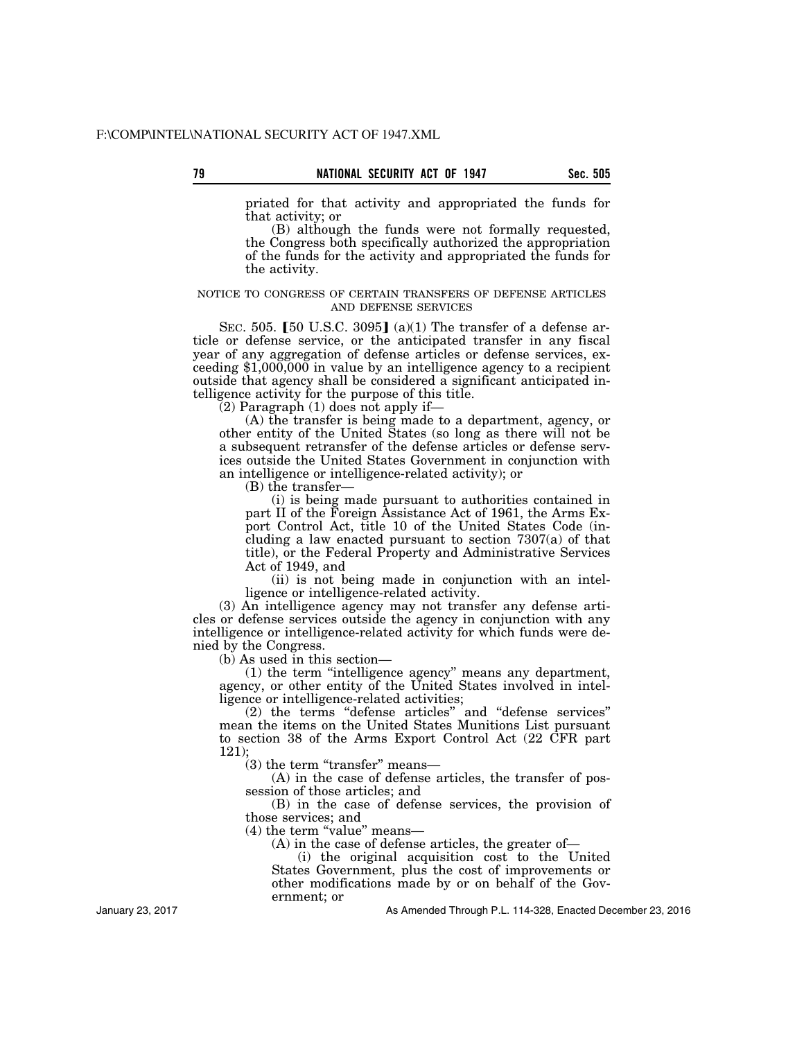priated for that activity and appropriated the funds for that activity; or

(B) although the funds were not formally requested, the Congress both specifically authorized the appropriation of the funds for the activity and appropriated the funds for the activity.

NOTICE TO CONGRESS OF CERTAIN TRANSFERS OF DEFENSE ARTICLES AND DEFENSE SERVICES

SEC. 505. [50 U.S.C. 3095] (a)(1) The transfer of a defense article or defense service, or the anticipated transfer in any fiscal year of any aggregation of defense articles or defense services, exceeding $1,000,000 in value by an intelligence agency to a recipient outside that agency shall be considered a significant anticipated intelligence activity for the purpose of this title.

(2) Paragraph (1) does not apply if—

(A) the transfer is being made to a department, agency, or other entity of the United States (so long as there will not be a subsequent retransfer of the defense articles or defense services outside the United States Government in conjunction with an intelligence or intelligence-related activity); or

(B) the transfer—

(i) is being made pursuant to authorities contained in part II of the Foreign Assistance Act of 1961, the Arms Export Control Act, title 10 of the United States Code (including a law enacted pursuant to section 7307(a) of that title), or the Federal Property and Administrative Services Act of 1949, and

(ii) is not being made in conjunction with an intelligence or intelligence-related activity.

(3) An intelligence agency may not transfer any defense articles or defense services outside the agency in conjunction with any intelligence or intelligence-related activity for which funds were denied by the Congress.

(b) As used in this section—

(1) the term "intelligence agency" means any department, agency, or other entity of the United States involved in intelligence or intelligence-related activities;

(2) the terms "defense articles" and "defense services" mean the items on the United States Munitions List pursuant to section 38 of the Arms Export Control Act (22 CFR part 121);

(3) the term "transfer" means—

(A) in the case of defense articles, the transfer of possession of those articles; and

(B) in the case of defense services, the provision of those services; and

(4) the term "value" means—

(A) in the case of defense articles, the greater of—

(i) the original acquisition cost to the United States Government, plus the cost of improvements or other modifications made by or on behalf of the Government; or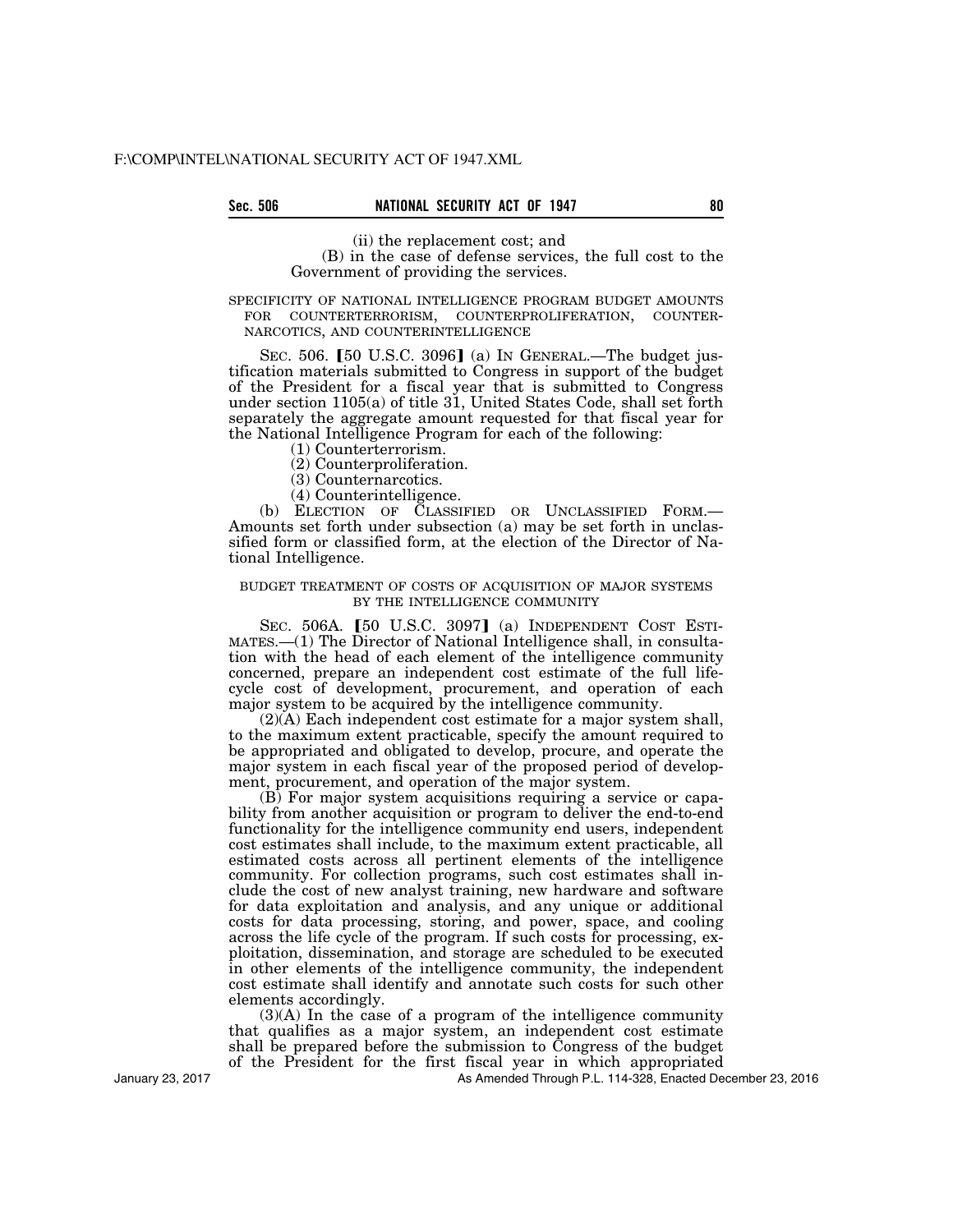(ii) the replacement cost; and

(B) in the case of defense services, the full cost to the Government of providing the services.

SPECIFICITY OF NATIONAL INTELLIGENCE PROGRAM BUDGET AMOUNTS FOR COUNTERTERRORISM, COUNTERPROLIFERATION, COUNTERNARCOTICS, AND COUNTERINTELLIGENCE

SEC. 506. [50 U.S.C. 3096] (a) IN GENERAL.—The budget justification materials submitted to Congress in support of the budget of the President for a fiscal year that is submitted to Congress under section 1105(a) of title 31, United States Code, shall set forth separately the aggregate amount requested for that fiscal year for the National Intelligence Program for each of the following:

(1) Counterterrorism.

(2) Counterproliferation.

(3) Counternarcotics.

(4) Counterintelligence.

(b) ELECTION OF CLASSIFIED OR UNCLASSIFIED FORM.—Amounts set forth under subsection (a) may be set forth in unclassified form or classified form, at the election of the Director of National Intelligence.

BUDGET TREATMENT OF COSTS OF ACQUISITION OF MAJOR SYSTEMS BY THE INTELLIGENCE COMMUNITY

SEC. 506A. [50 U.S.C. 3097] (a) INDEPENDENT COST ESTIMATES.—(1) The Director of National Intelligence shall, in consultation with the head of each element of the intelligence community concerned, prepare an independent cost estimate of the full lifecycle cost of development, procurement, and operation of each major system to be acquired by the intelligence community.

(2)(A) Each independent cost estimate for a major system shall, to the maximum extent practicable, specify the amount required to be appropriated and obligated to develop, procure, and operate the major system in each fiscal year of the proposed period of development, procurement, and operation of the major system.

(B) For major system acquisitions requiring a service or capability from another acquisition or program to deliver the end-to-end functionality for the intelligence community end users, independent cost estimates shall include, to the maximum extent practicable, all estimated costs across all pertinent elements of the intelligence community. For collection programs, such cost estimates shall include the cost of new analyst training, new hardware and software for data exploitation and analysis, and any unique or additional costs for data processing, storing, and power, space, and cooling across the life cycle of the program. If such costs for processing, exploitation, dissemination, and storage are scheduled to be executed in other elements of the intelligence community, the independent cost estimate shall identify and annotate such costs for such other elements accordingly.

(3)(A) In the case of a program of the intelligence community that qualifies as a major system, an independent cost estimate shall be prepared before the submission to Congress of the budget of the President for the first fiscal year in which appropriated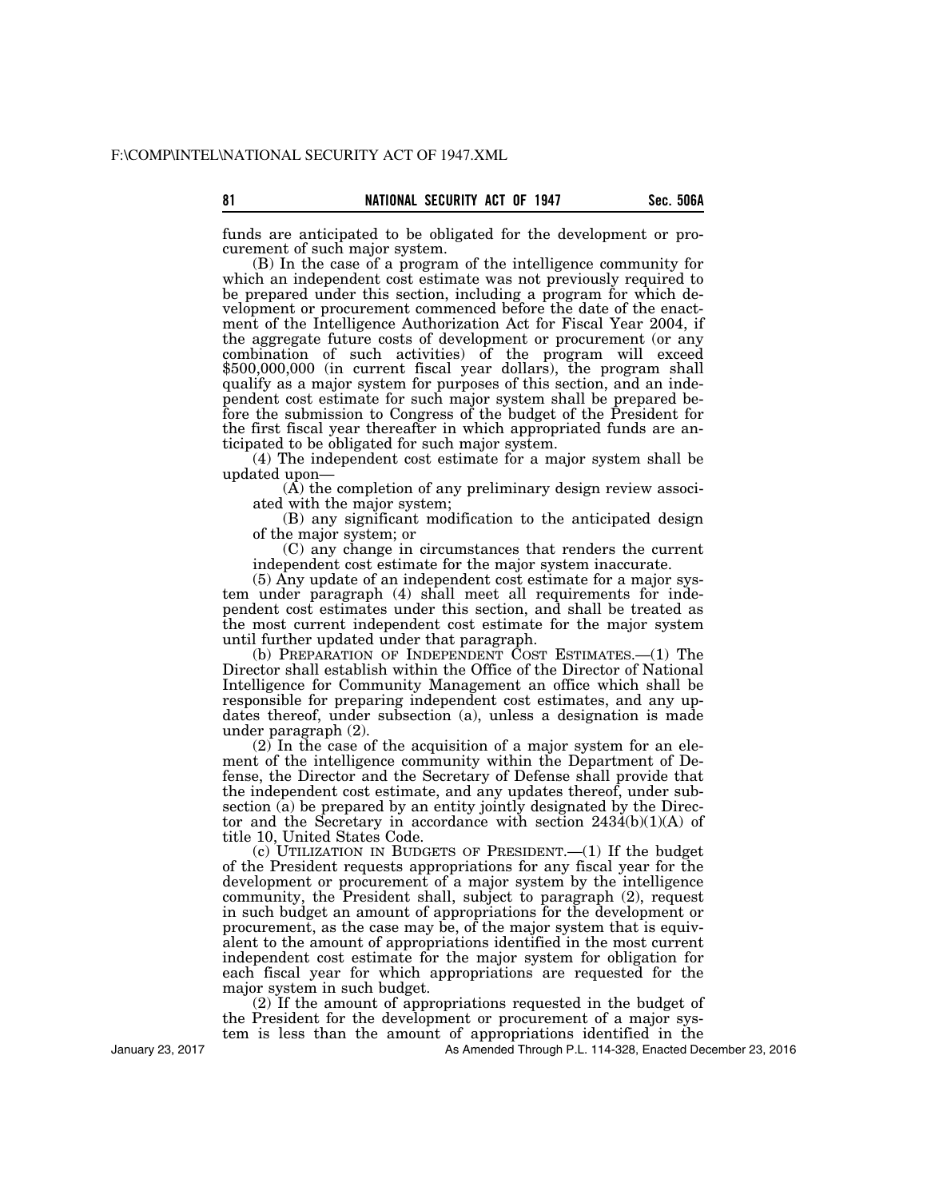funds are anticipated to be obligated for the development or procurement of such major system.

(B) In the case of a program of the intelligence community for which an independent cost estimate was not previously required to be prepared under this section, including a program for which development or procurement commenced before the date of the enactment of the Intelligence Authorization Act for Fiscal Year 2004, if the aggregate future costs of development or procurement (or any combination of such activities) of the program will exceed $500,000,000 (in current fiscal year dollars), the program shall qualify as a major system for purposes of this section, and an independent cost estimate for such major system shall be prepared before the submission to Congress of the budget of the President for the first fiscal year thereafter in which appropriated funds are anticipated to be obligated for such major system.

(4) The independent cost estimate for a major system shall be updated upon—

(A) the completion of any preliminary design review associated with the major system;

(B) any significant modification to the anticipated design of the major system; or

(C) any change in circumstances that renders the current independent cost estimate for the major system inaccurate.

(5) Any update of an independent cost estimate for a major system under paragraph (4) shall meet all requirements for independent cost estimates under this section, and shall be treated as the most current independent cost estimate for the major system until further updated under that paragraph.

(b) PREPARATION OF INDEPENDENT COST ESTIMATES.—(1) The Director shall establish within the Office of the Director of National Intelligence for Community Management an office which shall be responsible for preparing independent cost estimates, and any updates thereof, under subsection (a), unless a designation is made under paragraph (2).

(2) In the case of the acquisition of a major system for an element of the intelligence community within the Department of Defense, the Director and the Secretary of Defense shall provide that the independent cost estimate, and any updates thereof, under subsection (a) be prepared by an entity jointly designated by the Director and the Secretary in accordance with section 2434(b)(1)(A) of title 10, United States Code.

(c) UTILIZATION IN BUDGETS OF PRESIDENT.—(1) If the budget of the President requests appropriations for any fiscal year for the development or procurement of a major system by the intelligence community, the President shall, subject to paragraph (2), request in such budget an amount of appropriations for the development or procurement, as the case may be, of the major system that is equivalent to the amount of appropriations identified in the most current independent cost estimate for the major system for obligation for each fiscal year for which appropriations are requested for the major system in such budget.

(2) If the amount of appropriations requested in the budget of the President for the development or procurement of a major system is less than the amount of appropriations identified in the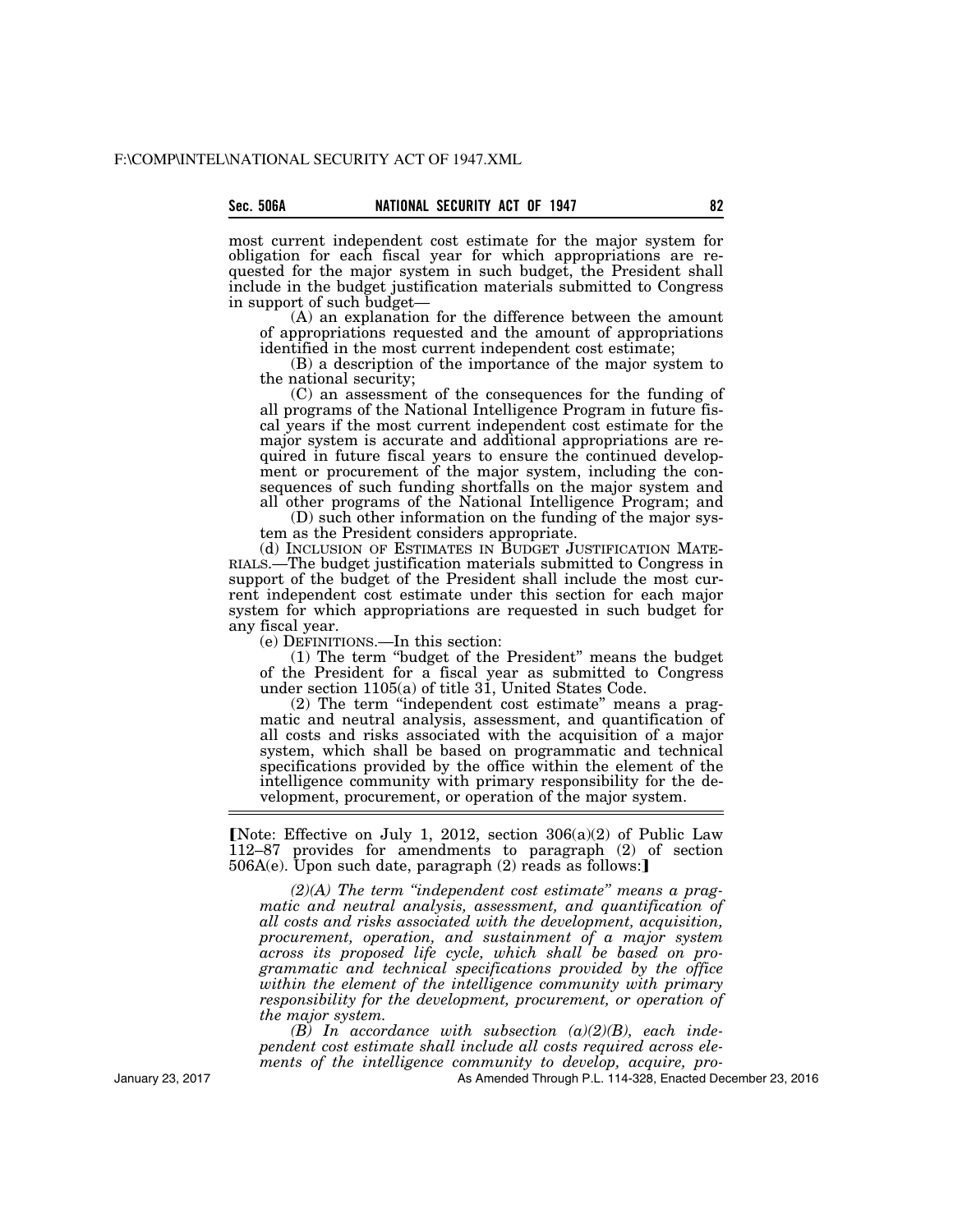most current independent cost estimate for the major system for obligation for each fiscal year for which appropriations are requested for the major system in such budget, the President shall include in the budget justification materials submitted to Congress in support of such budget—

(A) an explanation for the difference between the amount of appropriations requested and the amount of appropriations identified in the most current independent cost estimate;

(B) a description of the importance of the major system to the national security;

(C) an assessment of the consequences for the funding of all programs of the National Intelligence Program in future fiscal years if the most current independent cost estimate for the major system is accurate and additional appropriations are required in future fiscal years to ensure the continued development or procurement of the major system, including the consequences of such funding shortfalls on the major system and all other programs of the National Intelligence Program; and

(D) such other information on the funding of the major system as the President considers appropriate.

(d) INCLUSION OF ESTIMATES IN BUDGET JUSTIFICATION MATERIALS.—The budget justification materials submitted to Congress in support of the budget of the President shall include the most current independent cost estimate under this section for each major system for which appropriations are requested in such budget for any fiscal year.

(e) DEFINITIONS.—In this section:

(1) The term "budget of the President" means the budget of the President for a fiscal year as submitted to Congress under section 1105(a) of title 31, United States Code.

(2) The term "independent cost estimate" means a pragmatic and neutral analysis, assessment, and quantification of all costs and risks associated with the acquisition of a major system, which shall be based on programmatic and technical specifications provided by the office within the element of the intelligence community with primary responsibility for the development, procurement, or operation of the major system.

---

【Note: Effective on July 1, 2012, section 306(a)(2) of Public Law 112–87 provides for amendments to paragraph (2) of section 506A(e). Upon such date, paragraph (2) reads as follows:】

*(2)(A) The term "independent cost estimate" means a pragmatic and neutral analysis, assessment, and quantification of all costs and risks associated with the development, acquisition, procurement, operation, and sustainment of a major system across its proposed life cycle, which shall be based on programmatic and technical specifications provided by the office within the element of the intelligence community with primary responsibility for the development, procurement, or operation of the major system.*

*(B) In accordance with subsection (a)(2)(B), each independent cost estimate shall include all costs required across elements of the intelligence community to develop, acquire, pro-*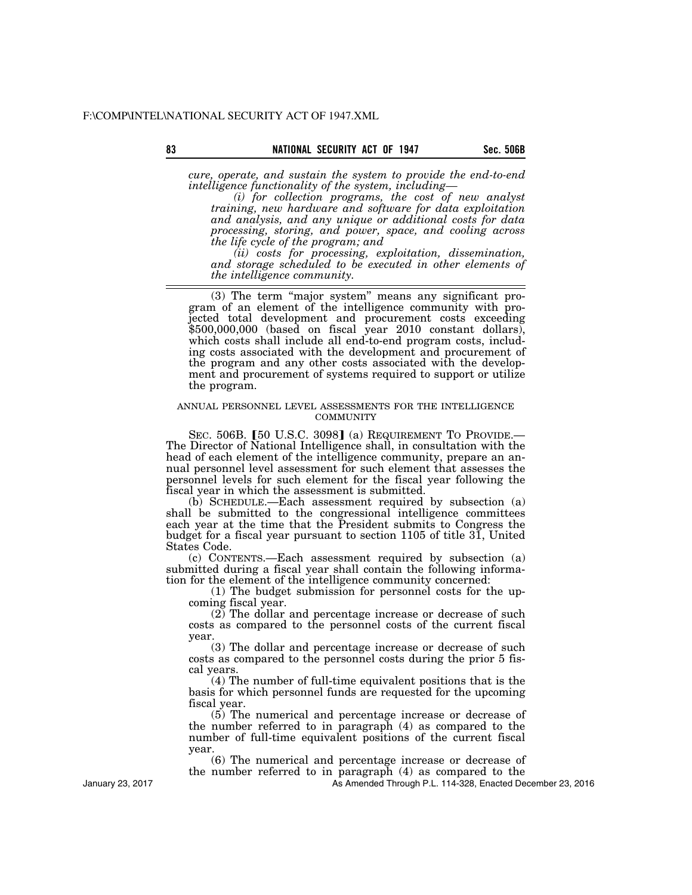*cure, operate, and sustain the system to provide the end-to-end intelligence functionality of the system, including—*

*(i) for collection programs, the cost of new analyst training, new hardware and software for data exploitation and analysis, and any unique or additional costs for data processing, storing, and power, space, and cooling across the life cycle of the program; and*

*(ii) costs for processing, exploitation, dissemination, and storage scheduled to be executed in other elements of the intelligence community.*

---

(3) The term "major system" means any significant program of an element of the intelligence community with projected total development and procurement costs exceeding $500,000,000 (based on fiscal year 2010 constant dollars), which costs shall include all end-to-end program costs, including costs associated with the development and procurement of the program and any other costs associated with the development and procurement of systems required to support or utilize the program.

ANNUAL PERSONNEL LEVEL ASSESSMENTS FOR THE INTELLIGENCE COMMUNITY

SEC. 506B. [50 U.S.C. 3098] (a) REQUIREMENT TO PROVIDE.—The Director of National Intelligence shall, in consultation with the head of each element of the intelligence community, prepare an annual personnel level assessment for such element that assesses the personnel levels for such element for the fiscal year following the fiscal year in which the assessment is submitted.

(b) SCHEDULE.—Each assessment required by subsection (a) shall be submitted to the congressional intelligence committees each year at the time that the President submits to Congress the budget for a fiscal year pursuant to section 1105 of title 31, United States Code.

(c) CONTENTS.—Each assessment required by subsection (a) submitted during a fiscal year shall contain the following information for the element of the intelligence community concerned:

(1) The budget submission for personnel costs for the upcoming fiscal year.

(2) The dollar and percentage increase or decrease of such costs as compared to the personnel costs of the current fiscal year.

(3) The dollar and percentage increase or decrease of such costs as compared to the personnel costs during the prior 5 fiscal years.

(4) The number of full-time equivalent positions that is the basis for which personnel funds are requested for the upcoming fiscal year.

(5) The numerical and percentage increase or decrease of the number referred to in paragraph (4) as compared to the number of full-time equivalent positions of the current fiscal year.

(6) The numerical and percentage increase or decrease of the number referred to in paragraph (4) as compared to the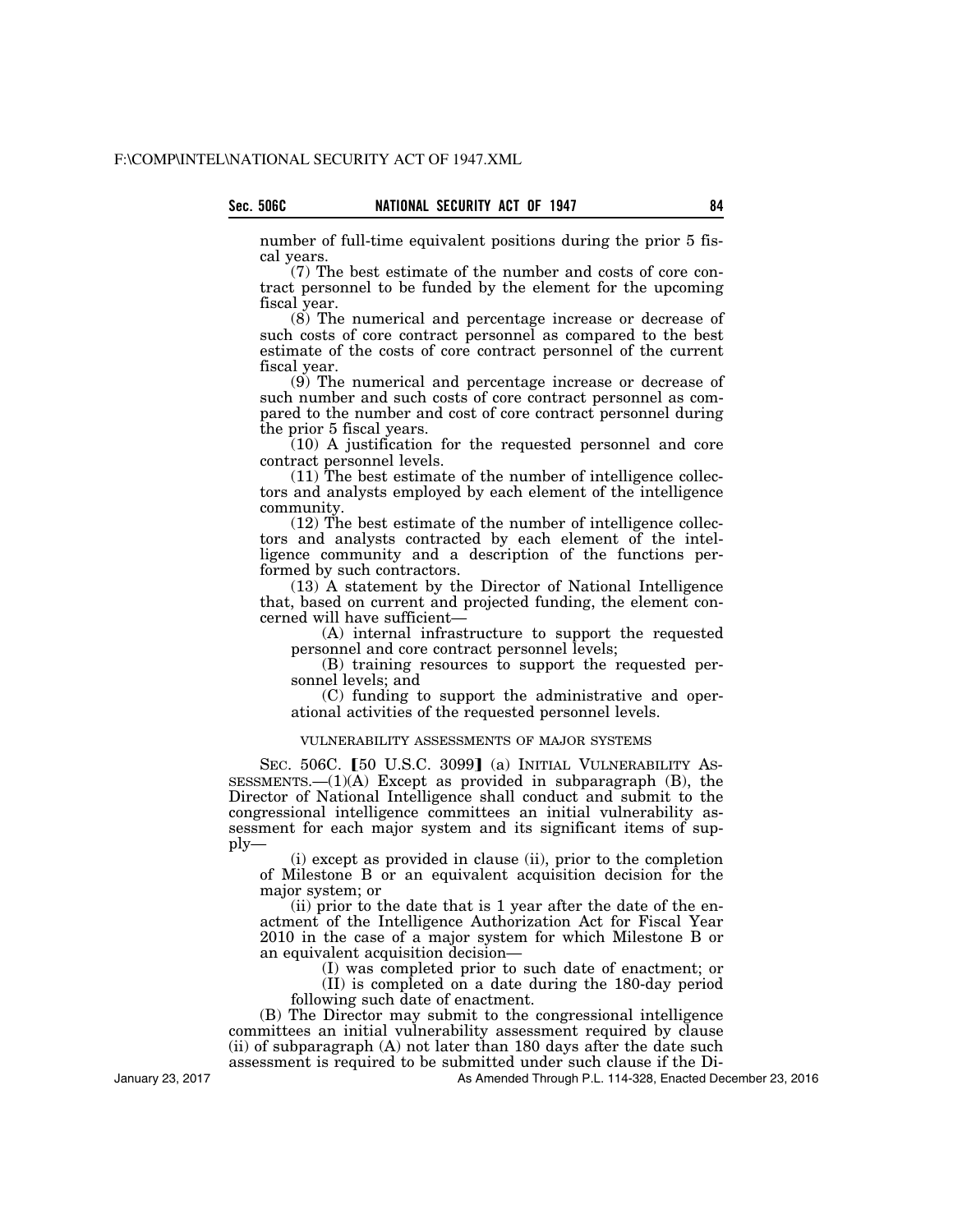number of full-time equivalent positions during the prior 5 fiscal years.

(7) The best estimate of the number and costs of core contract personnel to be funded by the element for the upcoming fiscal year.

(8) The numerical and percentage increase or decrease of such costs of core contract personnel as compared to the best estimate of the costs of core contract personnel of the current fiscal year.

(9) The numerical and percentage increase or decrease of such number and such costs of core contract personnel as compared to the number and cost of core contract personnel during the prior 5 fiscal years.

(10) A justification for the requested personnel and core contract personnel levels.

(11) The best estimate of the number of intelligence collectors and analysts employed by each element of the intelligence community.

(12) The best estimate of the number of intelligence collectors and analysts contracted by each element of the intelligence community and a description of the functions performed by such contractors.

(13) A statement by the Director of National Intelligence that, based on current and projected funding, the element concerned will have sufficient—

(A) internal infrastructure to support the requested personnel and core contract personnel levels;

(B) training resources to support the requested personnel levels; and

(C) funding to support the administrative and operational activities of the requested personnel levels.

VULNERABILITY ASSESSMENTS OF MAJOR SYSTEMS

SEC. 506C. 【50 U.S.C. 3099】 (a) INITIAL VULNERABILITY ASSESSMENTS.—(1)(A) Except as provided in subparagraph (B), the Director of National Intelligence shall conduct and submit to the congressional intelligence committees an initial vulnerability assessment for each major system and its significant items of supply—

(i) except as provided in clause (ii), prior to the completion of Milestone B or an equivalent acquisition decision for the major system; or

(ii) prior to the date that is 1 year after the date of the enactment of the Intelligence Authorization Act for Fiscal Year 2010 in the case of a major system for which Milestone B or an equivalent acquisition decision—

(I) was completed prior to such date of enactment; or

(II) is completed on a date during the 180-day period following such date of enactment.

(B) The Director may submit to the congressional intelligence committees an initial vulnerability assessment required by clause (ii) of subparagraph (A) not later than 180 days after the date such assessment is required to be submitted under such clause if the Di-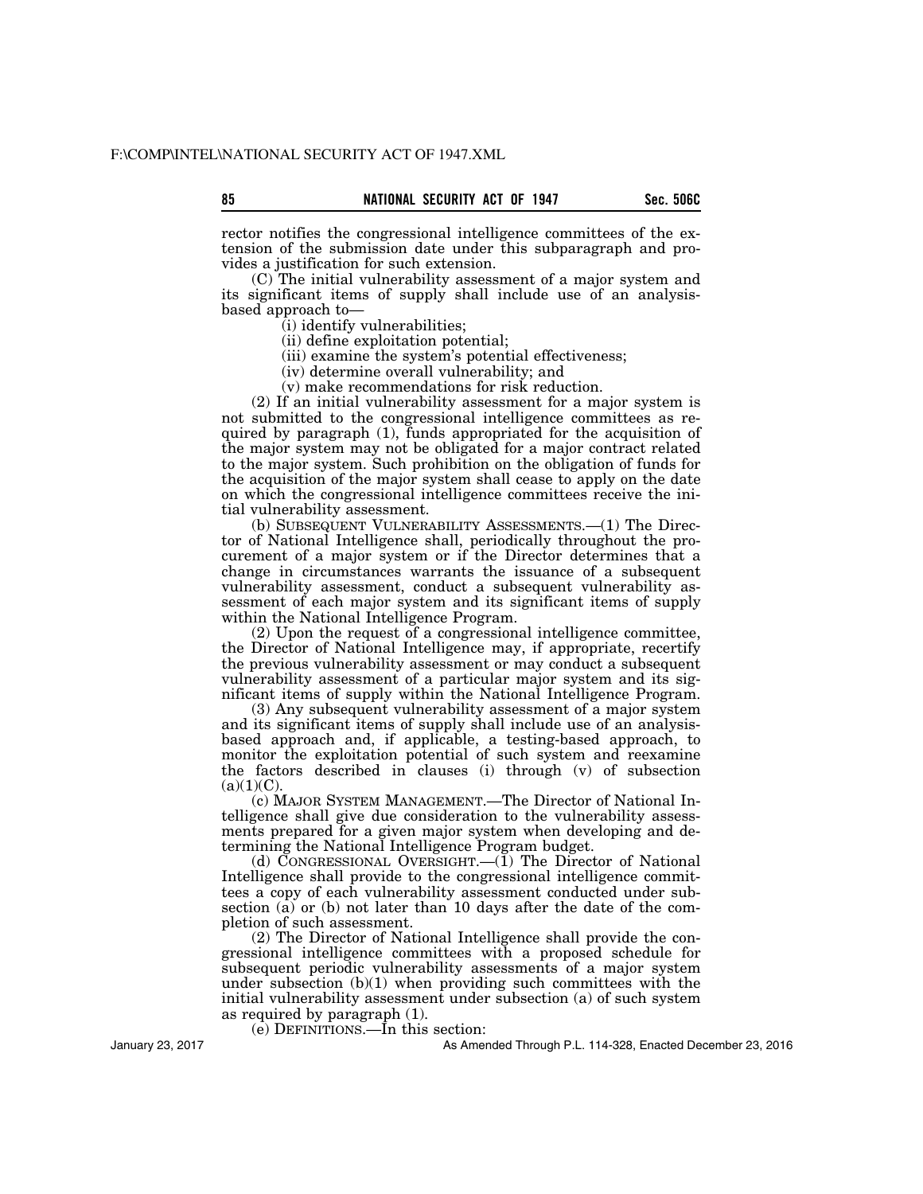rector notifies the congressional intelligence committees of the extension of the submission date under this subparagraph and provides a justification for such extension.

(C) The initial vulnerability assessment of a major system and its significant items of supply shall include use of an analysis-based approach to—

(i) identify vulnerabilities;

(ii) define exploitation potential;

(iii) examine the system's potential effectiveness;

(iv) determine overall vulnerability; and

(v) make recommendations for risk reduction.

(2) If an initial vulnerability assessment for a major system is not submitted to the congressional intelligence committees as required by paragraph (1), funds appropriated for the acquisition of the major system may not be obligated for a major contract related to the major system. Such prohibition on the obligation of funds for the acquisition of the major system shall cease to apply on the date on which the congressional intelligence committees receive the initial vulnerability assessment.

(b) SUBSEQUENT VULNERABILITY ASSESSMENTS.—(1) The Director of National Intelligence shall, periodically throughout the procurement of a major system or if the Director determines that a change in circumstances warrants the issuance of a subsequent vulnerability assessment, conduct a subsequent vulnerability assessment of each major system and its significant items of supply within the National Intelligence Program.

(2) Upon the request of a congressional intelligence committee, the Director of National Intelligence may, if appropriate, recertify the previous vulnerability assessment or may conduct a subsequent vulnerability assessment of a particular major system and its significant items of supply within the National Intelligence Program.

(3) Any subsequent vulnerability assessment of a major system and its significant items of supply shall include use of an analysis-based approach and, if applicable, a testing-based approach, to monitor the exploitation potential of such system and reexamine the factors described in clauses (i) through (v) of subsection (a)(1)(C).

(c) MAJOR SYSTEM MANAGEMENT.—The Director of National Intelligence shall give due consideration to the vulnerability assessments prepared for a given major system when developing and determining the National Intelligence Program budget.

(d) CONGRESSIONAL OVERSIGHT.—(1) The Director of National Intelligence shall provide to the congressional intelligence committees a copy of each vulnerability assessment conducted under subsection (a) or (b) not later than 10 days after the date of the completion of such assessment.

(2) The Director of National Intelligence shall provide the congressional intelligence committees with a proposed schedule for subsequent periodic vulnerability assessments of a major system under subsection (b)(1) when providing such committees with the initial vulnerability assessment under subsection (a) of such system as required by paragraph (1).

(e) DEFINITIONS.—In this section: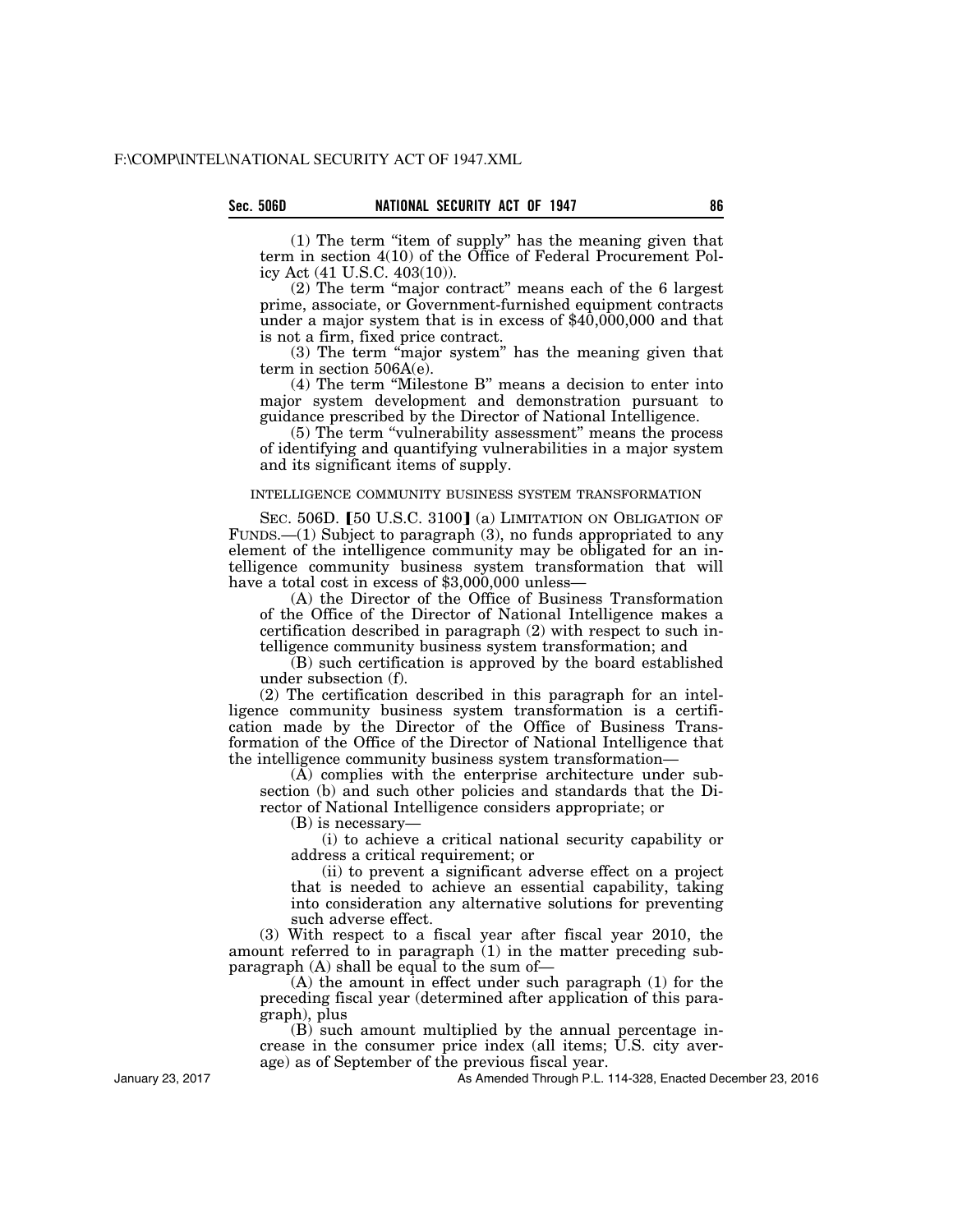(1) The term "item of supply" has the meaning given that term in section 4(10) of the Office of Federal Procurement Policy Act (41 U.S.C. 403(10)).

(2) The term "major contract" means each of the 6 largest prime, associate, or Government-furnished equipment contracts under a major system that is in excess of $40,000,000 and that is not a firm, fixed price contract.

(3) The term "major system" has the meaning given that term in section 506A(e).

(4) The term "Milestone B" means a decision to enter into major system development and demonstration pursuant to guidance prescribed by the Director of National Intelligence.

(5) The term "vulnerability assessment" means the process of identifying and quantifying vulnerabilities in a major system and its significant items of supply.

INTELLIGENCE COMMUNITY BUSINESS SYSTEM TRANSFORMATION

SEC. 506D. [50 U.S.C. 3100] (a) LIMITATION ON OBLIGATION OF FUNDS.—(1) Subject to paragraph (3), no funds appropriated to any element of the intelligence community may be obligated for an intelligence community business system transformation that will have a total cost in excess of $3,000,000 unless—

(A) the Director of the Office of Business Transformation of the Office of the Director of National Intelligence makes a certification described in paragraph (2) with respect to such intelligence community business system transformation; and

(B) such certification is approved by the board established under subsection (f).

(2) The certification described in this paragraph for an intelligence community business system transformation is a certification made by the Director of the Office of Business Transformation of the Office of the Director of National Intelligence that the intelligence community business system transformation—

(A) complies with the enterprise architecture under subsection (b) and such other policies and standards that the Director of National Intelligence considers appropriate; or

(B) is necessary—

(i) to achieve a critical national security capability or address a critical requirement; or

(ii) to prevent a significant adverse effect on a project that is needed to achieve an essential capability, taking into consideration any alternative solutions for preventing such adverse effect.

(3) With respect to a fiscal year after fiscal year 2010, the amount referred to in paragraph (1) in the matter preceding subparagraph (A) shall be equal to the sum of—

(A) the amount in effect under such paragraph (1) for the preceding fiscal year (determined after application of this paragraph), plus

(B) such amount multiplied by the annual percentage increase in the consumer price index (all items; U.S. city average) as of September of the previous fiscal year.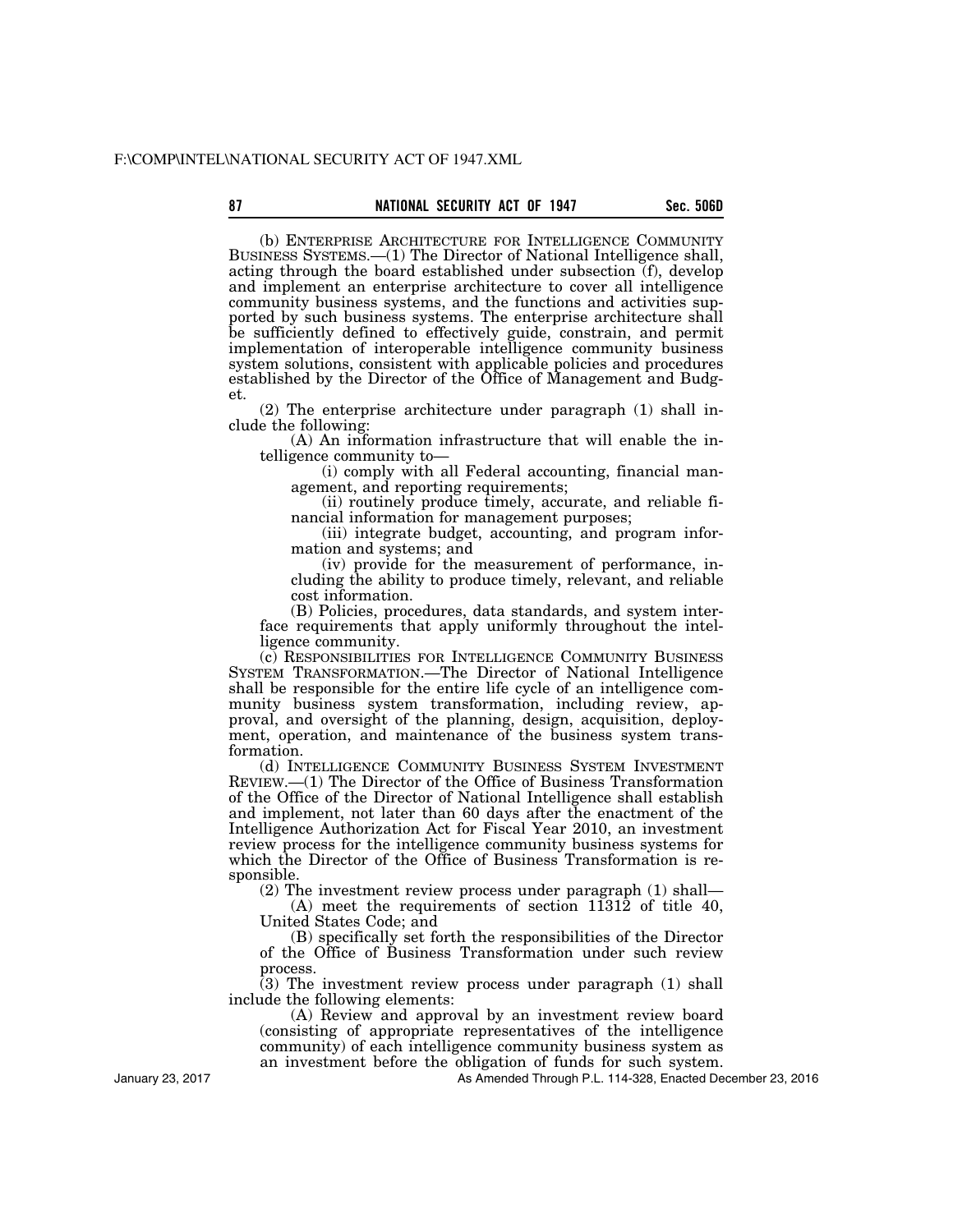(b) ENTERPRISE ARCHITECTURE FOR INTELLIGENCE COMMUNITY BUSINESS SYSTEMS.—(1) The Director of National Intelligence shall, acting through the board established under subsection (f), develop and implement an enterprise architecture to cover all intelligence community business systems, and the functions and activities supported by such business systems. The enterprise architecture shall be sufficiently defined to effectively guide, constrain, and permit implementation of interoperable intelligence community business system solutions, consistent with applicable policies and procedures established by the Director of the Office of Management and Budget.

(2) The enterprise architecture under paragraph (1) shall include the following:

(A) An information infrastructure that will enable the intelligence community to—

(i) comply with all Federal accounting, financial management, and reporting requirements;

(ii) routinely produce timely, accurate, and reliable financial information for management purposes;

(iii) integrate budget, accounting, and program information and systems; and

(iv) provide for the measurement of performance, including the ability to produce timely, relevant, and reliable cost information.

(B) Policies, procedures, data standards, and system interface requirements that apply uniformly throughout the intelligence community.

(c) RESPONSIBILITIES FOR INTELLIGENCE COMMUNITY BUSINESS SYSTEM TRANSFORMATION.—The Director of National Intelligence shall be responsible for the entire life cycle of an intelligence community business system transformation, including review, approval, and oversight of the planning, design, acquisition, deployment, operation, and maintenance of the business system transformation.

(d) INTELLIGENCE COMMUNITY BUSINESS SYSTEM INVESTMENT REVIEW.—(1) The Director of the Office of Business Transformation of the Office of the Director of National Intelligence shall establish and implement, not later than 60 days after the enactment of the Intelligence Authorization Act for Fiscal Year 2010, an investment review process for the intelligence community business systems for which the Director of the Office of Business Transformation is responsible.

(2) The investment review process under paragraph (1) shall—

(A) meet the requirements of section 11312 of title 40, United States Code; and

(B) specifically set forth the responsibilities of the Director of the Office of Business Transformation under such review process.

(3) The investment review process under paragraph (1) shall include the following elements:

(A) Review and approval by an investment review board (consisting of appropriate representatives of the intelligence community) of each intelligence community business system as an investment before the obligation of funds for such system.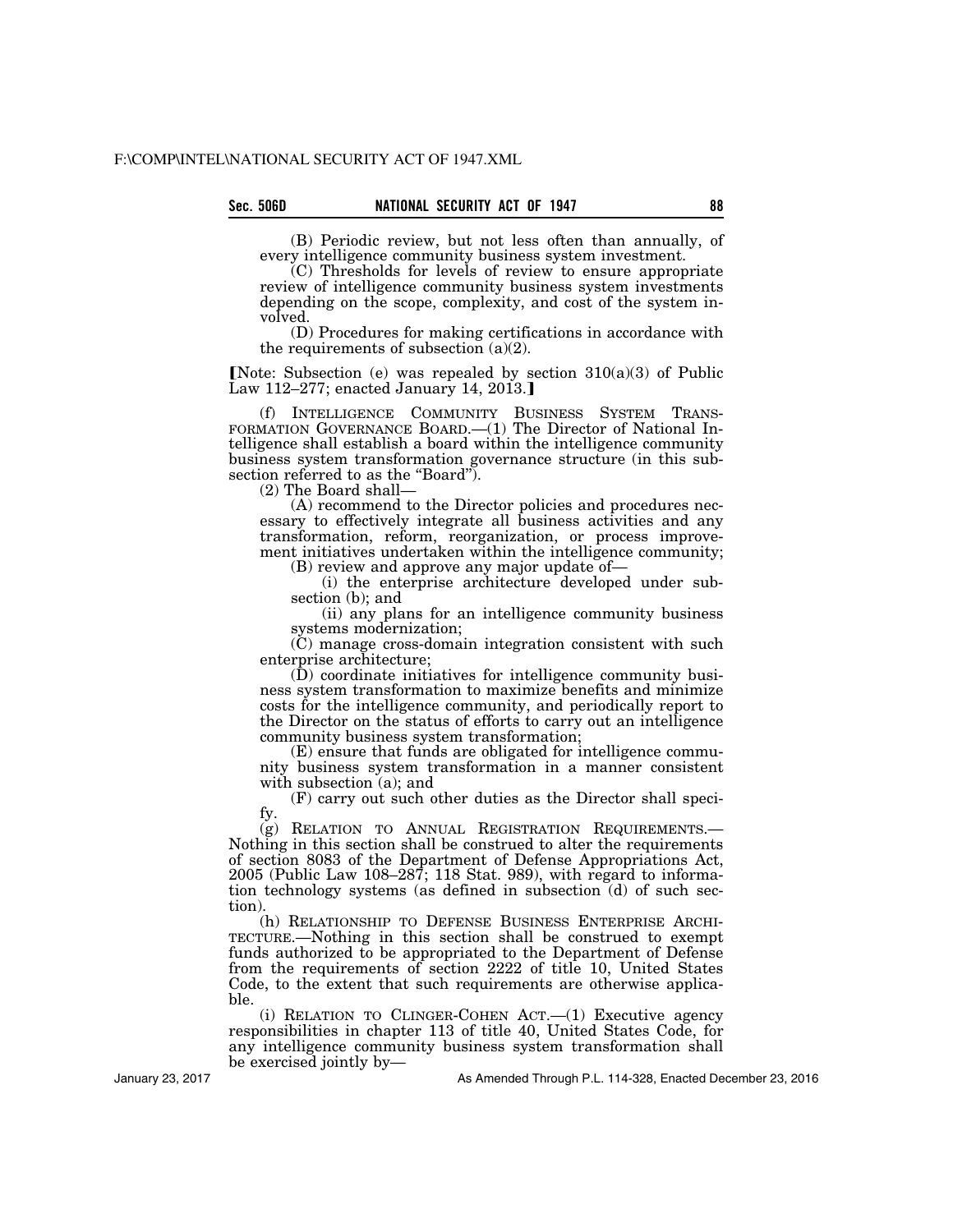(B) Periodic review, but not less often than annually, of every intelligence community business system investment.

(C) Thresholds for levels of review to ensure appropriate review of intelligence community business system investments depending on the scope, complexity, and cost of the system involved.

(D) Procedures for making certifications in accordance with the requirements of subsection (a)(2).

[Note: Subsection (e) was repealed by section 310(a)(3) of Public Law 112–277; enacted January 14, 2013.]

(f) INTELLIGENCE COMMUNITY BUSINESS SYSTEM TRANSFORMATION GOVERNANCE BOARD.—(1) The Director of National Intelligence shall establish a board within the intelligence community business system transformation governance structure (in this subsection referred to as the "Board").

(2) The Board shall—

(A) recommend to the Director policies and procedures necessary to effectively integrate all business activities and any transformation, reform, reorganization, or process improvement initiatives undertaken within the intelligence community;

(B) review and approve any major update of—

(i) the enterprise architecture developed under subsection (b); and

(ii) any plans for an intelligence community business systems modernization;

(C) manage cross-domain integration consistent with such enterprise architecture;

(D) coordinate initiatives for intelligence community business system transformation to maximize benefits and minimize costs for the intelligence community, and periodically report to the Director on the status of efforts to carry out an intelligence community business system transformation;

(E) ensure that funds are obligated for intelligence community business system transformation in a manner consistent with subsection (a); and

(F) carry out such other duties as the Director shall specify.

(g) RELATION TO ANNUAL REGISTRATION REQUIREMENTS.—Nothing in this section shall be construed to alter the requirements of section 8083 of the Department of Defense Appropriations Act, 2005 (Public Law 108–287; 118 Stat. 989), with regard to information technology systems (as defined in subsection (d) of such section).

(h) RELATIONSHIP TO DEFENSE BUSINESS ENTERPRISE ARCHITECTURE.—Nothing in this section shall be construed to exempt funds authorized to be appropriated to the Department of Defense from the requirements of section 2222 of title 10, United States Code, to the extent that such requirements are otherwise applicable.

(i) RELATION TO CLINGER-COHEN ACT.—(1) Executive agency responsibilities in chapter 113 of title 40, United States Code, for any intelligence community business system transformation shall be exercised jointly by—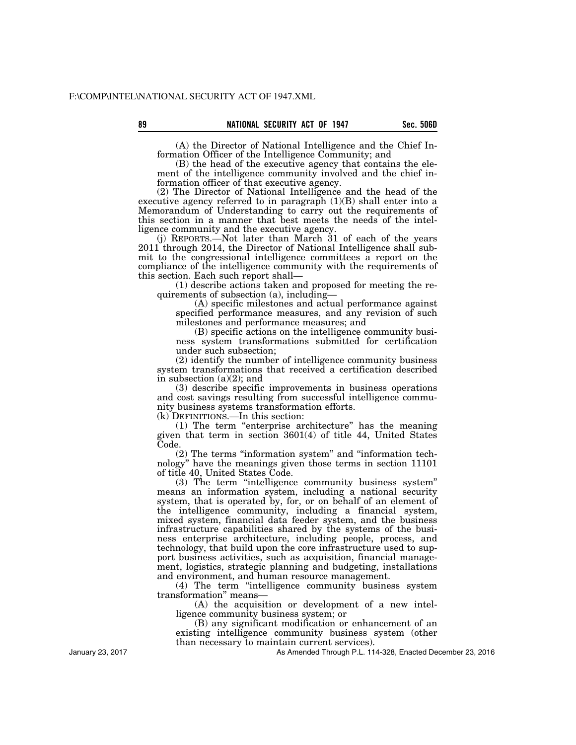(A) the Director of National Intelligence and the Chief Information Officer of the Intelligence Community; and

(B) the head of the executive agency that contains the element of the intelligence community involved and the chief information officer of that executive agency.

(2) The Director of National Intelligence and the head of the executive agency referred to in paragraph (1)(B) shall enter into a Memorandum of Understanding to carry out the requirements of this section in a manner that best meets the needs of the intelligence community and the executive agency.

(j) REPORTS.—Not later than March 31 of each of the years 2011 through 2014, the Director of National Intelligence shall submit to the congressional intelligence committees a report on the compliance of the intelligence community with the requirements of this section. Each such report shall—

(1) describe actions taken and proposed for meeting the requirements of subsection (a), including—

(A) specific milestones and actual performance against specified performance measures, and any revision of such milestones and performance measures; and

(B) specific actions on the intelligence community business system transformations submitted for certification under such subsection;

(2) identify the number of intelligence community business system transformations that received a certification described in subsection (a)(2); and

(3) describe specific improvements in business operations and cost savings resulting from successful intelligence community business systems transformation efforts.

(k) DEFINITIONS.—In this section:

(1) The term "enterprise architecture" has the meaning given that term in section 3601(4) of title 44, United States Code.

(2) The terms "information system" and "information technology" have the meanings given those terms in section 11101 of title 40, United States Code.

(3) The term "intelligence community business system" means an information system, including a national security system, that is operated by, for, or on behalf of an element of the intelligence community, including a financial system, mixed system, financial data feeder system, and the business infrastructure capabilities shared by the systems of the business enterprise architecture, including people, process, and technology, that build upon the core infrastructure used to support business activities, such as acquisition, financial management, logistics, strategic planning and budgeting, installations and environment, and human resource management.

(4) The term "intelligence community business system transformation" means—

(A) the acquisition or development of a new intelligence community business system; or

(B) any significant modification or enhancement of an existing intelligence community business system (other than necessary to maintain current services).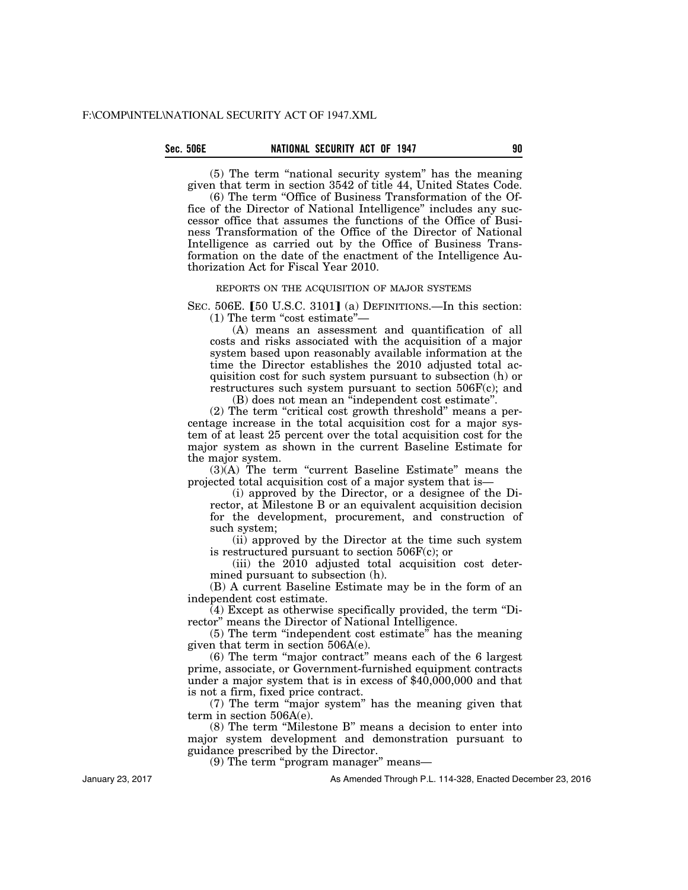(5) The term "national security system" has the meaning given that term in section 3542 of title 44, United States Code.

(6) The term "Office of Business Transformation of the Office of the Director of National Intelligence" includes any successor office that assumes the functions of the Office of Business Transformation of the Office of the Director of National Intelligence as carried out by the Office of Business Transformation on the date of the enactment of the Intelligence Authorization Act for Fiscal Year 2010.

REPORTS ON THE ACQUISITION OF MAJOR SYSTEMS

SEC. 506E. [50 U.S.C. 3101] (a) DEFINITIONS.—In this section:

(1) The term "cost estimate"—

(A) means an assessment and quantification of all costs and risks associated with the acquisition of a major system based upon reasonably available information at the time the Director establishes the 2010 adjusted total acquisition cost for such system pursuant to subsection (h) or restructures such system pursuant to section 506F(c); and

(B) does not mean an "independent cost estimate".

(2) The term "critical cost growth threshold" means a percentage increase in the total acquisition cost for a major system of at least 25 percent over the total acquisition cost for the major system as shown in the current Baseline Estimate for the major system.

(3)(A) The term "current Baseline Estimate" means the projected total acquisition cost of a major system that is—

(i) approved by the Director, or a designee of the Director, at Milestone B or an equivalent acquisition decision for the development, procurement, and construction of such system;

(ii) approved by the Director at the time such system is restructured pursuant to section 506F(c); or

(iii) the 2010 adjusted total acquisition cost determined pursuant to subsection (h).

(B) A current Baseline Estimate may be in the form of an independent cost estimate.

(4) Except as otherwise specifically provided, the term "Director" means the Director of National Intelligence.

(5) The term "independent cost estimate" has the meaning given that term in section 506A(e).

(6) The term "major contract" means each of the 6 largest prime, associate, or Government-furnished equipment contracts under a major system that is in excess of $40,000,000 and that is not a firm, fixed price contract.

(7) The term "major system" has the meaning given that term in section 506A(e).

(8) The term "Milestone B" means a decision to enter into major system development and demonstration pursuant to guidance prescribed by the Director.

(9) The term "program manager" means—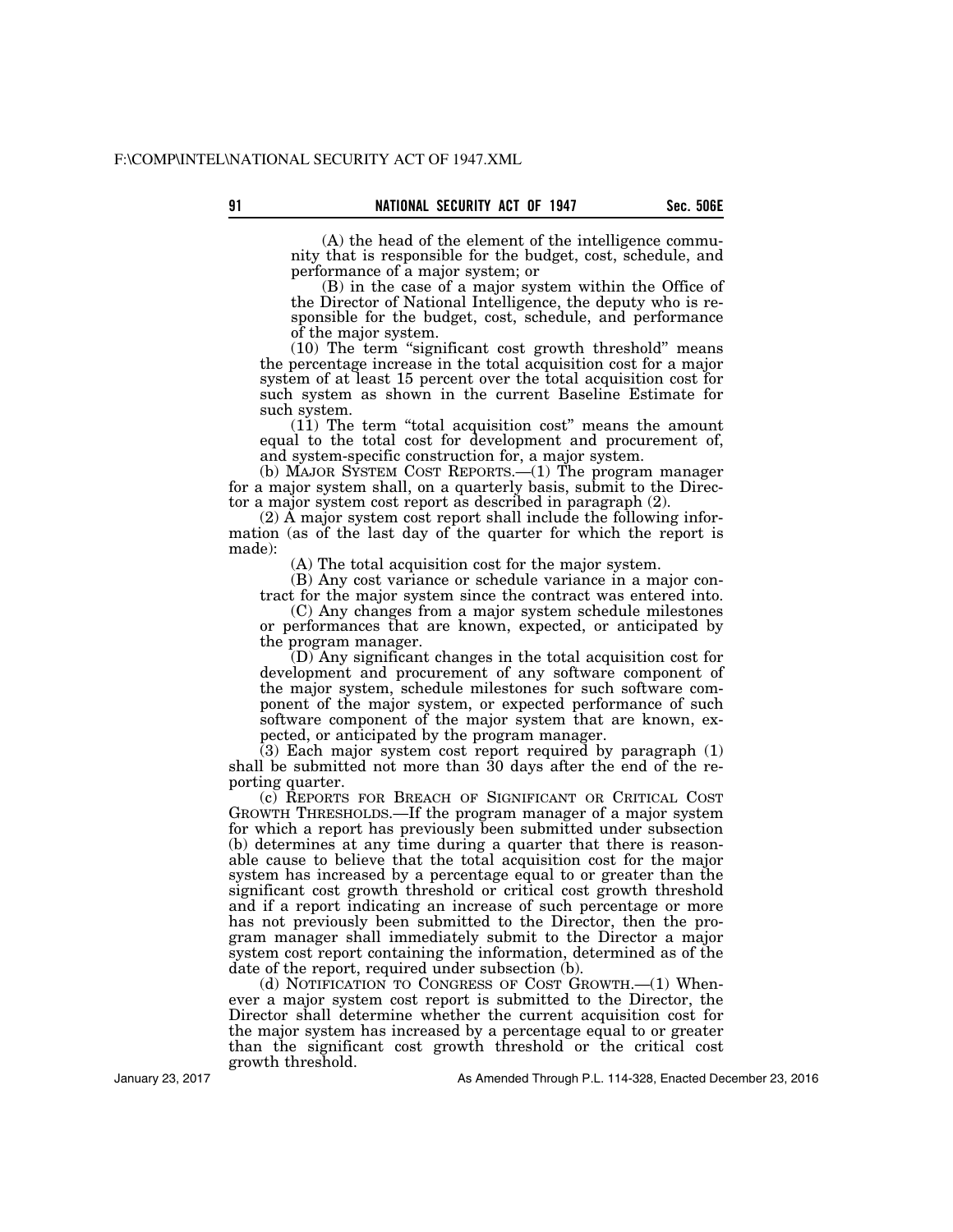(A) the head of the element of the intelligence community that is responsible for the budget, cost, schedule, and performance of a major system; or

(B) in the case of a major system within the Office of the Director of National Intelligence, the deputy who is responsible for the budget, cost, schedule, and performance of the major system.

(10) The term "significant cost growth threshold" means the percentage increase in the total acquisition cost for a major system of at least 15 percent over the total acquisition cost for such system as shown in the current Baseline Estimate for such system.

(11) The term "total acquisition cost" means the amount equal to the total cost for development and procurement of, and system-specific construction for, a major system.

(b) MAJOR SYSTEM COST REPORTS.—(1) The program manager for a major system shall, on a quarterly basis, submit to the Director a major system cost report as described in paragraph (2).

(2) A major system cost report shall include the following information (as of the last day of the quarter for which the report is made):

(A) The total acquisition cost for the major system.

(B) Any cost variance or schedule variance in a major contract for the major system since the contract was entered into.

(C) Any changes from a major system schedule milestones or performances that are known, expected, or anticipated by the program manager.

(D) Any significant changes in the total acquisition cost for development and procurement of any software component of the major system, schedule milestones for such software component of the major system, or expected performance of such software component of the major system that are known, expected, or anticipated by the program manager.

(3) Each major system cost report required by paragraph (1) shall be submitted not more than 30 days after the end of the reporting quarter.

(c) REPORTS FOR BREACH OF SIGNIFICANT OR CRITICAL COST GROWTH THRESHOLDS.—If the program manager of a major system for which a report has previously been submitted under subsection (b) determines at any time during a quarter that there is reasonable cause to believe that the total acquisition cost for the major system has increased by a percentage equal to or greater than the significant cost growth threshold or critical cost growth threshold and if a report indicating an increase of such percentage or more has not previously been submitted to the Director, then the program manager shall immediately submit to the Director a major system cost report containing the information, determined as of the date of the report, required under subsection (b).

(d) NOTIFICATION TO CONGRESS OF COST GROWTH.—(1) Whenever a major system cost report is submitted to the Director, the Director shall determine whether the current acquisition cost for the major system has increased by a percentage equal to or greater than the significant cost growth threshold or the critical cost growth threshold.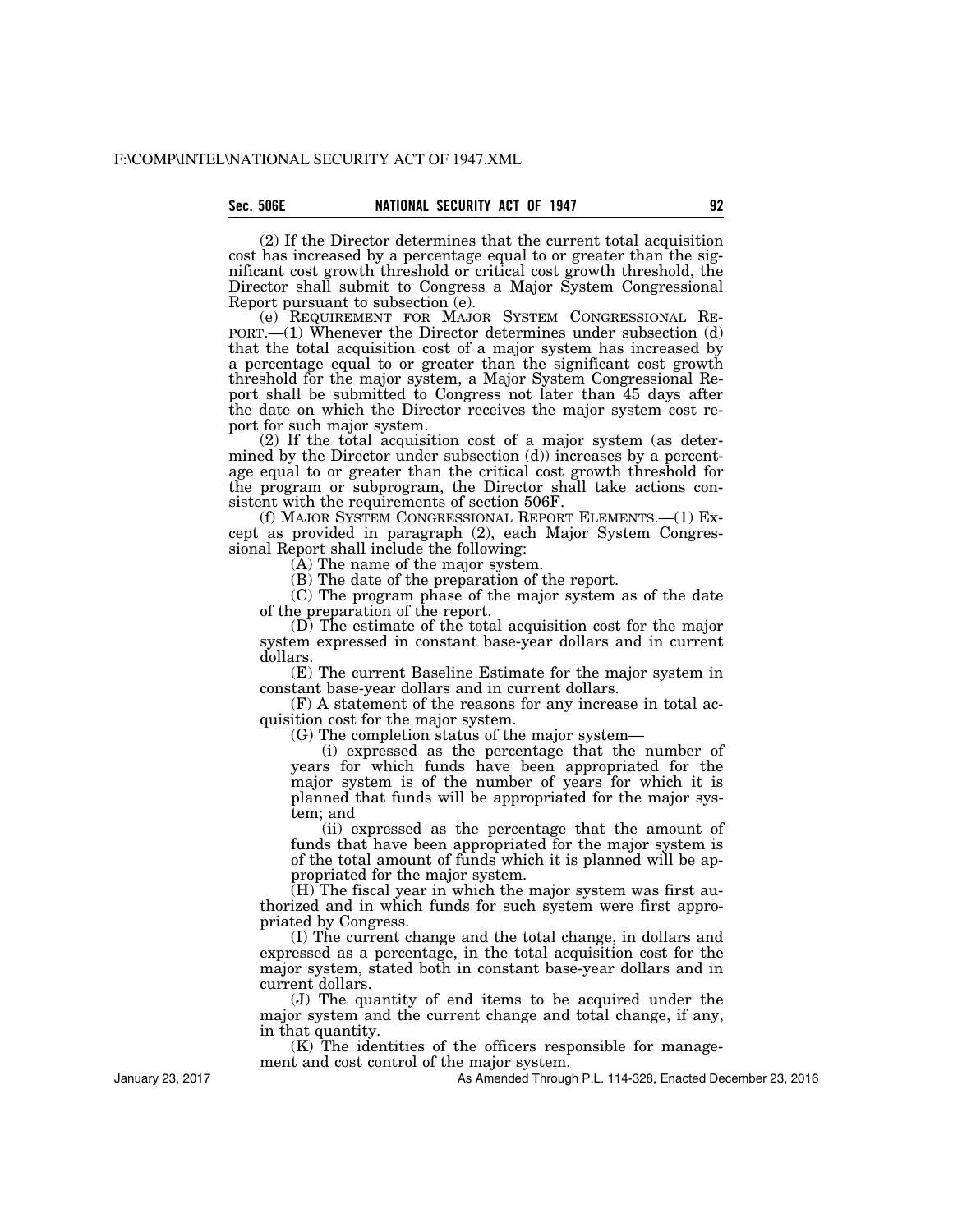(2) If the Director determines that the current total acquisition cost has increased by a percentage equal to or greater than the significant cost growth threshold or critical cost growth threshold, the Director shall submit to Congress a Major System Congressional Report pursuant to subsection (e).

(e) REQUIREMENT FOR MAJOR SYSTEM CONGRESSIONAL REPORT.—(1) Whenever the Director determines under subsection (d) that the total acquisition cost of a major system has increased by a percentage equal to or greater than the significant cost growth threshold for the major system, a Major System Congressional Report shall be submitted to Congress not later than 45 days after the date on which the Director receives the major system cost report for such major system.

(2) If the total acquisition cost of a major system (as determined by the Director under subsection (d)) increases by a percentage equal to or greater than the critical cost growth threshold for the program or subprogram, the Director shall take actions consistent with the requirements of section 506F.

(f) MAJOR SYSTEM CONGRESSIONAL REPORT ELEMENTS.—(1) Except as provided in paragraph (2), each Major System Congressional Report shall include the following:

(A) The name of the major system.

(B) The date of the preparation of the report.

(C) The program phase of the major system as of the date of the preparation of the report.

(D) The estimate of the total acquisition cost for the major system expressed in constant base-year dollars and in current dollars.

(E) The current Baseline Estimate for the major system in constant base-year dollars and in current dollars.

(F) A statement of the reasons for any increase in total acquisition cost for the major system.

(G) The completion status of the major system—

(i) expressed as the percentage that the number of years for which funds have been appropriated for the major system is of the number of years for which it is planned that funds will be appropriated for the major system; and

(ii) expressed as the percentage that the amount of funds that have been appropriated for the major system is of the total amount of funds which it is planned will be appropriated for the major system.

(H) The fiscal year in which the major system was first authorized and in which funds for such system were first appropriated by Congress.

(I) The current change and the total change, in dollars and expressed as a percentage, in the total acquisition cost for the major system, stated both in constant base-year dollars and in current dollars.

(J) The quantity of end items to be acquired under the major system and the current change and total change, if any, in that quantity.

(K) The identities of the officers responsible for management and cost control of the major system.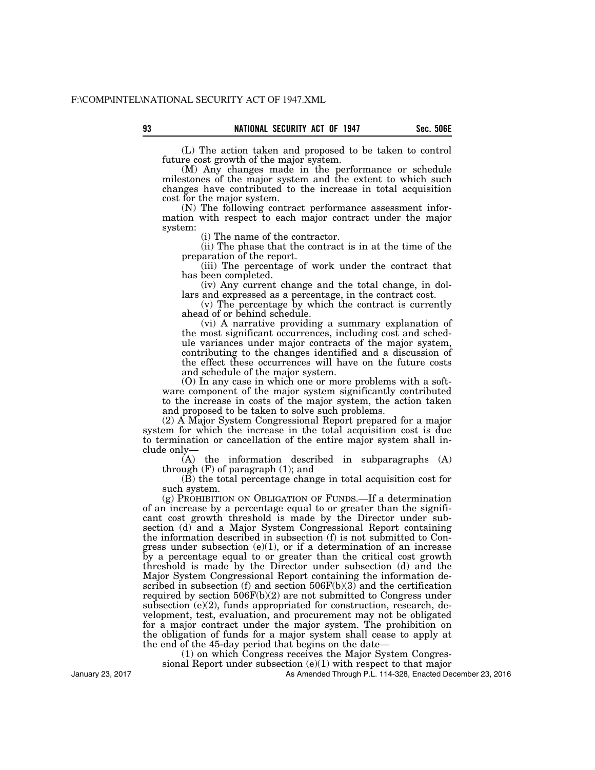(L) The action taken and proposed to be taken to control future cost growth of the major system.

(M) Any changes made in the performance or schedule milestones of the major system and the extent to which such changes have contributed to the increase in total acquisition cost for the major system.

(N) The following contract performance assessment information with respect to each major contract under the major system:

(i) The name of the contractor.

(ii) The phase that the contract is in at the time of the preparation of the report.

(iii) The percentage of work under the contract that has been completed.

(iv) Any current change and the total change, in dollars and expressed as a percentage, in the contract cost.

(v) The percentage by which the contract is currently ahead of or behind schedule.

(vi) A narrative providing a summary explanation of the most significant occurrences, including cost and schedule variances under major contracts of the major system, contributing to the changes identified and a discussion of the effect these occurrences will have on the future costs and schedule of the major system.

(O) In any case in which one or more problems with a software component of the major system significantly contributed to the increase in costs of the major system, the action taken and proposed to be taken to solve such problems.

(2) A Major System Congressional Report prepared for a major system for which the increase in the total acquisition cost is due to termination or cancellation of the entire major system shall include only—

(A) the information described in subparagraphs (A) through (F) of paragraph (1); and

(B) the total percentage change in total acquisition cost for such system.

(g) PROHIBITION ON OBLIGATION OF FUNDS.—If a determination of an increase by a percentage equal to or greater than the significant cost growth threshold is made by the Director under subsection (d) and a Major System Congressional Report containing the information described in subsection (f) is not submitted to Congress under subsection (e)(1), or if a determination of an increase by a percentage equal to or greater than the critical cost growth threshold is made by the Director under subsection (d) and the Major System Congressional Report containing the information described in subsection (f) and section 506F(b)(3) and the certification required by section 506F(b)(2) are not submitted to Congress under subsection (e)(2), funds appropriated for construction, research, development, test, evaluation, and procurement may not be obligated for a major contract under the major system. The prohibition on the obligation of funds for a major system shall cease to apply at the end of the 45-day period that begins on the date—

(1) on which Congress receives the Major System Congressional Report under subsection (e)(1) with respect to that major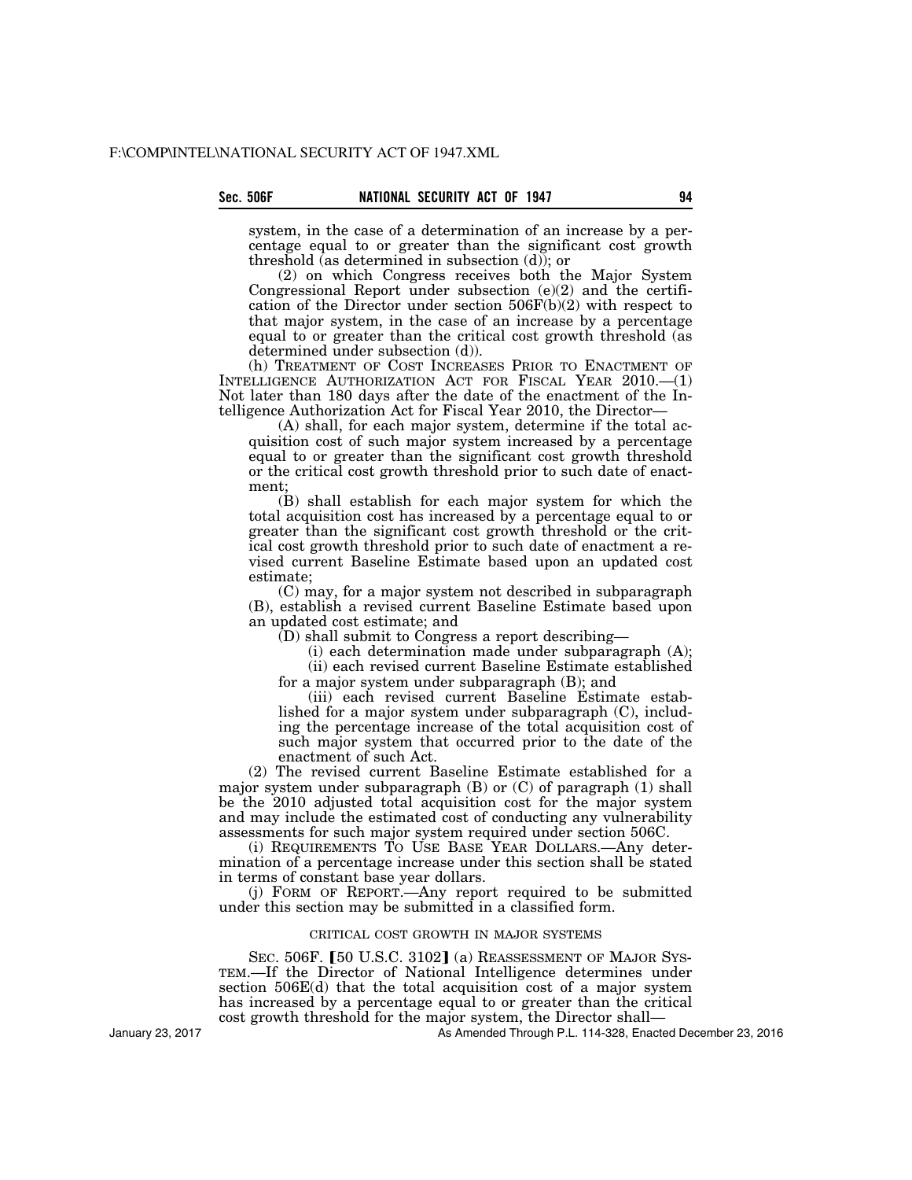system, in the case of a determination of an increase by a percentage equal to or greater than the significant cost growth threshold (as determined in subsection (d)); or

(2) on which Congress receives both the Major System Congressional Report under subsection (e)(2) and the certification of the Director under section 506F(b)(2) with respect to that major system, in the case of an increase by a percentage equal to or greater than the critical cost growth threshold (as determined under subsection (d)).

(h) TREATMENT OF COST INCREASES PRIOR TO ENACTMENT OF INTELLIGENCE AUTHORIZATION ACT FOR FISCAL YEAR 2010.—(1) Not later than 180 days after the date of the enactment of the Intelligence Authorization Act for Fiscal Year 2010, the Director—

(A) shall, for each major system, determine if the total acquisition cost of such major system increased by a percentage equal to or greater than the significant cost growth threshold or the critical cost growth threshold prior to such date of enactment;

(B) shall establish for each major system for which the total acquisition cost has increased by a percentage equal to or greater than the significant cost growth threshold or the critical cost growth threshold prior to such date of enactment a revised current Baseline Estimate based upon an updated cost estimate;

(C) may, for a major system not described in subparagraph (B), establish a revised current Baseline Estimate based upon an updated cost estimate; and

(D) shall submit to Congress a report describing—

(i) each determination made under subparagraph (A);

(ii) each revised current Baseline Estimate established for a major system under subparagraph (B); and

(iii) each revised current Baseline Estimate established for a major system under subparagraph (C), including the percentage increase of the total acquisition cost of such major system that occurred prior to the date of the enactment of such Act.

(2) The revised current Baseline Estimate established for a major system under subparagraph (B) or (C) of paragraph (1) shall be the 2010 adjusted total acquisition cost for the major system and may include the estimated cost of conducting any vulnerability assessments for such major system required under section 506C.

(i) REQUIREMENTS TO USE BASE YEAR DOLLARS.—Any determination of a percentage increase under this section shall be stated in terms of constant base year dollars.

(j) FORM OF REPORT.—Any report required to be submitted under this section may be submitted in a classified form.

CRITICAL COST GROWTH IN MAJOR SYSTEMS

SEC. 506F. [50 U.S.C. 3102] (a) REASSESSMENT OF MAJOR SYSTEM.—If the Director of National Intelligence determines under section 506E(d) that the total acquisition cost of a major system has increased by a percentage equal to or greater than the critical cost growth threshold for the major system, the Director shall—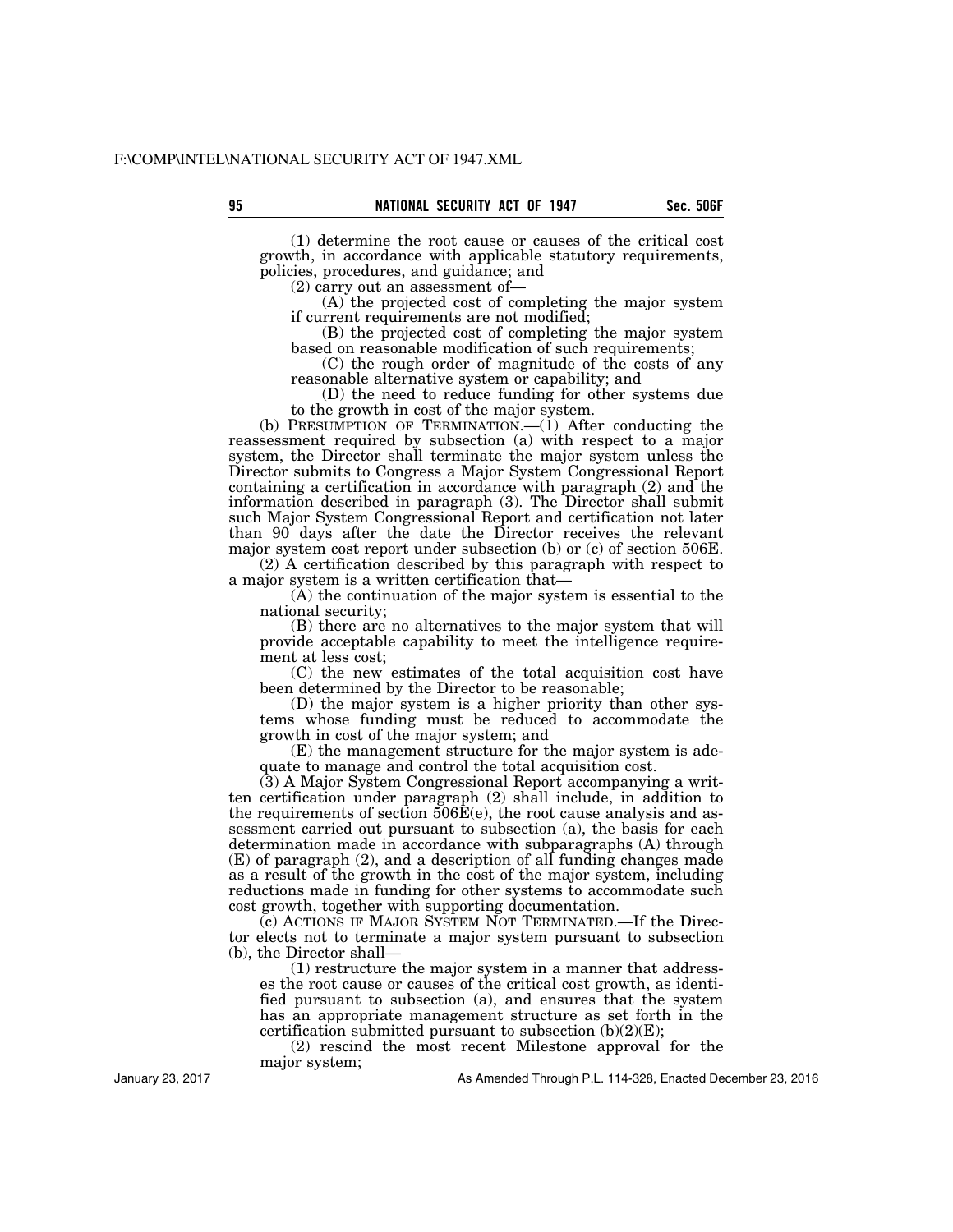(1) determine the root cause or causes of the critical cost growth, in accordance with applicable statutory requirements, policies, procedures, and guidance; and

(2) carry out an assessment of—

(A) the projected cost of completing the major system if current requirements are not modified;

(B) the projected cost of completing the major system based on reasonable modification of such requirements;

(C) the rough order of magnitude of the costs of any reasonable alternative system or capability; and

(D) the need to reduce funding for other systems due to the growth in cost of the major system.

(b) PRESUMPTION OF TERMINATION.—(1) After conducting the reassessment required by subsection (a) with respect to a major system, the Director shall terminate the major system unless the Director submits to Congress a Major System Congressional Report containing a certification in accordance with paragraph (2) and the information described in paragraph (3). The Director shall submit such Major System Congressional Report and certification not later than 90 days after the date the Director receives the relevant major system cost report under subsection (b) or (c) of section 506E.

(2) A certification described by this paragraph with respect to a major system is a written certification that—

(A) the continuation of the major system is essential to the national security;

(B) there are no alternatives to the major system that will provide acceptable capability to meet the intelligence requirement at less cost;

(C) the new estimates of the total acquisition cost have been determined by the Director to be reasonable;

(D) the major system is a higher priority than other systems whose funding must be reduced to accommodate the growth in cost of the major system; and

(E) the management structure for the major system is adequate to manage and control the total acquisition cost.

(3) A Major System Congressional Report accompanying a written certification under paragraph (2) shall include, in addition to the requirements of section 506E(e), the root cause analysis and assessment carried out pursuant to subsection (a), the basis for each determination made in accordance with subparagraphs (A) through (E) of paragraph (2), and a description of all funding changes made as a result of the growth in the cost of the major system, including reductions made in funding for other systems to accommodate such cost growth, together with supporting documentation.

(c) ACTIONS IF MAJOR SYSTEM NOT TERMINATED.—If the Director elects not to terminate a major system pursuant to subsection (b), the Director shall—

(1) restructure the major system in a manner that addresses the root cause or causes of the critical cost growth, as identified pursuant to subsection (a), and ensures that the system has an appropriate management structure as set forth in the certification submitted pursuant to subsection (b)(2)(E);

(2) rescind the most recent Milestone approval for the major system;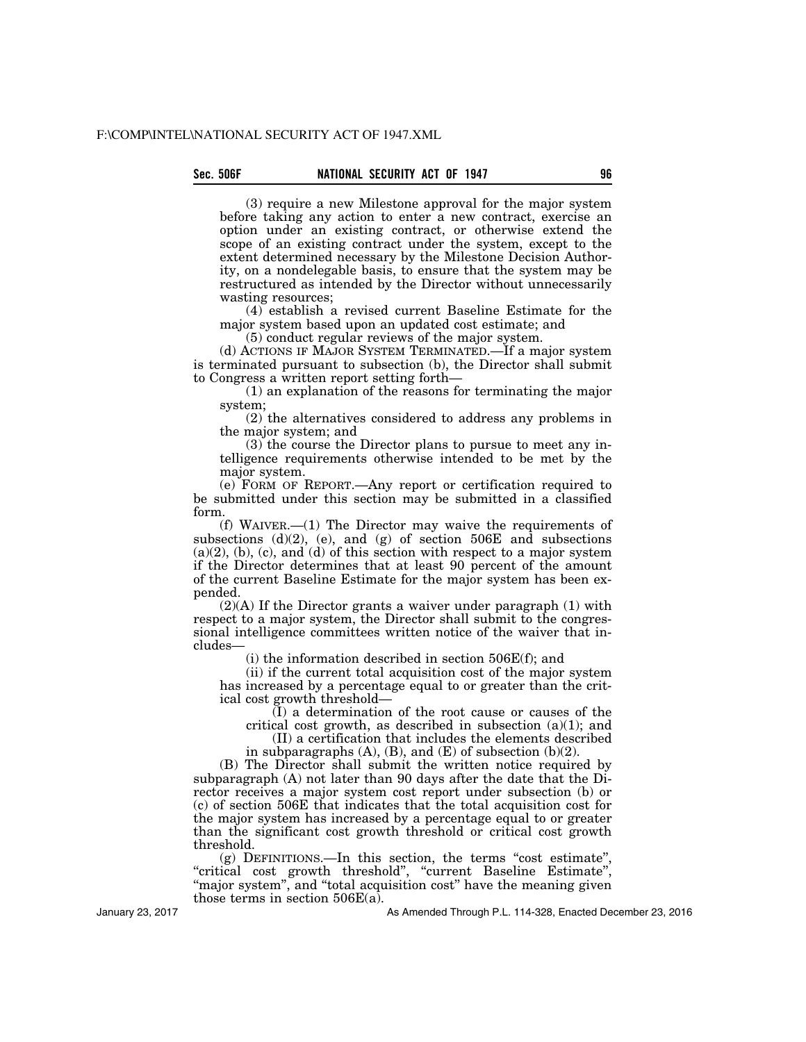(3) require a new Milestone approval for the major system before taking any action to enter a new contract, exercise an option under an existing contract, or otherwise extend the scope of an existing contract under the system, except to the extent determined necessary by the Milestone Decision Authority, on a nondelegable basis, to ensure that the system may be restructured as intended by the Director without unnecessarily wasting resources;

(4) establish a revised current Baseline Estimate for the major system based upon an updated cost estimate; and

(5) conduct regular reviews of the major system.

(d) ACTIONS IF MAJOR SYSTEM TERMINATED.—If a major system is terminated pursuant to subsection (b), the Director shall submit to Congress a written report setting forth—

(1) an explanation of the reasons for terminating the major system;

(2) the alternatives considered to address any problems in the major system; and

(3) the course the Director plans to pursue to meet any intelligence requirements otherwise intended to be met by the major system.

(e) FORM OF REPORT.—Any report or certification required to be submitted under this section may be submitted in a classified form.

(f) WAIVER.—(1) The Director may waive the requirements of subsections (d)(2), (e), and (g) of section 506E and subsections (a)(2), (b), (c), and (d) of this section with respect to a major system if the Director determines that at least 90 percent of the amount of the current Baseline Estimate for the major system has been expended.

(2)(A) If the Director grants a waiver under paragraph (1) with respect to a major system, the Director shall submit to the congressional intelligence committees written notice of the waiver that includes—

(i) the information described in section 506E(f); and

(ii) if the current total acquisition cost of the major system has increased by a percentage equal to or greater than the critical cost growth threshold—

(I) a determination of the root cause or causes of the critical cost growth, as described in subsection (a)(1); and

(II) a certification that includes the elements described in subparagraphs (A), (B), and (E) of subsection (b)(2).

(B) The Director shall submit the written notice required by subparagraph (A) not later than 90 days after the date that the Director receives a major system cost report under subsection (b) or (c) of section 506E that indicates that the total acquisition cost for the major system has increased by a percentage equal to or greater than the significant cost growth threshold or critical cost growth threshold.

(g) DEFINITIONS.—In this section, the terms "cost estimate", "critical cost growth threshold", "current Baseline Estimate", "major system", and "total acquisition cost" have the meaning given those terms in section 506E(a).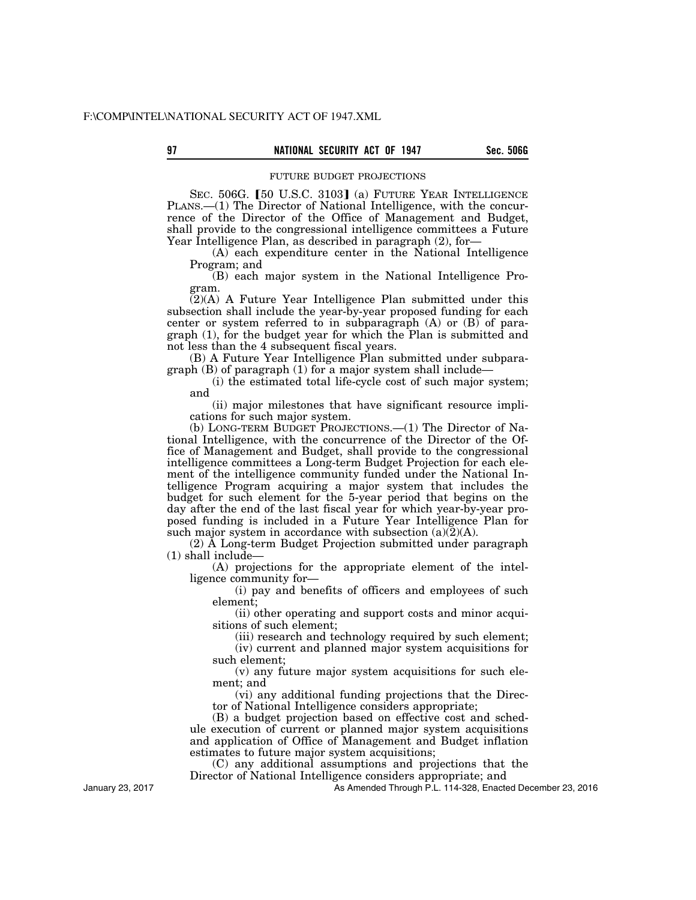FUTURE BUDGET PROJECTIONS

SEC. 506G. [50 U.S.C. 3103] (a) FUTURE YEAR INTELLIGENCE PLANS.—(1) The Director of National Intelligence, with the concurrence of the Director of the Office of Management and Budget, shall provide to the congressional intelligence committees a Future Year Intelligence Plan, as described in paragraph (2), for—

(A) each expenditure center in the National Intelligence Program; and

(B) each major system in the National Intelligence Program.

(2)(A) A Future Year Intelligence Plan submitted under this subsection shall include the year-by-year proposed funding for each center or system referred to in subparagraph (A) or (B) of paragraph (1), for the budget year for which the Plan is submitted and not less than the 4 subsequent fiscal years.

(B) A Future Year Intelligence Plan submitted under subparagraph (B) of paragraph (1) for a major system shall include—

(i) the estimated total life-cycle cost of such major system; and

(ii) major milestones that have significant resource implications for such major system.

(b) LONG-TERM BUDGET PROJECTIONS.—(1) The Director of National Intelligence, with the concurrence of the Director of the Office of Management and Budget, shall provide to the congressional intelligence committees a Long-term Budget Projection for each element of the intelligence community funded under the National Intelligence Program acquiring a major system that includes the budget for such element for the 5-year period that begins on the day after the end of the last fiscal year for which year-by-year proposed funding is included in a Future Year Intelligence Plan for such major system in accordance with subsection (a)(2)(A).

(2) A Long-term Budget Projection submitted under paragraph (1) shall include—

(A) projections for the appropriate element of the intelligence community for—

(i) pay and benefits of officers and employees of such element;

(ii) other operating and support costs and minor acquisitions of such element;

(iii) research and technology required by such element;

(iv) current and planned major system acquisitions for such element;

(v) any future major system acquisitions for such element; and

(vi) any additional funding projections that the Director of National Intelligence considers appropriate;

(B) a budget projection based on effective cost and schedule execution of current or planned major system acquisitions and application of Office of Management and Budget inflation estimates to future major system acquisitions;

(C) any additional assumptions and projections that the Director of National Intelligence considers appropriate; and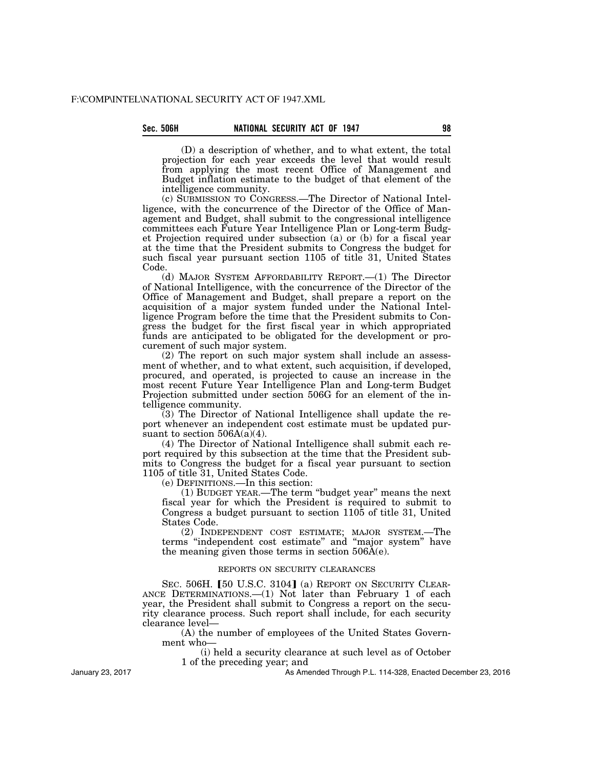(D) a description of whether, and to what extent, the total projection for each year exceeds the level that would result from applying the most recent Office of Management and Budget inflation estimate to the budget of that element of the intelligence community.

(c) SUBMISSION TO CONGRESS.—The Director of National Intelligence, with the concurrence of the Director of the Office of Management and Budget, shall submit to the congressional intelligence committees each Future Year Intelligence Plan or Long-term Budget Projection required under subsection (a) or (b) for a fiscal year at the time that the President submits to Congress the budget for such fiscal year pursuant section 1105 of title 31, United States Code.

(d) MAJOR SYSTEM AFFORDABILITY REPORT.—(1) The Director of National Intelligence, with the concurrence of the Director of the Office of Management and Budget, shall prepare a report on the acquisition of a major system funded under the National Intelligence Program before the time that the President submits to Congress the budget for the first fiscal year in which appropriated funds are anticipated to be obligated for the development or procurement of such major system.

(2) The report on such major system shall include an assessment of whether, and to what extent, such acquisition, if developed, procured, and operated, is projected to cause an increase in the most recent Future Year Intelligence Plan and Long-term Budget Projection submitted under section 506G for an element of the intelligence community.

(3) The Director of National Intelligence shall update the report whenever an independent cost estimate must be updated pursuant to section 506A(a)(4).

(4) The Director of National Intelligence shall submit each report required by this subsection at the time that the President submits to Congress the budget for a fiscal year pursuant to section 1105 of title 31, United States Code.

(e) DEFINITIONS.—In this section:

(1) BUDGET YEAR.—The term "budget year" means the next fiscal year for which the President is required to submit to Congress a budget pursuant to section 1105 of title 31, United States Code.

(2) INDEPENDENT COST ESTIMATE; MAJOR SYSTEM.—The terms "independent cost estimate" and "major system" have the meaning given those terms in section 506A(e).

REPORTS ON SECURITY CLEARANCES

SEC. 506H. [50 U.S.C. 3104] (a) REPORT ON SECURITY CLEARANCE DETERMINATIONS.—(1) Not later than February 1 of each year, the President shall submit to Congress a report on the security clearance process. Such report shall include, for each security clearance level—

(A) the number of employees of the United States Government who—

(i) held a security clearance at such level as of October 1 of the preceding year; and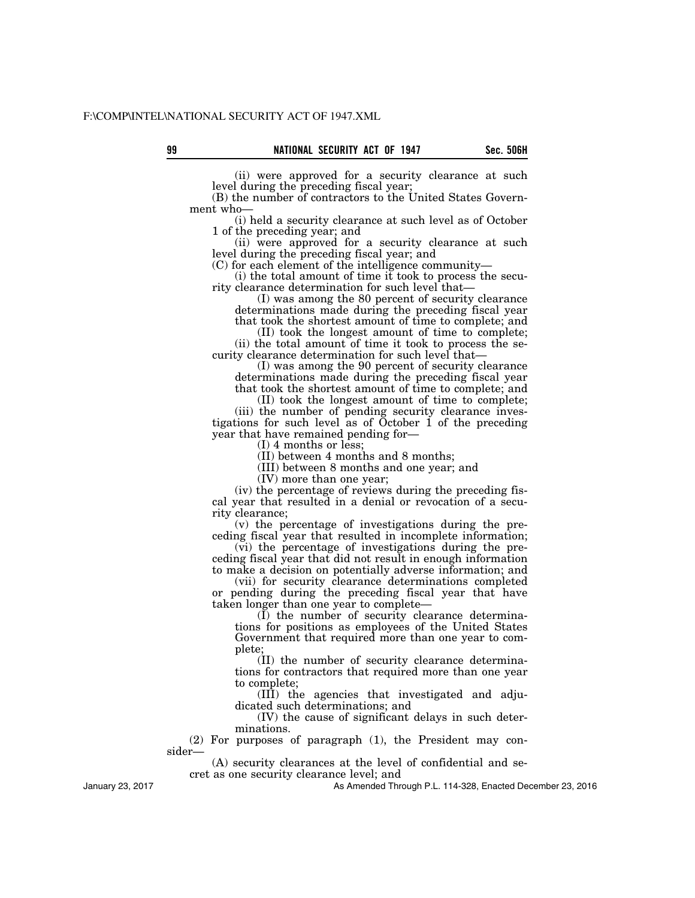(ii) were approved for a security clearance at such level during the preceding fiscal year;

(B) the number of contractors to the United States Government who—

(i) held a security clearance at such level as of October 1 of the preceding year; and

(ii) were approved for a security clearance at such level during the preceding fiscal year; and

(C) for each element of the intelligence community—

(i) the total amount of time it took to process the security clearance determination for such level that—

(I) was among the 80 percent of security clearance determinations made during the preceding fiscal year that took the shortest amount of time to complete; and

(II) took the longest amount of time to complete;

(ii) the total amount of time it took to process the security clearance determination for such level that—

(I) was among the 90 percent of security clearance determinations made during the preceding fiscal year that took the shortest amount of time to complete; and

(II) took the longest amount of time to complete;

(iii) the number of pending security clearance investigations for such level as of October 1 of the preceding year that have remained pending for—

(I) 4 months or less;

(II) between 4 months and 8 months;

(III) between 8 months and one year; and

(IV) more than one year;

(iv) the percentage of reviews during the preceding fiscal year that resulted in a denial or revocation of a security clearance;

(v) the percentage of investigations during the preceding fiscal year that resulted in incomplete information;

(vi) the percentage of investigations during the preceding fiscal year that did not result in enough information to make a decision on potentially adverse information; and

(vii) for security clearance determinations completed or pending during the preceding fiscal year that have taken longer than one year to complete—

(I) the number of security clearance determinations for positions as employees of the United States Government that required more than one year to complete;

(II) the number of security clearance determinations for contractors that required more than one year to complete;

(III) the agencies that investigated and adjudicated such determinations; and

(IV) the cause of significant delays in such determinations.

(2) For purposes of paragraph (1), the President may consider—

(A) security clearances at the level of confidential and secret as one security clearance level; and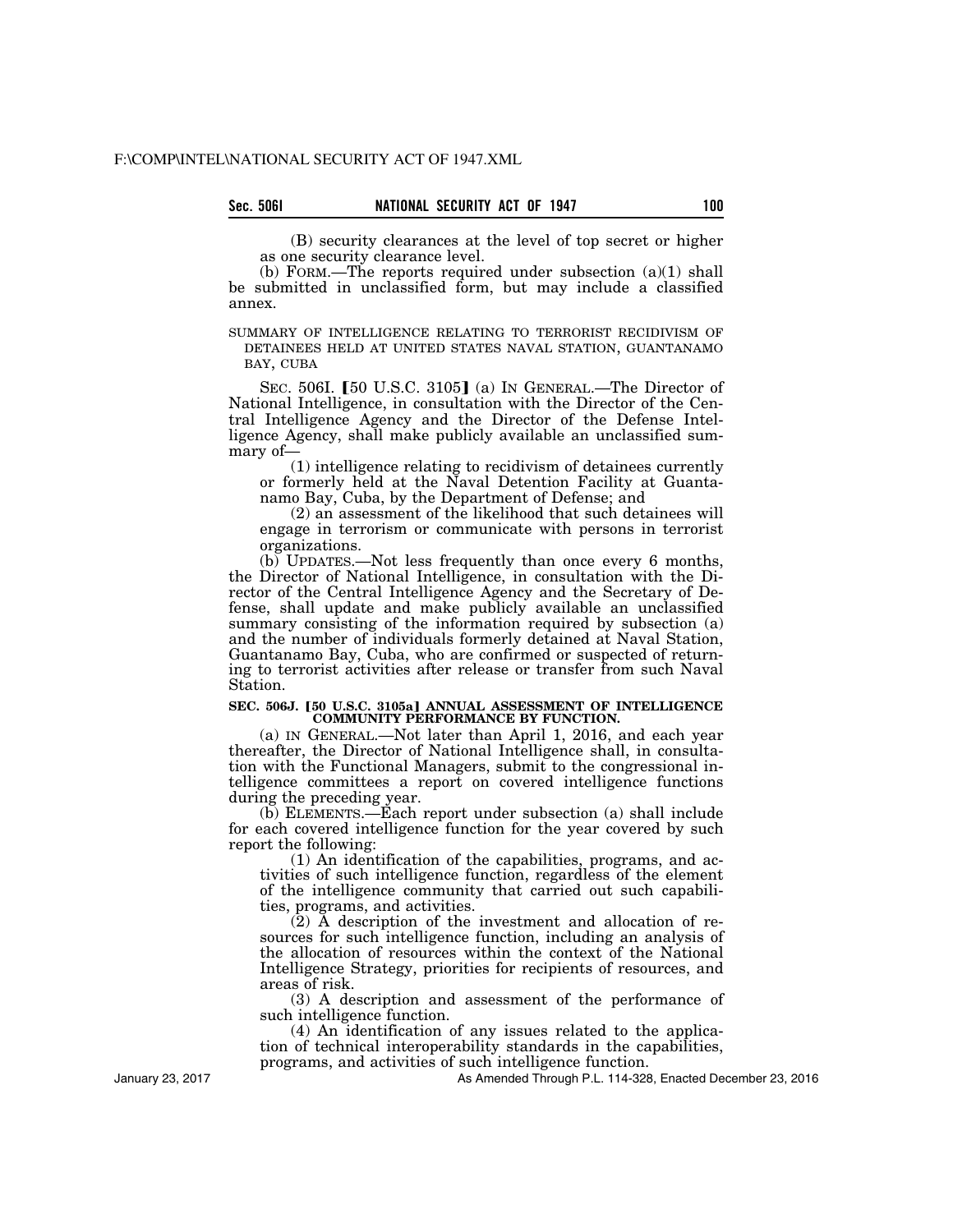(B) security clearances at the level of top secret or higher as one security clearance level.

(b) FORM.—The reports required under subsection (a)(1) shall be submitted in unclassified form, but may include a classified annex.

SUMMARY OF INTELLIGENCE RELATING TO TERRORIST RECIDIVISM OF DETAINEES HELD AT UNITED STATES NAVAL STATION, GUANTANAMO BAY, CUBA

SEC. 506I. [50 U.S.C. 3105] (a) IN GENERAL.—The Director of National Intelligence, in consultation with the Director of the Central Intelligence Agency and the Director of the Defense Intelligence Agency, shall make publicly available an unclassified summary of—

(1) intelligence relating to recidivism of detainees currently or formerly held at the Naval Detention Facility at Guantanamo Bay, Cuba, by the Department of Defense; and

(2) an assessment of the likelihood that such detainees will engage in terrorism or communicate with persons in terrorist organizations.

(b) UPDATES.—Not less frequently than once every 6 months, the Director of National Intelligence, in consultation with the Director of the Central Intelligence Agency and the Secretary of Defense, shall update and make publicly available an unclassified summary consisting of the information required by subsection (a) and the number of individuals formerly detained at Naval Station, Guantanamo Bay, Cuba, who are confirmed or suspected of returning to terrorist activities after release or transfer from such Naval Station.

**SEC. 506J. [50 U.S.C. 3105a] ANNUAL ASSESSMENT OF INTELLIGENCE COMMUNITY PERFORMANCE BY FUNCTION.**

(a) IN GENERAL.—Not later than April 1, 2016, and each year thereafter, the Director of National Intelligence shall, in consultation with the Functional Managers, submit to the congressional intelligence committees a report on covered intelligence functions during the preceding year.

(b) ELEMENTS.—Each report under subsection (a) shall include for each covered intelligence function for the year covered by such report the following:

(1) An identification of the capabilities, programs, and activities of such intelligence function, regardless of the element of the intelligence community that carried out such capabilities, programs, and activities.

(2) A description of the investment and allocation of resources for such intelligence function, including an analysis of the allocation of resources within the context of the National Intelligence Strategy, priorities for recipients of resources, and areas of risk.

(3) A description and assessment of the performance of such intelligence function.

(4) An identification of any issues related to the application of technical interoperability standards in the capabilities, programs, and activities of such intelligence function.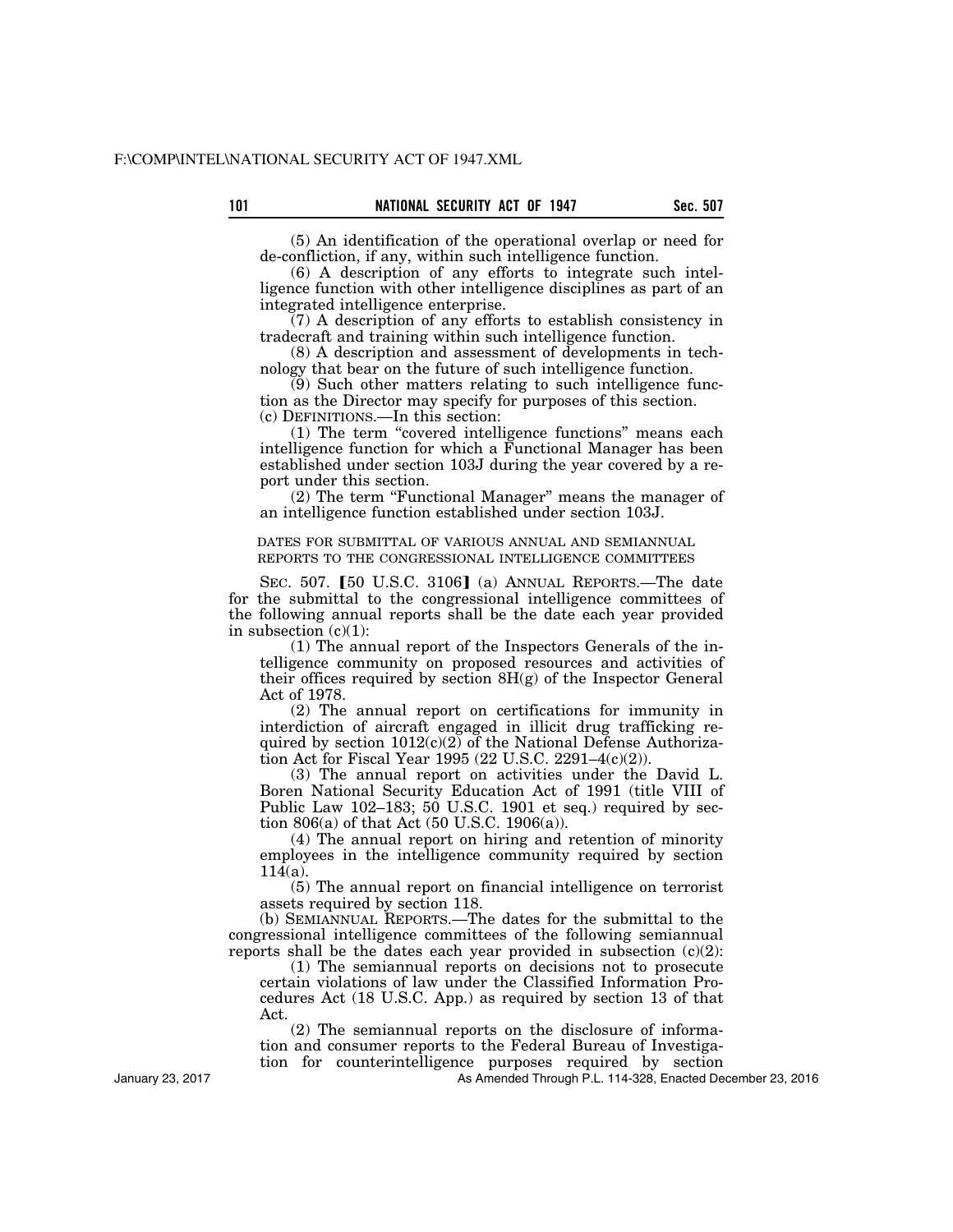(5) An identification of the operational overlap or need for de-confliction, if any, within such intelligence function.

(6) A description of any efforts to integrate such intelligence function with other intelligence disciplines as part of an integrated intelligence enterprise.

(7) A description of any efforts to establish consistency in tradecraft and training within such intelligence function.

(8) A description and assessment of developments in technology that bear on the future of such intelligence function.

(9) Such other matters relating to such intelligence function as the Director may specify for purposes of this section.

(c) DEFINITIONS.—In this section:

(1) The term "covered intelligence functions" means each intelligence function for which a Functional Manager has been established under section 103J during the year covered by a report under this section.

(2) The term "Functional Manager" means the manager of an intelligence function established under section 103J.

DATES FOR SUBMITTAL OF VARIOUS ANNUAL AND SEMIANNUAL REPORTS TO THE CONGRESSIONAL INTELLIGENCE COMMITTEES

SEC. 507. 【50 U.S.C. 3106】 (a) ANNUAL REPORTS.—The date for the submittal to the congressional intelligence committees of the following annual reports shall be the date each year provided in subsection (c)(1):

(1) The annual report of the Inspectors Generals of the intelligence community on proposed resources and activities of their offices required by section 8H(g) of the Inspector General Act of 1978.

(2) The annual report on certifications for immunity in interdiction of aircraft engaged in illicit drug trafficking required by section 1012(c)(2) of the National Defense Authorization Act for Fiscal Year 1995 (22 U.S.C. 2291–4(c)(2)).

(3) The annual report on activities under the David L. Boren National Security Education Act of 1991 (title VIII of Public Law 102–183; 50 U.S.C. 1901 et seq.) required by section 806(a) of that Act (50 U.S.C. 1906(a)).

(4) The annual report on hiring and retention of minority employees in the intelligence community required by section 114(a).

(5) The annual report on financial intelligence on terrorist assets required by section 118.

(b) SEMIANNUAL REPORTS.—The dates for the submittal to the congressional intelligence committees of the following semiannual reports shall be the dates each year provided in subsection (c)(2):

(1) The semiannual reports on decisions not to prosecute certain violations of law under the Classified Information Procedures Act (18 U.S.C. App.) as required by section 13 of that Act.

(2) The semiannual reports on the disclosure of information and consumer reports to the Federal Bureau of Investigation for counterintelligence purposes required by section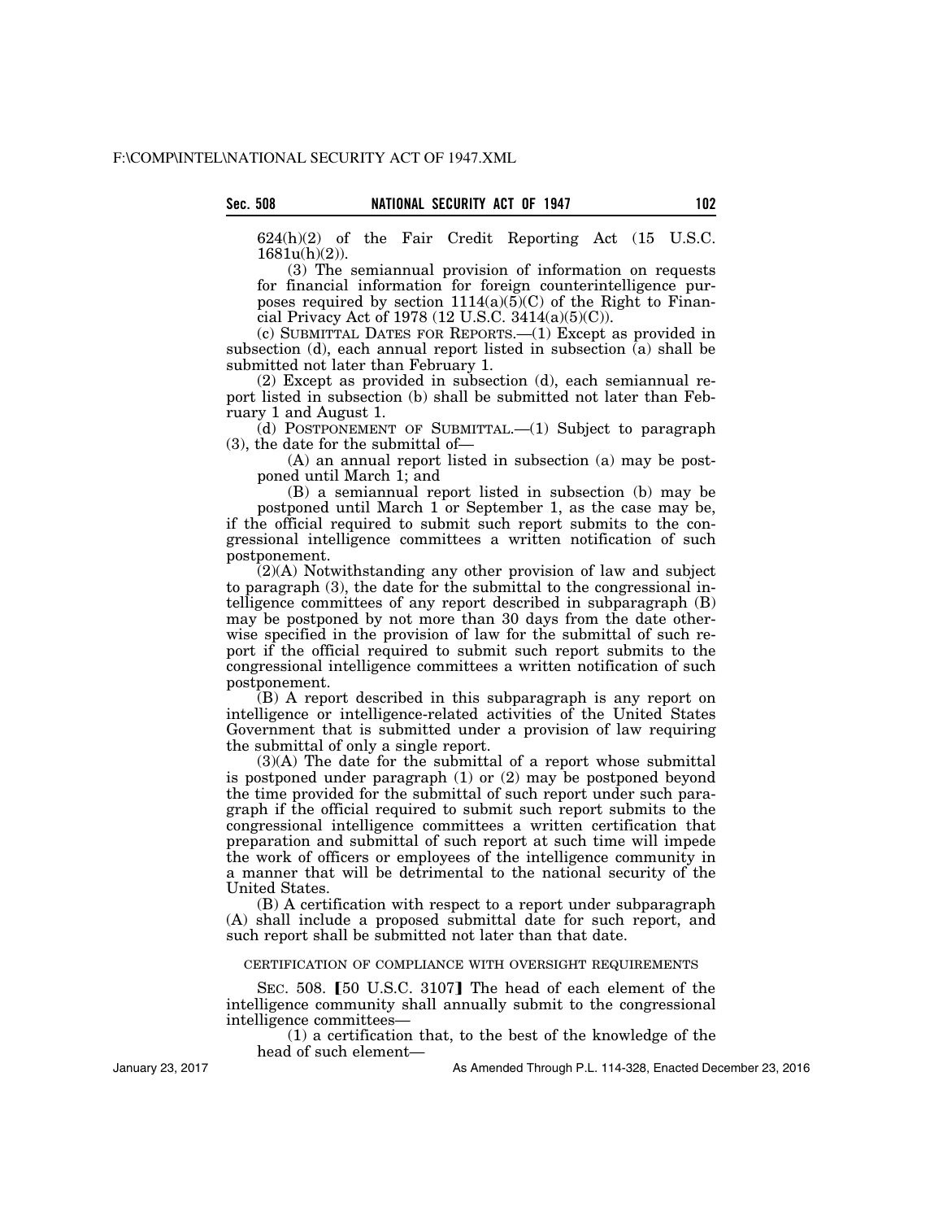624(h)(2) of the Fair Credit Reporting Act (15 U.S.C. 1681u(h)(2)).

(3) The semiannual provision of information on requests for financial information for foreign counterintelligence purposes required by section 1114(a)(5)(C) of the Right to Financial Privacy Act of 1978 (12 U.S.C. 3414(a)(5)(C)).

(c) SUBMITTAL DATES FOR REPORTS.—(1) Except as provided in subsection (d), each annual report listed in subsection (a) shall be submitted not later than February 1.

(2) Except as provided in subsection (d), each semiannual report listed in subsection (b) shall be submitted not later than February 1 and August 1.

(d) POSTPONEMENT OF SUBMITTAL.—(1) Subject to paragraph (3), the date for the submittal of—

(A) an annual report listed in subsection (a) may be postponed until March 1; and

(B) a semiannual report listed in subsection (b) may be postponed until March 1 or September 1, as the case may be,

if the official required to submit such report submits to the congressional intelligence committees a written notification of such postponement.

(2)(A) Notwithstanding any other provision of law and subject to paragraph (3), the date for the submittal to the congressional intelligence committees of any report described in subparagraph (B) may be postponed by not more than 30 days from the date otherwise specified in the provision of law for the submittal of such report if the official required to submit such report submits to the congressional intelligence committees a written notification of such postponement.

(B) A report described in this subparagraph is any report on intelligence or intelligence-related activities of the United States Government that is submitted under a provision of law requiring the submittal of only a single report.

(3)(A) The date for the submittal of a report whose submittal is postponed under paragraph (1) or (2) may be postponed beyond the time provided for the submittal of such report under such paragraph if the official required to submit such report submits to the congressional intelligence committees a written certification that preparation and submittal of such report at such time will impede the work of officers or employees of the intelligence community in a manner that will be detrimental to the national security of the United States.

(B) A certification with respect to a report under subparagraph (A) shall include a proposed submittal date for such report, and such report shall be submitted not later than that date.

CERTIFICATION OF COMPLIANCE WITH OVERSIGHT REQUIREMENTS

SEC. 508. [50 U.S.C. 3107] The head of each element of the intelligence community shall annually submit to the congressional intelligence committees—

(1) a certification that, to the best of the knowledge of the head of such element—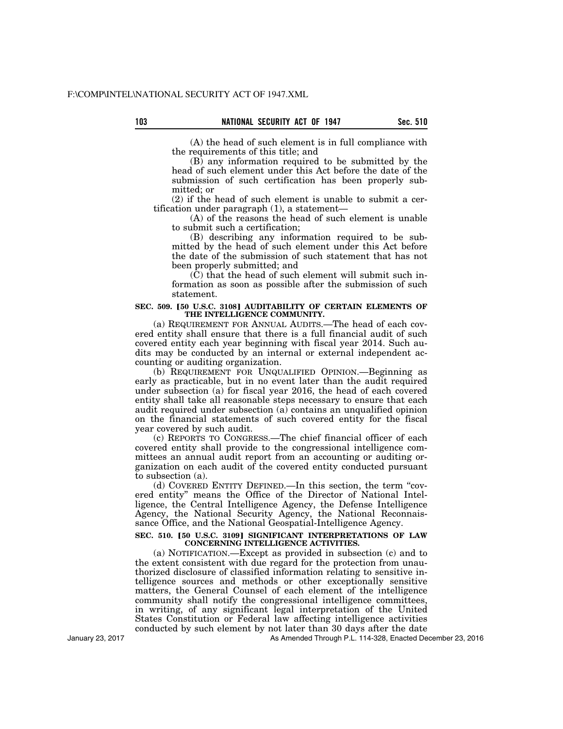(A) the head of such element is in full compliance with the requirements of this title; and

(B) any information required to be submitted by the head of such element under this Act before the date of the submission of such certification has been properly submitted; or

(2) if the head of such element is unable to submit a certification under paragraph (1), a statement—

(A) of the reasons the head of such element is unable to submit such a certification;

(B) describing any information required to be submitted by the head of such element under this Act before the date of the submission of such statement that has not been properly submitted; and

(C) that the head of such element will submit such information as soon as possible after the submission of such statement.

**SEC. 509. [50 U.S.C. 3108] AUDITABILITY OF CERTAIN ELEMENTS OF THE INTELLIGENCE COMMUNITY.**

(a) REQUIREMENT FOR ANNUAL AUDITS.—The head of each covered entity shall ensure that there is a full financial audit of such covered entity each year beginning with fiscal year 2014. Such audits may be conducted by an internal or external independent accounting or auditing organization.

(b) REQUIREMENT FOR UNQUALIFIED OPINION.—Beginning as early as practicable, but in no event later than the audit required under subsection (a) for fiscal year 2016, the head of each covered entity shall take all reasonable steps necessary to ensure that each audit required under subsection (a) contains an unqualified opinion on the financial statements of such covered entity for the fiscal year covered by such audit.

(c) REPORTS TO CONGRESS.—The chief financial officer of each covered entity shall provide to the congressional intelligence committees an annual audit report from an accounting or auditing organization on each audit of the covered entity conducted pursuant to subsection (a).

(d) COVERED ENTITY DEFINED.—In this section, the term "covered entity" means the Office of the Director of National Intelligence, the Central Intelligence Agency, the Defense Intelligence Agency, the National Security Agency, the National Reconnaissance Office, and the National Geospatial-Intelligence Agency.

**SEC. 510. [50 U.S.C. 3109] SIGNIFICANT INTERPRETATIONS OF LAW CONCERNING INTELLIGENCE ACTIVITIES.**

(a) NOTIFICATION.—Except as provided in subsection (c) and to the extent consistent with due regard for the protection from unauthorized disclosure of classified information relating to sensitive intelligence sources and methods or other exceptionally sensitive matters, the General Counsel of each element of the intelligence community shall notify the congressional intelligence committees, in writing, of any significant legal interpretation of the United States Constitution or Federal law affecting intelligence activities conducted by such element by not later than 30 days after the date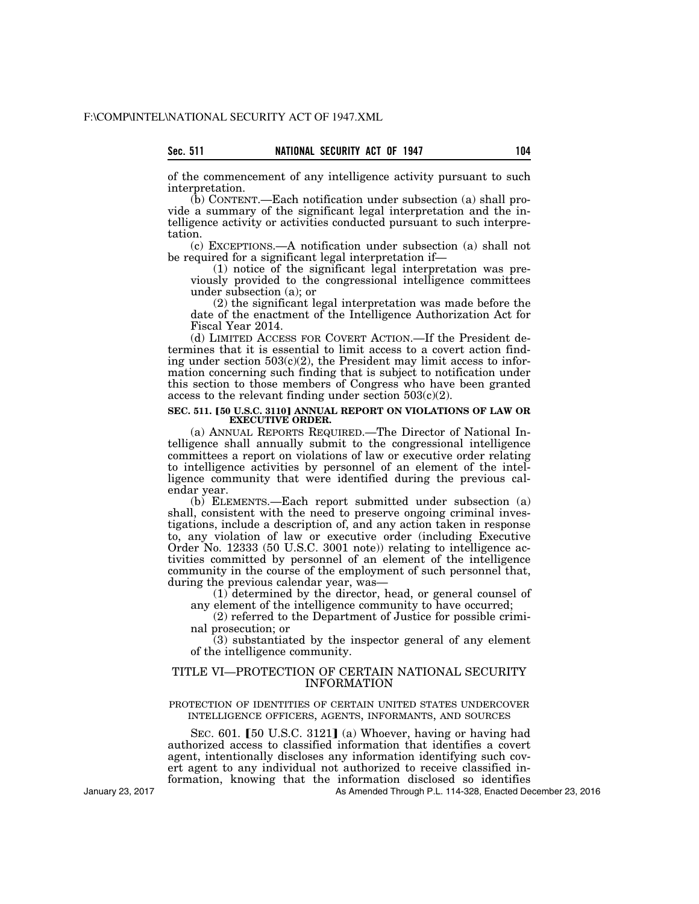of the commencement of any intelligence activity pursuant to such interpretation.

(b) CONTENT.—Each notification under subsection (a) shall provide a summary of the significant legal interpretation and the intelligence activity or activities conducted pursuant to such interpretation.

(c) EXCEPTIONS.—A notification under subsection (a) shall not be required for a significant legal interpretation if—

(1) notice of the significant legal interpretation was previously provided to the congressional intelligence committees under subsection (a); or

(2) the significant legal interpretation was made before the date of the enactment of the Intelligence Authorization Act for Fiscal Year 2014.

(d) LIMITED ACCESS FOR COVERT ACTION.—If the President determines that it is essential to limit access to a covert action finding under section 503(c)(2), the President may limit access to information concerning such finding that is subject to notification under this section to those members of Congress who have been granted access to the relevant finding under section 503(c)(2).

**SEC. 511. [50 U.S.C. 3110] ANNUAL REPORT ON VIOLATIONS OF LAW OR EXECUTIVE ORDER.**

(a) ANNUAL REPORTS REQUIRED.—The Director of National Intelligence shall annually submit to the congressional intelligence committees a report on violations of law or executive order relating to intelligence activities by personnel of an element of the intelligence community that were identified during the previous calendar year.

(b) ELEMENTS.—Each report submitted under subsection (a) shall, consistent with the need to preserve ongoing criminal investigations, include a description of, and any action taken in response to, any violation of law or executive order (including Executive Order No. 12333 (50 U.S.C. 3001 note)) relating to intelligence activities committed by personnel of an element of the intelligence community in the course of the employment of such personnel that, during the previous calendar year, was—

(1) determined by the director, head, or general counsel of any element of the intelligence community to have occurred;

(2) referred to the Department of Justice for possible criminal prosecution; or

(3) substantiated by the inspector general of any element of the intelligence community.

## TITLE VI—PROTECTION OF CERTAIN NATIONAL SECURITY INFORMATION

### PROTECTION OF IDENTITIES OF CERTAIN UNITED STATES UNDERCOVER INTELLIGENCE OFFICERS, AGENTS, INFORMANTS, AND SOURCES

SEC. 601. [50 U.S.C. 3121] (a) Whoever, having or having had authorized access to classified information that identifies a covert agent, intentionally discloses any information identifying such covert agent to any individual not authorized to receive classified information, knowing that the information disclosed so identifies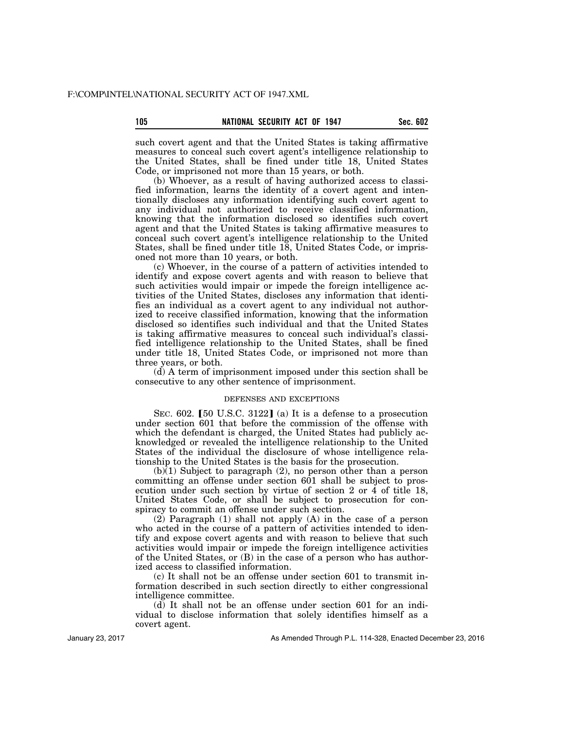such covert agent and that the United States is taking affirmative measures to conceal such covert agent's intelligence relationship to the United States, shall be fined under title 18, United States Code, or imprisoned not more than 15 years, or both.

(b) Whoever, as a result of having authorized access to classified information, learns the identity of a covert agent and intentionally discloses any information identifying such covert agent to any individual not authorized to receive classified information, knowing that the information disclosed so identifies such covert agent and that the United States is taking affirmative measures to conceal such covert agent's intelligence relationship to the United States, shall be fined under title 18, United States Code, or imprisoned not more than 10 years, or both.

(c) Whoever, in the course of a pattern of activities intended to identify and expose covert agents and with reason to believe that such activities would impair or impede the foreign intelligence activities of the United States, discloses any information that identifies an individual as a covert agent to any individual not authorized to receive classified information, knowing that the information disclosed so identifies such individual and that the United States is taking affirmative measures to conceal such individual's classified intelligence relationship to the United States, shall be fined under title 18, United States Code, or imprisoned not more than three years, or both.

(d) A term of imprisonment imposed under this section shall be consecutive to any other sentence of imprisonment.

DEFENSES AND EXCEPTIONS

SEC. 602. 【50 U.S.C. 3122】 (a) It is a defense to a prosecution under section 601 that before the commission of the offense with which the defendant is charged, the United States had publicly acknowledged or revealed the intelligence relationship to the United States of the individual the disclosure of whose intelligence relationship to the United States is the basis for the prosecution.

(b)(1) Subject to paragraph (2), no person other than a person committing an offense under section 601 shall be subject to prosecution under such section by virtue of section 2 or 4 of title 18, United States Code, or shall be subject to prosecution for conspiracy to commit an offense under such section.

(2) Paragraph (1) shall not apply (A) in the case of a person who acted in the course of a pattern of activities intended to identify and expose covert agents and with reason to believe that such activities would impair or impede the foreign intelligence activities of the United States, or (B) in the case of a person who has authorized access to classified information.

(c) It shall not be an offense under section 601 to transmit information described in such section directly to either congressional intelligence committee.

(d) It shall not be an offense under section 601 for an individual to disclose information that solely identifies himself as a covert agent.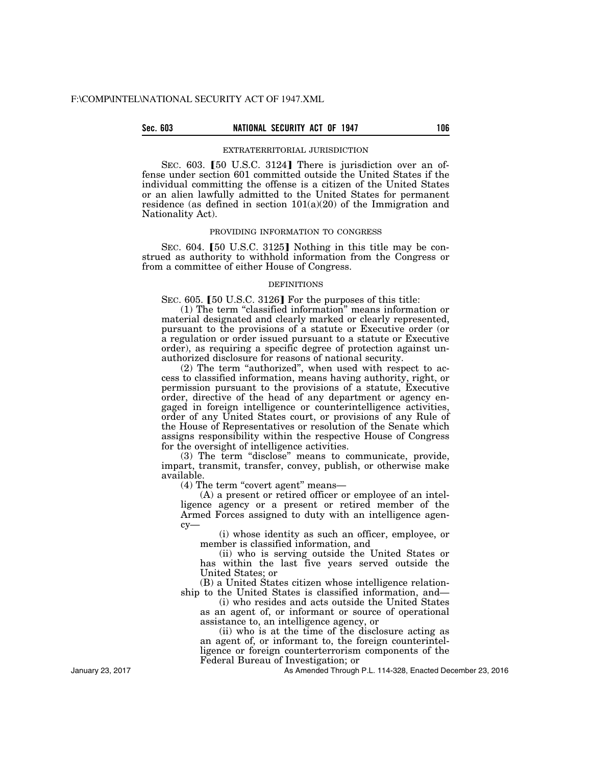EXTRATERRITORIAL JURISDICTION

SEC. 603. 【50 U.S.C. 3124】 There is jurisdiction over an offense under section 601 committed outside the United States if the individual committing the offense is a citizen of the United States or an alien lawfully admitted to the United States for permanent residence (as defined in section 101(a)(20) of the Immigration and Nationality Act).

PROVIDING INFORMATION TO CONGRESS

SEC. 604. 【50 U.S.C. 3125】 Nothing in this title may be construed as authority to withhold information from the Congress or from a committee of either House of Congress.

DEFINITIONS

SEC. 605. 【50 U.S.C. 3126】 For the purposes of this title:

(1) The term "classified information" means information or material designated and clearly marked or clearly represented, pursuant to the provisions of a statute or Executive order (or a regulation or order issued pursuant to a statute or Executive order), as requiring a specific degree of protection against unauthorized disclosure for reasons of national security.

(2) The term "authorized", when used with respect to access to classified information, means having authority, right, or permission pursuant to the provisions of a statute, Executive order, directive of the head of any department or agency engaged in foreign intelligence or counterintelligence activities, order of any United States court, or provisions of any Rule of the House of Representatives or resolution of the Senate which assigns responsibility within the respective House of Congress for the oversight of intelligence activities.

(3) The term "disclose" means to communicate, provide, impart, transmit, transfer, convey, publish, or otherwise make available.

(4) The term "covert agent" means—

(A) a present or retired officer or employee of an intelligence agency or a present or retired member of the Armed Forces assigned to duty with an intelligence agency—

(i) whose identity as such an officer, employee, or member is classified information, and

(ii) who is serving outside the United States or has within the last five years served outside the United States; or

(B) a United States citizen whose intelligence relationship to the United States is classified information, and—

(i) who resides and acts outside the United States as an agent of, or informant or source of operational assistance to, an intelligence agency, or

(ii) who is at the time of the disclosure acting as an agent of, or informant to, the foreign counterintelligence or foreign counterterrorism components of the Federal Bureau of Investigation; or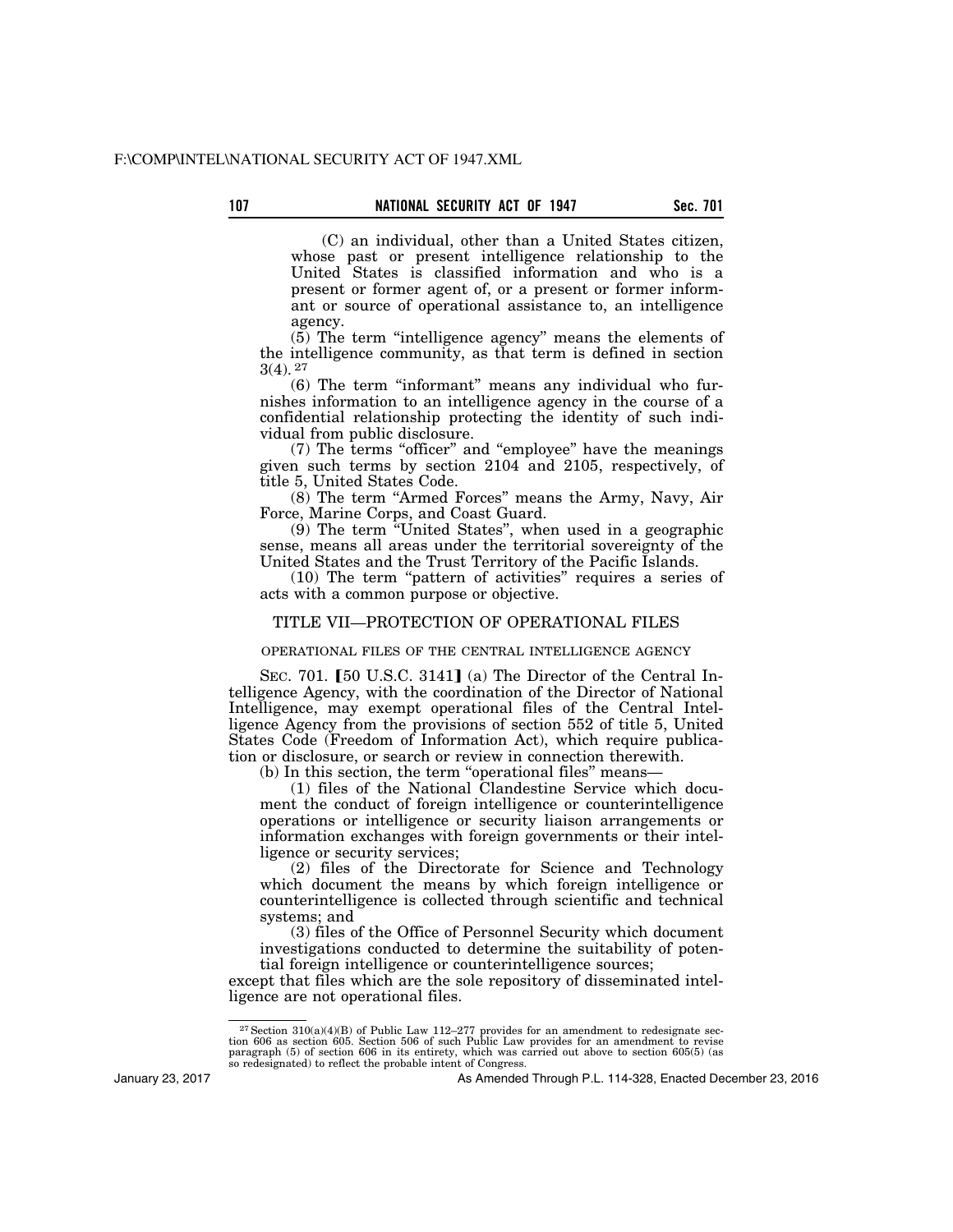(C) an individual, other than a United States citizen, whose past or present intelligence relationship to the United States is classified information and who is a present or former agent of, or a present or former informant or source of operational assistance to, an intelligence agency.

(5) The term "intelligence agency" means the elements of the intelligence community, as that term is defined in section 3(4). [27]

(6) The term "informant" means any individual who furnishes information to an intelligence agency in the course of a confidential relationship protecting the identity of such individual from public disclosure.

(7) The terms "officer" and "employee" have the meanings given such terms by section 2104 and 2105, respectively, of title 5, United States Code.

(8) The term "Armed Forces" means the Army, Navy, Air Force, Marine Corps, and Coast Guard.

(9) The term "United States", when used in a geographic sense, means all areas under the territorial sovereignty of the United States and the Trust Territory of the Pacific Islands.

(10) The term "pattern of activities" requires a series of acts with a common purpose or objective.

## TITLE VII—PROTECTION OF OPERATIONAL FILES

### OPERATIONAL FILES OF THE CENTRAL INTELLIGENCE AGENCY

SEC. 701. [50 U.S.C. 3141] (a) The Director of the Central Intelligence Agency, with the coordination of the Director of National Intelligence, may exempt operational files of the Central Intelligence Agency from the provisions of section 552 of title 5, United States Code (Freedom of Information Act), which require publication or disclosure, or search or review in connection therewith.

(b) In this section, the term "operational files" means—

(1) files of the National Clandestine Service which document the conduct of foreign intelligence or counterintelligence operations or intelligence or security liaison arrangements or information exchanges with foreign governments or their intelligence or security services;

(2) files of the Directorate for Science and Technology which document the means by which foreign intelligence or counterintelligence is collected through scientific and technical systems; and

(3) files of the Office of Personnel Security which document investigations conducted to determine the suitability of potential foreign intelligence or counterintelligence sources;

except that files which are the sole repository of disseminated intelligence are not operational files.

[27] Section 310(a)(4)(B) of Public Law 112–277 provides for an amendment to redesignate section 606 as section 605. Section 506 of such Public Law provides for an amendment to revise paragraph (5) of section 606 in its entirety, which was carried out above to section 605(5) (as so redesignated) to reflect the probable intent of Congress.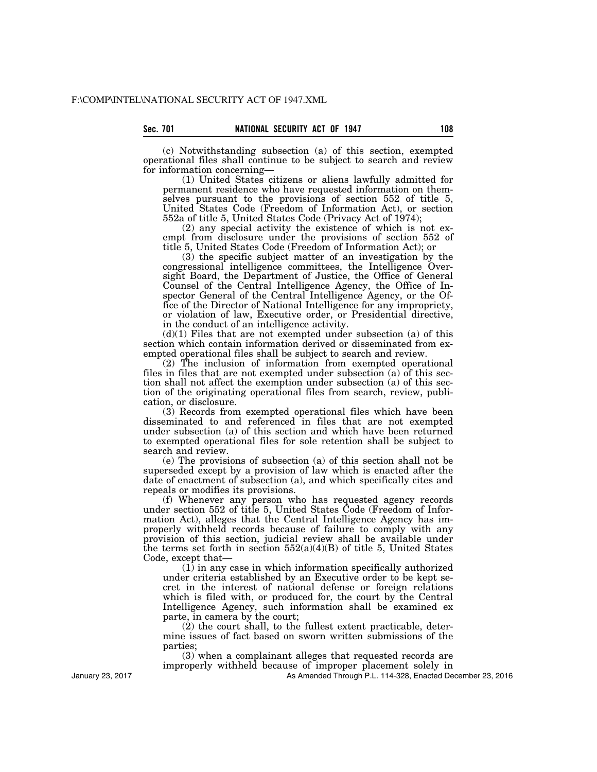(c) Notwithstanding subsection (a) of this section, exempted operational files shall continue to be subject to search and review for information concerning—

(1) United States citizens or aliens lawfully admitted for permanent residence who have requested information on themselves pursuant to the provisions of section 552 of title 5, United States Code (Freedom of Information Act), or section 552a of title 5, United States Code (Privacy Act of 1974);

(2) any special activity the existence of which is not exempt from disclosure under the provisions of section 552 of title 5, United States Code (Freedom of Information Act); or

(3) the specific subject matter of an investigation by the congressional intelligence committees, the Intelligence Oversight Board, the Department of Justice, the Office of General Counsel of the Central Intelligence Agency, the Office of Inspector General of the Central Intelligence Agency, or the Office of the Director of National Intelligence for any impropriety, or violation of law, Executive order, or Presidential directive, in the conduct of an intelligence activity.

(d)(1) Files that are not exempted under subsection (a) of this section which contain information derived or disseminated from exempted operational files shall be subject to search and review.

(2) The inclusion of information from exempted operational files in files that are not exempted under subsection (a) of this section shall not affect the exemption under subsection (a) of this section of the originating operational files from search, review, publication, or disclosure.

(3) Records from exempted operational files which have been disseminated to and referenced in files that are not exempted under subsection (a) of this section and which have been returned to exempted operational files for sole retention shall be subject to search and review.

(e) The provisions of subsection (a) of this section shall not be superseded except by a provision of law which is enacted after the date of enactment of subsection (a), and which specifically cites and repeals or modifies its provisions.

(f) Whenever any person who has requested agency records under section 552 of title 5, United States Code (Freedom of Information Act), alleges that the Central Intelligence Agency has improperly withheld records because of failure to comply with any provision of this section, judicial review shall be available under the terms set forth in section 552(a)(4)(B) of title 5, United States Code, except that—

(1) in any case in which information specifically authorized under criteria established by an Executive order to be kept secret in the interest of national defense or foreign relations which is filed with, or produced for, the court by the Central Intelligence Agency, such information shall be examined ex parte, in camera by the court;

(2) the court shall, to the fullest extent practicable, determine issues of fact based on sworn written submissions of the parties;

(3) when a complainant alleges that requested records are improperly withheld because of improper placement solely in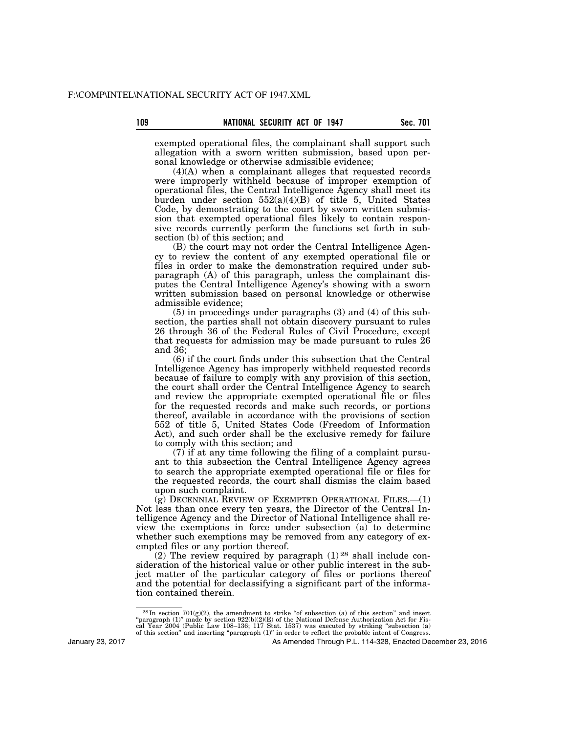exempted operational files, the complainant shall support such allegation with a sworn written submission, based upon personal knowledge or otherwise admissible evidence;

(4)(A) when a complainant alleges that requested records were improperly withheld because of improper exemption of operational files, the Central Intelligence Agency shall meet its burden under section 552(a)(4)(B) of title 5, United States Code, by demonstrating to the court by sworn written submission that exempted operational files likely to contain responsive records currently perform the functions set forth in subsection (b) of this section; and

(B) the court may not order the Central Intelligence Agency to review the content of any exempted operational file or files in order to make the demonstration required under subparagraph (A) of this paragraph, unless the complainant disputes the Central Intelligence Agency's showing with a sworn written submission based on personal knowledge or otherwise admissible evidence;

(5) in proceedings under paragraphs (3) and (4) of this subsection, the parties shall not obtain discovery pursuant to rules 26 through 36 of the Federal Rules of Civil Procedure, except that requests for admission may be made pursuant to rules 26 and 36;

(6) if the court finds under this subsection that the Central Intelligence Agency has improperly withheld requested records because of failure to comply with any provision of this section, the court shall order the Central Intelligence Agency to search and review the appropriate exempted operational file or files for the requested records and make such records, or portions thereof, available in accordance with the provisions of section 552 of title 5, United States Code (Freedom of Information Act), and such order shall be the exclusive remedy for failure to comply with this section; and

(7) if at any time following the filing of a complaint pursuant to this subsection the Central Intelligence Agency agrees to search the appropriate exempted operational file or files for the requested records, the court shall dismiss the claim based upon such complaint.

(g) DECENNIAL REVIEW OF EXEMPTED OPERATIONAL FILES.—(1) Not less than once every ten years, the Director of the Central Intelligence Agency and the Director of National Intelligence shall review the exemptions in force under subsection (a) to determine whether such exemptions may be removed from any category of exempted files or any portion thereof.

(2) The review required by paragraph (1)[28] shall include consideration of the historical value or other public interest in the subject matter of the particular category of files or portions thereof and the potential for declassifying a significant part of the information contained therein.

---

[28] In section 701(g)(2), the amendment to strike "of subsection (a) of this section" and insert "paragraph (1)" made by section 922(b)(2)(E) of the National Defense Authorization Act for Fiscal Year 2004 (Public Law 108–136; 117 Stat. 1537) was executed by striking "subsection (a) of this section" and inserting "paragraph (1)" in order to reflect the probable intent of Congress.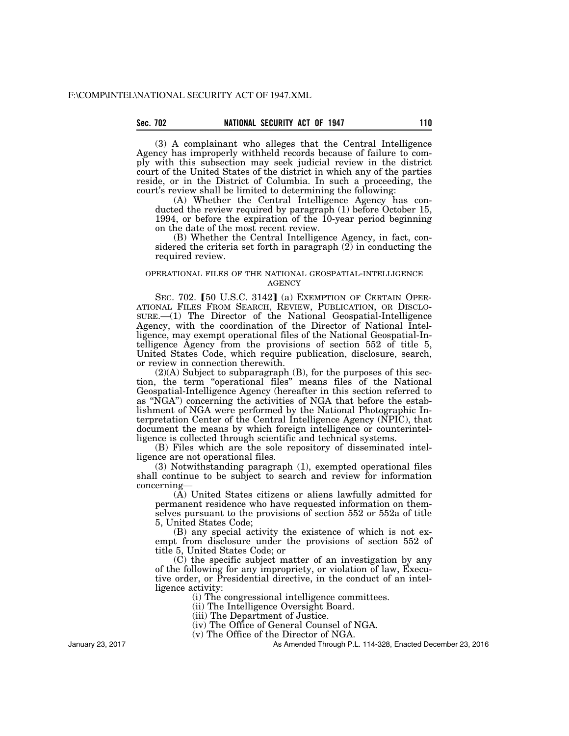(3) A complainant who alleges that the Central Intelligence Agency has improperly withheld records because of failure to comply with this subsection may seek judicial review in the district court of the United States of the district in which any of the parties reside, or in the District of Columbia. In such a proceeding, the court's review shall be limited to determining the following:

(A) Whether the Central Intelligence Agency has conducted the review required by paragraph (1) before October 15, 1994, or before the expiration of the 10-year period beginning on the date of the most recent review.

(B) Whether the Central Intelligence Agency, in fact, considered the criteria set forth in paragraph (2) in conducting the required review.

## OPERATIONAL FILES OF THE NATIONAL GEOSPATIAL-INTELLIGENCE AGENCY

SEC. 702. [50 U.S.C. 3142] (a) EXEMPTION OF CERTAIN OPERATIONAL FILES FROM SEARCH, REVIEW, PUBLICATION, OR DISCLOSURE.—(1) The Director of the National Geospatial-Intelligence Agency, with the coordination of the Director of National Intelligence, may exempt operational files of the National Geospatial-Intelligence Agency from the provisions of section 552 of title 5, United States Code, which require publication, disclosure, search, or review in connection therewith.

(2)(A) Subject to subparagraph (B), for the purposes of this section, the term "operational files" means files of the National Geospatial-Intelligence Agency (hereafter in this section referred to as "NGA") concerning the activities of NGA that before the establishment of NGA were performed by the National Photographic Interpretation Center of the Central Intelligence Agency (NPIC), that document the means by which foreign intelligence or counterintelligence is collected through scientific and technical systems.

(B) Files which are the sole repository of disseminated intelligence are not operational files.

(3) Notwithstanding paragraph (1), exempted operational files shall continue to be subject to search and review for information concerning—

(A) United States citizens or aliens lawfully admitted for permanent residence who have requested information on themselves pursuant to the provisions of section 552 or 552a of title 5, United States Code;

(B) any special activity the existence of which is not exempt from disclosure under the provisions of section 552 of title 5, United States Code; or

(C) the specific subject matter of an investigation by any of the following for any impropriety, or violation of law, Executive order, or Presidential directive, in the conduct of an intelligence activity:

(i) The congressional intelligence committees.

(ii) The Intelligence Oversight Board.

(iii) The Department of Justice.

(iv) The Office of General Counsel of NGA.

(v) The Office of the Director of NGA.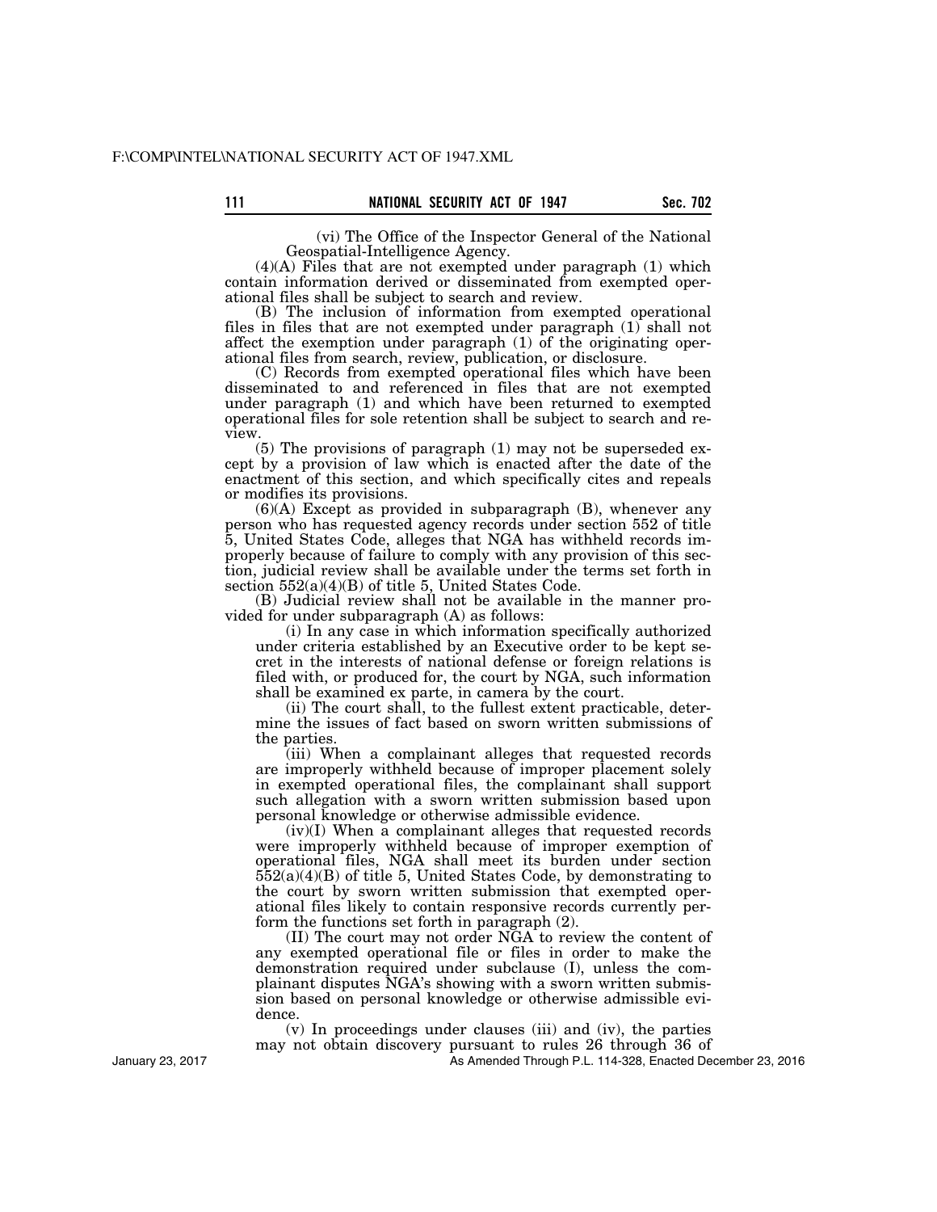(vi) The Office of the Inspector General of the National Geospatial-Intelligence Agency.

(4)(A) Files that are not exempted under paragraph (1) which contain information derived or disseminated from exempted operational files shall be subject to search and review.

(B) The inclusion of information from exempted operational files in files that are not exempted under paragraph (1) shall not affect the exemption under paragraph (1) of the originating operational files from search, review, publication, or disclosure.

(C) Records from exempted operational files which have been disseminated to and referenced in files that are not exempted under paragraph (1) and which have been returned to exempted operational files for sole retention shall be subject to search and review.

(5) The provisions of paragraph (1) may not be superseded except by a provision of law which is enacted after the date of the enactment of this section, and which specifically cites and repeals or modifies its provisions.

(6)(A) Except as provided in subparagraph (B), whenever any person who has requested agency records under section 552 of title 5, United States Code, alleges that NGA has withheld records improperly because of failure to comply with any provision of this section, judicial review shall be available under the terms set forth in section 552(a)(4)(B) of title 5, United States Code.

(B) Judicial review shall not be available in the manner provided for under subparagraph (A) as follows:

(i) In any case in which information specifically authorized under criteria established by an Executive order to be kept secret in the interests of national defense or foreign relations is filed with, or produced for, the court by NGA, such information shall be examined ex parte, in camera by the court.

(ii) The court shall, to the fullest extent practicable, determine the issues of fact based on sworn written submissions of the parties.

(iii) When a complainant alleges that requested records are improperly withheld because of improper placement solely in exempted operational files, the complainant shall support such allegation with a sworn written submission based upon personal knowledge or otherwise admissible evidence.

(iv)(I) When a complainant alleges that requested records were improperly withheld because of improper exemption of operational files, NGA shall meet its burden under section 552(a)(4)(B) of title 5, United States Code, by demonstrating to the court by sworn written submission that exempted operational files likely to contain responsive records currently perform the functions set forth in paragraph (2).

(II) The court may not order NGA to review the content of any exempted operational file or files in order to make the demonstration required under subclause (I), unless the complainant disputes NGA's showing with a sworn written submission based on personal knowledge or otherwise admissible evidence.

(v) In proceedings under clauses (iii) and (iv), the parties may not obtain discovery pursuant to rules 26 through 36 of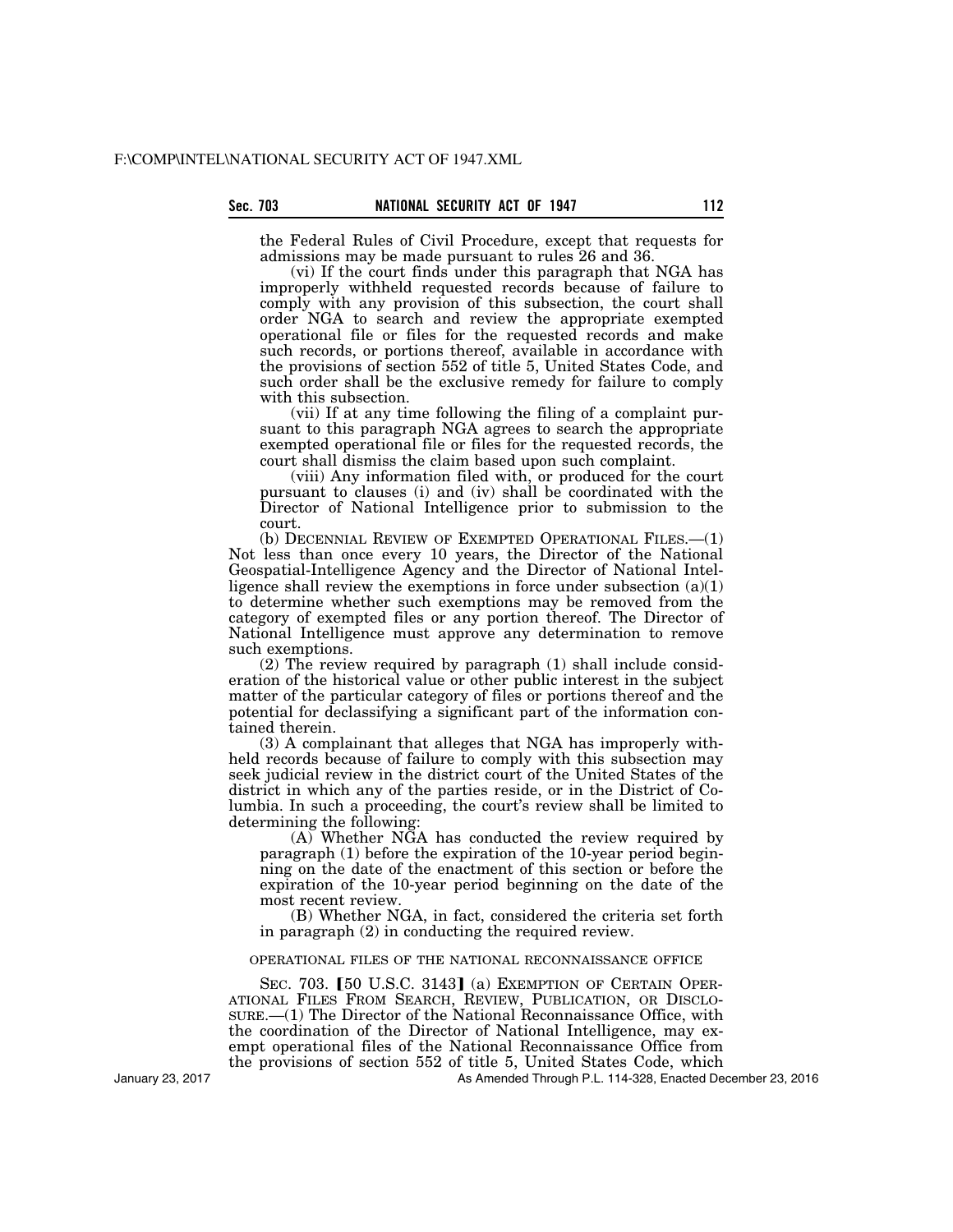the Federal Rules of Civil Procedure, except that requests for admissions may be made pursuant to rules 26 and 36.

(vi) If the court finds under this paragraph that NGA has improperly withheld requested records because of failure to comply with any provision of this subsection, the court shall order NGA to search and review the appropriate exempted operational file or files for the requested records and make such records, or portions thereof, available in accordance with the provisions of section 552 of title 5, United States Code, and such order shall be the exclusive remedy for failure to comply with this subsection.

(vii) If at any time following the filing of a complaint pursuant to this paragraph NGA agrees to search the appropriate exempted operational file or files for the requested records, the court shall dismiss the claim based upon such complaint.

(viii) Any information filed with, or produced for the court pursuant to clauses (i) and (iv) shall be coordinated with the Director of National Intelligence prior to submission to the court.

(b) DECENNIAL REVIEW OF EXEMPTED OPERATIONAL FILES.—(1) Not less than once every 10 years, the Director of the National Geospatial-Intelligence Agency and the Director of National Intelligence shall review the exemptions in force under subsection (a)(1) to determine whether such exemptions may be removed from the category of exempted files or any portion thereof. The Director of National Intelligence must approve any determination to remove such exemptions.

(2) The review required by paragraph (1) shall include consideration of the historical value or other public interest in the subject matter of the particular category of files or portions thereof and the potential for declassifying a significant part of the information contained therein.

(3) A complainant that alleges that NGA has improperly withheld records because of failure to comply with this subsection may seek judicial review in the district court of the United States of the district in which any of the parties reside, or in the District of Columbia. In such a proceeding, the court's review shall be limited to determining the following:

(A) Whether NGA has conducted the review required by paragraph (1) before the expiration of the 10-year period beginning on the date of the enactment of this section or before the expiration of the 10-year period beginning on the date of the most recent review.

(B) Whether NGA, in fact, considered the criteria set forth in paragraph (2) in conducting the required review.

OPERATIONAL FILES OF THE NATIONAL RECONNAISSANCE OFFICE

SEC. 703. [50 U.S.C. 3143] (a) EXEMPTION OF CERTAIN OPERATIONAL FILES FROM SEARCH, REVIEW, PUBLICATION, OR DISCLOSURE.—(1) The Director of the National Reconnaissance Office, with the coordination of the Director of National Intelligence, may exempt operational files of the National Reconnaissance Office from the provisions of section 552 of title 5, United States Code, which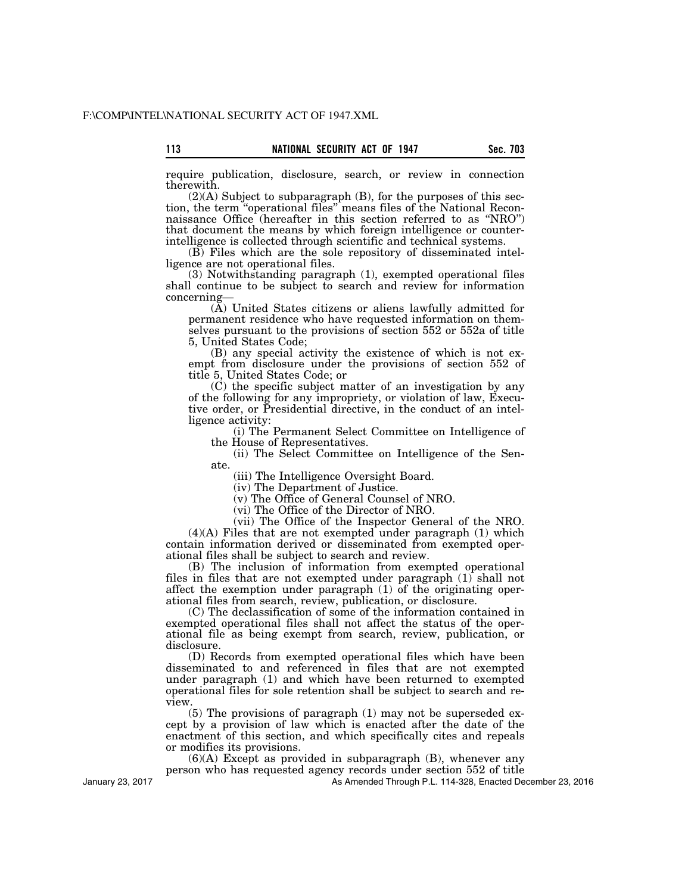require publication, disclosure, search, or review in connection therewith.

(2)(A) Subject to subparagraph (B), for the purposes of this section, the term "operational files" means files of the National Reconnaissance Office (hereafter in this section referred to as "NRO") that document the means by which foreign intelligence or counterintelligence is collected through scientific and technical systems.

(B) Files which are the sole repository of disseminated intelligence are not operational files.

(3) Notwithstanding paragraph (1), exempted operational files shall continue to be subject to search and review for information concerning—

(A) United States citizens or aliens lawfully admitted for permanent residence who have requested information on themselves pursuant to the provisions of section 552 or 552a of title 5, United States Code;

(B) any special activity the existence of which is not exempt from disclosure under the provisions of section 552 of title 5, United States Code; or

(C) the specific subject matter of an investigation by any of the following for any impropriety, or violation of law, Executive order, or Presidential directive, in the conduct of an intelligence activity:

(i) The Permanent Select Committee on Intelligence of the House of Representatives.

(ii) The Select Committee on Intelligence of the Senate.

(iii) The Intelligence Oversight Board.

(iv) The Department of Justice.

(v) The Office of General Counsel of NRO.

(vi) The Office of the Director of NRO.

(vii) The Office of the Inspector General of the NRO.

(4)(A) Files that are not exempted under paragraph (1) which contain information derived or disseminated from exempted operational files shall be subject to search and review.

(B) The inclusion of information from exempted operational files in files that are not exempted under paragraph (1) shall not affect the exemption under paragraph (1) of the originating operational files from search, review, publication, or disclosure.

(C) The declassification of some of the information contained in exempted operational files shall not affect the status of the operational file as being exempt from search, review, publication, or disclosure.

(D) Records from exempted operational files which have been disseminated to and referenced in files that are not exempted under paragraph (1) and which have been returned to exempted operational files for sole retention shall be subject to search and review.

(5) The provisions of paragraph (1) may not be superseded except by a provision of law which is enacted after the date of the enactment of this section, and which specifically cites and repeals or modifies its provisions.

(6)(A) Except as provided in subparagraph (B), whenever any person who has requested agency records under section 552 of title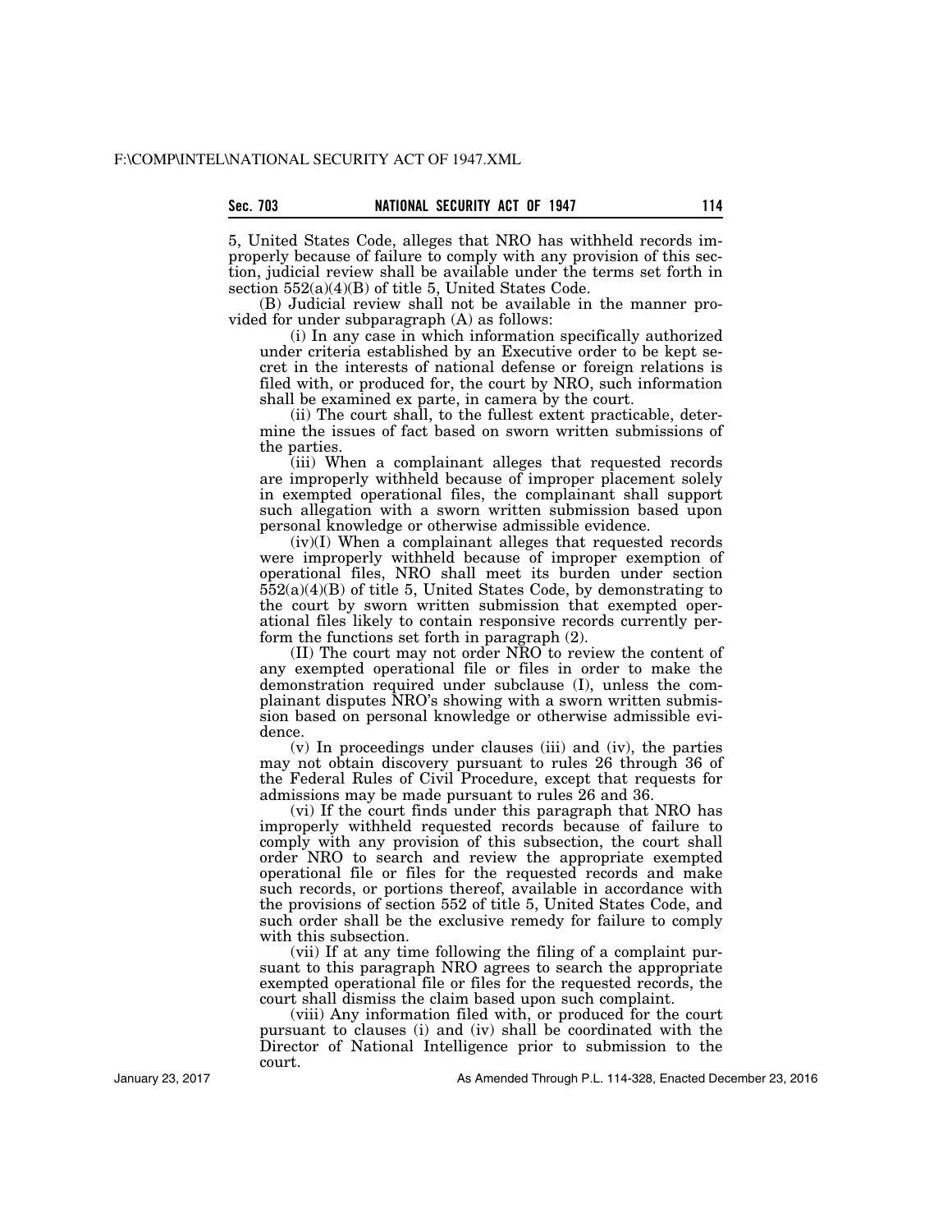5, United States Code, alleges that NRO has withheld records improperly because of failure to comply with any provision of this section, judicial review shall be available under the terms set forth in section 552(a)(4)(B) of title 5, United States Code.

(B) Judicial review shall not be available in the manner provided for under subparagraph (A) as follows:

(i) In any case in which information specifically authorized under criteria established by an Executive order to be kept secret in the interests of national defense or foreign relations is filed with, or produced for, the court by NRO, such information shall be examined ex parte, in camera by the court.

(ii) The court shall, to the fullest extent practicable, determine the issues of fact based on sworn written submissions of the parties.

(iii) When a complainant alleges that requested records are improperly withheld because of improper placement solely in exempted operational files, the complainant shall support such allegation with a sworn written submission based upon personal knowledge or otherwise admissible evidence.

(iv)(I) When a complainant alleges that requested records were improperly withheld because of improper exemption of operational files, NRO shall meet its burden under section 552(a)(4)(B) of title 5, United States Code, by demonstrating to the court by sworn written submission that exempted operational files likely to contain responsive records currently perform the functions set forth in paragraph (2).

(II) The court may not order NRO to review the content of any exempted operational file or files in order to make the demonstration required under subclause (I), unless the complainant disputes NRO's showing with a sworn written submission based on personal knowledge or otherwise admissible evidence.

(v) In proceedings under clauses (iii) and (iv), the parties may not obtain discovery pursuant to rules 26 through 36 of the Federal Rules of Civil Procedure, except that requests for admissions may be made pursuant to rules 26 and 36.

(vi) If the court finds under this paragraph that NRO has improperly withheld requested records because of failure to comply with any provision of this subsection, the court shall order NRO to search and review the appropriate exempted operational file or files for the requested records and make such records, or portions thereof, available in accordance with the provisions of section 552 of title 5, United States Code, and such order shall be the exclusive remedy for failure to comply with this subsection.

(vii) If at any time following the filing of a complaint pursuant to this paragraph NRO agrees to search the appropriate exempted operational file or files for the requested records, the court shall dismiss the claim based upon such complaint.

(viii) Any information filed with, or produced for the court pursuant to clauses (i) and (iv) shall be coordinated with the Director of National Intelligence prior to submission to the court.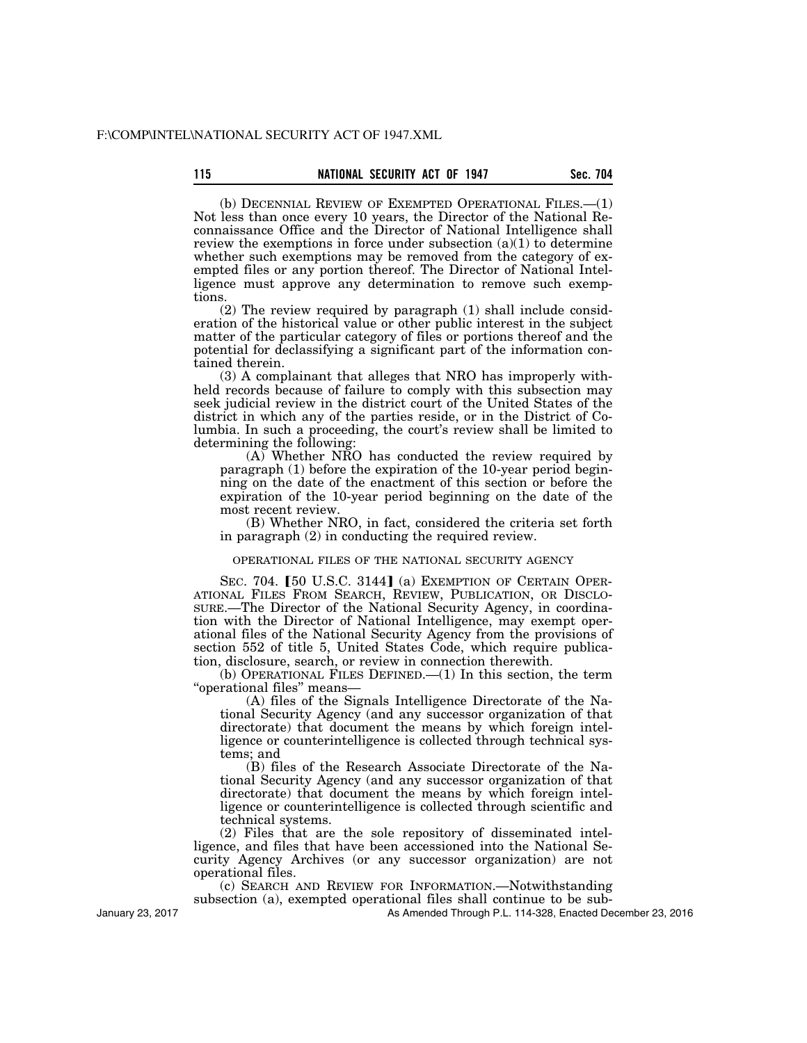(b) DECENNIAL REVIEW OF EXEMPTED OPERATIONAL FILES.—(1) Not less than once every 10 years, the Director of the National Reconnaissance Office and the Director of National Intelligence shall review the exemptions in force under subsection (a)(1) to determine whether such exemptions may be removed from the category of exempted files or any portion thereof. The Director of National Intelligence must approve any determination to remove such exemptions.

(2) The review required by paragraph (1) shall include consideration of the historical value or other public interest in the subject matter of the particular category of files or portions thereof and the potential for declassifying a significant part of the information contained therein.

(3) A complainant that alleges that NRO has improperly withheld records because of failure to comply with this subsection may seek judicial review in the district court of the United States of the district in which any of the parties reside, or in the District of Columbia. In such a proceeding, the court's review shall be limited to determining the following:

(A) Whether NRO has conducted the review required by paragraph (1) before the expiration of the 10-year period beginning on the date of the enactment of this section or before the expiration of the 10-year period beginning on the date of the most recent review.

(B) Whether NRO, in fact, considered the criteria set forth in paragraph (2) in conducting the required review.

OPERATIONAL FILES OF THE NATIONAL SECURITY AGENCY

SEC. 704. [50 U.S.C. 3144] (a) EXEMPTION OF CERTAIN OPERATIONAL FILES FROM SEARCH, REVIEW, PUBLICATION, OR DISCLOSURE.—The Director of the National Security Agency, in coordination with the Director of National Intelligence, may exempt operational files of the National Security Agency from the provisions of section 552 of title 5, United States Code, which require publication, disclosure, search, or review in connection therewith.

(b) OPERATIONAL FILES DEFINED.—(1) In this section, the term "operational files" means—

(A) files of the Signals Intelligence Directorate of the National Security Agency (and any successor organization of that directorate) that document the means by which foreign intelligence or counterintelligence is collected through technical systems; and

(B) files of the Research Associate Directorate of the National Security Agency (and any successor organization of that directorate) that document the means by which foreign intelligence or counterintelligence is collected through scientific and technical systems.

(2) Files that are the sole repository of disseminated intelligence, and files that have been accessioned into the National Security Agency Archives (or any successor organization) are not operational files.

(c) SEARCH AND REVIEW FOR INFORMATION.—Notwithstanding subsection (a), exempted operational files shall continue to be sub-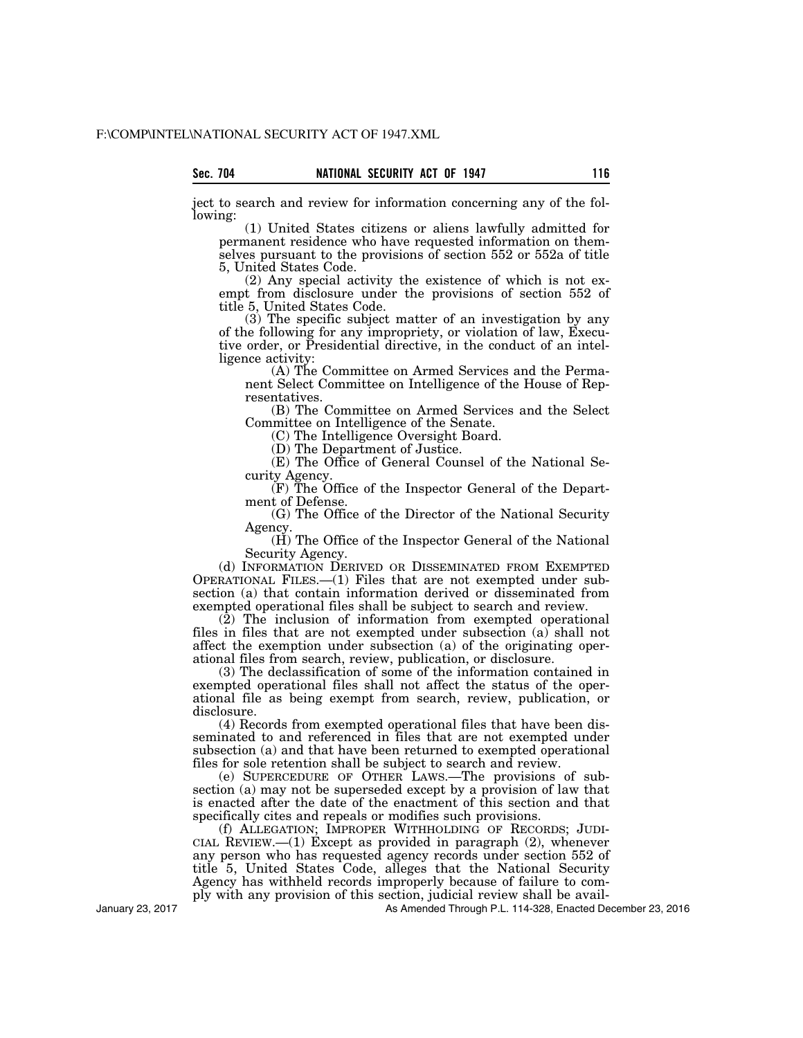ject to search and review for information concerning any of the following:

(1) United States citizens or aliens lawfully admitted for permanent residence who have requested information on themselves pursuant to the provisions of section 552 or 552a of title 5, United States Code.

(2) Any special activity the existence of which is not exempt from disclosure under the provisions of section 552 of title 5, United States Code.

(3) The specific subject matter of an investigation by any of the following for any impropriety, or violation of law, Executive order, or Presidential directive, in the conduct of an intelligence activity:

(A) The Committee on Armed Services and the Permanent Select Committee on Intelligence of the House of Representatives.

(B) The Committee on Armed Services and the Select Committee on Intelligence of the Senate.

(C) The Intelligence Oversight Board.

(D) The Department of Justice.

(E) The Office of General Counsel of the National Security Agency.

(F) The Office of the Inspector General of the Department of Defense.

(G) The Office of the Director of the National Security Agency.

(H) The Office of the Inspector General of the National Security Agency.

(d) INFORMATION DERIVED OR DISSEMINATED FROM EXEMPTED OPERATIONAL FILES.—(1) Files that are not exempted under subsection (a) that contain information derived or disseminated from exempted operational files shall be subject to search and review.

(2) The inclusion of information from exempted operational files in files that are not exempted under subsection (a) shall not affect the exemption under subsection (a) of the originating operational files from search, review, publication, or disclosure.

(3) The declassification of some of the information contained in exempted operational files shall not affect the status of the operational file as being exempt from search, review, publication, or disclosure.

(4) Records from exempted operational files that have been disseminated to and referenced in files that are not exempted under subsection (a) and that have been returned to exempted operational files for sole retention shall be subject to search and review.

(e) SUPERCEDURE OF OTHER LAWS.—The provisions of subsection (a) may not be superseded except by a provision of law that is enacted after the date of the enactment of this section and that specifically cites and repeals or modifies such provisions.

(f) ALLEGATION; IMPROPER WITHHOLDING OF RECORDS; JUDICIAL REVIEW.—(1) Except as provided in paragraph (2), whenever any person who has requested agency records under section 552 of title 5, United States Code, alleges that the National Security Agency has withheld records improperly because of failure to comply with any provision of this section, judicial review shall be avail-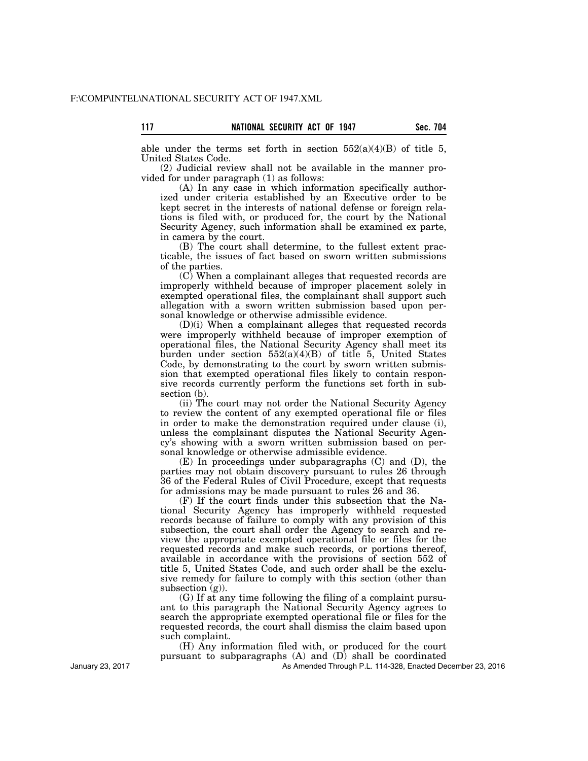able under the terms set forth in section 552(a)(4)(B) of title 5, United States Code.

(2) Judicial review shall not be available in the manner provided for under paragraph (1) as follows:

(A) In any case in which information specifically authorized under criteria established by an Executive order to be kept secret in the interests of national defense or foreign relations is filed with, or produced for, the court by the National Security Agency, such information shall be examined ex parte, in camera by the court.

(B) The court shall determine, to the fullest extent practicable, the issues of fact based on sworn written submissions of the parties.

(C) When a complainant alleges that requested records are improperly withheld because of improper placement solely in exempted operational files, the complainant shall support such allegation with a sworn written submission based upon personal knowledge or otherwise admissible evidence.

(D)(i) When a complainant alleges that requested records were improperly withheld because of improper exemption of operational files, the National Security Agency shall meet its burden under section 552(a)(4)(B) of title 5, United States Code, by demonstrating to the court by sworn written submission that exempted operational files likely to contain responsive records currently perform the functions set forth in subsection (b).

(ii) The court may not order the National Security Agency to review the content of any exempted operational file or files in order to make the demonstration required under clause (i), unless the complainant disputes the National Security Agency's showing with a sworn written submission based on personal knowledge or otherwise admissible evidence.

(E) In proceedings under subparagraphs (C) and (D), the parties may not obtain discovery pursuant to rules 26 through 36 of the Federal Rules of Civil Procedure, except that requests for admissions may be made pursuant to rules 26 and 36.

(F) If the court finds under this subsection that the National Security Agency has improperly withheld requested records because of failure to comply with any provision of this subsection, the court shall order the Agency to search and review the appropriate exempted operational file or files for the requested records and make such records, or portions thereof, available in accordance with the provisions of section 552 of title 5, United States Code, and such order shall be the exclusive remedy for failure to comply with this section (other than subsection (g)).

(G) If at any time following the filing of a complaint pursuant to this paragraph the National Security Agency agrees to search the appropriate exempted operational file or files for the requested records, the court shall dismiss the claim based upon such complaint.

(H) Any information filed with, or produced for the court pursuant to subparagraphs (A) and (D) shall be coordinated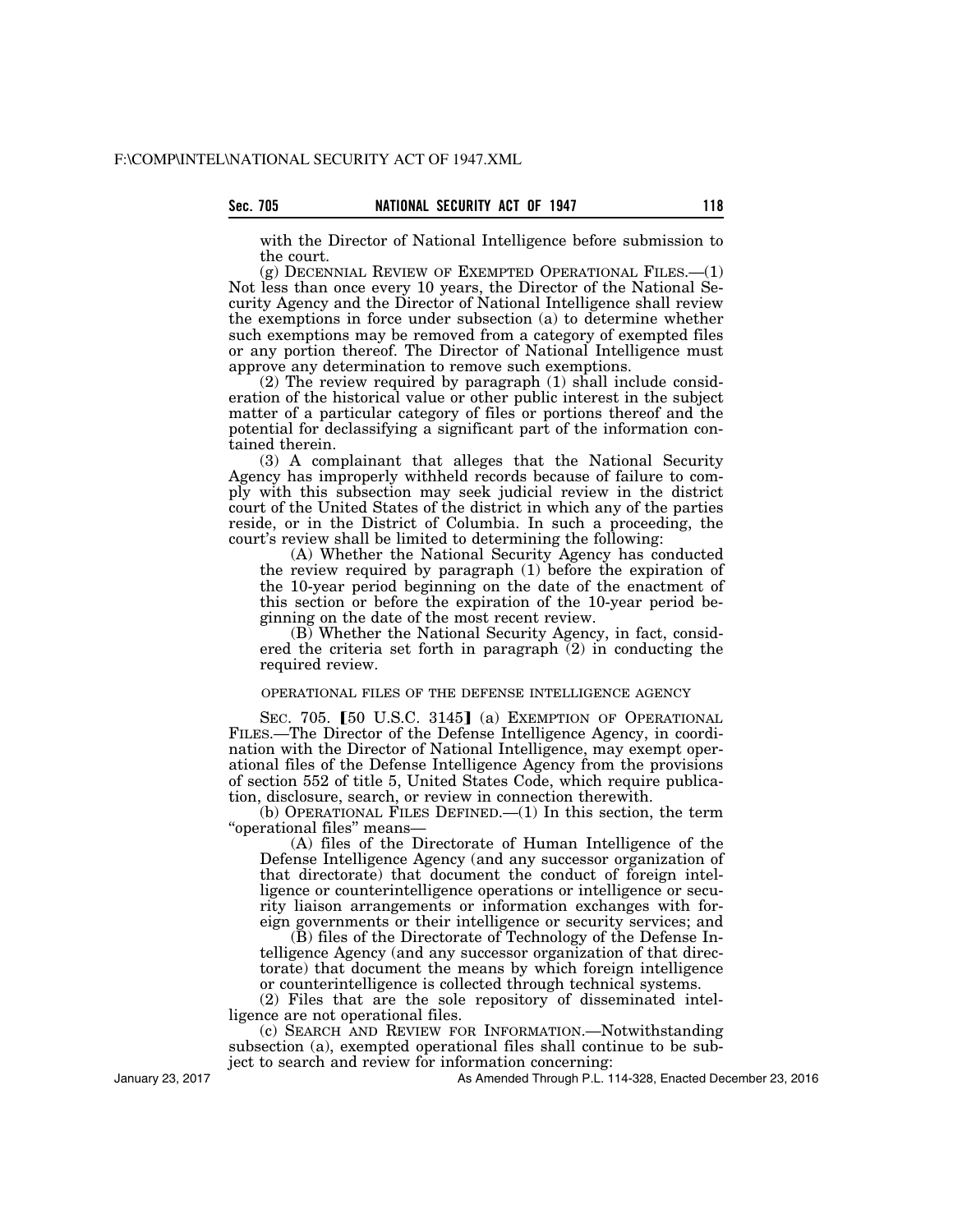with the Director of National Intelligence before submission to the court.

(g) DECENNIAL REVIEW OF EXEMPTED OPERATIONAL FILES.—(1) Not less than once every 10 years, the Director of the National Security Agency and the Director of National Intelligence shall review the exemptions in force under subsection (a) to determine whether such exemptions may be removed from a category of exempted files or any portion thereof. The Director of National Intelligence must approve any determination to remove such exemptions.

(2) The review required by paragraph (1) shall include consideration of the historical value or other public interest in the subject matter of a particular category of files or portions thereof and the potential for declassifying a significant part of the information contained therein.

(3) A complainant that alleges that the National Security Agency has improperly withheld records because of failure to comply with this subsection may seek judicial review in the district court of the United States of the district in which any of the parties reside, or in the District of Columbia. In such a proceeding, the court's review shall be limited to determining the following:

(A) Whether the National Security Agency has conducted the review required by paragraph (1) before the expiration of the 10-year period beginning on the date of the enactment of this section or before the expiration of the 10-year period beginning on the date of the most recent review.

(B) Whether the National Security Agency, in fact, considered the criteria set forth in paragraph (2) in conducting the required review.

OPERATIONAL FILES OF THE DEFENSE INTELLIGENCE AGENCY

SEC. 705. 【50 U.S.C. 3145】 (a) EXEMPTION OF OPERATIONAL FILES.—The Director of the Defense Intelligence Agency, in coordination with the Director of National Intelligence, may exempt operational files of the Defense Intelligence Agency from the provisions of section 552 of title 5, United States Code, which require publication, disclosure, search, or review in connection therewith.

(b) OPERATIONAL FILES DEFINED.—(1) In this section, the term "operational files" means—

(A) files of the Directorate of Human Intelligence of the Defense Intelligence Agency (and any successor organization of that directorate) that document the conduct of foreign intelligence or counterintelligence operations or intelligence or security liaison arrangements or information exchanges with foreign governments or their intelligence or security services; and

(B) files of the Directorate of Technology of the Defense Intelligence Agency (and any successor organization of that directorate) that document the means by which foreign intelligence or counterintelligence is collected through technical systems.

(2) Files that are the sole repository of disseminated intelligence are not operational files.

(c) SEARCH AND REVIEW FOR INFORMATION.—Notwithstanding subsection (a), exempted operational files shall continue to be subject to search and review for information concerning: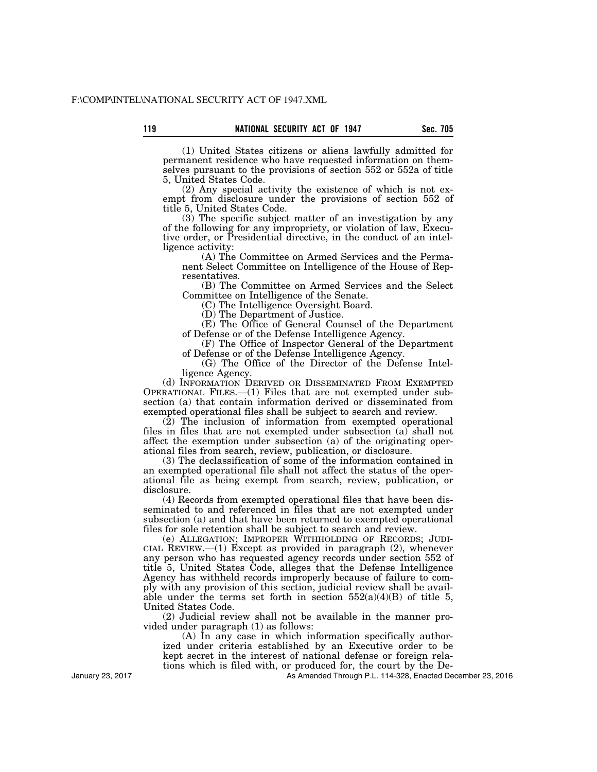(1) United States citizens or aliens lawfully admitted for permanent residence who have requested information on themselves pursuant to the provisions of section 552 or 552a of title 5, United States Code.

(2) Any special activity the existence of which is not exempt from disclosure under the provisions of section 552 of title 5, United States Code.

(3) The specific subject matter of an investigation by any of the following for any impropriety, or violation of law, Executive order, or Presidential directive, in the conduct of an intelligence activity:

(A) The Committee on Armed Services and the Permanent Select Committee on Intelligence of the House of Representatives.

(B) The Committee on Armed Services and the Select Committee on Intelligence of the Senate.

(C) The Intelligence Oversight Board.

(D) The Department of Justice.

(E) The Office of General Counsel of the Department of Defense or of the Defense Intelligence Agency.

(F) The Office of Inspector General of the Department of Defense or of the Defense Intelligence Agency.

(G) The Office of the Director of the Defense Intelligence Agency.

(d) INFORMATION DERIVED OR DISSEMINATED FROM EXEMPTED OPERATIONAL FILES.—(1) Files that are not exempted under subsection (a) that contain information derived or disseminated from exempted operational files shall be subject to search and review.

(2) The inclusion of information from exempted operational files in files that are not exempted under subsection (a) shall not affect the exemption under subsection (a) of the originating operational files from search, review, publication, or disclosure.

(3) The declassification of some of the information contained in an exempted operational file shall not affect the status of the operational file as being exempt from search, review, publication, or disclosure.

(4) Records from exempted operational files that have been disseminated to and referenced in files that are not exempted under subsection (a) and that have been returned to exempted operational files for sole retention shall be subject to search and review.

(e) ALLEGATION; IMPROPER WITHHOLDING OF RECORDS; JUDICIAL REVIEW.—(1) Except as provided in paragraph (2), whenever any person who has requested agency records under section 552 of title 5, United States Code, alleges that the Defense Intelligence Agency has withheld records improperly because of failure to comply with any provision of this section, judicial review shall be available under the terms set forth in section 552(a)(4)(B) of title 5, United States Code.

(2) Judicial review shall not be available in the manner provided under paragraph (1) as follows:

(A) In any case in which information specifically authorized under criteria established by an Executive order to be kept secret in the interest of national defense or foreign relations which is filed with, or produced for, the court by the De-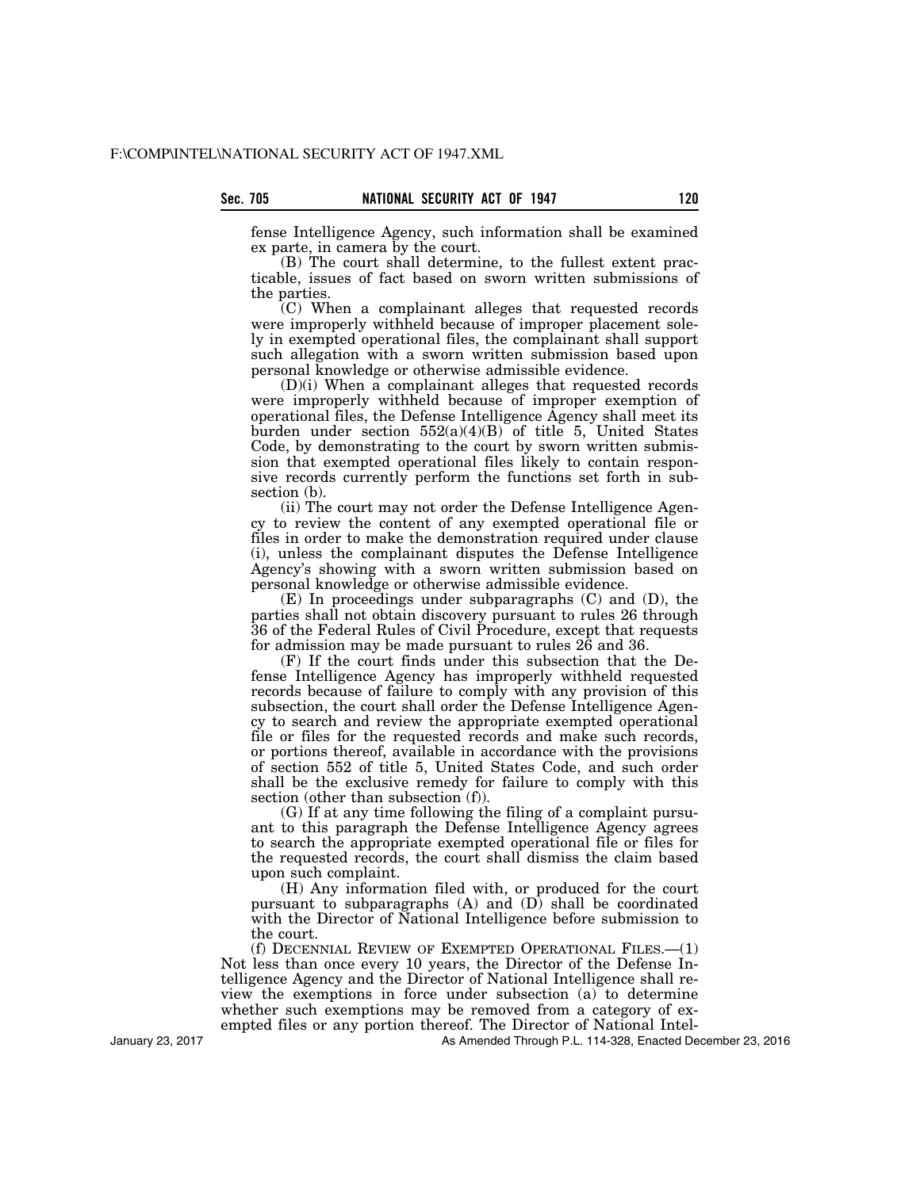fense Intelligence Agency, such information shall be examined ex parte, in camera by the court.

(B) The court shall determine, to the fullest extent practicable, issues of fact based on sworn written submissions of the parties.

(C) When a complainant alleges that requested records were improperly withheld because of improper placement solely in exempted operational files, the complainant shall support such allegation with a sworn written submission based upon personal knowledge or otherwise admissible evidence.

(D)(i) When a complainant alleges that requested records were improperly withheld because of improper exemption of operational files, the Defense Intelligence Agency shall meet its burden under section 552(a)(4)(B) of title 5, United States Code, by demonstrating to the court by sworn written submission that exempted operational files likely to contain responsive records currently perform the functions set forth in subsection (b).

(ii) The court may not order the Defense Intelligence Agency to review the content of any exempted operational file or files in order to make the demonstration required under clause (i), unless the complainant disputes the Defense Intelligence Agency's showing with a sworn written submission based on personal knowledge or otherwise admissible evidence.

(E) In proceedings under subparagraphs (C) and (D), the parties shall not obtain discovery pursuant to rules 26 through 36 of the Federal Rules of Civil Procedure, except that requests for admission may be made pursuant to rules 26 and 36.

(F) If the court finds under this subsection that the Defense Intelligence Agency has improperly withheld requested records because of failure to comply with any provision of this subsection, the court shall order the Defense Intelligence Agency to search and review the appropriate exempted operational file or files for the requested records and make such records, or portions thereof, available in accordance with the provisions of section 552 of title 5, United States Code, and such order shall be the exclusive remedy for failure to comply with this section (other than subsection (f)).

(G) If at any time following the filing of a complaint pursuant to this paragraph the Defense Intelligence Agency agrees to search the appropriate exempted operational file or files for the requested records, the court shall dismiss the claim based upon such complaint.

(H) Any information filed with, or produced for the court pursuant to subparagraphs (A) and (D) shall be coordinated with the Director of National Intelligence before submission to the court.

(f) DECENNIAL REVIEW OF EXEMPTED OPERATIONAL FILES.—(1) Not less than once every 10 years, the Director of the Defense Intelligence Agency and the Director of National Intelligence shall review the exemptions in force under subsection (a) to determine whether such exemptions may be removed from a category of exempted files or any portion thereof. The Director of National Intel-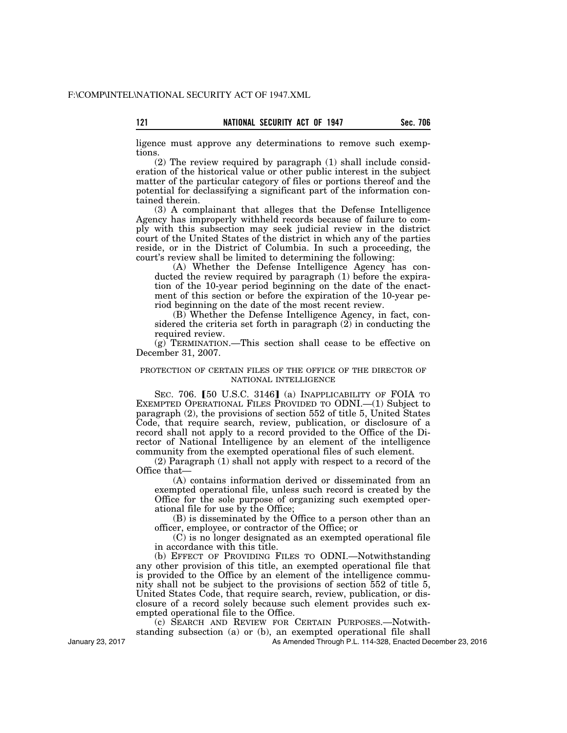ligence must approve any determinations to remove such exemptions.

(2) The review required by paragraph (1) shall include consideration of the historical value or other public interest in the subject matter of the particular category of files or portions thereof and the potential for declassifying a significant part of the information contained therein.

(3) A complainant that alleges that the Defense Intelligence Agency has improperly withheld records because of failure to comply with this subsection may seek judicial review in the district court of the United States of the district in which any of the parties reside, or in the District of Columbia. In such a proceeding, the court's review shall be limited to determining the following:

(A) Whether the Defense Intelligence Agency has conducted the review required by paragraph (1) before the expiration of the 10-year period beginning on the date of the enactment of this section or before the expiration of the 10-year period beginning on the date of the most recent review.

(B) Whether the Defense Intelligence Agency, in fact, considered the criteria set forth in paragraph (2) in conducting the required review.

(g) TERMINATION.—This section shall cease to be effective on December 31, 2007.

PROTECTION OF CERTAIN FILES OF THE OFFICE OF THE DIRECTOR OF NATIONAL INTELLIGENCE

SEC. 706. [50 U.S.C. 3146] (a) INAPPLICABILITY OF FOIA TO EXEMPTED OPERATIONAL FILES PROVIDED TO ODNI.—(1) Subject to paragraph (2), the provisions of section 552 of title 5, United States Code, that require search, review, publication, or disclosure of a record shall not apply to a record provided to the Office of the Director of National Intelligence by an element of the intelligence community from the exempted operational files of such element.

(2) Paragraph (1) shall not apply with respect to a record of the Office that—

(A) contains information derived or disseminated from an exempted operational file, unless such record is created by the Office for the sole purpose of organizing such exempted operational file for use by the Office;

(B) is disseminated by the Office to a person other than an officer, employee, or contractor of the Office; or

(C) is no longer designated as an exempted operational file in accordance with this title.

(b) EFFECT OF PROVIDING FILES TO ODNI.—Notwithstanding any other provision of this title, an exempted operational file that is provided to the Office by an element of the intelligence community shall not be subject to the provisions of section 552 of title 5, United States Code, that require search, review, publication, or disclosure of a record solely because such element provides such exempted operational file to the Office.

(c) SEARCH AND REVIEW FOR CERTAIN PURPOSES.—Notwithstanding subsection (a) or (b), an exempted operational file shall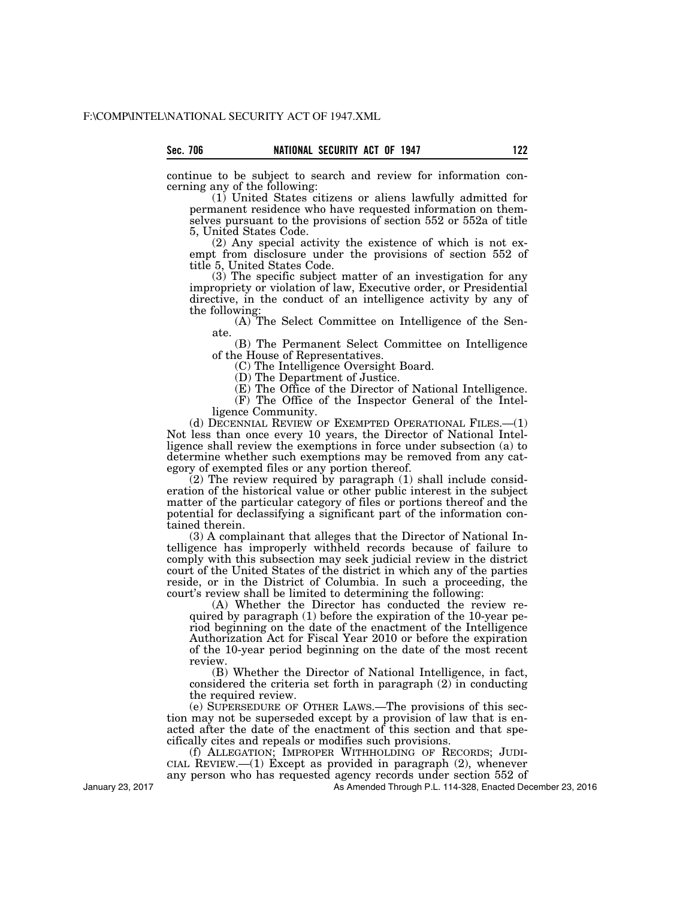continue to be subject to search and review for information concerning any of the following:

(1) United States citizens or aliens lawfully admitted for permanent residence who have requested information on themselves pursuant to the provisions of section 552 or 552a of title 5, United States Code.

(2) Any special activity the existence of which is not exempt from disclosure under the provisions of section 552 of title 5, United States Code.

(3) The specific subject matter of an investigation for any impropriety or violation of law, Executive order, or Presidential directive, in the conduct of an intelligence activity by any of the following:

(A) The Select Committee on Intelligence of the Senate.

(B) The Permanent Select Committee on Intelligence of the House of Representatives.

(C) The Intelligence Oversight Board.

(D) The Department of Justice.

(E) The Office of the Director of National Intelligence.

(F) The Office of the Inspector General of the Intelligence Community.

(d) DECENNIAL REVIEW OF EXEMPTED OPERATIONAL FILES.—(1) Not less than once every 10 years, the Director of National Intelligence shall review the exemptions in force under subsection (a) to determine whether such exemptions may be removed from any category of exempted files or any portion thereof.

(2) The review required by paragraph (1) shall include consideration of the historical value or other public interest in the subject matter of the particular category of files or portions thereof and the potential for declassifying a significant part of the information contained therein.

(3) A complainant that alleges that the Director of National Intelligence has improperly withheld records because of failure to comply with this subsection may seek judicial review in the district court of the United States of the district in which any of the parties reside, or in the District of Columbia. In such a proceeding, the court's review shall be limited to determining the following:

(A) Whether the Director has conducted the review required by paragraph (1) before the expiration of the 10-year period beginning on the date of the enactment of the Intelligence Authorization Act for Fiscal Year 2010 or before the expiration of the 10-year period beginning on the date of the most recent review.

(B) Whether the Director of National Intelligence, in fact, considered the criteria set forth in paragraph (2) in conducting the required review.

(e) SUPERSEDURE OF OTHER LAWS.—The provisions of this section may not be superseded except by a provision of law that is enacted after the date of the enactment of this section and that specifically cites and repeals or modifies such provisions.

(f) ALLEGATION; IMPROPER WITHHOLDING OF RECORDS; JUDICIAL REVIEW.—(1) Except as provided in paragraph (2), whenever any person who has requested agency records under section 552 of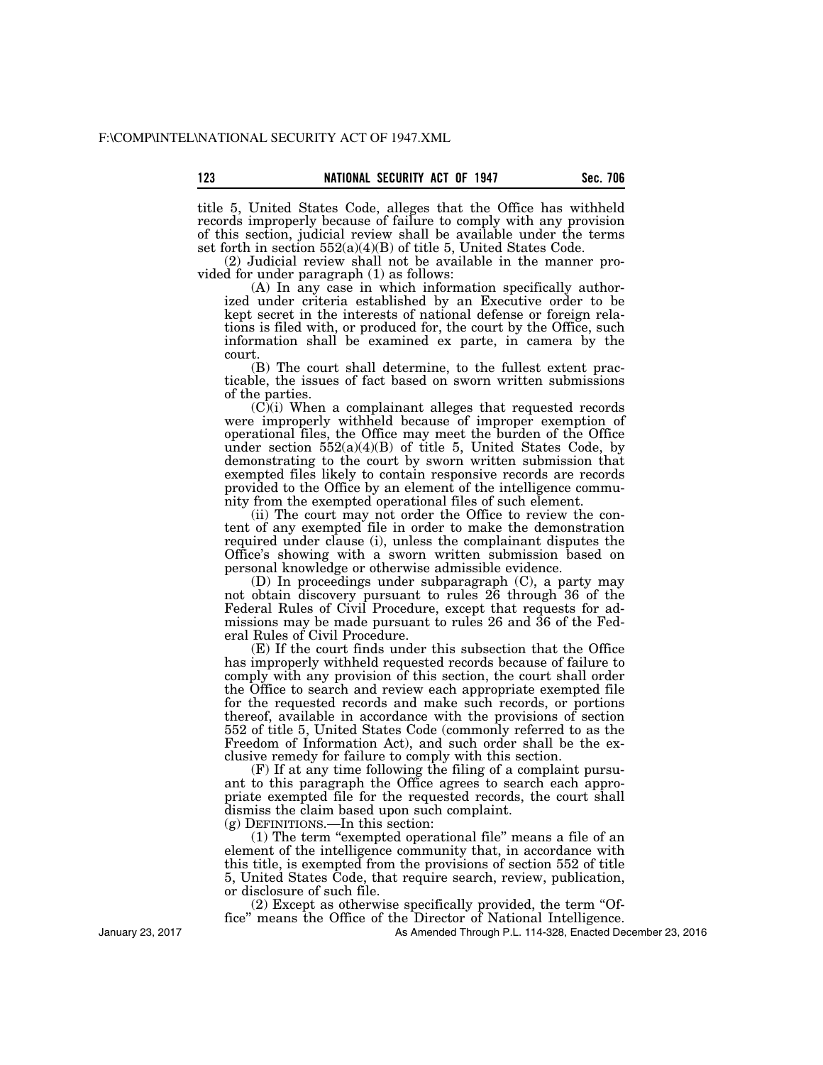title 5, United States Code, alleges that the Office has withheld records improperly because of failure to comply with any provision of this section, judicial review shall be available under the terms set forth in section 552(a)(4)(B) of title 5, United States Code.

(2) Judicial review shall not be available in the manner provided for under paragraph (1) as follows:

(A) In any case in which information specifically authorized under criteria established by an Executive order to be kept secret in the interests of national defense or foreign relations is filed with, or produced for, the court by the Office, such information shall be examined ex parte, in camera by the court.

(B) The court shall determine, to the fullest extent practicable, the issues of fact based on sworn written submissions of the parties.

(C)(i) When a complainant alleges that requested records were improperly withheld because of improper exemption of operational files, the Office may meet the burden of the Office under section 552(a)(4)(B) of title 5, United States Code, by demonstrating to the court by sworn written submission that exempted files likely to contain responsive records are records provided to the Office by an element of the intelligence community from the exempted operational files of such element.

(ii) The court may not order the Office to review the content of any exempted file in order to make the demonstration required under clause (i), unless the complainant disputes the Office's showing with a sworn written submission based on personal knowledge or otherwise admissible evidence.

(D) In proceedings under subparagraph (C), a party may not obtain discovery pursuant to rules 26 through 36 of the Federal Rules of Civil Procedure, except that requests for admissions may be made pursuant to rules 26 and 36 of the Federal Rules of Civil Procedure.

(E) If the court finds under this subsection that the Office has improperly withheld requested records because of failure to comply with any provision of this section, the court shall order the Office to search and review each appropriate exempted file for the requested records and make such records, or portions thereof, available in accordance with the provisions of section 552 of title 5, United States Code (commonly referred to as the Freedom of Information Act), and such order shall be the exclusive remedy for failure to comply with this section.

(F) If at any time following the filing of a complaint pursuant to this paragraph the Office agrees to search each appropriate exempted file for the requested records, the court shall dismiss the claim based upon such complaint.

(g) DEFINITIONS.—In this section:

(1) The term "exempted operational file" means a file of an element of the intelligence community that, in accordance with this title, is exempted from the provisions of section 552 of title 5, United States Code, that require search, review, publication, or disclosure of such file.

(2) Except as otherwise specifically provided, the term "Office" means the Office of the Director of National Intelligence.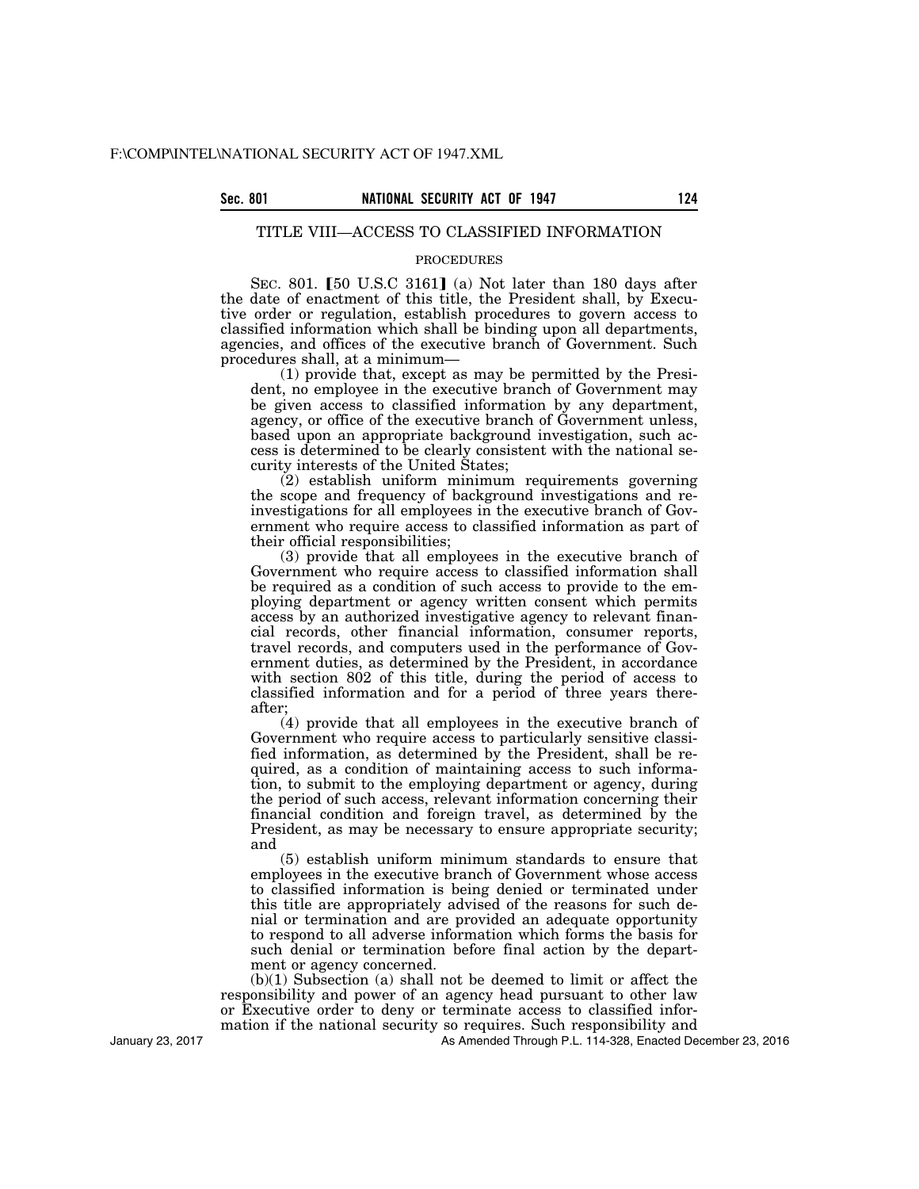## TITLE VIII—ACCESS TO CLASSIFIED INFORMATION

### PROCEDURES

SEC. 801. [50 U.S.C 3161] (a) Not later than 180 days after the date of enactment of this title, the President shall, by Executive order or regulation, establish procedures to govern access to classified information which shall be binding upon all departments, agencies, and offices of the executive branch of Government. Such procedures shall, at a minimum—

(1) provide that, except as may be permitted by the President, no employee in the executive branch of Government may be given access to classified information by any department, agency, or office of the executive branch of Government unless, based upon an appropriate background investigation, such access is determined to be clearly consistent with the national security interests of the United States;

(2) establish uniform minimum requirements governing the scope and frequency of background investigations and reinvestigations for all employees in the executive branch of Government who require access to classified information as part of their official responsibilities;

(3) provide that all employees in the executive branch of Government who require access to classified information shall be required as a condition of such access to provide to the employing department or agency written consent which permits access by an authorized investigative agency to relevant financial records, other financial information, consumer reports, travel records, and computers used in the performance of Government duties, as determined by the President, in accordance with section 802 of this title, during the period of access to classified information and for a period of three years thereafter;

(4) provide that all employees in the executive branch of Government who require access to particularly sensitive classified information, as determined by the President, shall be required, as a condition of maintaining access to such information, to submit to the employing department or agency, during the period of such access, relevant information concerning their financial condition and foreign travel, as determined by the President, as may be necessary to ensure appropriate security; and

(5) establish uniform minimum standards to ensure that employees in the executive branch of Government whose access to classified information is being denied or terminated under this title are appropriately advised of the reasons for such denial or termination and are provided an adequate opportunity to respond to all adverse information which forms the basis for such denial or termination before final action by the department or agency concerned.

(b)(1) Subsection (a) shall not be deemed to limit or affect the responsibility and power of an agency head pursuant to other law or Executive order to deny or terminate access to classified information if the national security so requires. Such responsibility and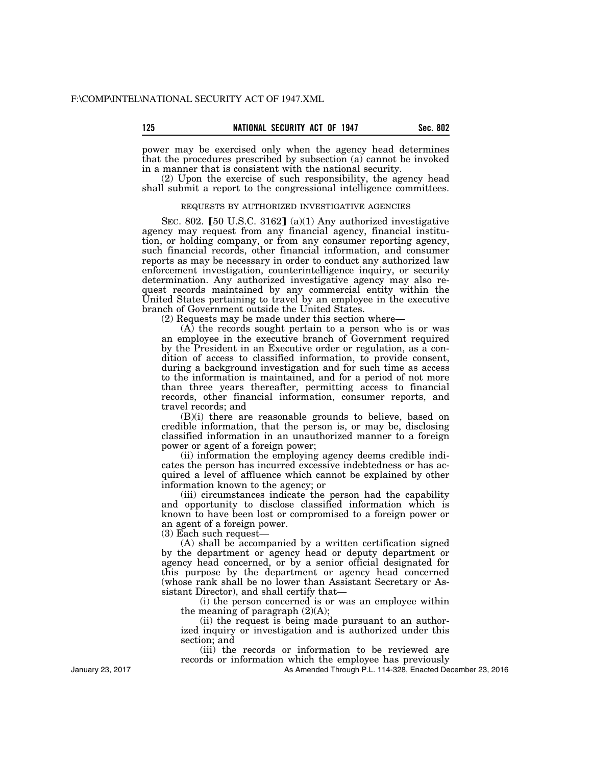power may be exercised only when the agency head determines that the procedures prescribed by subsection (a) cannot be invoked in a manner that is consistent with the national security.

(2) Upon the exercise of such responsibility, the agency head shall submit a report to the congressional intelligence committees.

REQUESTS BY AUTHORIZED INVESTIGATIVE AGENCIES

SEC. 802. 【50 U.S.C. 3162】 (a)(1) Any authorized investigative agency may request from any financial agency, financial institution, or holding company, or from any consumer reporting agency, such financial records, other financial information, and consumer reports as may be necessary in order to conduct any authorized law enforcement investigation, counterintelligence inquiry, or security determination. Any authorized investigative agency may also request records maintained by any commercial entity within the United States pertaining to travel by an employee in the executive branch of Government outside the United States.

(2) Requests may be made under this section where—

(A) the records sought pertain to a person who is or was an employee in the executive branch of Government required by the President in an Executive order or regulation, as a condition of access to classified information, to provide consent, during a background investigation and for such time as access to the information is maintained, and for a period of not more than three years thereafter, permitting access to financial records, other financial information, consumer reports, and travel records; and

(B)(i) there are reasonable grounds to believe, based on credible information, that the person is, or may be, disclosing classified information in an unauthorized manner to a foreign power or agent of a foreign power;

(ii) information the employing agency deems credible indicates the person has incurred excessive indebtedness or has acquired a level of affluence which cannot be explained by other information known to the agency; or

(iii) circumstances indicate the person had the capability and opportunity to disclose classified information which is known to have been lost or compromised to a foreign power or an agent of a foreign power.

(3) Each such request—

(A) shall be accompanied by a written certification signed by the department or agency head or deputy department or agency head concerned, or by a senior official designated for this purpose by the department or agency head concerned (whose rank shall be no lower than Assistant Secretary or Assistant Director), and shall certify that—

(i) the person concerned is or was an employee within the meaning of paragraph (2)(A);

(ii) the request is being made pursuant to an authorized inquiry or investigation and is authorized under this section; and

(iii) the records or information to be reviewed are records or information which the employee has previously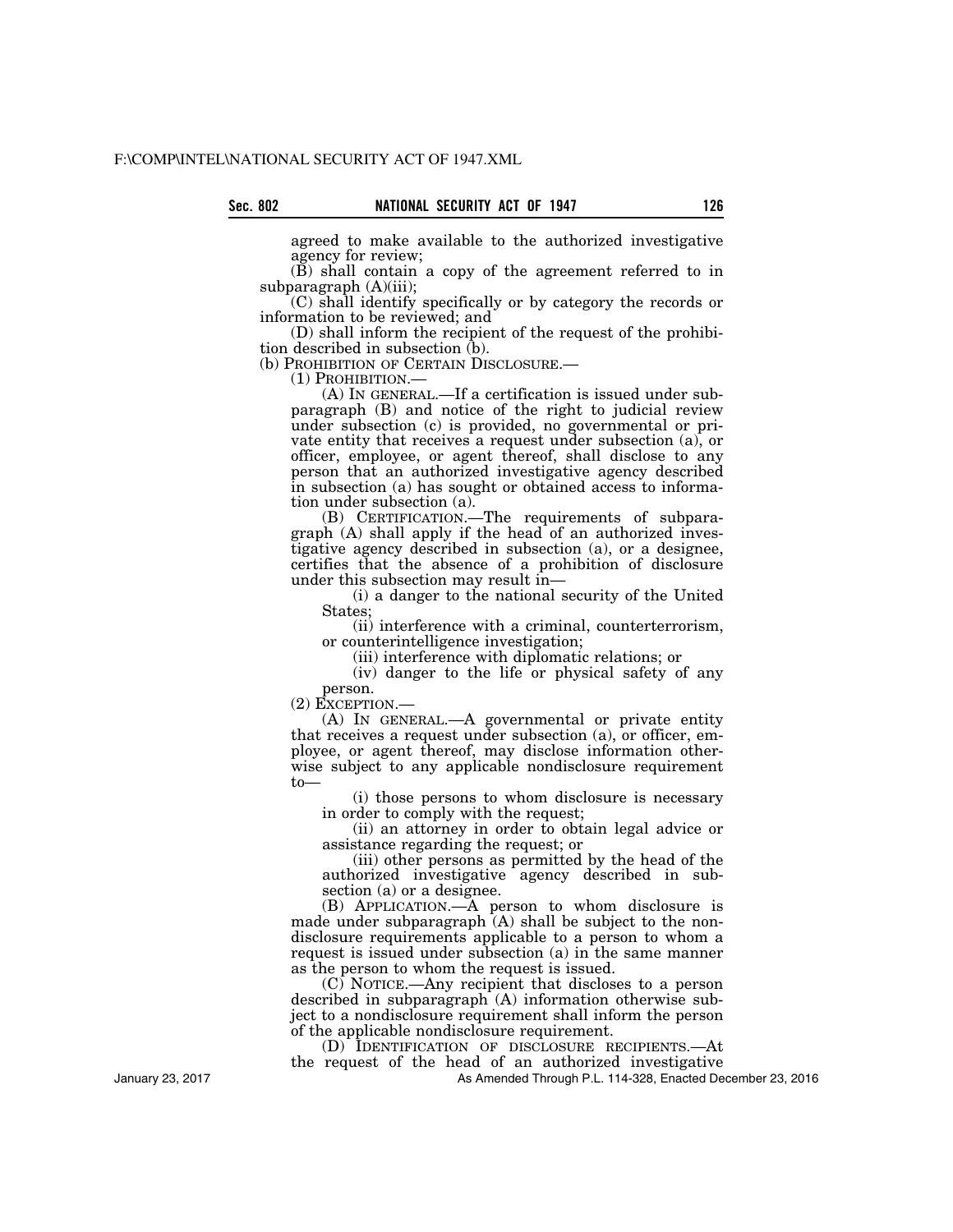agreed to make available to the authorized investigative agency for review;

(B) shall contain a copy of the agreement referred to in subparagraph (A)(iii);

(C) shall identify specifically or by category the records or information to be reviewed; and

(D) shall inform the recipient of the request of the prohibition described in subsection (b).

(b) PROHIBITION OF CERTAIN DISCLOSURE.—

(1) PROHIBITION.—

(A) IN GENERAL.—If a certification is issued under subparagraph (B) and notice of the right to judicial review under subsection (c) is provided, no governmental or private entity that receives a request under subsection (a), or officer, employee, or agent thereof, shall disclose to any person that an authorized investigative agency described in subsection (a) has sought or obtained access to information under subsection (a).

(B) CERTIFICATION.—The requirements of subparagraph (A) shall apply if the head of an authorized investigative agency described in subsection (a), or a designee, certifies that the absence of a prohibition of disclosure under this subsection may result in—

(i) a danger to the national security of the United States;

(ii) interference with a criminal, counterterrorism, or counterintelligence investigation;

(iii) interference with diplomatic relations; or

(iv) danger to the life or physical safety of any person.

(2) EXCEPTION.—

(A) IN GENERAL.—A governmental or private entity that receives a request under subsection (a), or officer, employee, or agent thereof, may disclose information otherwise subject to any applicable nondisclosure requirement to—

(i) those persons to whom disclosure is necessary in order to comply with the request;

(ii) an attorney in order to obtain legal advice or assistance regarding the request; or

(iii) other persons as permitted by the head of the authorized investigative agency described in subsection (a) or a designee.

(B) APPLICATION.—A person to whom disclosure is made under subparagraph (A) shall be subject to the nondisclosure requirements applicable to a person to whom a request is issued under subsection (a) in the same manner as the person to whom the request is issued.

(C) NOTICE.—Any recipient that discloses to a person described in subparagraph (A) information otherwise subject to a nondisclosure requirement shall inform the person of the applicable nondisclosure requirement.

(D) IDENTIFICATION OF DISCLOSURE RECIPIENTS.—At the request of the head of an authorized investigative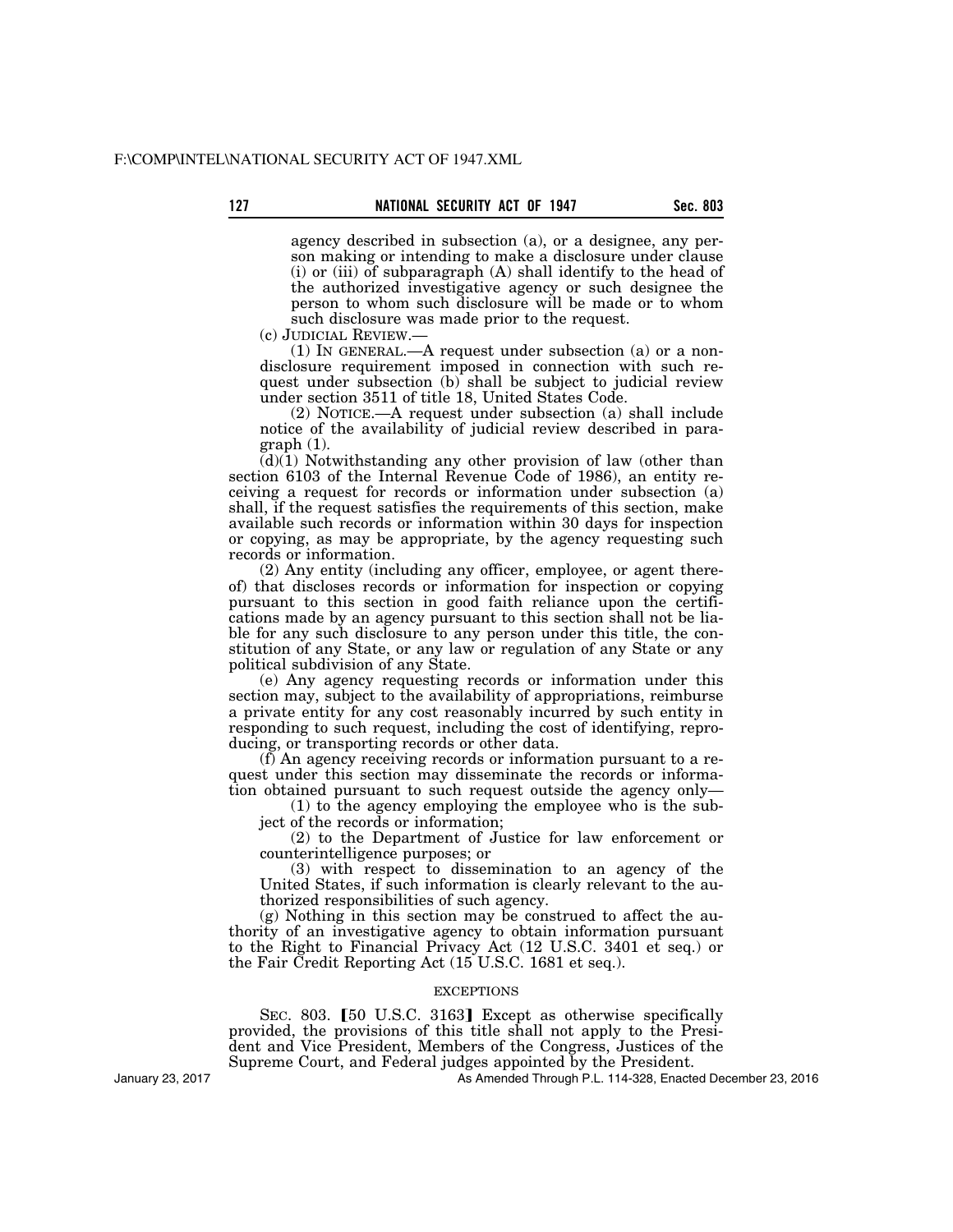agency described in subsection (a), or a designee, any person making or intending to make a disclosure under clause (i) or (iii) of subparagraph (A) shall identify to the head of the authorized investigative agency or such designee the person to whom such disclosure will be made or to whom such disclosure was made prior to the request.

(c) JUDICIAL REVIEW.—

(1) IN GENERAL.—A request under subsection (a) or a nondisclosure requirement imposed in connection with such request under subsection (b) shall be subject to judicial review under section 3511 of title 18, United States Code.

(2) NOTICE.—A request under subsection (a) shall include notice of the availability of judicial review described in paragraph (1).

(d)(1) Notwithstanding any other provision of law (other than section 6103 of the Internal Revenue Code of 1986), an entity receiving a request for records or information under subsection (a) shall, if the request satisfies the requirements of this section, make available such records or information within 30 days for inspection or copying, as may be appropriate, by the agency requesting such records or information.

(2) Any entity (including any officer, employee, or agent thereof) that discloses records or information for inspection or copying pursuant to this section in good faith reliance upon the certifications made by an agency pursuant to this section shall not be liable for any such disclosure to any person under this title, the constitution of any State, or any law or regulation of any State or any political subdivision of any State.

(e) Any agency requesting records or information under this section may, subject to the availability of appropriations, reimburse a private entity for any cost reasonably incurred by such entity in responding to such request, including the cost of identifying, reproducing, or transporting records or other data.

(f) An agency receiving records or information pursuant to a request under this section may disseminate the records or information obtained pursuant to such request outside the agency only—

(1) to the agency employing the employee who is the subject of the records or information;

(2) to the Department of Justice for law enforcement or counterintelligence purposes; or

(3) with respect to dissemination to an agency of the United States, if such information is clearly relevant to the authorized responsibilities of such agency.

(g) Nothing in this section may be construed to affect the authority of an investigative agency to obtain information pursuant to the Right to Financial Privacy Act (12 U.S.C. 3401 et seq.) or the Fair Credit Reporting Act (15 U.S.C. 1681 et seq.).

EXCEPTIONS

SEC. 803. [50 U.S.C. 3163] Except as otherwise specifically provided, the provisions of this title shall not apply to the President and Vice President, Members of the Congress, Justices of the Supreme Court, and Federal judges appointed by the President.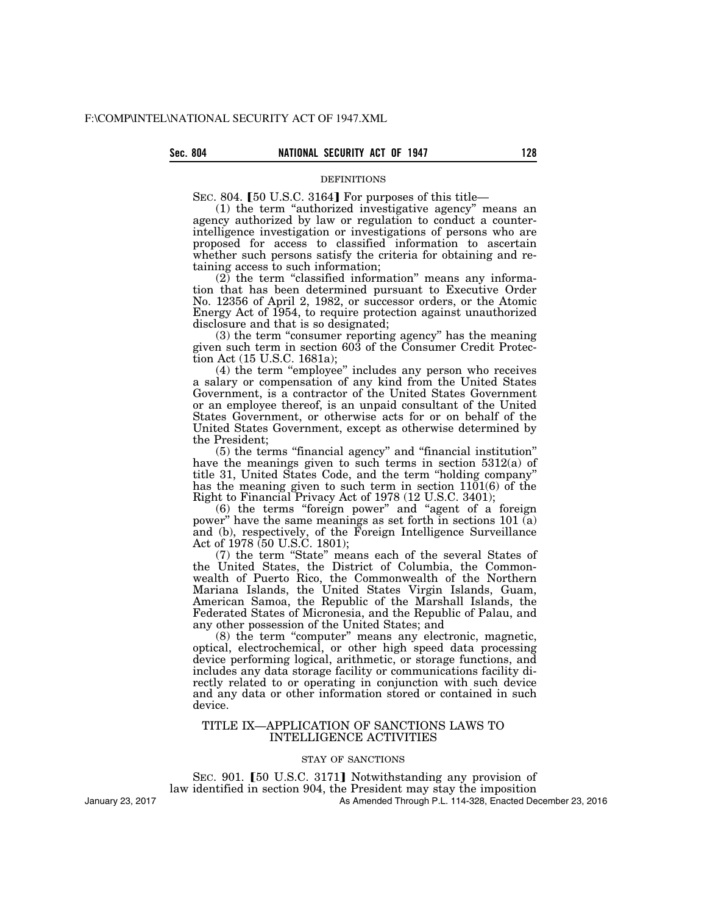DEFINITIONS

SEC. 804. [50 U.S.C. 3164] For purposes of this title—

(1) the term "authorized investigative agency" means an agency authorized by law or regulation to conduct a counterintelligence investigation or investigations of persons who are proposed for access to classified information to ascertain whether such persons satisfy the criteria for obtaining and retaining access to such information;

(2) the term "classified information" means any information that has been determined pursuant to Executive Order No. 12356 of April 2, 1982, or successor orders, or the Atomic Energy Act of 1954, to require protection against unauthorized disclosure and that is so designated;

(3) the term "consumer reporting agency" has the meaning given such term in section 603 of the Consumer Credit Protection Act (15 U.S.C. 1681a);

(4) the term "employee" includes any person who receives a salary or compensation of any kind from the United States Government, is a contractor of the United States Government or an employee thereof, is an unpaid consultant of the United States Government, or otherwise acts for or on behalf of the United States Government, except as otherwise determined by the President;

(5) the terms "financial agency" and "financial institution" have the meanings given to such terms in section 5312(a) of title 31, United States Code, and the term "holding company" has the meaning given to such term in section 1101(6) of the Right to Financial Privacy Act of 1978 (12 U.S.C. 3401);

(6) the terms "foreign power" and "agent of a foreign power" have the same meanings as set forth in sections 101 (a) and (b), respectively, of the Foreign Intelligence Surveillance Act of 1978 (50 U.S.C. 1801);

(7) the term "State" means each of the several States of the United States, the District of Columbia, the Commonwealth of Puerto Rico, the Commonwealth of the Northern Mariana Islands, the United States Virgin Islands, Guam, American Samoa, the Republic of the Marshall Islands, the Federated States of Micronesia, and the Republic of Palau, and any other possession of the United States; and

(8) the term "computer" means any electronic, magnetic, optical, electrochemical, or other high speed data processing device performing logical, arithmetic, or storage functions, and includes any data storage facility or communications facility directly related to or operating in conjunction with such device and any data or other information stored or contained in such device.

## TITLE IX—APPLICATION OF SANCTIONS LAWS TO INTELLIGENCE ACTIVITIES

STAY OF SANCTIONS

SEC. 901. [50 U.S.C. 3171] Notwithstanding any provision of law identified in section 904, the President may stay the imposition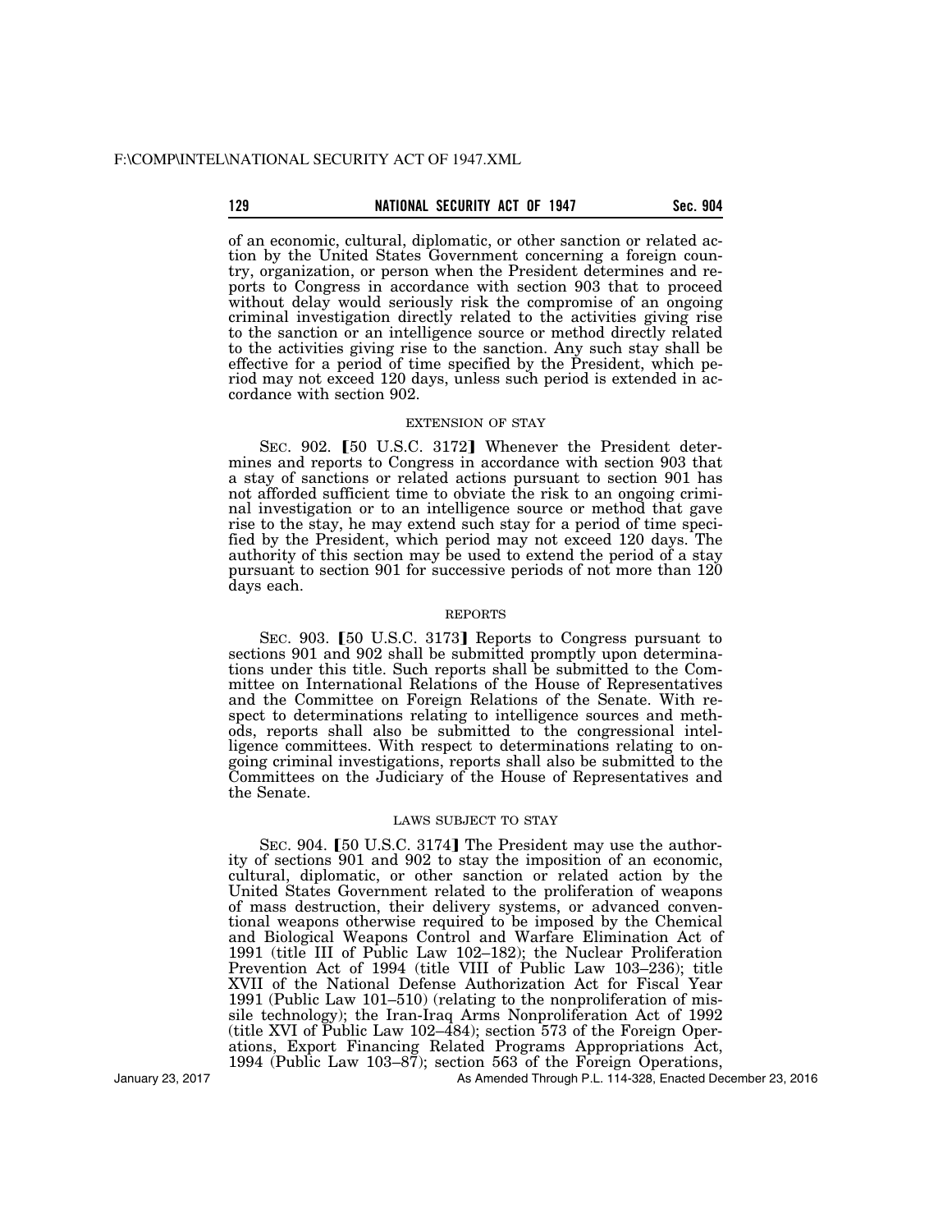of an economic, cultural, diplomatic, or other sanction or related action by the United States Government concerning a foreign country, organization, or person when the President determines and reports to Congress in accordance with section 903 that to proceed without delay would seriously risk the compromise of an ongoing criminal investigation directly related to the activities giving rise to the sanction or an intelligence source or method directly related to the activities giving rise to the sanction. Any such stay shall be effective for a period of time specified by the President, which period may not exceed 120 days, unless such period is extended in accordance with section 902.

EXTENSION OF STAY

SEC. 902. [50 U.S.C. 3172] Whenever the President determines and reports to Congress in accordance with section 903 that a stay of sanctions or related actions pursuant to section 901 has not afforded sufficient time to obviate the risk to an ongoing criminal investigation or to an intelligence source or method that gave rise to the stay, he may extend such stay for a period of time specified by the President, which period may not exceed 120 days. The authority of this section may be used to extend the period of a stay pursuant to section 901 for successive periods of not more than 120 days each.

REPORTS

SEC. 903. [50 U.S.C. 3173] Reports to Congress pursuant to sections 901 and 902 shall be submitted promptly upon determinations under this title. Such reports shall be submitted to the Committee on International Relations of the House of Representatives and the Committee on Foreign Relations of the Senate. With respect to determinations relating to intelligence sources and methods, reports shall also be submitted to the congressional intelligence committees. With respect to determinations relating to ongoing criminal investigations, reports shall also be submitted to the Committees on the Judiciary of the House of Representatives and the Senate.

LAWS SUBJECT TO STAY

SEC. 904. [50 U.S.C. 3174] The President may use the authority of sections 901 and 902 to stay the imposition of an economic, cultural, diplomatic, or other sanction or related action by the United States Government related to the proliferation of weapons of mass destruction, their delivery systems, or advanced conventional weapons otherwise required to be imposed by the Chemical and Biological Weapons Control and Warfare Elimination Act of 1991 (title III of Public Law 102–182); the Nuclear Proliferation Prevention Act of 1994 (title VIII of Public Law 103–236); title XVII of the National Defense Authorization Act for Fiscal Year 1991 (Public Law 101–510) (relating to the nonproliferation of missile technology); the Iran-Iraq Arms Nonproliferation Act of 1992 (title XVI of Public Law 102–484); section 573 of the Foreign Operations, Export Financing Related Programs Appropriations Act, 1994 (Public Law 103–87); section 563 of the Foreign Operations,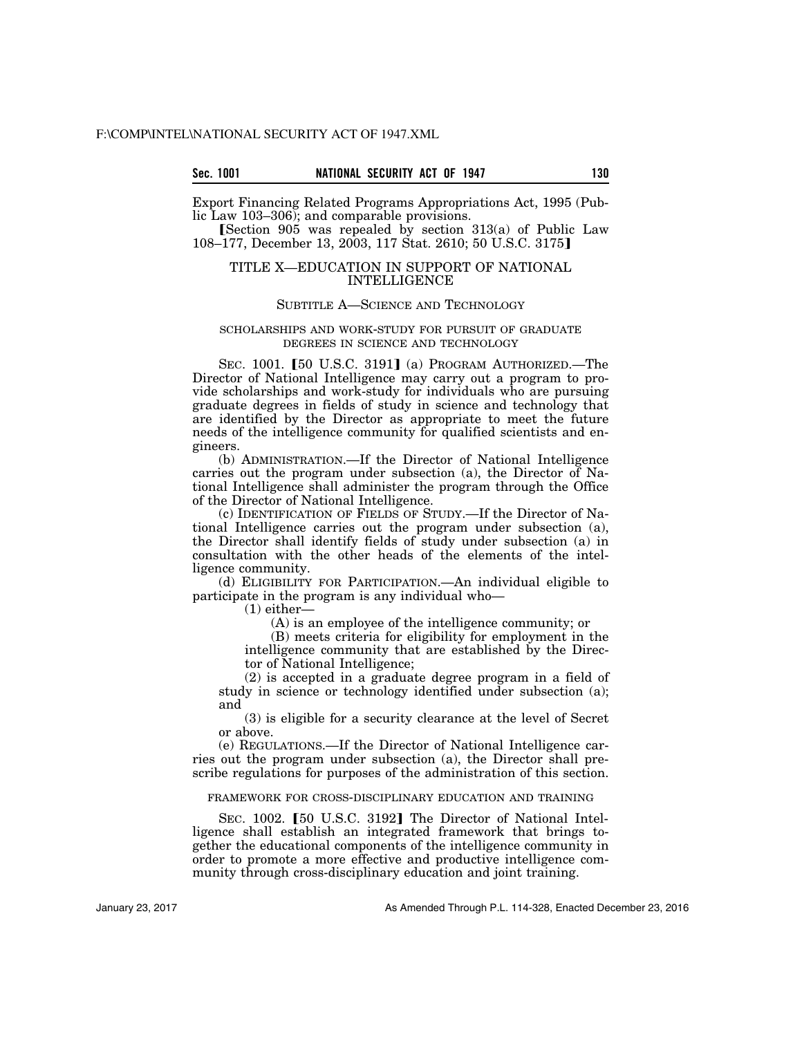Export Financing Related Programs Appropriations Act, 1995 (Public Law 103–306); and comparable provisions.

【Section 905 was repealed by section 313(a) of Public Law 108–177, December 13, 2003, 117 Stat. 2610; 50 U.S.C. 3175】

## TITLE X—EDUCATION IN SUPPORT OF NATIONAL INTELLIGENCE

### SUBTITLE A—SCIENCE AND TECHNOLOGY

#### SCHOLARSHIPS AND WORK-STUDY FOR PURSUIT OF GRADUATE DEGREES IN SCIENCE AND TECHNOLOGY

SEC. 1001. 【50 U.S.C. 3191】 (a) PROGRAM AUTHORIZED.—The Director of National Intelligence may carry out a program to provide scholarships and work-study for individuals who are pursuing graduate degrees in fields of study in science and technology that are identified by the Director as appropriate to meet the future needs of the intelligence community for qualified scientists and engineers.

(b) ADMINISTRATION.—If the Director of National Intelligence carries out the program under subsection (a), the Director of National Intelligence shall administer the program through the Office of the Director of National Intelligence.

(c) IDENTIFICATION OF FIELDS OF STUDY.—If the Director of National Intelligence carries out the program under subsection (a), the Director shall identify fields of study under subsection (a) in consultation with the other heads of the elements of the intelligence community.

(d) ELIGIBILITY FOR PARTICIPATION.—An individual eligible to participate in the program is any individual who—

(1) either—

(A) is an employee of the intelligence community; or

(B) meets criteria for eligibility for employment in the intelligence community that are established by the Director of National Intelligence;

(2) is accepted in a graduate degree program in a field of study in science or technology identified under subsection (a); and

(3) is eligible for a security clearance at the level of Secret or above.

(e) REGULATIONS.—If the Director of National Intelligence carries out the program under subsection (a), the Director shall prescribe regulations for purposes of the administration of this section.

#### FRAMEWORK FOR CROSS-DISCIPLINARY EDUCATION AND TRAINING

SEC. 1002. 【50 U.S.C. 3192】 The Director of National Intelligence shall establish an integrated framework that brings together the educational components of the intelligence community in order to promote a more effective and productive intelligence community through cross-disciplinary education and joint training.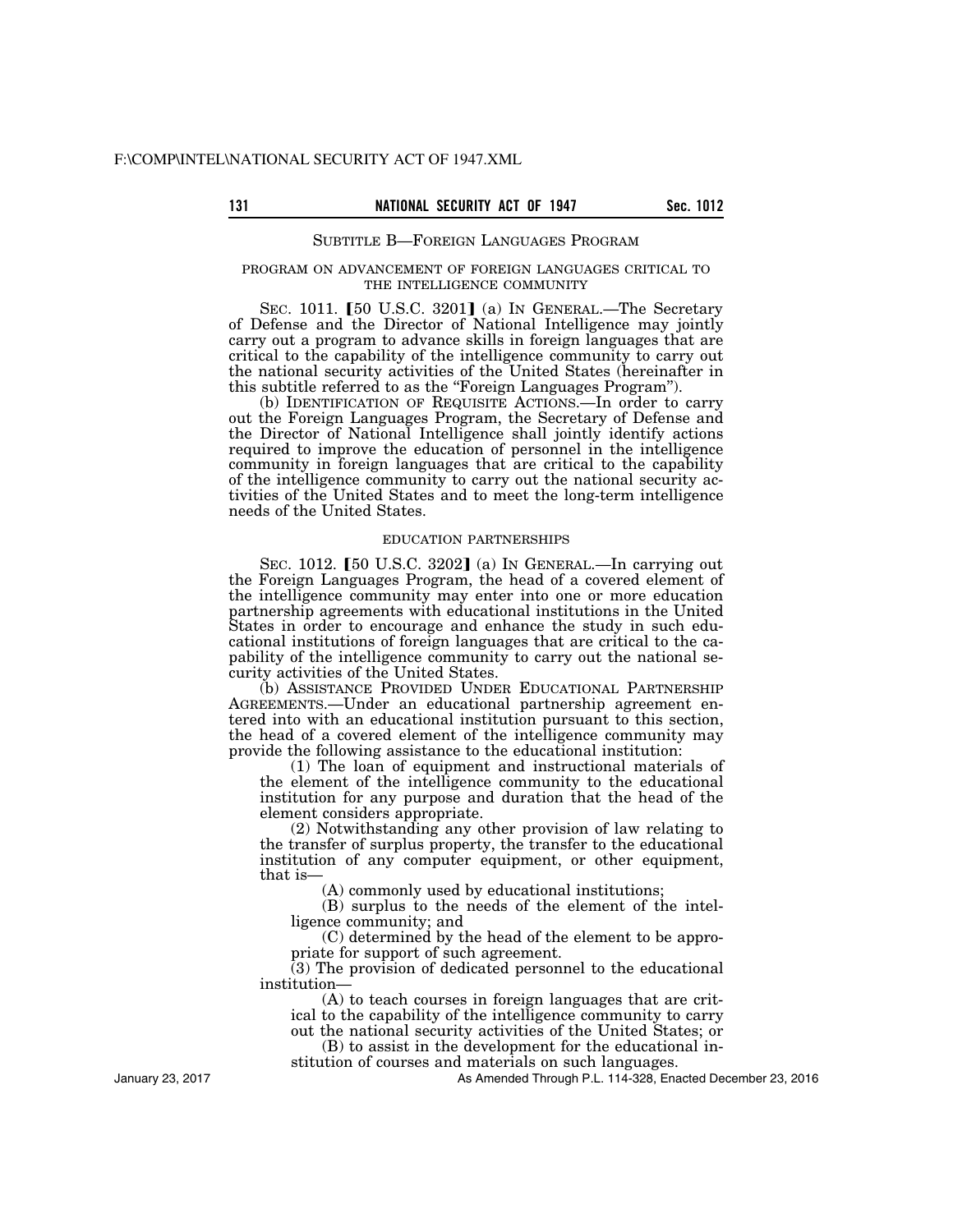## SUBTITLE B—FOREIGN LANGUAGES PROGRAM

### PROGRAM ON ADVANCEMENT OF FOREIGN LANGUAGES CRITICAL TO THE INTELLIGENCE COMMUNITY

SEC. 1011. 【50 U.S.C. 3201】 (a) IN GENERAL.—The Secretary of Defense and the Director of National Intelligence may jointly carry out a program to advance skills in foreign languages that are critical to the capability of the intelligence community to carry out the national security activities of the United States (hereinafter in this subtitle referred to as the "Foreign Languages Program").

(b) IDENTIFICATION OF REQUISITE ACTIONS.—In order to carry out the Foreign Languages Program, the Secretary of Defense and the Director of National Intelligence shall jointly identify actions required to improve the education of personnel in the intelligence community in foreign languages that are critical to the capability of the intelligence community to carry out the national security activities of the United States and to meet the long-term intelligence needs of the United States.

### EDUCATION PARTNERSHIPS

SEC. 1012. 【50 U.S.C. 3202】 (a) IN GENERAL.—In carrying out the Foreign Languages Program, the head of a covered element of the intelligence community may enter into one or more education partnership agreements with educational institutions in the United States in order to encourage and enhance the study in such educational institutions of foreign languages that are critical to the capability of the intelligence community to carry out the national security activities of the United States.

(b) ASSISTANCE PROVIDED UNDER EDUCATIONAL PARTNERSHIP AGREEMENTS.—Under an educational partnership agreement entered into with an educational institution pursuant to this section, the head of a covered element of the intelligence community may provide the following assistance to the educational institution:

(1) The loan of equipment and instructional materials of the element of the intelligence community to the educational institution for any purpose and duration that the head of the element considers appropriate.

(2) Notwithstanding any other provision of law relating to the transfer of surplus property, the transfer to the educational institution of any computer equipment, or other equipment, that is—

(A) commonly used by educational institutions;

(B) surplus to the needs of the element of the intelligence community; and

(C) determined by the head of the element to be appropriate for support of such agreement.

(3) The provision of dedicated personnel to the educational institution—

(A) to teach courses in foreign languages that are critical to the capability of the intelligence community to carry out the national security activities of the United States; or

(B) to assist in the development for the educational institution of courses and materials on such languages.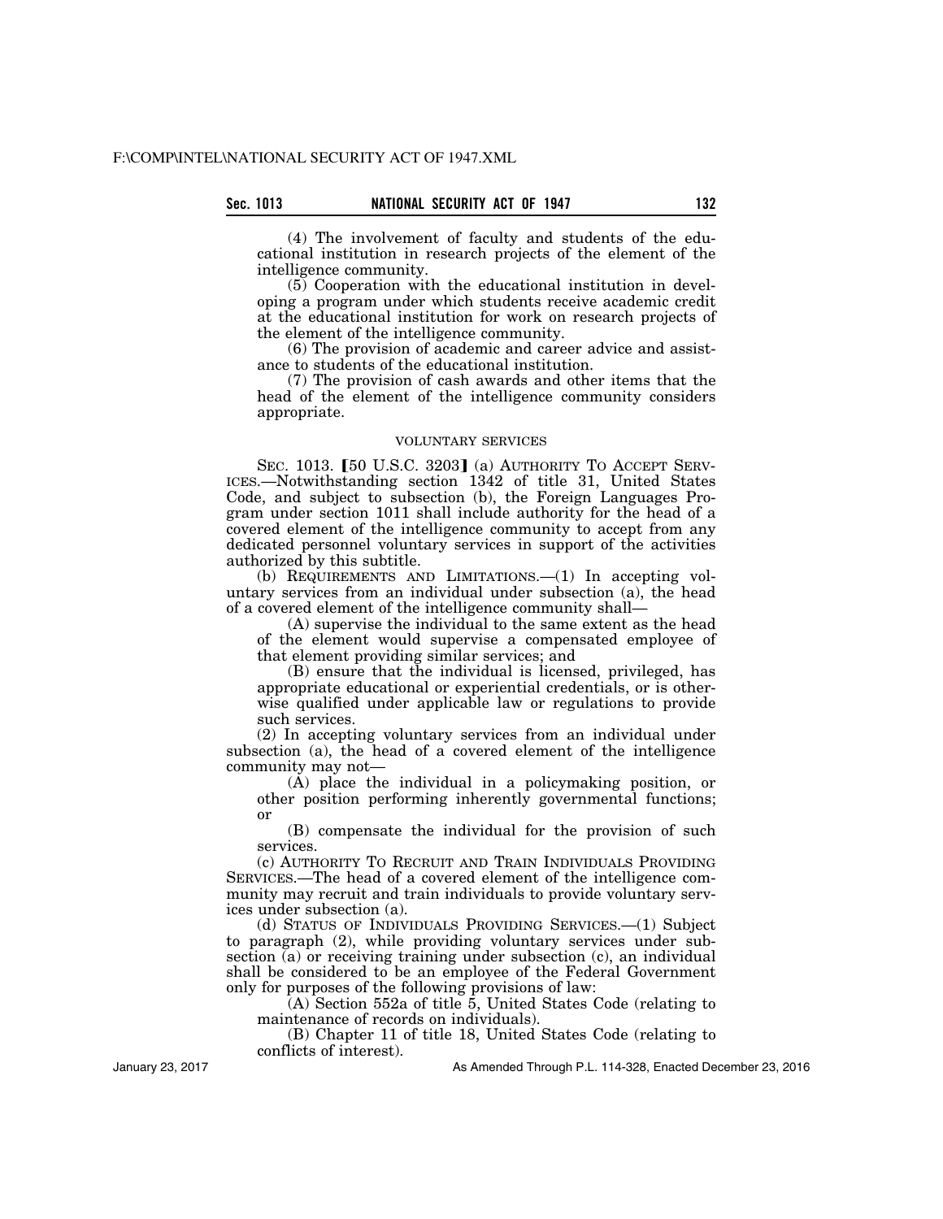(4) The involvement of faculty and students of the educational institution in research projects of the element of the intelligence community.

(5) Cooperation with the educational institution in developing a program under which students receive academic credit at the educational institution for work on research projects of the element of the intelligence community.

(6) The provision of academic and career advice and assistance to students of the educational institution.

(7) The provision of cash awards and other items that the head of the element of the intelligence community considers appropriate.

VOLUNTARY SERVICES

SEC. 1013. [50 U.S.C. 3203] (a) AUTHORITY TO ACCEPT SERVICES.—Notwithstanding section 1342 of title 31, United States Code, and subject to subsection (b), the Foreign Languages Program under section 1011 shall include authority for the head of a covered element of the intelligence community to accept from any dedicated personnel voluntary services in support of the activities authorized by this subtitle.

(b) REQUIREMENTS AND LIMITATIONS.—(1) In accepting voluntary services from an individual under subsection (a), the head of a covered element of the intelligence community shall—

(A) supervise the individual to the same extent as the head of the element would supervise a compensated employee of that element providing similar services; and

(B) ensure that the individual is licensed, privileged, has appropriate educational or experiential credentials, or is otherwise qualified under applicable law or regulations to provide such services.

(2) In accepting voluntary services from an individual under subsection (a), the head of a covered element of the intelligence community may not—

(A) place the individual in a policymaking position, or other position performing inherently governmental functions; or

(B) compensate the individual for the provision of such services.

(c) AUTHORITY TO RECRUIT AND TRAIN INDIVIDUALS PROVIDING SERVICES.—The head of a covered element of the intelligence community may recruit and train individuals to provide voluntary services under subsection (a).

(d) STATUS OF INDIVIDUALS PROVIDING SERVICES.—(1) Subject to paragraph (2), while providing voluntary services under subsection (a) or receiving training under subsection (c), an individual shall be considered to be an employee of the Federal Government only for purposes of the following provisions of law:

(A) Section 552a of title 5, United States Code (relating to maintenance of records on individuals).

(B) Chapter 11 of title 18, United States Code (relating to conflicts of interest).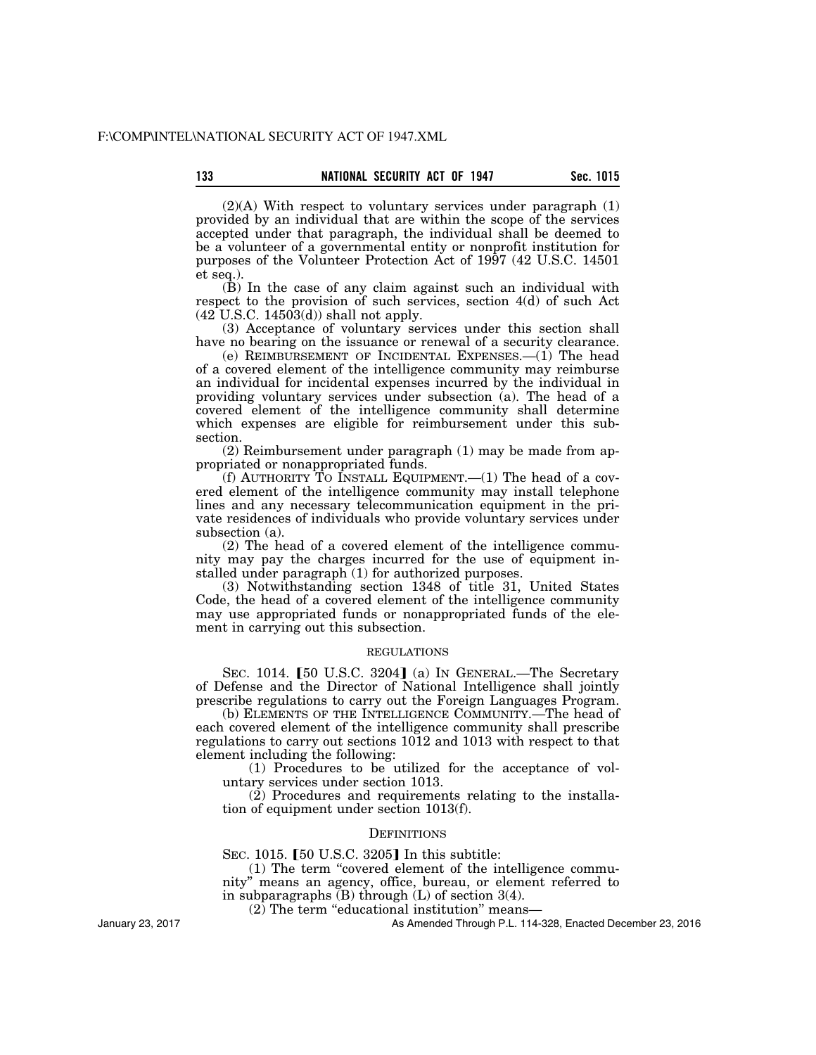(2)(A) With respect to voluntary services under paragraph (1) provided by an individual that are within the scope of the services accepted under that paragraph, the individual shall be deemed to be a volunteer of a governmental entity or nonprofit institution for purposes of the Volunteer Protection Act of 1997 (42 U.S.C. 14501 et seq.).

(B) In the case of any claim against such an individual with respect to the provision of such services, section 4(d) of such Act (42 U.S.C. 14503(d)) shall not apply.

(3) Acceptance of voluntary services under this section shall have no bearing on the issuance or renewal of a security clearance.

(e) REIMBURSEMENT OF INCIDENTAL EXPENSES.—(1) The head of a covered element of the intelligence community may reimburse an individual for incidental expenses incurred by the individual in providing voluntary services under subsection (a). The head of a covered element of the intelligence community shall determine which expenses are eligible for reimbursement under this subsection.

(2) Reimbursement under paragraph (1) may be made from appropriated or nonappropriated funds.

(f) AUTHORITY TO INSTALL EQUIPMENT.—(1) The head of a covered element of the intelligence community may install telephone lines and any necessary telecommunication equipment in the private residences of individuals who provide voluntary services under subsection (a).

(2) The head of a covered element of the intelligence community may pay the charges incurred for the use of equipment installed under paragraph (1) for authorized purposes.

(3) Notwithstanding section 1348 of title 31, United States Code, the head of a covered element of the intelligence community may use appropriated funds or nonappropriated funds of the element in carrying out this subsection.

## REGULATIONS

SEC. 1014. [50 U.S.C. 3204] (a) IN GENERAL.—The Secretary of Defense and the Director of National Intelligence shall jointly prescribe regulations to carry out the Foreign Languages Program.

(b) ELEMENTS OF THE INTELLIGENCE COMMUNITY.—The head of each covered element of the intelligence community shall prescribe regulations to carry out sections 1012 and 1013 with respect to that element including the following:

(1) Procedures to be utilized for the acceptance of voluntary services under section 1013.

(2) Procedures and requirements relating to the installation of equipment under section 1013(f).

## DEFINITIONS

SEC. 1015. [50 U.S.C. 3205] In this subtitle:

(1) The term "covered element of the intelligence community" means an agency, office, bureau, or element referred to in subparagraphs (B) through (L) of section 3(4).

(2) The term "educational institution" means—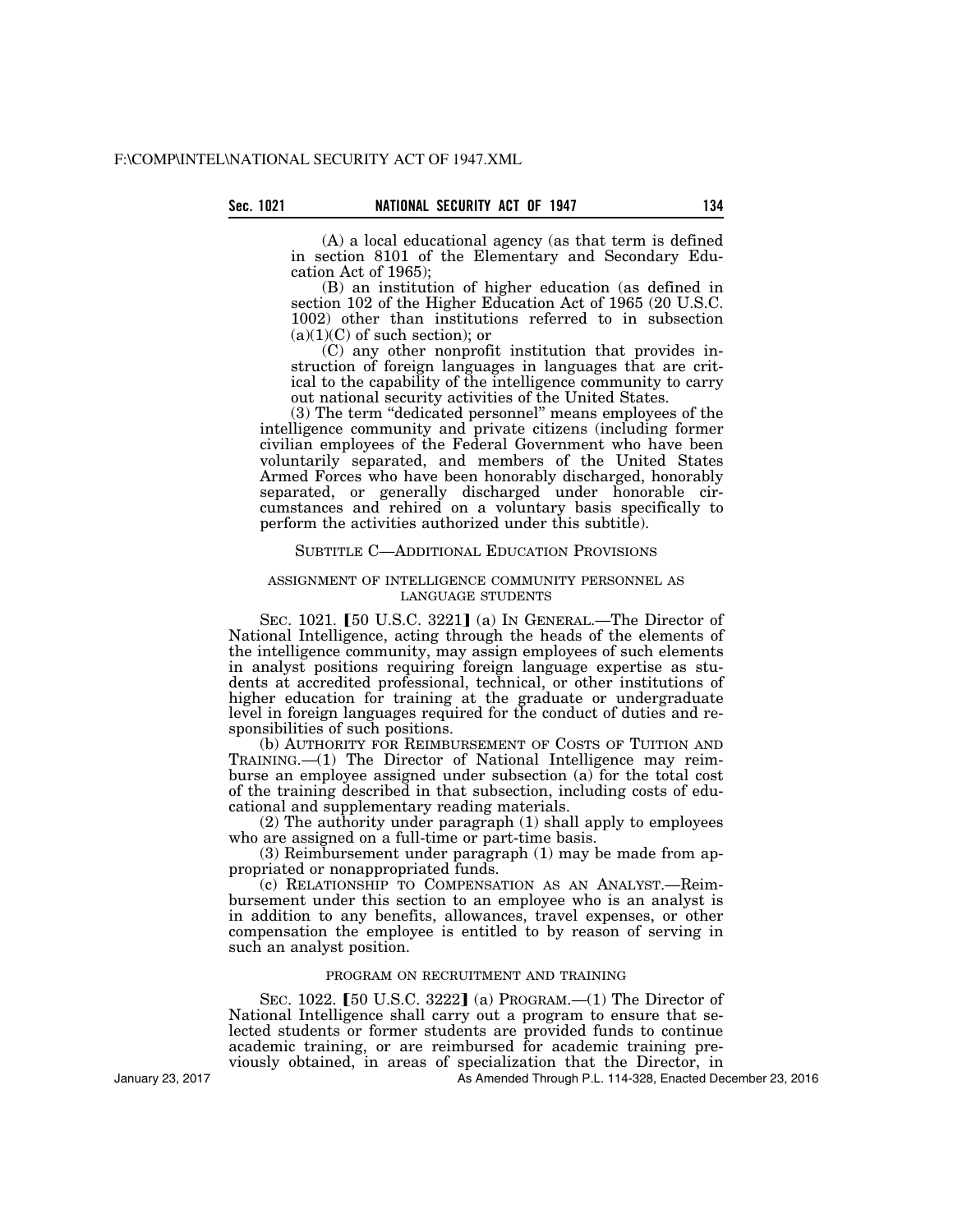(A) a local educational agency (as that term is defined in section 8101 of the Elementary and Secondary Education Act of 1965);

(B) an institution of higher education (as defined in section 102 of the Higher Education Act of 1965 (20 U.S.C. 1002) other than institutions referred to in subsection (a)(1)(C) of such section); or

(C) any other nonprofit institution that provides instruction of foreign languages in languages that are critical to the capability of the intelligence community to carry out national security activities of the United States.

(3) The term "dedicated personnel" means employees of the intelligence community and private citizens (including former civilian employees of the Federal Government who have been voluntarily separated, and members of the United States Armed Forces who have been honorably discharged, honorably separated, or generally discharged under honorable circumstances and rehired on a voluntary basis specifically to perform the activities authorized under this subtitle).

## SUBTITLE C—ADDITIONAL EDUCATION PROVISIONS

### ASSIGNMENT OF INTELLIGENCE COMMUNITY PERSONNEL AS LANGUAGE STUDENTS

SEC. 1021. 【50 U.S.C. 3221】 (a) IN GENERAL.—The Director of National Intelligence, acting through the heads of the elements of the intelligence community, may assign employees of such elements in analyst positions requiring foreign language expertise as students at accredited professional, technical, or other institutions of higher education for training at the graduate or undergraduate level in foreign languages required for the conduct of duties and responsibilities of such positions.

(b) AUTHORITY FOR REIMBURSEMENT OF COSTS OF TUITION AND TRAINING.—(1) The Director of National Intelligence may reimburse an employee assigned under subsection (a) for the total cost of the training described in that subsection, including costs of educational and supplementary reading materials.

(2) The authority under paragraph (1) shall apply to employees who are assigned on a full-time or part-time basis.

(3) Reimbursement under paragraph (1) may be made from appropriated or nonappropriated funds.

(c) RELATIONSHIP TO COMPENSATION AS AN ANALYST.—Reimbursement under this section to an employee who is an analyst is in addition to any benefits, allowances, travel expenses, or other compensation the employee is entitled to by reason of serving in such an analyst position.

### PROGRAM ON RECRUITMENT AND TRAINING

SEC. 1022. 【50 U.S.C. 3222】 (a) PROGRAM.—(1) The Director of National Intelligence shall carry out a program to ensure that selected students or former students are provided funds to continue academic training, or are reimbursed for academic training previously obtained, in areas of specialization that the Director, in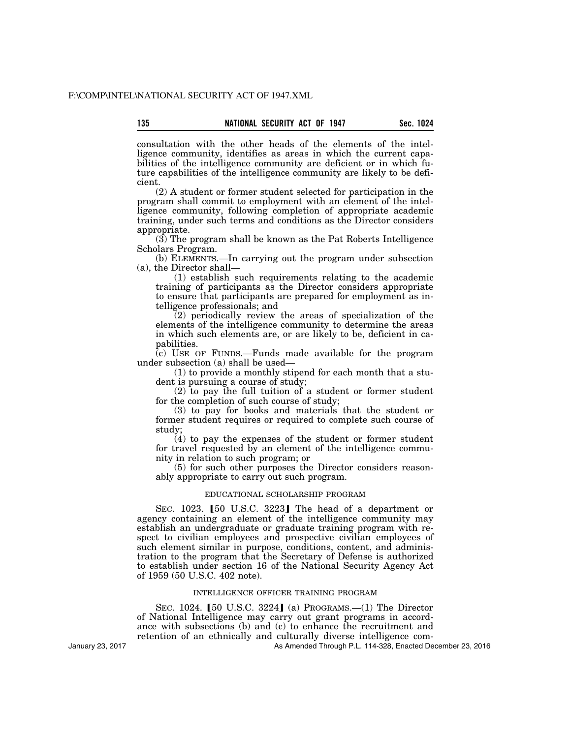consultation with the other heads of the elements of the intelligence community, identifies as areas in which the current capabilities of the intelligence community are deficient or in which future capabilities of the intelligence community are likely to be deficient.

(2) A student or former student selected for participation in the program shall commit to employment with an element of the intelligence community, following completion of appropriate academic training, under such terms and conditions as the Director considers appropriate.

(3) The program shall be known as the Pat Roberts Intelligence Scholars Program.

(b) ELEMENTS.—In carrying out the program under subsection (a), the Director shall—

(1) establish such requirements relating to the academic training of participants as the Director considers appropriate to ensure that participants are prepared for employment as intelligence professionals; and

(2) periodically review the areas of specialization of the elements of the intelligence community to determine the areas in which such elements are, or are likely to be, deficient in capabilities.

(c) USE OF FUNDS.—Funds made available for the program under subsection (a) shall be used—

(1) to provide a monthly stipend for each month that a student is pursuing a course of study;

(2) to pay the full tuition of a student or former student for the completion of such course of study;

(3) to pay for books and materials that the student or former student requires or required to complete such course of study;

(4) to pay the expenses of the student or former student for travel requested by an element of the intelligence community in relation to such program; or

(5) for such other purposes the Director considers reasonably appropriate to carry out such program.

EDUCATIONAL SCHOLARSHIP PROGRAM

SEC. 1023. [50 U.S.C. 3223] The head of a department or agency containing an element of the intelligence community may establish an undergraduate or graduate training program with respect to civilian employees and prospective civilian employees of such element similar in purpose, conditions, content, and administration to the program that the Secretary of Defense is authorized to establish under section 16 of the National Security Agency Act of 1959 (50 U.S.C. 402 note).

INTELLIGENCE OFFICER TRAINING PROGRAM

SEC. 1024. [50 U.S.C. 3224] (a) PROGRAMS.—(1) The Director of National Intelligence may carry out grant programs in accordance with subsections (b) and (c) to enhance the recruitment and retention of an ethnically and culturally diverse intelligence com-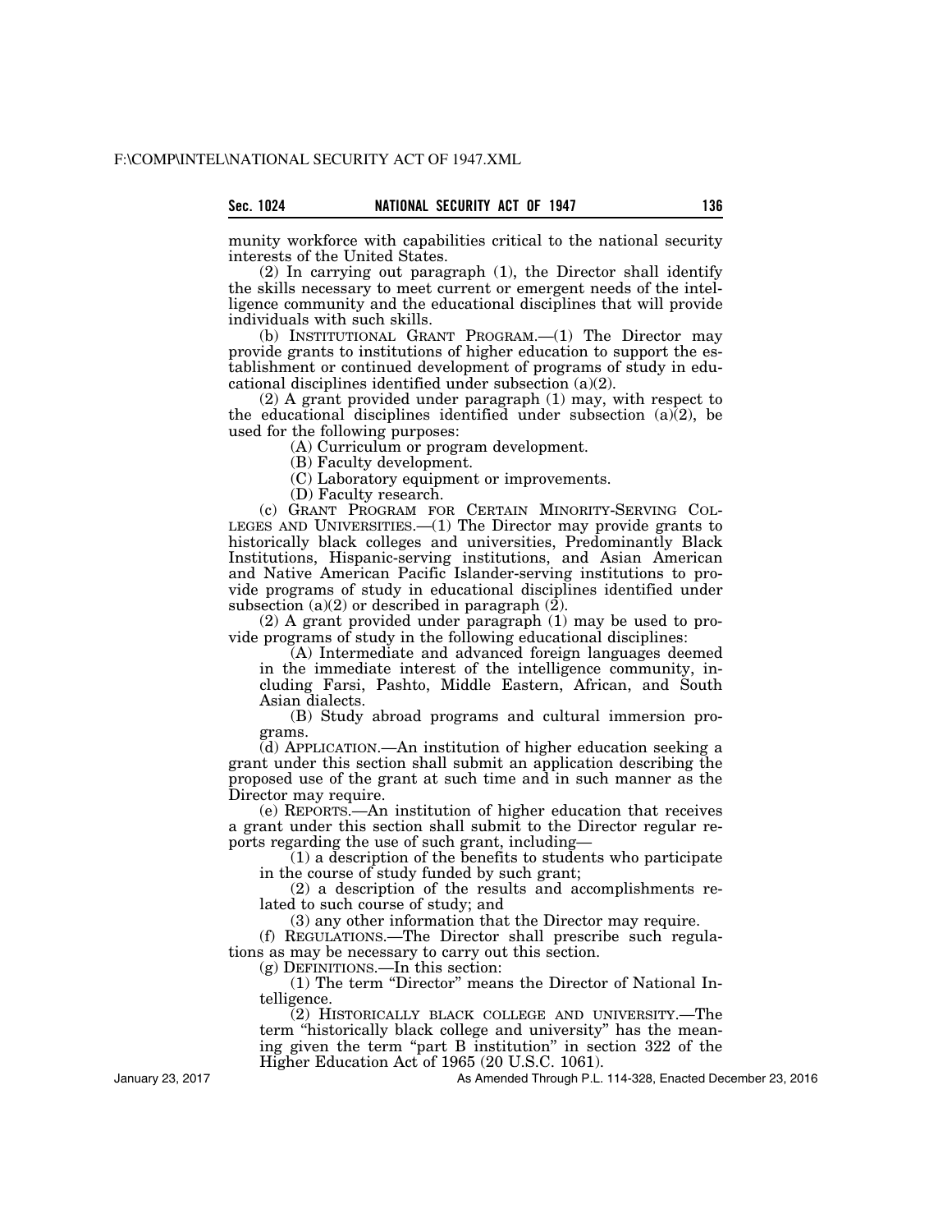munity workforce with capabilities critical to the national security interests of the United States.

(2) In carrying out paragraph (1), the Director shall identify the skills necessary to meet current or emergent needs of the intelligence community and the educational disciplines that will provide individuals with such skills.

(b) INSTITUTIONAL GRANT PROGRAM.—(1) The Director may provide grants to institutions of higher education to support the establishment or continued development of programs of study in educational disciplines identified under subsection (a)(2).

(2) A grant provided under paragraph (1) may, with respect to the educational disciplines identified under subsection (a)(2), be used for the following purposes:

(A) Curriculum or program development.

(B) Faculty development.

(C) Laboratory equipment or improvements.

(D) Faculty research.

(c) GRANT PROGRAM FOR CERTAIN MINORITY-SERVING COLLEGES AND UNIVERSITIES.—(1) The Director may provide grants to historically black colleges and universities, Predominantly Black Institutions, Hispanic-serving institutions, and Asian American and Native American Pacific Islander-serving institutions to provide programs of study in educational disciplines identified under subsection (a)(2) or described in paragraph (2).

(2) A grant provided under paragraph (1) may be used to provide programs of study in the following educational disciplines:

(A) Intermediate and advanced foreign languages deemed in the immediate interest of the intelligence community, including Farsi, Pashto, Middle Eastern, African, and South Asian dialects.

(B) Study abroad programs and cultural immersion programs.

(d) APPLICATION.—An institution of higher education seeking a grant under this section shall submit an application describing the proposed use of the grant at such time and in such manner as the Director may require.

(e) REPORTS.—An institution of higher education that receives a grant under this section shall submit to the Director regular reports regarding the use of such grant, including—

(1) a description of the benefits to students who participate in the course of study funded by such grant;

(2) a description of the results and accomplishments related to such course of study; and

(3) any other information that the Director may require.

(f) REGULATIONS.—The Director shall prescribe such regulations as may be necessary to carry out this section.

(g) DEFINITIONS.—In this section:

(1) The term "Director" means the Director of National Intelligence.

(2) HISTORICALLY BLACK COLLEGE AND UNIVERSITY.—The term "historically black college and university" has the meaning given the term "part B institution" in section 322 of the Higher Education Act of 1965 (20 U.S.C. 1061).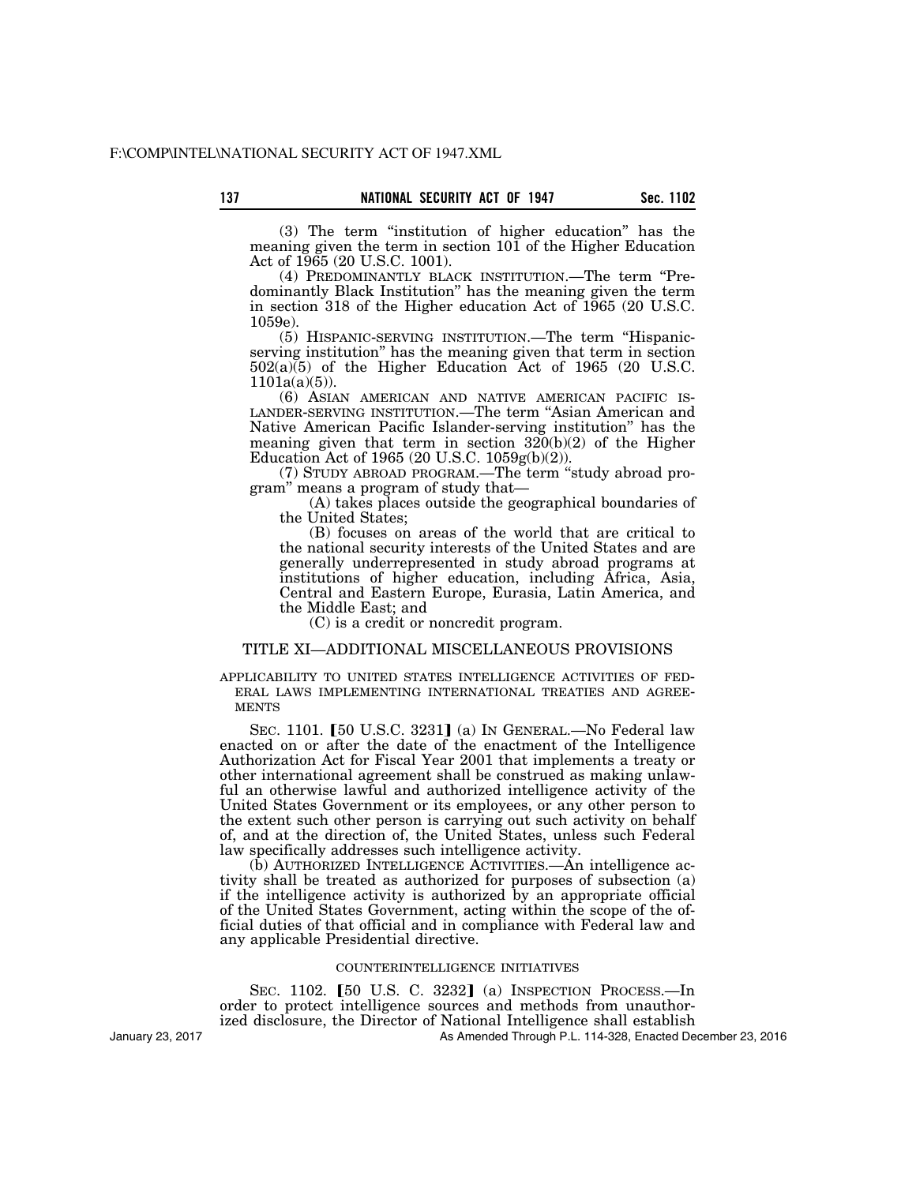(3) The term "institution of higher education" has the meaning given the term in section 101 of the Higher Education Act of 1965 (20 U.S.C. 1001).

(4) PREDOMINANTLY BLACK INSTITUTION.—The term "Predominantly Black Institution" has the meaning given the term in section 318 of the Higher education Act of 1965 (20 U.S.C. 1059e).

(5) HISPANIC-SERVING INSTITUTION.—The term "Hispanic-serving institution" has the meaning given that term in section 502(a)(5) of the Higher Education Act of 1965 (20 U.S.C. 1101a(a)(5)).

(6) ASIAN AMERICAN AND NATIVE AMERICAN PACIFIC ISLANDER-SERVING INSTITUTION.—The term "Asian American and Native American Pacific Islander-serving institution" has the meaning given that term in section 320(b)(2) of the Higher Education Act of 1965 (20 U.S.C. 1059g(b)(2)).

(7) STUDY ABROAD PROGRAM.—The term "study abroad program" means a program of study that—

(A) takes places outside the geographical boundaries of the United States;

(B) focuses on areas of the world that are critical to the national security interests of the United States and are generally underrepresented in study abroad programs at institutions of higher education, including Africa, Asia, Central and Eastern Europe, Eurasia, Latin America, and the Middle East; and

(C) is a credit or noncredit program.

## TITLE XI—ADDITIONAL MISCELLANEOUS PROVISIONS

### APPLICABILITY TO UNITED STATES INTELLIGENCE ACTIVITIES OF FEDERAL LAWS IMPLEMENTING INTERNATIONAL TREATIES AND AGREEMENTS

SEC. 1101. [50 U.S.C. 3231] (a) IN GENERAL.—No Federal law enacted on or after the date of the enactment of the Intelligence Authorization Act for Fiscal Year 2001 that implements a treaty or other international agreement shall be construed as making unlawful an otherwise lawful and authorized intelligence activity of the United States Government or its employees, or any other person to the extent such other person is carrying out such activity on behalf of, and at the direction of, the United States, unless such Federal law specifically addresses such intelligence activity.

(b) AUTHORIZED INTELLIGENCE ACTIVITIES.—An intelligence activity shall be treated as authorized for purposes of subsection (a) if the intelligence activity is authorized by an appropriate official of the United States Government, acting within the scope of the official duties of that official and in compliance with Federal law and any applicable Presidential directive.

### COUNTERINTELLIGENCE INITIATIVES

SEC. 1102. [50 U.S. C. 3232] (a) INSPECTION PROCESS.—In order to protect intelligence sources and methods from unauthorized disclosure, the Director of National Intelligence shall establish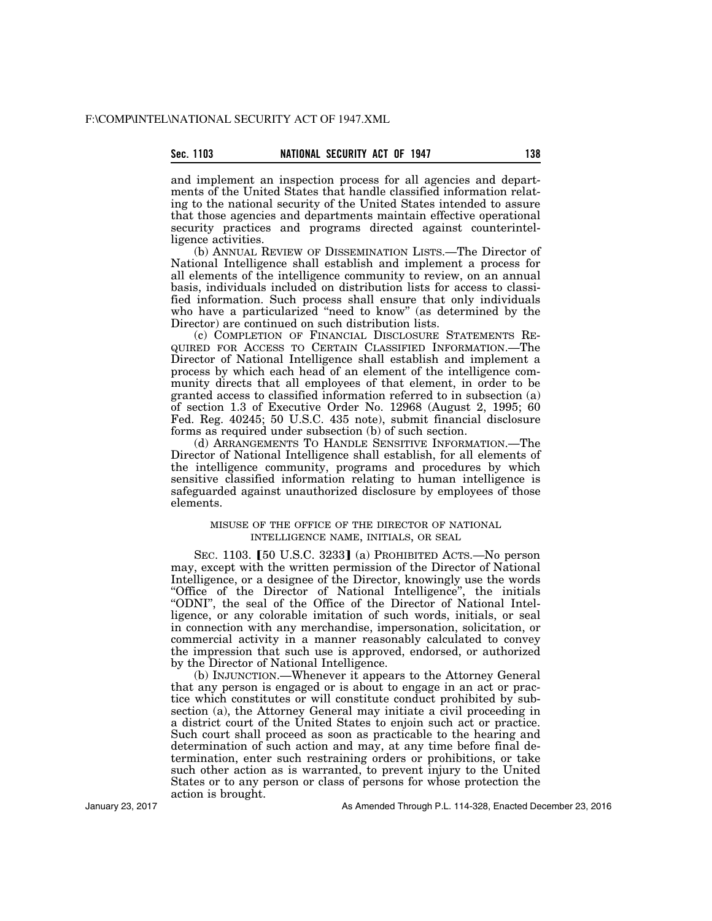and implement an inspection process for all agencies and departments of the United States that handle classified information relating to the national security of the United States intended to assure that those agencies and departments maintain effective operational security practices and programs directed against counterintelligence activities.

(b) ANNUAL REVIEW OF DISSEMINATION LISTS.—The Director of National Intelligence shall establish and implement a process for all elements of the intelligence community to review, on an annual basis, individuals included on distribution lists for access to classified information. Such process shall ensure that only individuals who have a particularized "need to know" (as determined by the Director) are continued on such distribution lists.

(c) COMPLETION OF FINANCIAL DISCLOSURE STATEMENTS REQUIRED FOR ACCESS TO CERTAIN CLASSIFIED INFORMATION.—The Director of National Intelligence shall establish and implement a process by which each head of an element of the intelligence community directs that all employees of that element, in order to be granted access to classified information referred to in subsection (a) of section 1.3 of Executive Order No. 12968 (August 2, 1995; 60 Fed. Reg. 40245; 50 U.S.C. 435 note), submit financial disclosure forms as required under subsection (b) of such section.

(d) ARRANGEMENTS TO HANDLE SENSITIVE INFORMATION.—The Director of National Intelligence shall establish, for all elements of the intelligence community, programs and procedures by which sensitive classified information relating to human intelligence is safeguarded against unauthorized disclosure by employees of those elements.

MISUSE OF THE OFFICE OF THE DIRECTOR OF NATIONAL INTELLIGENCE NAME, INITIALS, OR SEAL

SEC. 1103. [50 U.S.C. 3233] (a) PROHIBITED ACTS.—No person may, except with the written permission of the Director of National Intelligence, or a designee of the Director, knowingly use the words "Office of the Director of National Intelligence", the initials "ODNI", the seal of the Office of the Director of National Intelligence, or any colorable imitation of such words, initials, or seal in connection with any merchandise, impersonation, solicitation, or commercial activity in a manner reasonably calculated to convey the impression that such use is approved, endorsed, or authorized by the Director of National Intelligence.

(b) INJUNCTION.—Whenever it appears to the Attorney General that any person is engaged or is about to engage in an act or practice which constitutes or will constitute conduct prohibited by subsection (a), the Attorney General may initiate a civil proceeding in a district court of the United States to enjoin such act or practice. Such court shall proceed as soon as practicable to the hearing and determination of such action and may, at any time before final determination, enter such restraining orders or prohibitions, or take such other action as is warranted, to prevent injury to the United States or to any person or class of persons for whose protection the action is brought.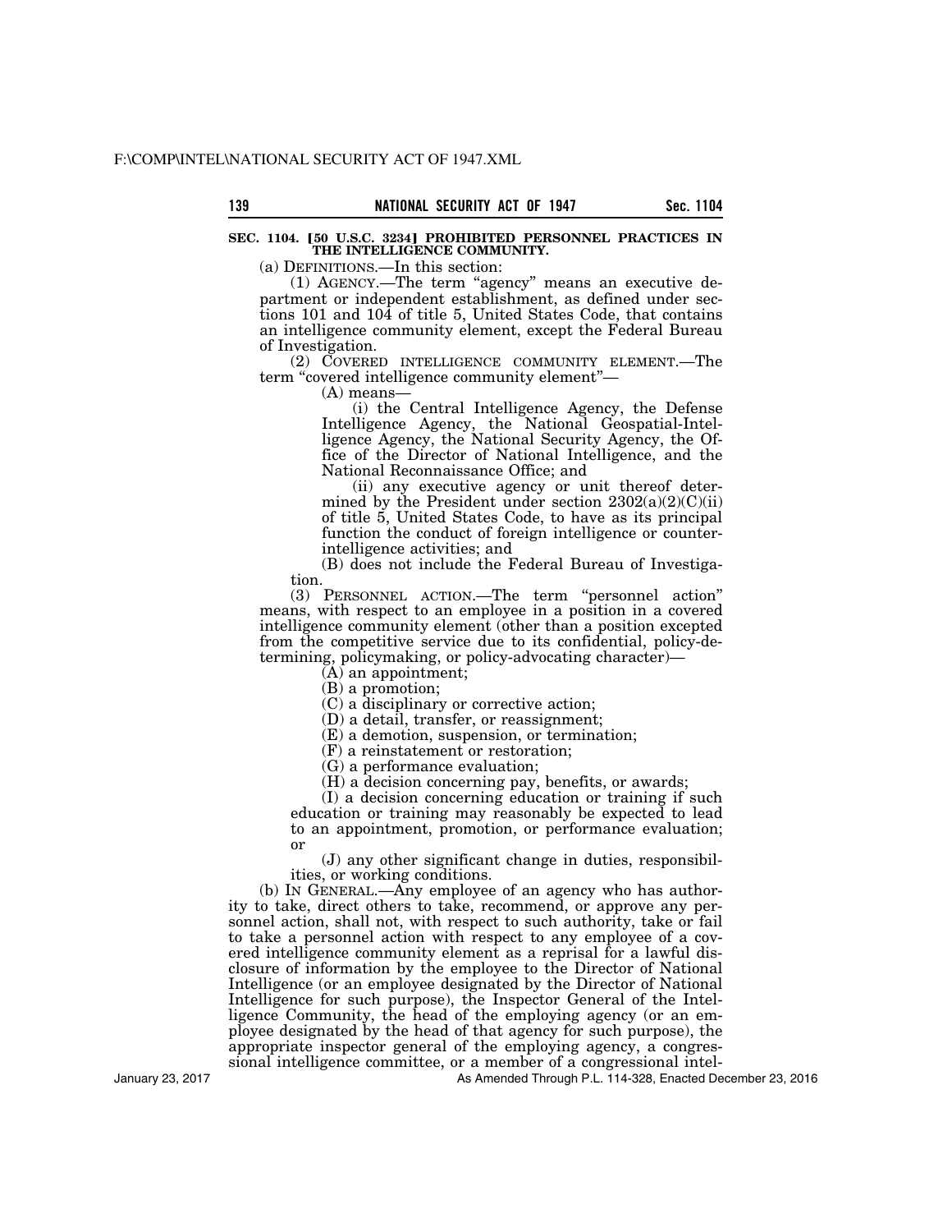## SEC. 1104. [50 U.S.C. 3234] PROHIBITED PERSONNEL PRACTICES IN THE INTELLIGENCE COMMUNITY.

(a) DEFINITIONS.—In this section:

(1) AGENCY.—The term "agency" means an executive department or independent establishment, as defined under sections 101 and 104 of title 5, United States Code, that contains an intelligence community element, except the Federal Bureau of Investigation.

(2) COVERED INTELLIGENCE COMMUNITY ELEMENT.—The term "covered intelligence community element"—

(A) means—

(i) the Central Intelligence Agency, the Defense Intelligence Agency, the National Geospatial-Intelligence Agency, the National Security Agency, the Office of the Director of National Intelligence, and the National Reconnaissance Office; and

(ii) any executive agency or unit thereof determined by the President under section 2302(a)(2)(C)(ii) of title 5, United States Code, to have as its principal function the conduct of foreign intelligence or counterintelligence activities; and

(B) does not include the Federal Bureau of Investigation.

(3) PERSONNEL ACTION.—The term "personnel action" means, with respect to an employee in a position in a covered intelligence community element (other than a position excepted from the competitive service due to its confidential, policy-determining, policymaking, or policy-advocating character)—

(A) an appointment;

(B) a promotion;

(C) a disciplinary or corrective action;

(D) a detail, transfer, or reassignment;

(E) a demotion, suspension, or termination;

(F) a reinstatement or restoration;

(G) a performance evaluation;

(H) a decision concerning pay, benefits, or awards;

(I) a decision concerning education or training if such education or training may reasonably be expected to lead to an appointment, promotion, or performance evaluation; or

(J) any other significant change in duties, responsibilities, or working conditions.

(b) IN GENERAL.—Any employee of an agency who has authority to take, direct others to take, recommend, or approve any personnel action, shall not, with respect to such authority, take or fail to take a personnel action with respect to any employee of a covered intelligence community element as a reprisal for a lawful disclosure of information by the employee to the Director of National Intelligence (or an employee designated by the Director of National Intelligence for such purpose), the Inspector General of the Intelligence Community, the head of the employing agency (or an employee designated by the head of that agency for such purpose), the appropriate inspector general of the employing agency, a congressional intelligence committee, or a member of a congressional intel-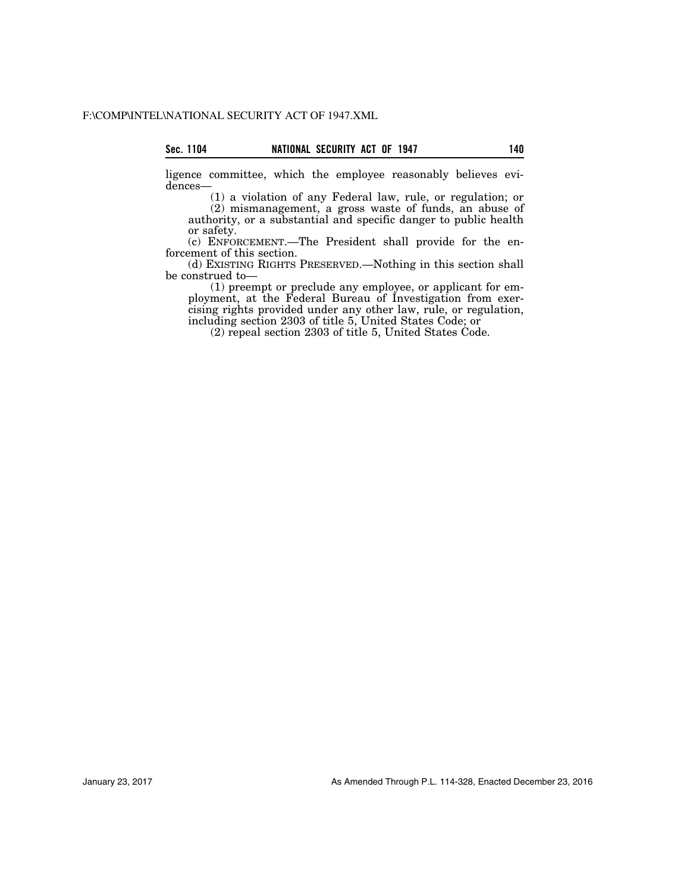ligence committee, which the employee reasonably believes evidences—

(1) a violation of any Federal law, rule, or regulation; or

(2) mismanagement, a gross waste of funds, an abuse of authority, or a substantial and specific danger to public health or safety.

(c) ENFORCEMENT.—The President shall provide for the enforcement of this section.

(d) EXISTING RIGHTS PRESERVED.—Nothing in this section shall be construed to—

(1) preempt or preclude any employee, or applicant for employment, at the Federal Bureau of Investigation from exercising rights provided under any other law, rule, or regulation, including section 2303 of title 5, United States Code; or

(2) repeal section 2303 of title 5, United States Code.